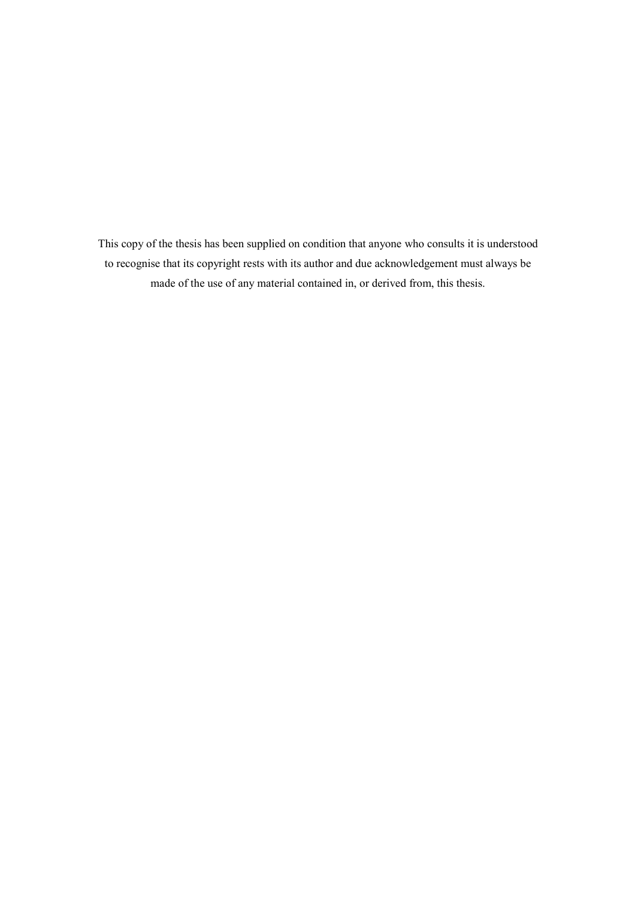This copy of the thesis has been supplied on condition that anyone who consults it is understood to recognise that its copyright rests with its author and due acknowledgement must always be made of the use of any material contained in, or derived from, this thesis.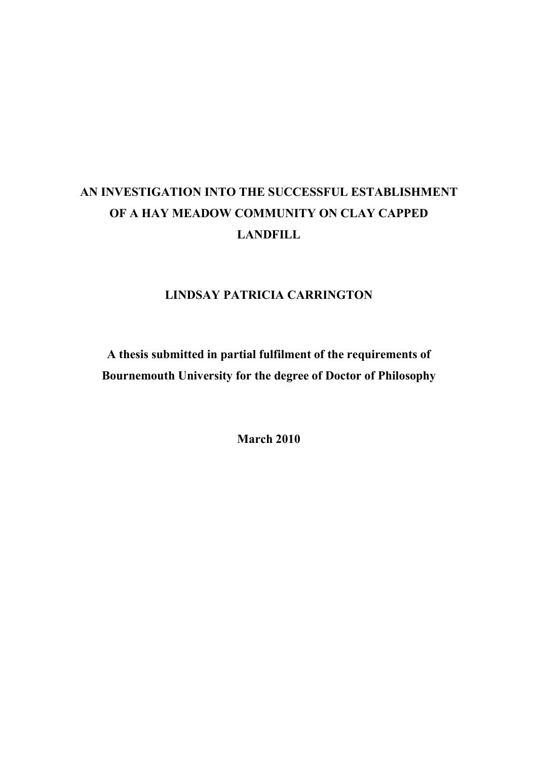# AN INVESTIGATION INTO THE SUCCESSFUL ESTABLISHMENT OF A HAY MEADOW COMMUNITY ON CLAY CAPPED LANDFILL

**LINDSAY PATRICIA CARRINGTON**

**A thesis submitted in partial fulfilment of the requirements of Bournemouth University for the degree of Doctor of Philosophy**

**March 2010**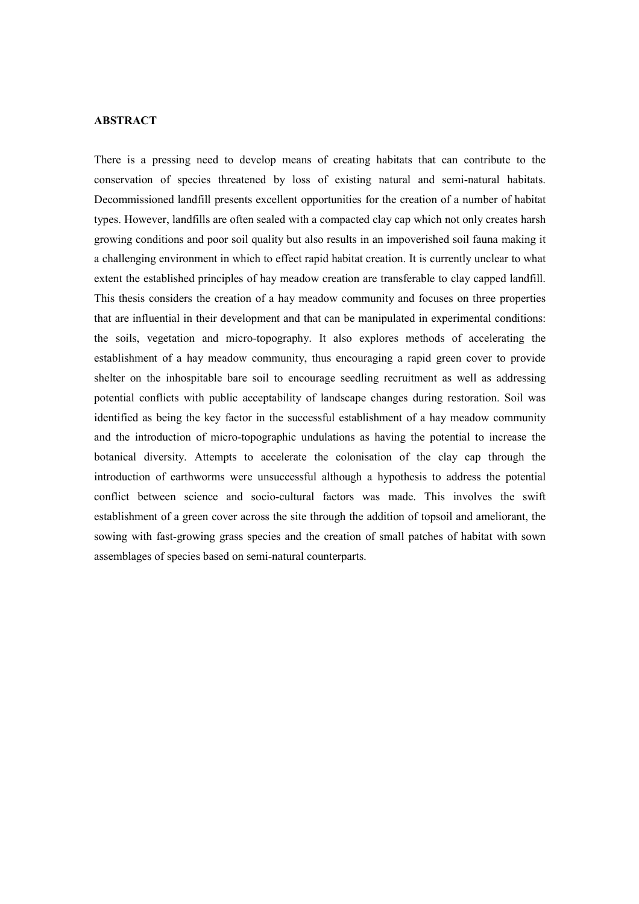**ABSTRACT**

There is a pressing need to develop means of creating habitats that can contribute to the conservation of species threatened by loss of existing natural and semi-natural habitats. Decommissioned landfill presents excellent opportunities for the creation of a number of habitat types. However, landfills are often sealed with a compacted clay cap which not only creates harsh growing conditions and poor soil quality but also results in an impoverished soil fauna making it a challenging environment in which to effect rapid habitat creation. It is currently unclear to what extent the established principles of hay meadow creation are transferable to clay capped landfill. This thesis considers the creation of a hay meadow community and focuses on three properties that are influential in their development and that can be manipulated in experimental conditions: the soils, vegetation and micro-topography. It also explores methods of accelerating the establishment of a hay meadow community, thus encouraging a rapid green cover to provide shelter on the inhospitable bare soil to encourage seedling recruitment as well as addressing potential conflicts with public acceptability of landscape changes during restoration. Soil was identified as being the key factor in the successful establishment of a hay meadow community and the introduction of micro-topographic undulations as having the potential to increase the botanical diversity. Attempts to accelerate the colonisation of the clay cap through the introduction of earthworms were unsuccessful although a hypothesis to address the potential conflict between science and socio-cultural factors was made. This involves the swift establishment of a green cover across the site through the addition of topsoil and ameliorant, the sowing with fast-growing grass species and the creation of small patches of habitat with sown assemblages of species based on semi-natural counterparts.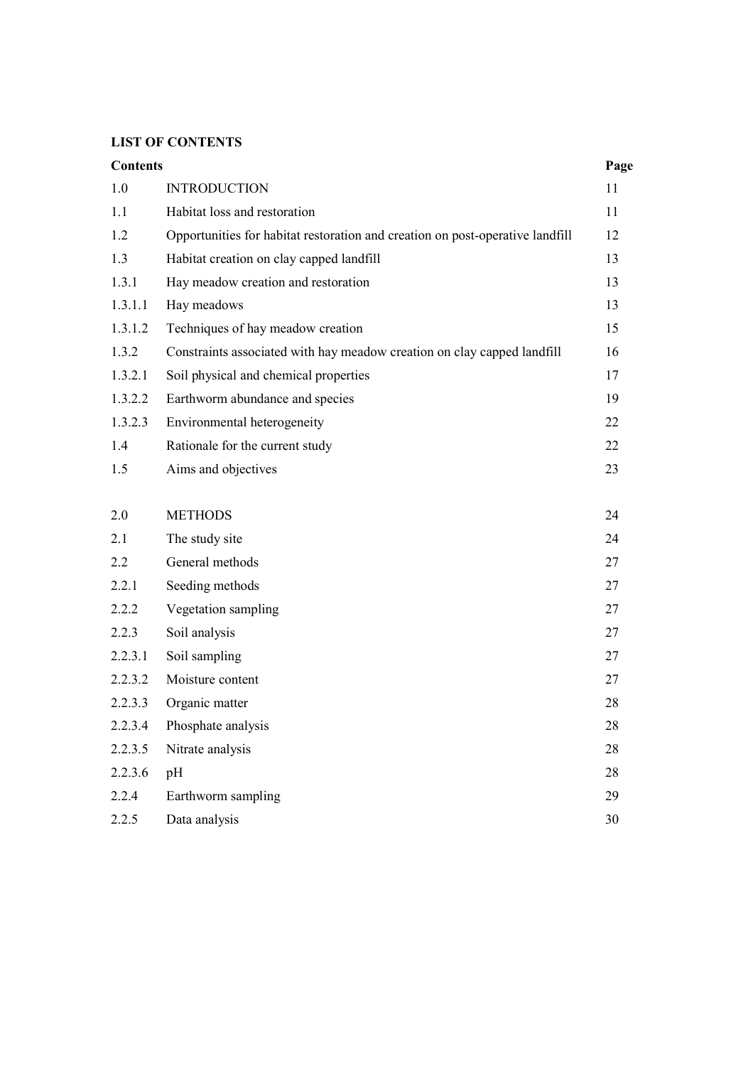**LIST OF CONTENTS**

| Contents | | Page |
|---|---|---|
| 1.0 | INTRODUCTION | 11 |
| 1.1 | Habitat loss and restoration | 11 |
| 1.2 | Opportunities for habitat restoration and creation on post-operative landfill | 12 |
| 1.3 | Habitat creation on clay capped landfill | 13 |
| 1.3.1 | Hay meadow creation and restoration | 13 |
| 1.3.1.1 | Hay meadows | 13 |
| 1.3.1.2 | Techniques of hay meadow creation | 15 |
| 1.3.2 | Constraints associated with hay meadow creation on clay capped landfill | 16 |
| 1.3.2.1 | Soil physical and chemical properties | 17 |
| 1.3.2.2 | Earthworm abundance and species | 19 |
| 1.3.2.3 | Environmental heterogeneity | 22 |
| 1.4 | Rationale for the current study | 22 |
| 1.5 | Aims and objectives | 23 |
| | | |
| 2.0 | METHODS | 24 |
| 2.1 | The study site | 24 |
| 2.2 | General methods | 27 |
| 2.2.1 | Seeding methods | 27 |
| 2.2.2 | Vegetation sampling | 27 |
| 2.2.3 | Soil analysis | 27 |
| 2.2.3.1 | Soil sampling | 27 |
| 2.2.3.2 | Moisture content | 27 |
| 2.2.3.3 | Organic matter | 28 |
| 2.2.3.4 | Phosphate analysis | 28 |
| 2.2.3.5 | Nitrate analysis | 28 |
| 2.2.3.6 | pH | 28 |
| 2.2.4 | Earthworm sampling | 29 |
| 2.2.5 | Data analysis | 30 |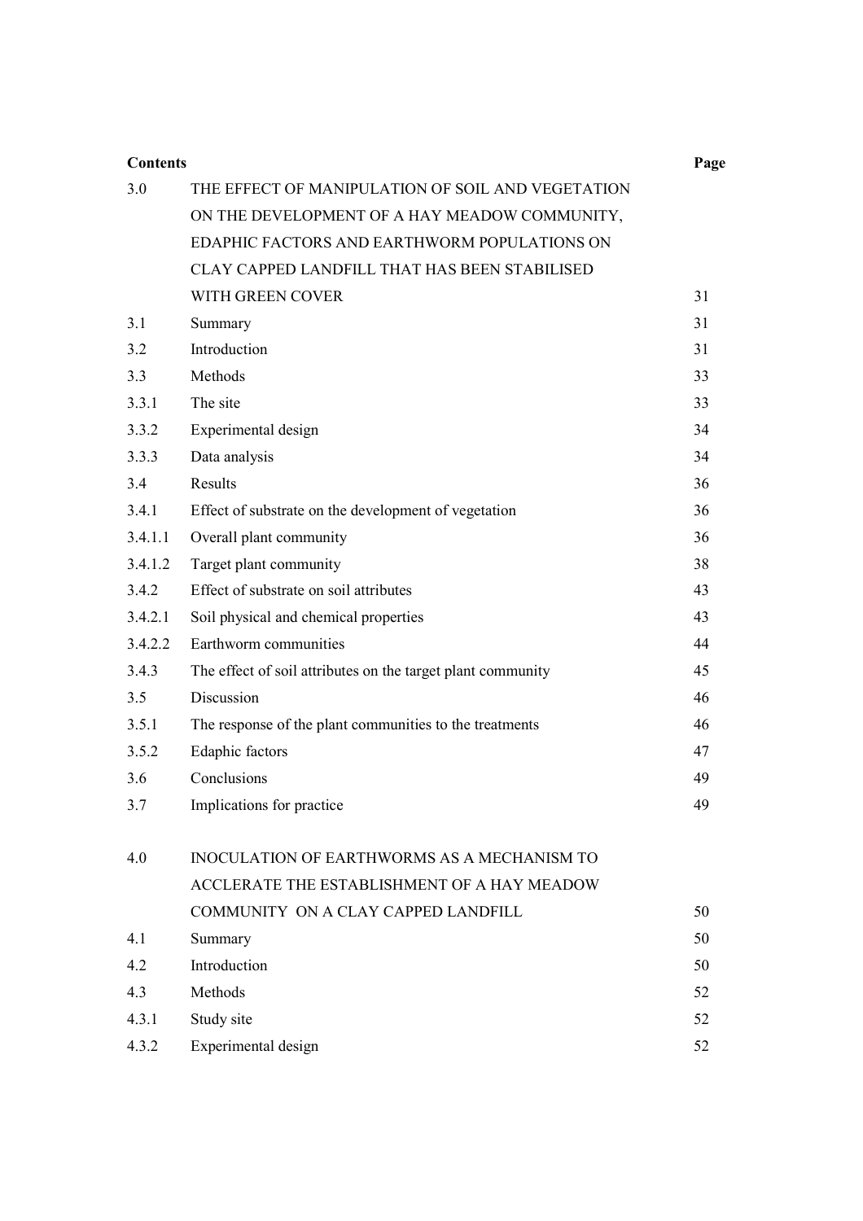| Contents | | Page |
|---|---|---|
| 3.0 | THE EFFECT OF MANIPULATION OF SOIL AND VEGETATION ON THE DEVELOPMENT OF A HAY MEADOW COMMUNITY, EDAPHIC FACTORS AND EARTHWORM POPULATIONS ON CLAY CAPPED LANDFILL THAT HAS BEEN STABILISED WITH GREEN COVER | 31 |
| 3.1 | Summary | 31 |
| 3.2 | Introduction | 31 |
| 3.3 | Methods | 33 |
| 3.3.1 | The site | 33 |
| 3.3.2 | Experimental design | 34 |
| 3.3.3 | Data analysis | 34 |
| 3.4 | Results | 36 |
| 3.4.1 | Effect of substrate on the development of vegetation | 36 |
| 3.4.1.1 | Overall plant community | 36 |
| 3.4.1.2 | Target plant community | 38 |
| 3.4.2 | Effect of substrate on soil attributes | 43 |
| 3.4.2.1 | Soil physical and chemical properties | 43 |
| 3.4.2.2 | Earthworm communities | 44 |
| 3.4.3 | The effect of soil attributes on the target plant community | 45 |
| 3.5 | Discussion | 46 |
| 3.5.1 | The response of the plant communities to the treatments | 46 |
| 3.5.2 | Edaphic factors | 47 |
| 3.6 | Conclusions | 49 |
| 3.7 | Implications for practice | 49 |
| 4.0 | INOCULATION OF EARTHWORMS AS A MECHANISM TO ACCLERATE THE ESTABLISHMENT OF A HAY MEADOW COMMUNITY ON A CLAY CAPPED LANDFILL | 50 |
| 4.1 | Summary | 50 |
| 4.2 | Introduction | 50 |
| 4.3 | Methods | 52 |
| 4.3.1 | Study site | 52 |
| 4.3.2 | Experimental design | 52 |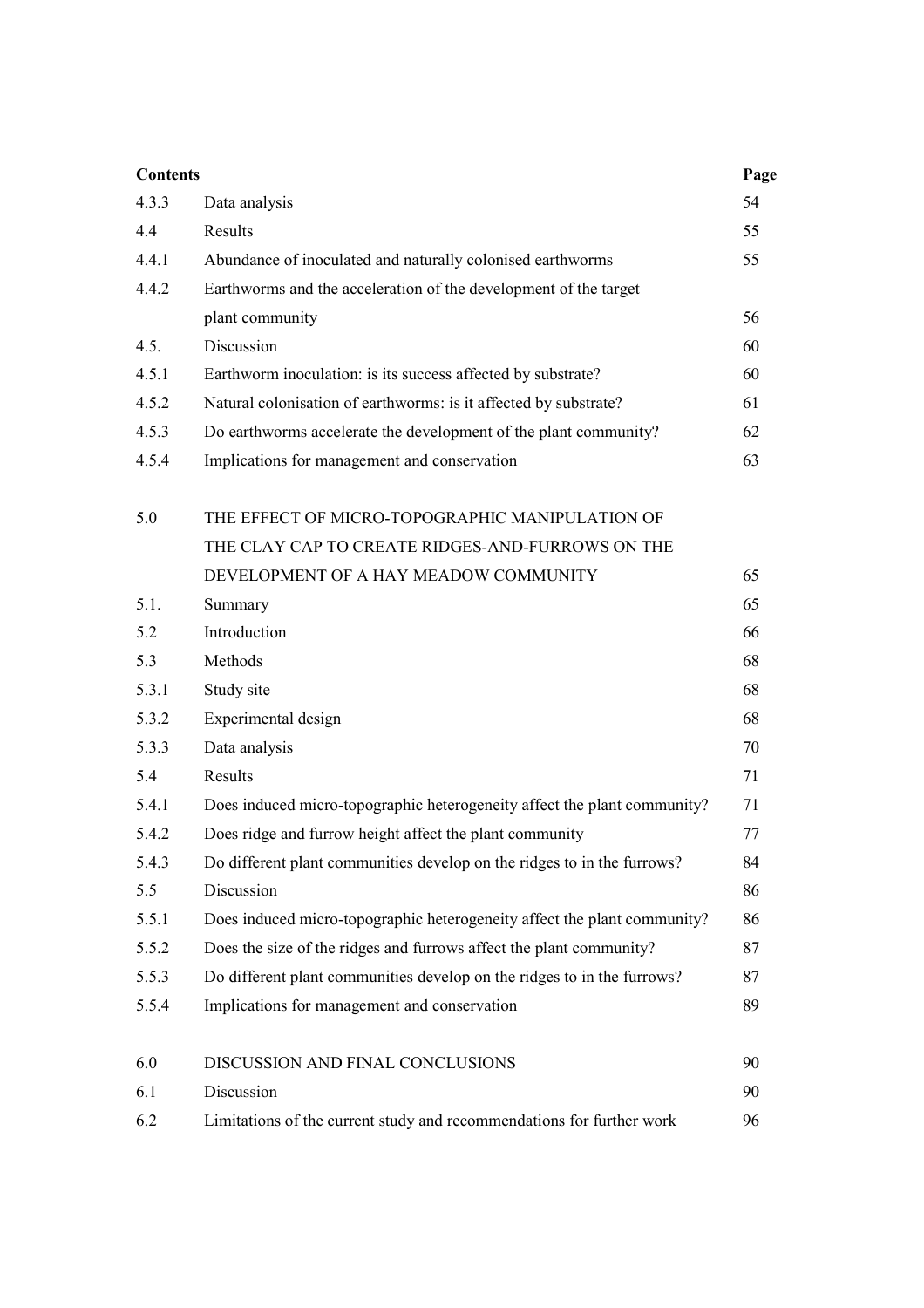| Contents | | Page |
|---|---|---|
| 4.3.3 | Data analysis | 54 |
| 4.4 | Results | 55 |
| 4.4.1 | Abundance of inoculated and naturally colonised earthworms | 55 |
| 4.4.2 | Earthworms and the acceleration of the development of the target plant community | 56 |
| 4.5. | Discussion | 60 |
| 4.5.1 | Earthworm inoculation: is its success affected by substrate? | 60 |
| 4.5.2 | Natural colonisation of earthworms: is it affected by substrate? | 61 |
| 4.5.3 | Do earthworms accelerate the development of the plant community? | 62 |
| 4.5.4 | Implications for management and conservation | 63 |
| | | |
| 5.0 | THE EFFECT OF MICRO-TOPOGRAPHIC MANIPULATION OF THE CLAY CAP TO CREATE RIDGES-AND-FURROWS ON THE DEVELOPMENT OF A HAY MEADOW COMMUNITY | 65 |
| 5.1. | Summary | 65 |
| 5.2 | Introduction | 66 |
| 5.3 | Methods | 68 |
| 5.3.1 | Study site | 68 |
| 5.3.2 | Experimental design | 68 |
| 5.3.3 | Data analysis | 70 |
| 5.4 | Results | 71 |
| 5.4.1 | Does induced micro-topographic heterogeneity affect the plant community? | 71 |
| 5.4.2 | Does ridge and furrow height affect the plant community | 77 |
| 5.4.3 | Do different plant communities develop on the ridges to in the furrows? | 84 |
| 5.5 | Discussion | 86 |
| 5.5.1 | Does induced micro-topographic heterogeneity affect the plant community? | 86 |
| 5.5.2 | Does the size of the ridges and furrows affect the plant community? | 87 |
| 5.5.3 | Do different plant communities develop on the ridges to in the furrows? | 87 |
| 5.5.4 | Implications for management and conservation | 89 |
| | | |
| 6.0 | DISCUSSION AND FINAL CONCLUSIONS | 90 |
| 6.1 | Discussion | 90 |
| 6.2 | Limitations of the current study and recommendations for further work | 96 |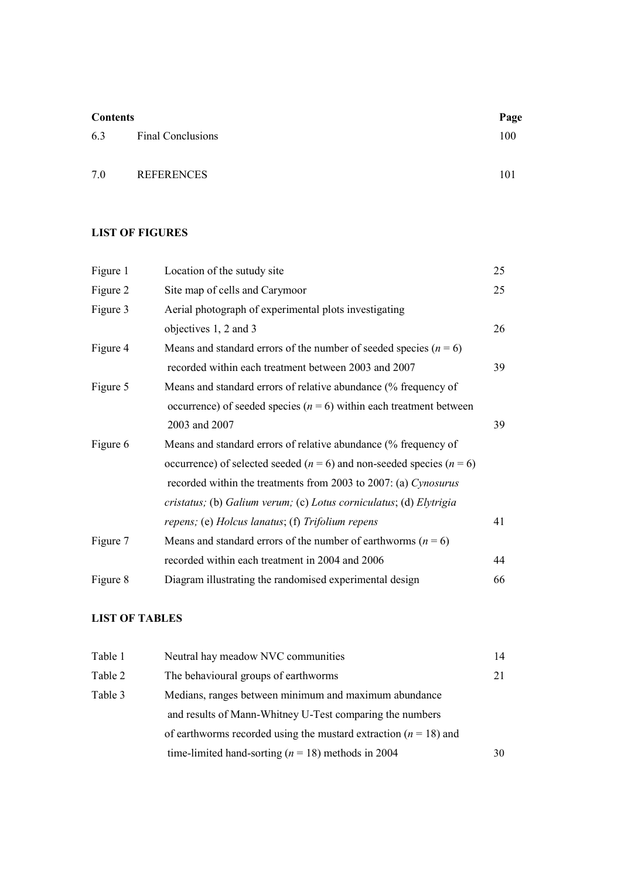| Contents | | Page |
|---|---|---|
| 6.3 | Final Conclusions | 100 |
| 7.0 | REFERENCES | 101 |

**LIST OF FIGURES**

| | | |
|---|---|---|
| Figure 1 | Location of the sutudy site | 25 |
| Figure 2 | Site map of cells and Carymoor | 25 |
| Figure 3 | Aerial photograph of experimental plots investigating objectives 1, 2 and 3 | 26 |
| Figure 4 | Means and standard errors of the number of seeded species ($n$ = 6) recorded within each treatment between 2003 and 2007 | 39 |
| Figure 5 | Means and standard errors of relative abundance (% frequency of occurrence) of seeded species ($n$ = 6) within each treatment between 2003 and 2007 | 39 |
| Figure 6 | Means and standard errors of relative abundance (% frequency of occurrence) of selected seeded ($n$ = 6) and non-seeded species ($n$ = 6) recorded within the treatments from 2003 to 2007: (a) *Cynosurus cristatus;* (b) *Galium verum;* (c) *Lotus corniculatus*; (d) *Elytrigia repens;* (e) *Holcus lanatus*; (f) *Trifolium repens* | 41 |
| Figure 7 | Means and standard errors of the number of earthworms ($n$ = 6) recorded within each treatment in 2004 and 2006 | 44 |
| Figure 8 | Diagram illustrating the randomised experimental design | 66 |

**LIST OF TABLES**

| | | |
|---|---|---|
| Table 1 | Neutral hay meadow NVC communities | 14 |
| Table 2 | The behavioural groups of earthworms | 21 |
| Table 3 | Medians, ranges between minimum and maximum abundance and results of Mann-Whitney U-Test comparing the numbers of earthworms recorded using the mustard extraction ($n$ = 18) and time-limited hand-sorting ($n$ = 18) methods in 2004 | 30 |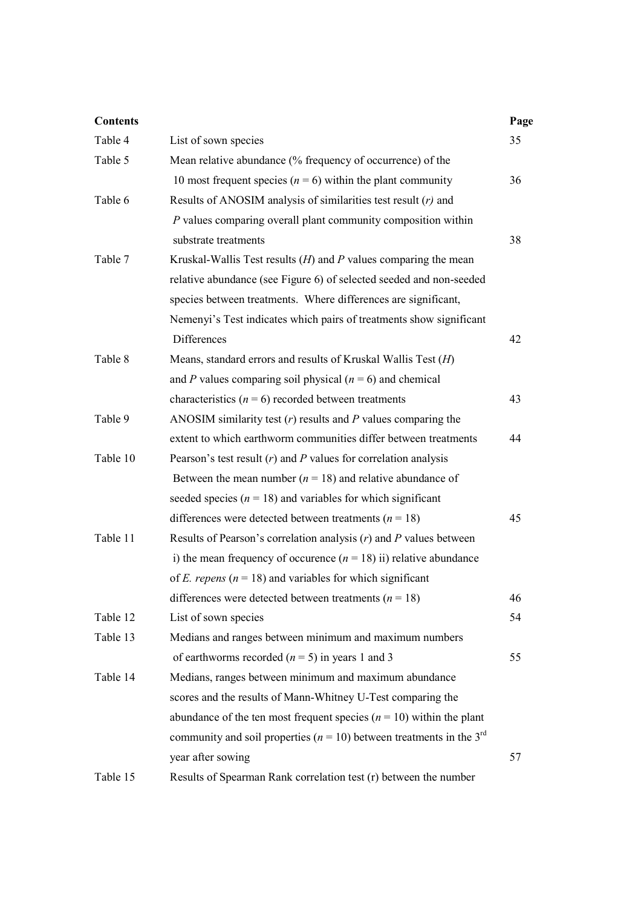| **Contents** | | **Page** |
|---|---|---|
| Table 4 | List of sown species | 35 |
| Table 5 | Mean relative abundance (% frequency of occurrence) of the 10 most frequent species ($n$ = 6) within the plant community | 36 |
| Table 6 | Results of ANOSIM analysis of similarities test result ($r$) and $P$ values comparing overall plant community composition within substrate treatments | 38 |
| Table 7 | Kruskal-Wallis Test results ($H$) and $P$ values comparing the mean relative abundance (see Figure 6) of selected seeded and non-seeded species between treatments. Where differences are significant, Nemenyi's Test indicates which pairs of treatments show significant Differences | 42 |
| Table 8 | Means, standard errors and results of Kruskal Wallis Test ($H$) and $P$ values comparing soil physical ($n$ = 6) and chemical characteristics ($n$ = 6) recorded between treatments | 43 |
| Table 9 | ANOSIM similarity test ($r$) results and $P$ values comparing the extent to which earthworm communities differ between treatments | 44 |
| Table 10 | Pearson's test result ($r$) and $P$ values for correlation analysis Between the mean number ($n$ = 18) and relative abundance of seeded species ($n$ = 18) and variables for which significant differences were detected between treatments ($n$ = 18) | 45 |
| Table 11 | Results of Pearson's correlation analysis ($r$) and $P$ values between i) the mean frequency of occurence ($n$ = 18) ii) relative abundance of *E. repens* ($n$ = 18) and variables for which significant differences were detected between treatments ($n$ = 18) | 46 |
| Table 12 | List of sown species | 54 |
| Table 13 | Medians and ranges between minimum and maximum numbers of earthworms recorded ($n$ = 5) in years 1 and 3 | 55 |
| Table 14 | Medians, ranges between minimum and maximum abundance scores and the results of Mann-Whitney U-Test comparing the abundance of the ten most frequent species ($n$ = 10) within the plant community and soil properties ($n$ = 10) between treatments in the 3$^{rd}$ year after sowing | 57 |
| Table 15 | Results of Spearman Rank correlation test (r) between the number | |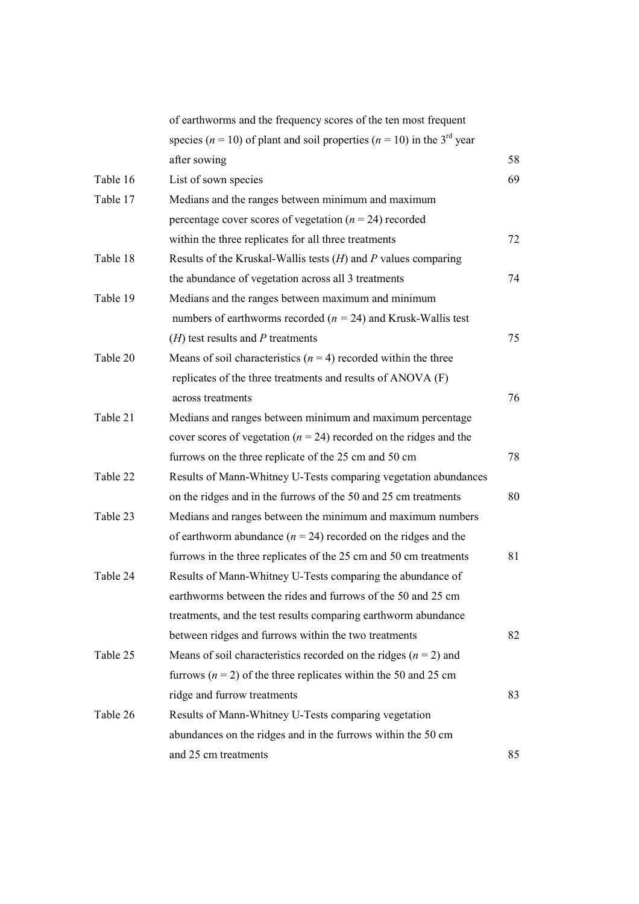| | | |
|---|---|---|
| | of earthworms and the frequency scores of the ten most frequent species ($n$ = 10) of plant and soil properties ($n$ = 10) in the 3rd year after sowing | 58 |
| Table 16 | List of sown species | 69 |
| Table 17 | Medians and the ranges between minimum and maximum percentage cover scores of vegetation ($n$ = 24) recorded within the three replicates for all three treatments | 72 |
| Table 18 | Results of the Kruskal-Wallis tests ($H$) and $P$ values comparing the abundance of vegetation across all 3 treatments | 74 |
| Table 19 | Medians and the ranges between maximum and minimum numbers of earthworms recorded ($n$ = 24) and Krusk-Wallis test ($H$) test results and $P$ treatments | 75 |
| Table 20 | Means of soil characteristics ($n$ = 4) recorded within the three replicates of the three treatments and results of ANOVA (F) across treatments | 76 |
| Table 21 | Medians and ranges between minimum and maximum percentage cover scores of vegetation ($n$ = 24) recorded on the ridges and the furrows on the three replicate of the 25 cm and 50 cm | 78 |
| Table 22 | Results of Mann-Whitney U-Tests comparing vegetation abundances on the ridges and in the furrows of the 50 and 25 cm treatments | 80 |
| Table 23 | Medians and ranges between the minimum and maximum numbers of earthworm abundance ($n$ = 24) recorded on the ridges and the furrows in the three replicates of the 25 cm and 50 cm treatments | 81 |
| Table 24 | Results of Mann-Whitney U-Tests comparing the abundance of earthworms between the rides and furrows of the 50 and 25 cm treatments, and the test results comparing earthworm abundance between ridges and furrows within the two treatments | 82 |
| Table 25 | Means of soil characteristics recorded on the ridges ($n$ = 2) and furrows ($n$ = 2) of the three replicates within the 50 and 25 cm ridge and furrow treatments | 83 |
| Table 26 | Results of Mann-Whitney U-Tests comparing vegetation abundances on the ridges and in the furrows within the 50 cm and 25 cm treatments | 85 |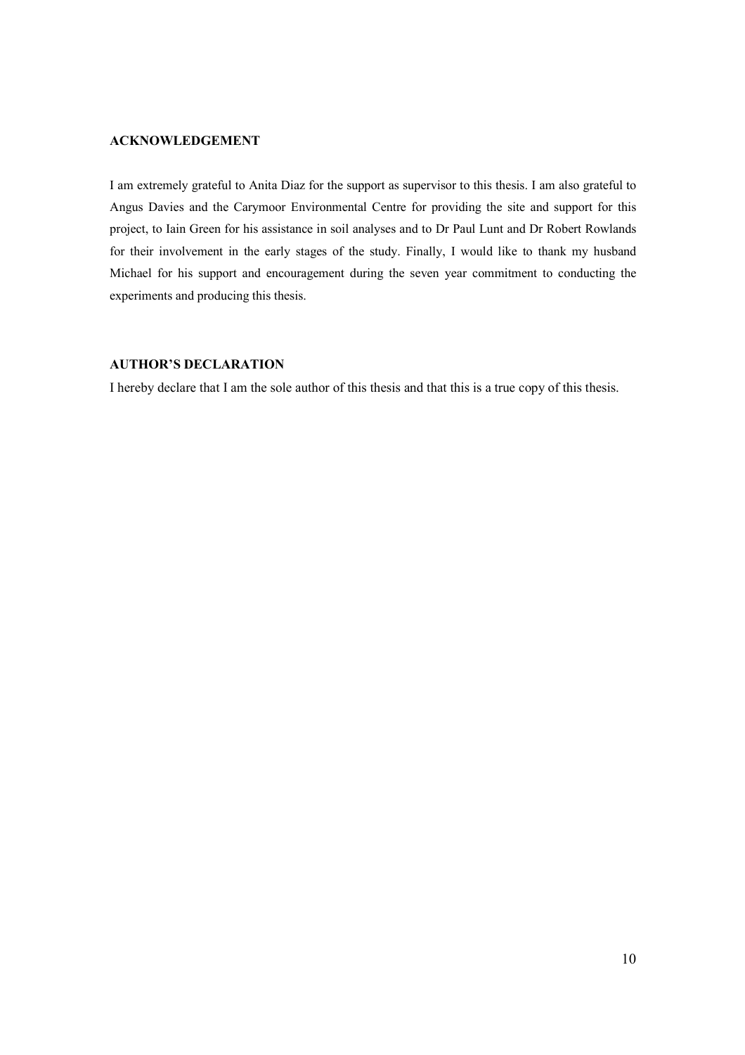## ACKNOWLEDGEMENT

I am extremely grateful to Anita Diaz for the support as supervisor to this thesis. I am also grateful to Angus Davies and the Carymoor Environmental Centre for providing the site and support for this project, to Iain Green for his assistance in soil analyses and to Dr Paul Lunt and Dr Robert Rowlands for their involvement in the early stages of the study. Finally, I would like to thank my husband Michael for his support and encouragement during the seven year commitment to conducting the experiments and producing this thesis.

## AUTHOR'S DECLARATION

I hereby declare that I am the sole author of this thesis and that this is a true copy of this thesis.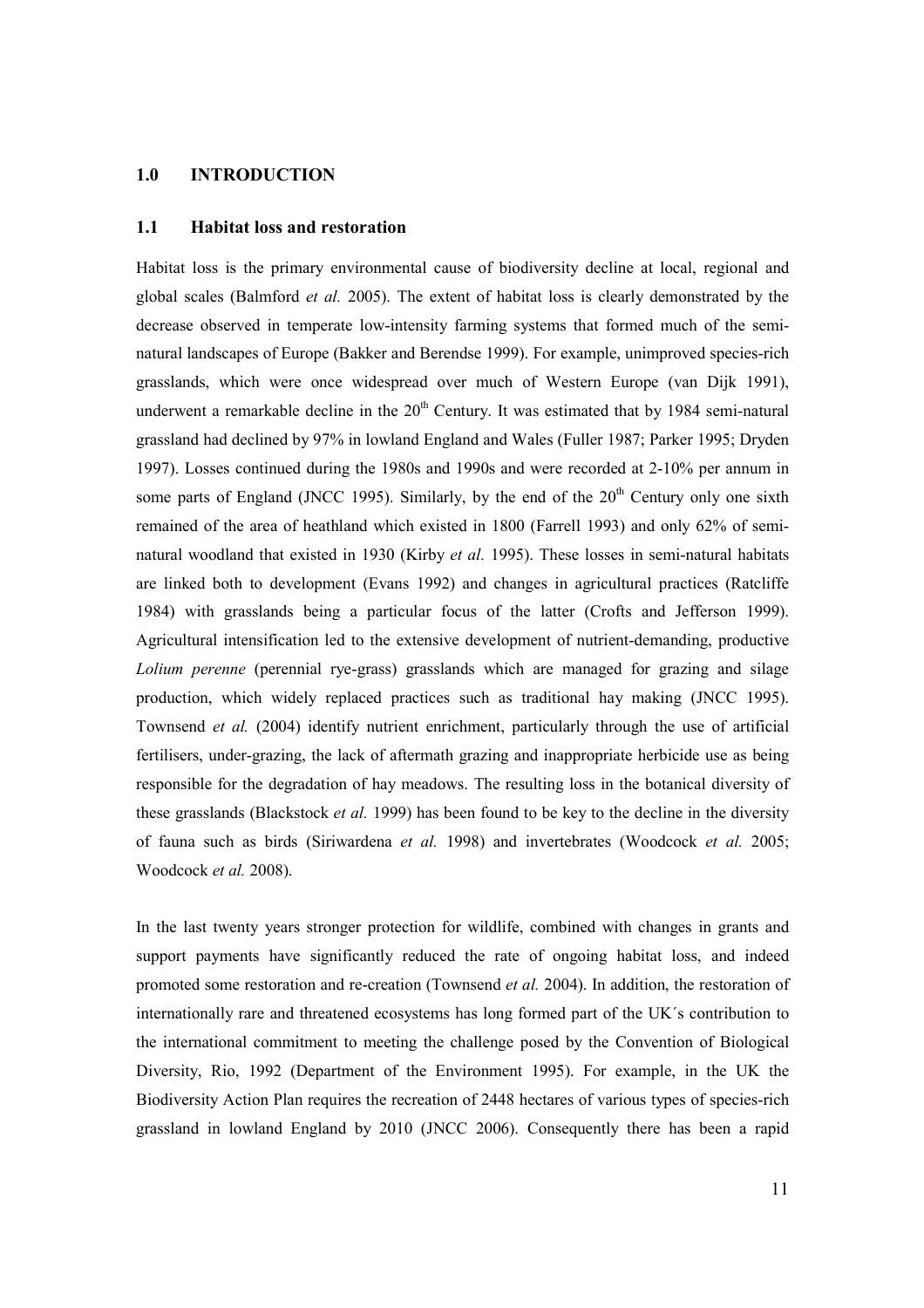## 1.0 INTRODUCTION

### 1.1 Habitat loss and restoration

Habitat loss is the primary environmental cause of biodiversity decline at local, regional and global scales (Balmford *et al.* 2005). The extent of habitat loss is clearly demonstrated by the decrease observed in temperate low-intensity farming systems that formed much of the semi-natural landscapes of Europe (Bakker and Berendse 1999). For example, unimproved species-rich grasslands, which were once widespread over much of Western Europe (van Dijk 1991), underwent a remarkable decline in the 20th Century. It was estimated that by 1984 semi-natural grassland had declined by 97% in lowland England and Wales (Fuller 1987; Parker 1995; Dryden 1997). Losses continued during the 1980s and 1990s and were recorded at 2-10% per annum in some parts of England (JNCC 1995). Similarly, by the end of the 20th Century only one sixth remained of the area of heathland which existed in 1800 (Farrell 1993) and only 62% of semi-natural woodland that existed in 1930 (Kirby *et al.* 1995). These losses in semi-natural habitats are linked both to development (Evans 1992) and changes in agricultural practices (Ratcliffe 1984) with grasslands being a particular focus of the latter (Crofts and Jefferson 1999). Agricultural intensification led to the extensive development of nutrient-demanding, productive *Lolium perenne* (perennial rye-grass) grasslands which are managed for grazing and silage production, which widely replaced practices such as traditional hay making (JNCC 1995). Townsend *et al.* (2004) identify nutrient enrichment, particularly through the use of artificial fertilisers, under-grazing, the lack of aftermath grazing and inappropriate herbicide use as being responsible for the degradation of hay meadows. The resulting loss in the botanical diversity of these grasslands (Blackstock *et al.* 1999) has been found to be key to the decline in the diversity of fauna such as birds (Siriwardena *et al.* 1998) and invertebrates (Woodcock *et al.* 2005; Woodcock *et al.* 2008).

In the last twenty years stronger protection for wildlife, combined with changes in grants and support payments have significantly reduced the rate of ongoing habitat loss, and indeed promoted some restoration and re-creation (Townsend *et al.* 2004). In addition, the restoration of internationally rare and threatened ecosystems has long formed part of the UK´s contribution to the international commitment to meeting the challenge posed by the Convention of Biological Diversity, Rio, 1992 (Department of the Environment 1995). For example, in the UK the Biodiversity Action Plan requires the recreation of 2448 hectares of various types of species-rich grassland in lowland England by 2010 (JNCC 2006). Consequently there has been a rapid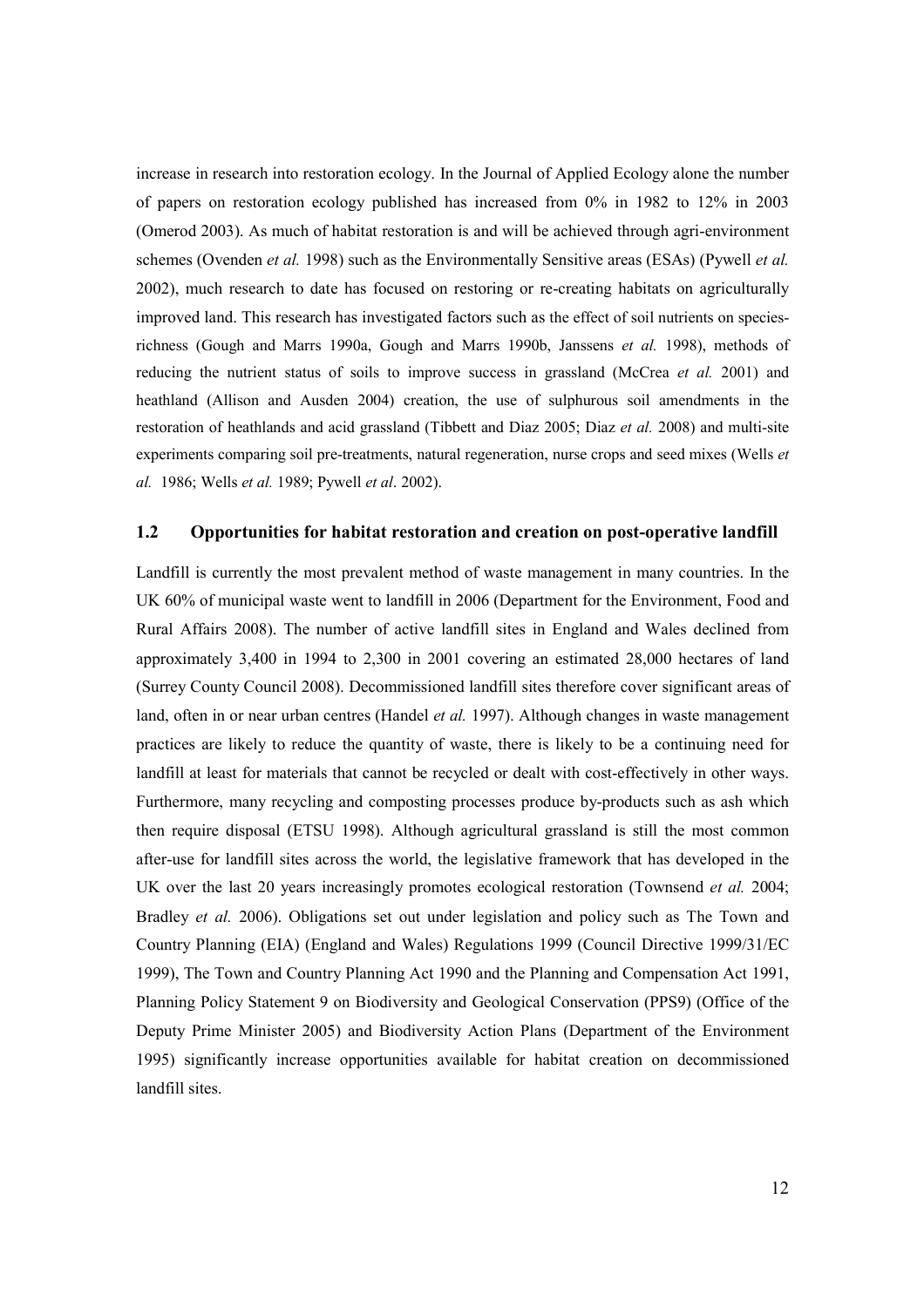increase in research into restoration ecology. In the Journal of Applied Ecology alone the number of papers on restoration ecology published has increased from 0% in 1982 to 12% in 2003 (Omerod 2003). As much of habitat restoration is and will be achieved through agri-environment schemes (Ovenden *et al.* 1998) such as the Environmentally Sensitive areas (ESAs) (Pywell *et al.* 2002), much research to date has focused on restoring or re-creating habitats on agriculturally improved land. This research has investigated factors such as the effect of soil nutrients on species-richness (Gough and Marrs 1990a, Gough and Marrs 1990b, Janssens *et al.* 1998), methods of reducing the nutrient status of soils to improve success in grassland (McCrea *et al.* 2001) and heathland (Allison and Ausden 2004) creation, the use of sulphurous soil amendments in the restoration of heathlands and acid grassland (Tibbett and Diaz 2005; Diaz *et al.* 2008) and multi-site experiments comparing soil pre-treatments, natural regeneration, nurse crops and seed mixes (Wells *et al.* 1986; Wells *et al.* 1989; Pywell *et al*. 2002).

## 1.2 Opportunities for habitat restoration and creation on post-operative landfill

Landfill is currently the most prevalent method of waste management in many countries. In the UK 60% of municipal waste went to landfill in 2006 (Department for the Environment, Food and Rural Affairs 2008). The number of active landfill sites in England and Wales declined from approximately 3,400 in 1994 to 2,300 in 2001 covering an estimated 28,000 hectares of land (Surrey County Council 2008). Decommissioned landfill sites therefore cover significant areas of land, often in or near urban centres (Handel *et al.* 1997). Although changes in waste management practices are likely to reduce the quantity of waste, there is likely to be a continuing need for landfill at least for materials that cannot be recycled or dealt with cost-effectively in other ways. Furthermore, many recycling and composting processes produce by-products such as ash which then require disposal (ETSU 1998). Although agricultural grassland is still the most common after-use for landfill sites across the world, the legislative framework that has developed in the UK over the last 20 years increasingly promotes ecological restoration (Townsend *et al.* 2004; Bradley *et al.* 2006). Obligations set out under legislation and policy such as The Town and Country Planning (EIA) (England and Wales) Regulations 1999 (Council Directive 1999/31/EC 1999), The Town and Country Planning Act 1990 and the Planning and Compensation Act 1991, Planning Policy Statement 9 on Biodiversity and Geological Conservation (PPS9) (Office of the Deputy Prime Minister 2005) and Biodiversity Action Plans (Department of the Environment 1995) significantly increase opportunities available for habitat creation on decommissioned landfill sites.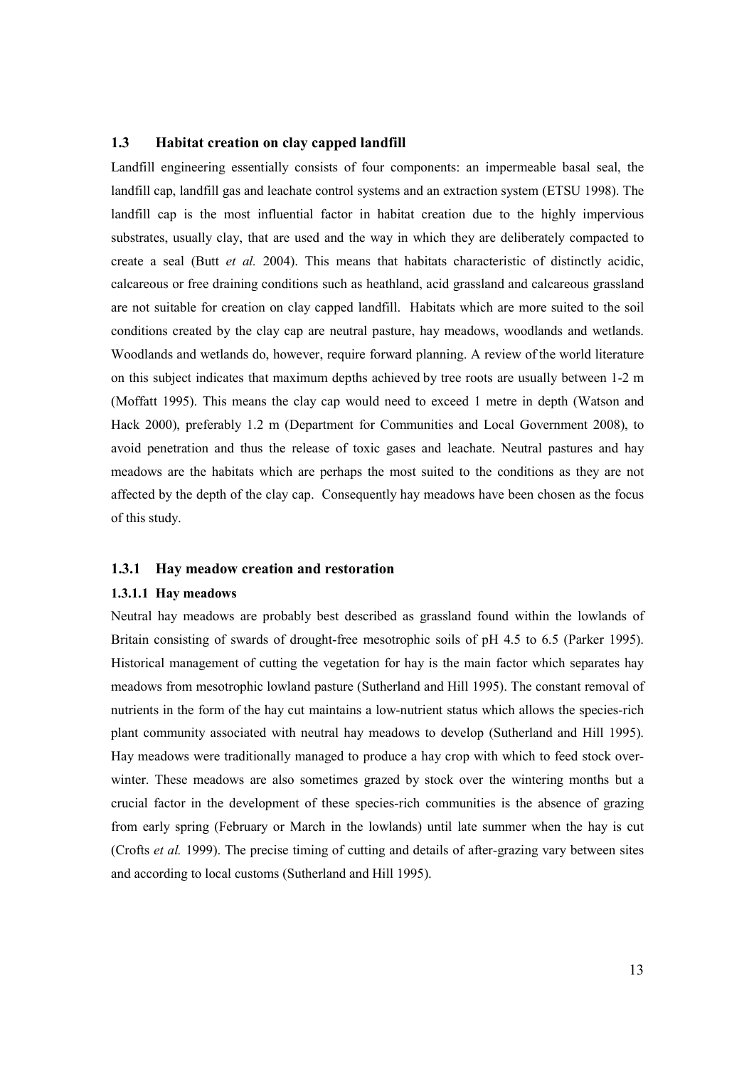## 1.3 Habitat creation on clay capped landfill

Landfill engineering essentially consists of four components: an impermeable basal seal, the landfill cap, landfill gas and leachate control systems and an extraction system (ETSU 1998). The landfill cap is the most influential factor in habitat creation due to the highly impervious substrates, usually clay, that are used and the way in which they are deliberately compacted to create a seal (Butt *et al.* 2004). This means that habitats characteristic of distinctly acidic, calcareous or free draining conditions such as heathland, acid grassland and calcareous grassland are not suitable for creation on clay capped landfill. Habitats which are more suited to the soil conditions created by the clay cap are neutral pasture, hay meadows, woodlands and wetlands. Woodlands and wetlands do, however, require forward planning. A review of the world literature on this subject indicates that maximum depths achieved by tree roots are usually between 1-2 m (Moffatt 1995). This means the clay cap would need to exceed 1 metre in depth (Watson and Hack 2000), preferably 1.2 m (Department for Communities and Local Government 2008), to avoid penetration and thus the release of toxic gases and leachate. Neutral pastures and hay meadows are the habitats which are perhaps the most suited to the conditions as they are not affected by the depth of the clay cap. Consequently hay meadows have been chosen as the focus of this study.

### 1.3.1 Hay meadow creation and restoration

#### 1.3.1.1 Hay meadows

Neutral hay meadows are probably best described as grassland found within the lowlands of Britain consisting of swards of drought-free mesotrophic soils of pH 4.5 to 6.5 (Parker 1995). Historical management of cutting the vegetation for hay is the main factor which separates hay meadows from mesotrophic lowland pasture (Sutherland and Hill 1995). The constant removal of nutrients in the form of the hay cut maintains a low-nutrient status which allows the species-rich plant community associated with neutral hay meadows to develop (Sutherland and Hill 1995). Hay meadows were traditionally managed to produce a hay crop with which to feed stock over-winter. These meadows are also sometimes grazed by stock over the wintering months but a crucial factor in the development of these species-rich communities is the absence of grazing from early spring (February or March in the lowlands) until late summer when the hay is cut (Crofts *et al.* 1999). The precise timing of cutting and details of after-grazing vary between sites and according to local customs (Sutherland and Hill 1995).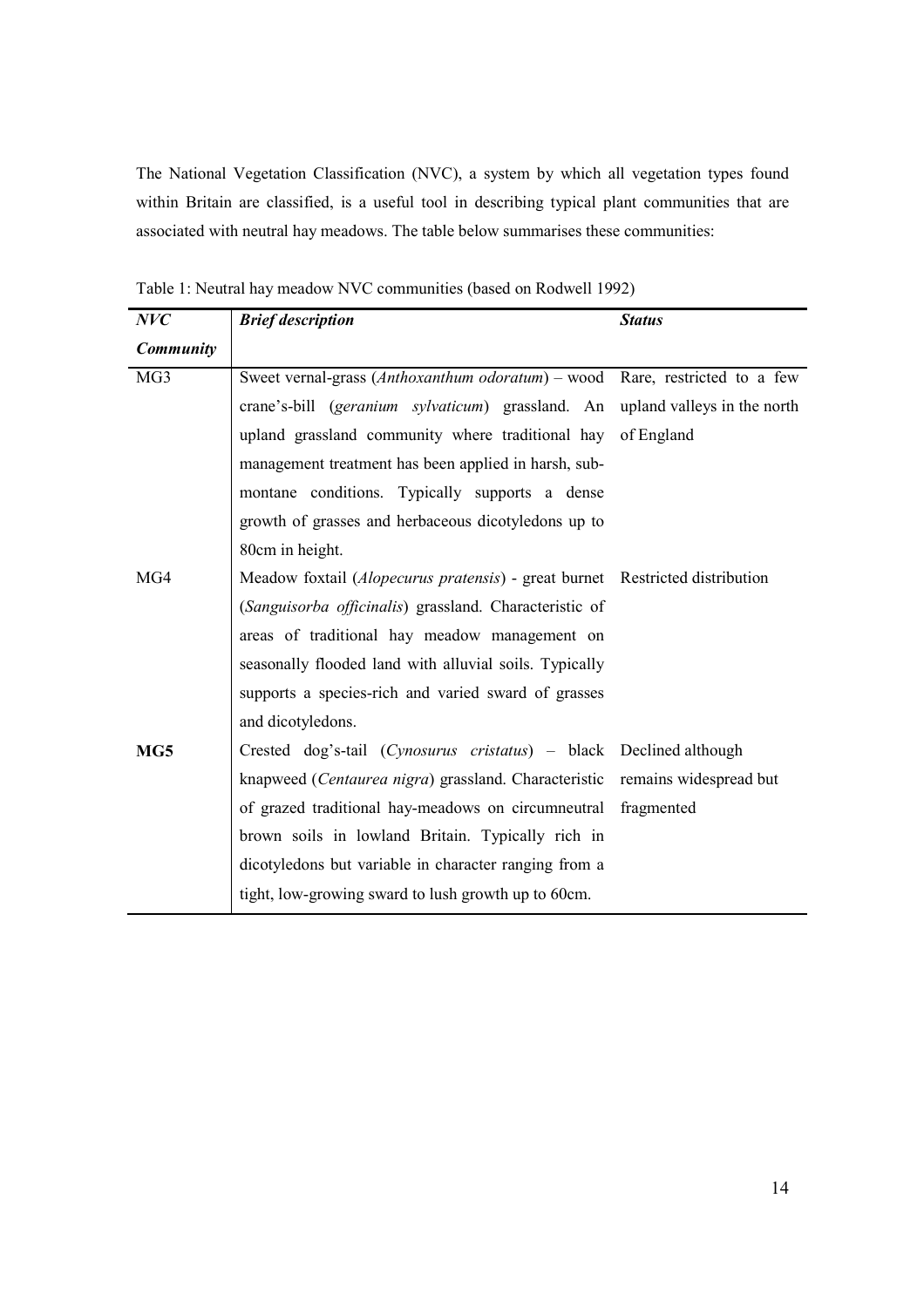The National Vegetation Classification (NVC), a system by which all vegetation types found within Britain are classified, is a useful tool in describing typical plant communities that are associated with neutral hay meadows. The table below summarises these communities:

Table 1: Neutral hay meadow NVC communities (based on Rodwell 1992)

| ***NVC Community*** | ***Brief description*** | ***Status*** |
|---|---|---|
| MG3 | Sweet vernal-grass (*Anthoxanthum odoratum*) – wood crane's-bill (*geranium sylvaticum*) grassland. An upland grassland community where traditional hay management treatment has been applied in harsh, sub-montane conditions. Typically supports a dense growth of grasses and herbaceous dicotyledons up to 80cm in height. | Rare, restricted to a few upland valleys in the north of England |
| MG4 | Meadow foxtail (*Alopecurus pratensis*) - great burnet (*Sanguisorba officinalis*) grassland. Characteristic of areas of traditional hay meadow management on seasonally flooded land with alluvial soils. Typically supports a species-rich and varied sward of grasses and dicotyledons. | Restricted distribution |
| **MG5** | Crested dog's-tail (*Cynosurus cristatus*) – black knapweed (*Centaurea nigra*) grassland. Characteristic of grazed traditional hay-meadows on circumneutral brown soils in lowland Britain. Typically rich in dicotyledons but variable in character ranging from a tight, low-growing sward to lush growth up to 60cm. | Declined although remains widespread but fragmented |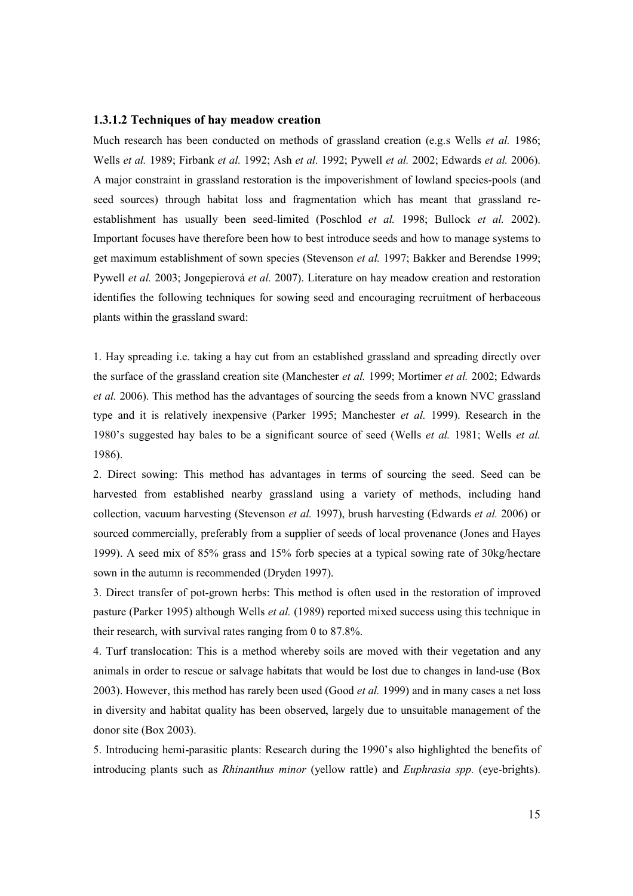### 1.3.1.2 Techniques of hay meadow creation

Much research has been conducted on methods of grassland creation (e.g.s Wells *et al.* 1986; Wells *et al.* 1989; Firbank *et al.* 1992; Ash *et al.* 1992; Pywell *et al.* 2002; Edwards *et al.* 2006). A major constraint in grassland restoration is the impoverishment of lowland species-pools (and seed sources) through habitat loss and fragmentation which has meant that grassland re-establishment has usually been seed-limited (Poschlod *et al.* 1998; Bullock *et al.* 2002). Important focuses have therefore been how to best introduce seeds and how to manage systems to get maximum establishment of sown species (Stevenson *et al.* 1997; Bakker and Berendse 1999; Pywell *et al.* 2003; Jongepierová *et al.* 2007). Literature on hay meadow creation and restoration identifies the following techniques for sowing seed and encouraging recruitment of herbaceous plants within the grassland sward:

1. Hay spreading i.e. taking a hay cut from an established grassland and spreading directly over the surface of the grassland creation site (Manchester *et al.* 1999; Mortimer *et al.* 2002; Edwards *et al.* 2006). This method has the advantages of sourcing the seeds from a known NVC grassland type and it is relatively inexpensive (Parker 1995; Manchester *et al.* 1999). Research in the 1980's suggested hay bales to be a significant source of seed (Wells *et al.* 1981; Wells *et al.* 1986).
2. Direct sowing: This method has advantages in terms of sourcing the seed. Seed can be harvested from established nearby grassland using a variety of methods, including hand collection, vacuum harvesting (Stevenson *et al.* 1997), brush harvesting (Edwards *et al.* 2006) or sourced commercially, preferably from a supplier of seeds of local provenance (Jones and Hayes 1999). A seed mix of 85% grass and 15% forb species at a typical sowing rate of 30kg/hectare sown in the autumn is recommended (Dryden 1997).
3. Direct transfer of pot-grown herbs: This method is often used in the restoration of improved pasture (Parker 1995) although Wells *et al.* (1989) reported mixed success using this technique in their research, with survival rates ranging from 0 to 87.8%.
4. Turf translocation: This is a method whereby soils are moved with their vegetation and any animals in order to rescue or salvage habitats that would be lost due to changes in land-use (Box 2003). However, this method has rarely been used (Good *et al.* 1999) and in many cases a net loss in diversity and habitat quality has been observed, largely due to unsuitable management of the donor site (Box 2003).
5. Introducing hemi-parasitic plants: Research during the 1990's also highlighted the benefits of introducing plants such as *Rhinanthus minor* (yellow rattle) and *Euphrasia spp.* (eye-brights).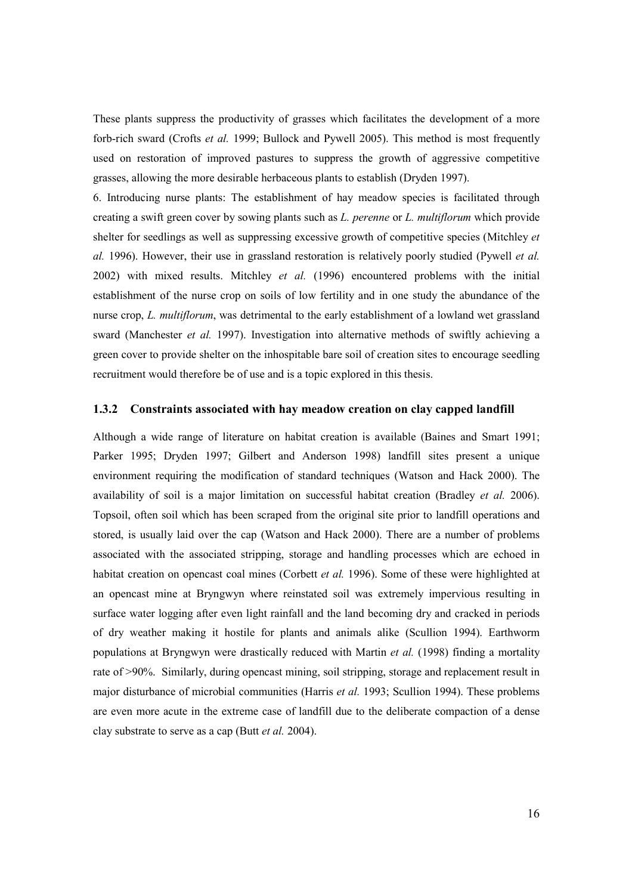These plants suppress the productivity of grasses which facilitates the development of a more forb-rich sward (Crofts *et al.* 1999; Bullock and Pywell 2005). This method is most frequently used on restoration of improved pastures to suppress the growth of aggressive competitive grasses, allowing the more desirable herbaceous plants to establish (Dryden 1997).

6. Introducing nurse plants: The establishment of hay meadow species is facilitated through creating a swift green cover by sowing plants such as *L. perenne* or *L. multiflorum* which provide shelter for seedlings as well as suppressing excessive growth of competitive species (Mitchley *et al.* 1996). However, their use in grassland restoration is relatively poorly studied (Pywell *et al.* 2002) with mixed results. Mitchley *et al.* (1996) encountered problems with the initial establishment of the nurse crop on soils of low fertility and in one study the abundance of the nurse crop, *L. multiflorum*, was detrimental to the early establishment of a lowland wet grassland sward (Manchester *et al.* 1997). Investigation into alternative methods of swiftly achieving a green cover to provide shelter on the inhospitable bare soil of creation sites to encourage seedling recruitment would therefore be of use and is a topic explored in this thesis.

### 1.3.2 Constraints associated with hay meadow creation on clay capped landfill

Although a wide range of literature on habitat creation is available (Baines and Smart 1991; Parker 1995; Dryden 1997; Gilbert and Anderson 1998) landfill sites present a unique environment requiring the modification of standard techniques (Watson and Hack 2000). The availability of soil is a major limitation on successful habitat creation (Bradley *et al.* 2006). Topsoil, often soil which has been scraped from the original site prior to landfill operations and stored, is usually laid over the cap (Watson and Hack 2000). There are a number of problems associated with the associated stripping, storage and handling processes which are echoed in habitat creation on opencast coal mines (Corbett *et al.* 1996). Some of these were highlighted at an opencast mine at Bryngwyn where reinstated soil was extremely impervious resulting in surface water logging after even light rainfall and the land becoming dry and cracked in periods of dry weather making it hostile for plants and animals alike (Scullion 1994). Earthworm populations at Bryngwyn were drastically reduced with Martin *et al.* (1998) finding a mortality rate of >90%. Similarly, during opencast mining, soil stripping, storage and replacement result in major disturbance of microbial communities (Harris *et al.* 1993; Scullion 1994). These problems are even more acute in the extreme case of landfill due to the deliberate compaction of a dense clay substrate to serve as a cap (Butt *et al.* 2004).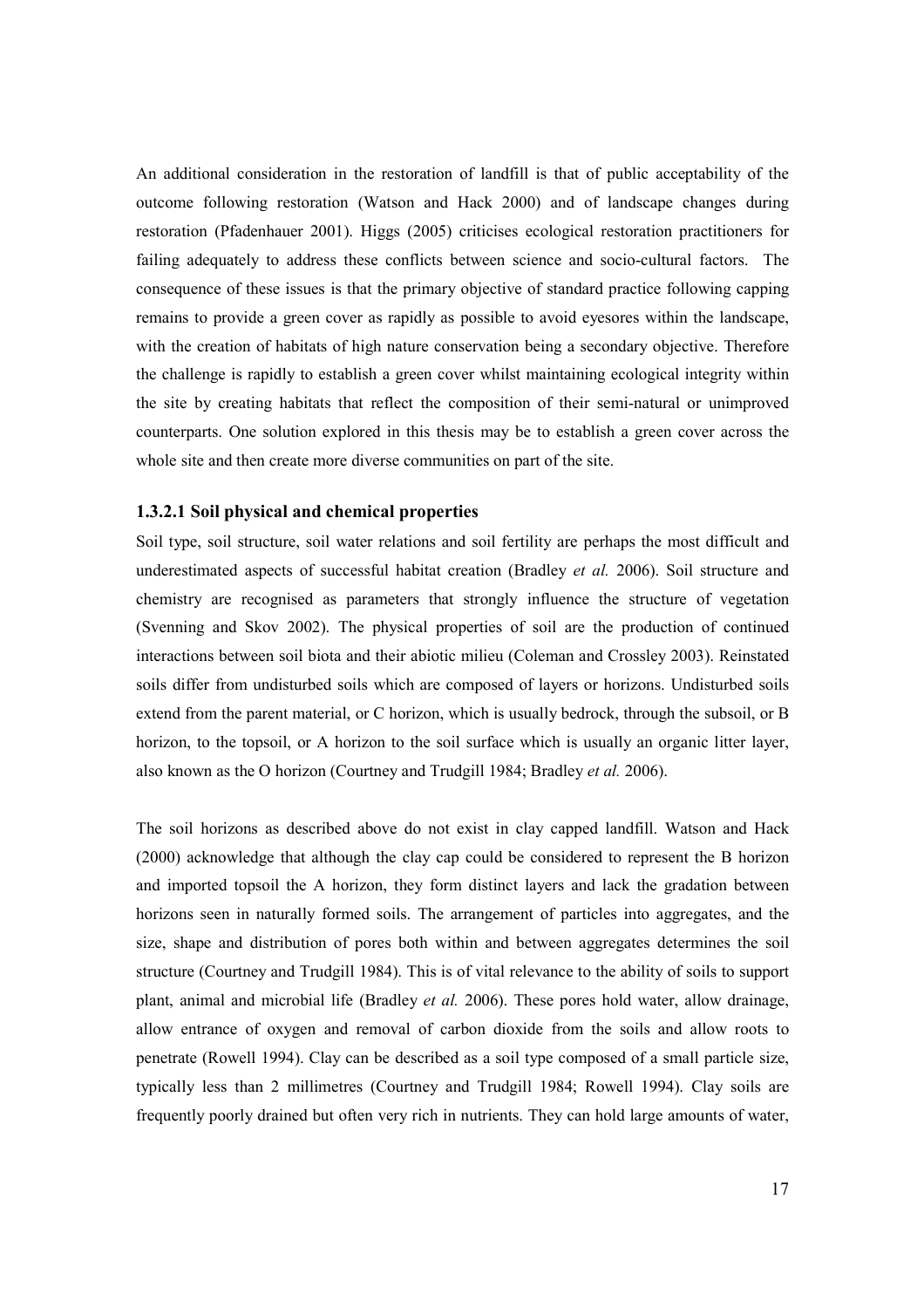An additional consideration in the restoration of landfill is that of public acceptability of the outcome following restoration (Watson and Hack 2000) and of landscape changes during restoration (Pfadenhauer 2001). Higgs (2005) criticises ecological restoration practitioners for failing adequately to address these conflicts between science and socio-cultural factors. The consequence of these issues is that the primary objective of standard practice following capping remains to provide a green cover as rapidly as possible to avoid eyesores within the landscape, with the creation of habitats of high nature conservation being a secondary objective. Therefore the challenge is rapidly to establish a green cover whilst maintaining ecological integrity within the site by creating habitats that reflect the composition of their semi-natural or unimproved counterparts. One solution explored in this thesis may be to establish a green cover across the whole site and then create more diverse communities on part of the site.

#### 1.3.2.1 Soil physical and chemical properties

Soil type, soil structure, soil water relations and soil fertility are perhaps the most difficult and underestimated aspects of successful habitat creation (Bradley *et al.* 2006). Soil structure and chemistry are recognised as parameters that strongly influence the structure of vegetation (Svenning and Skov 2002). The physical properties of soil are the production of continued interactions between soil biota and their abiotic milieu (Coleman and Crossley 2003). Reinstated soils differ from undisturbed soils which are composed of layers or horizons. Undisturbed soils extend from the parent material, or C horizon, which is usually bedrock, through the subsoil, or B horizon, to the topsoil, or A horizon to the soil surface which is usually an organic litter layer, also known as the O horizon (Courtney and Trudgill 1984; Bradley *et al.* 2006).

The soil horizons as described above do not exist in clay capped landfill. Watson and Hack (2000) acknowledge that although the clay cap could be considered to represent the B horizon and imported topsoil the A horizon, they form distinct layers and lack the gradation between horizons seen in naturally formed soils. The arrangement of particles into aggregates, and the size, shape and distribution of pores both within and between aggregates determines the soil structure (Courtney and Trudgill 1984). This is of vital relevance to the ability of soils to support plant, animal and microbial life (Bradley *et al.* 2006). These pores hold water, allow drainage, allow entrance of oxygen and removal of carbon dioxide from the soils and allow roots to penetrate (Rowell 1994). Clay can be described as a soil type composed of a small particle size, typically less than 2 millimetres (Courtney and Trudgill 1984; Rowell 1994). Clay soils are frequently poorly drained but often very rich in nutrients. They can hold large amounts of water,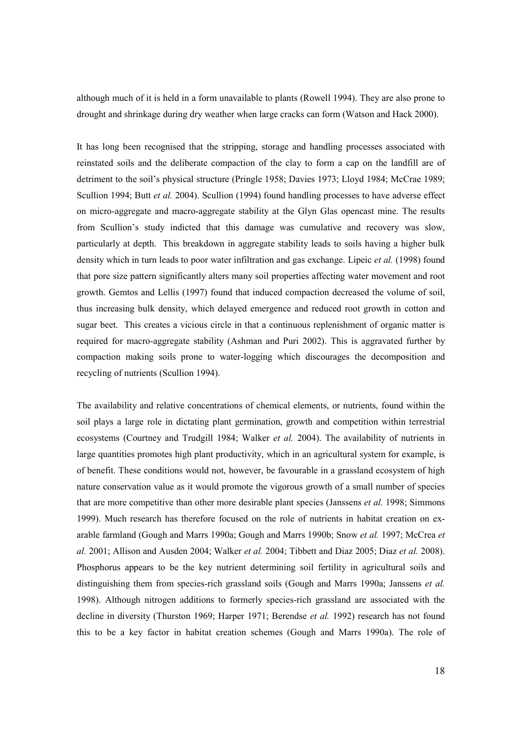although much of it is held in a form unavailable to plants (Rowell 1994). They are also prone to drought and shrinkage during dry weather when large cracks can form (Watson and Hack 2000).

It has long been recognised that the stripping, storage and handling processes associated with reinstated soils and the deliberate compaction of the clay to form a cap on the landfill are of detriment to the soil's physical structure (Pringle 1958; Davies 1973; Lloyd 1984; McCrae 1989; Scullion 1994; Butt *et al.* 2004). Scullion (1994) found handling processes to have adverse effect on micro-aggregate and macro-aggregate stability at the Glyn Glas opencast mine. The results from Scullion's study indicted that this damage was cumulative and recovery was slow, particularly at depth. This breakdown in aggregate stability leads to soils having a higher bulk density which in turn leads to poor water infiltration and gas exchange. Lipeic *et al.* (1998) found that pore size pattern significantly alters many soil properties affecting water movement and root growth. Gemtos and Lellis (1997) found that induced compaction decreased the volume of soil, thus increasing bulk density, which delayed emergence and reduced root growth in cotton and sugar beet. This creates a vicious circle in that a continuous replenishment of organic matter is required for macro-aggregate stability (Ashman and Puri 2002). This is aggravated further by compaction making soils prone to water-logging which discourages the decomposition and recycling of nutrients (Scullion 1994).

The availability and relative concentrations of chemical elements, or nutrients, found within the soil plays a large role in dictating plant germination, growth and competition within terrestrial ecosystems (Courtney and Trudgill 1984; Walker *et al.* 2004). The availability of nutrients in large quantities promotes high plant productivity, which in an agricultural system for example, is of benefit. These conditions would not, however, be favourable in a grassland ecosystem of high nature conservation value as it would promote the vigorous growth of a small number of species that are more competitive than other more desirable plant species (Janssens *et al.* 1998; Simmons 1999). Much research has therefore focused on the role of nutrients in habitat creation on ex-arable farmland (Gough and Marrs 1990a; Gough and Marrs 1990b; Snow *et al.* 1997; McCrea *et al.* 2001; Allison and Ausden 2004; Walker *et al.* 2004; Tibbett and Diaz 2005; Diaz *et al.* 2008). Phosphorus appears to be the key nutrient determining soil fertility in agricultural soils and distinguishing them from species-rich grassland soils (Gough and Marrs 1990a; Janssens *et al.* 1998). Although nitrogen additions to formerly species-rich grassland are associated with the decline in diversity (Thurston 1969; Harper 1971; Berendse *et al.* 1992) research has not found this to be a key factor in habitat creation schemes (Gough and Marrs 1990a). The role of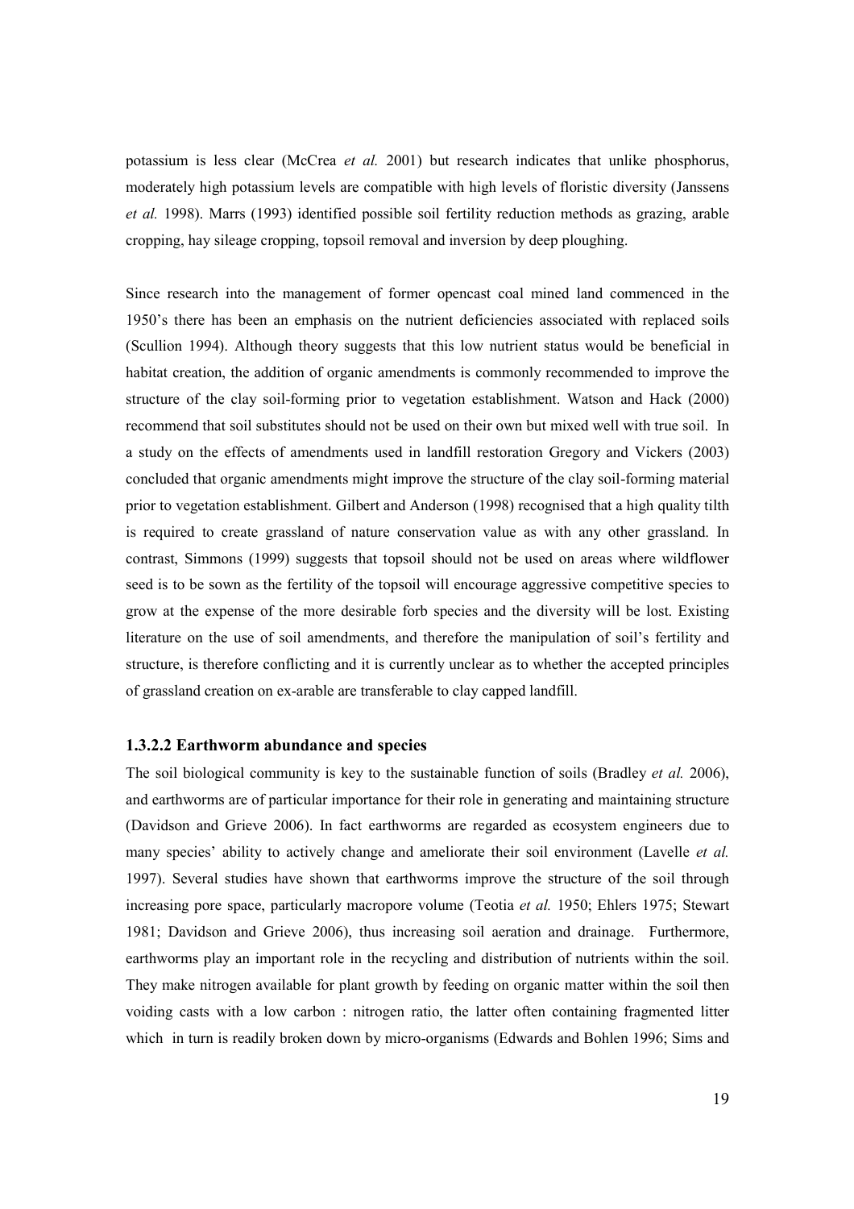potassium is less clear (McCrea *et al.* 2001) but research indicates that unlike phosphorus, moderately high potassium levels are compatible with high levels of floristic diversity (Janssens *et al.* 1998). Marrs (1993) identified possible soil fertility reduction methods as grazing, arable cropping, hay sileage cropping, topsoil removal and inversion by deep ploughing.

Since research into the management of former opencast coal mined land commenced in the 1950's there has been an emphasis on the nutrient deficiencies associated with replaced soils (Scullion 1994). Although theory suggests that this low nutrient status would be beneficial in habitat creation, the addition of organic amendments is commonly recommended to improve the structure of the clay soil-forming prior to vegetation establishment. Watson and Hack (2000) recommend that soil substitutes should not be used on their own but mixed well with true soil. In a study on the effects of amendments used in landfill restoration Gregory and Vickers (2003) concluded that organic amendments might improve the structure of the clay soil-forming material prior to vegetation establishment. Gilbert and Anderson (1998) recognised that a high quality tilth is required to create grassland of nature conservation value as with any other grassland. In contrast, Simmons (1999) suggests that topsoil should not be used on areas where wildflower seed is to be sown as the fertility of the topsoil will encourage aggressive competitive species to grow at the expense of the more desirable forb species and the diversity will be lost. Existing literature on the use of soil amendments, and therefore the manipulation of soil's fertility and structure, is therefore conflicting and it is currently unclear as to whether the accepted principles of grassland creation on ex-arable are transferable to clay capped landfill.

### 1.3.2.2 Earthworm abundance and species

The soil biological community is key to the sustainable function of soils (Bradley *et al.* 2006), and earthworms are of particular importance for their role in generating and maintaining structure (Davidson and Grieve 2006). In fact earthworms are regarded as ecosystem engineers due to many species' ability to actively change and ameliorate their soil environment (Lavelle *et al.* 1997). Several studies have shown that earthworms improve the structure of the soil through increasing pore space, particularly macropore volume (Teotia *et al.* 1950; Ehlers 1975; Stewart 1981; Davidson and Grieve 2006), thus increasing soil aeration and drainage. Furthermore, earthworms play an important role in the recycling and distribution of nutrients within the soil. They make nitrogen available for plant growth by feeding on organic matter within the soil then voiding casts with a low carbon : nitrogen ratio, the latter often containing fragmented litter which in turn is readily broken down by micro-organisms (Edwards and Bohlen 1996; Sims and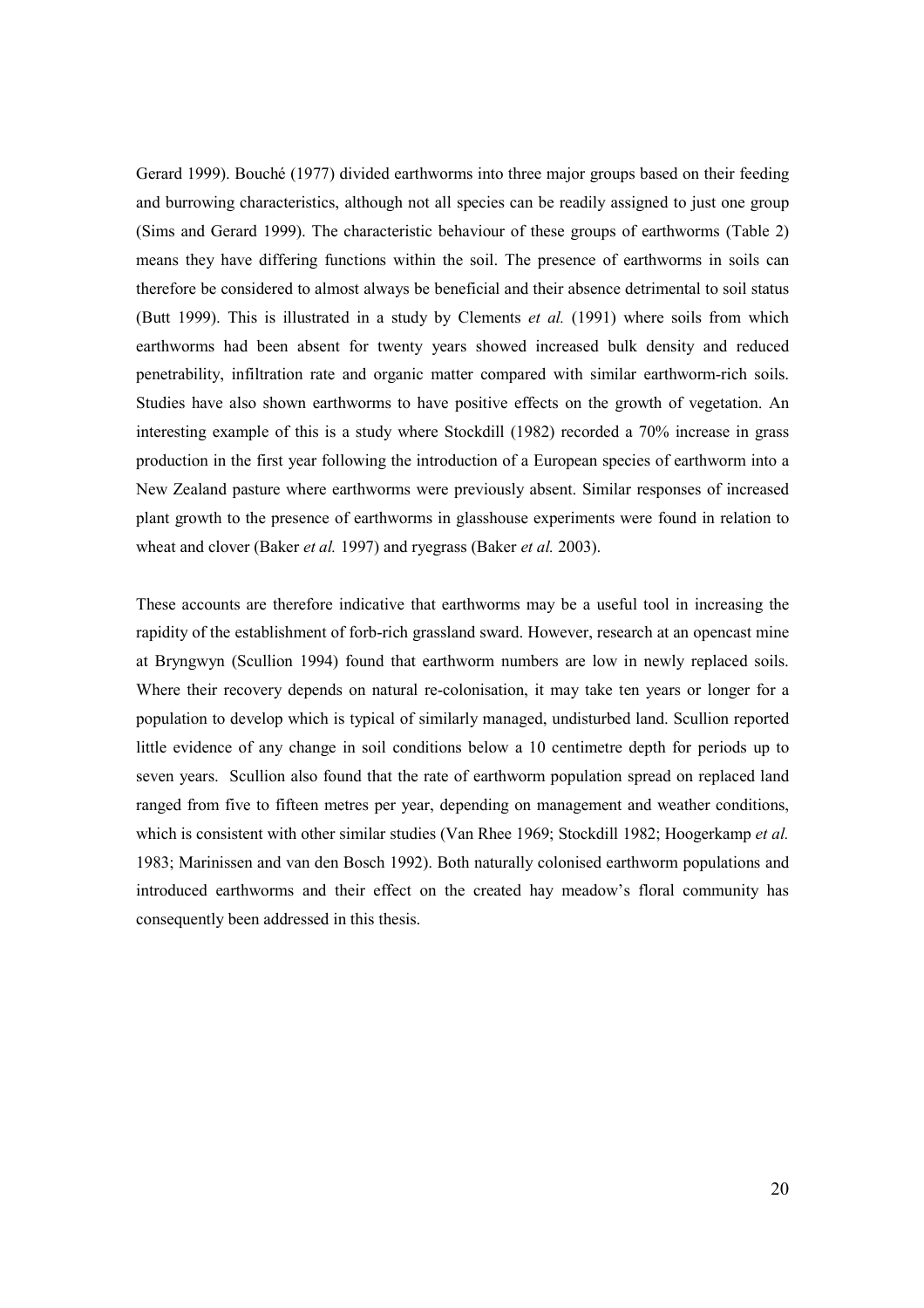Gerard 1999). Bouché (1977) divided earthworms into three major groups based on their feeding and burrowing characteristics, although not all species can be readily assigned to just one group (Sims and Gerard 1999). The characteristic behaviour of these groups of earthworms (Table 2) means they have differing functions within the soil. The presence of earthworms in soils can therefore be considered to almost always be beneficial and their absence detrimental to soil status (Butt 1999). This is illustrated in a study by Clements *et al.* (1991) where soils from which earthworms had been absent for twenty years showed increased bulk density and reduced penetrability, infiltration rate and organic matter compared with similar earthworm-rich soils. Studies have also shown earthworms to have positive effects on the growth of vegetation. An interesting example of this is a study where Stockdill (1982) recorded a 70% increase in grass production in the first year following the introduction of a European species of earthworm into a New Zealand pasture where earthworms were previously absent. Similar responses of increased plant growth to the presence of earthworms in glasshouse experiments were found in relation to wheat and clover (Baker *et al.* 1997) and ryegrass (Baker *et al.* 2003).

These accounts are therefore indicative that earthworms may be a useful tool in increasing the rapidity of the establishment of forb-rich grassland sward. However, research at an opencast mine at Bryngwyn (Scullion 1994) found that earthworm numbers are low in newly replaced soils. Where their recovery depends on natural re-colonisation, it may take ten years or longer for a population to develop which is typical of similarly managed, undisturbed land. Scullion reported little evidence of any change in soil conditions below a 10 centimetre depth for periods up to seven years. Scullion also found that the rate of earthworm population spread on replaced land ranged from five to fifteen metres per year, depending on management and weather conditions, which is consistent with other similar studies (Van Rhee 1969; Stockdill 1982; Hoogerkamp *et al.* 1983; Marinissen and van den Bosch 1992). Both naturally colonised earthworm populations and introduced earthworms and their effect on the created hay meadow's floral community has consequently been addressed in this thesis.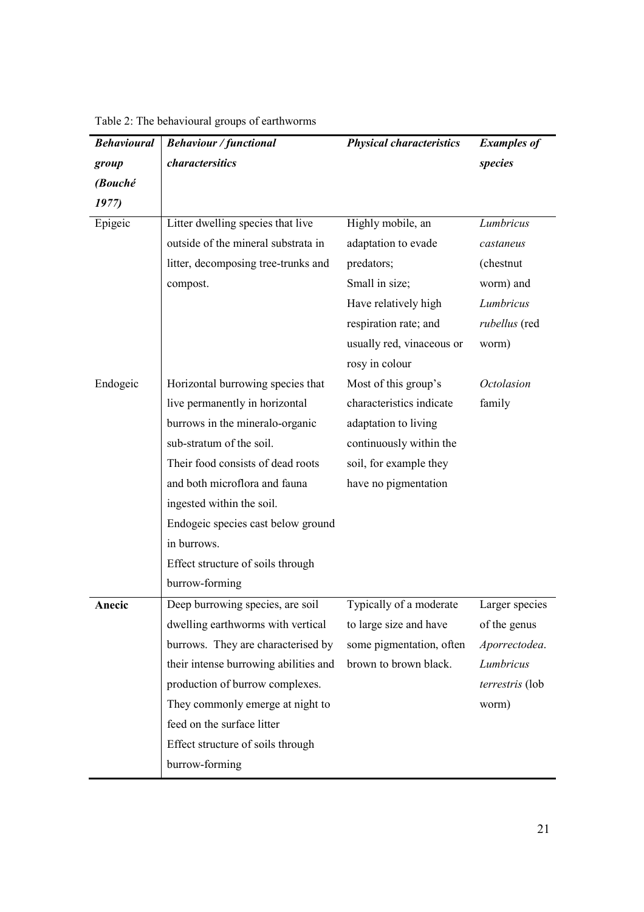Table 2: The behavioural groups of earthworms

| ***Behavioural group (Bouché 1977)*** | ***Behaviour / functional charactersitics*** | ***Physical characteristics*** | ***Examples of species*** |
|---|---|---|---|
| Epigeic | Litter dwelling species that live outside of the mineral substrata in litter, decomposing tree-trunks and compost. | Highly mobile, an adaptation to evade predators; Small in size; Have relatively high respiration rate; and usually red, vinaceous or rosy in colour | *Lumbricus castaneus* (chestnut worm) and *Lumbricus rubellus* (red worm) |
| Endogeic | Horizontal burrowing species that live permanently in horizontal burrows in the mineralo-organic sub-stratum of the soil. Their food consists of dead roots and both microflora and fauna ingested within the soil. Endogeic species cast below ground in burrows. Effect structure of soils through burrow-forming | Most of this group's characteristics indicate adaptation to living continuously within the soil, for example they have no pigmentation | *Octolasion* family |
| **Anecic** | Deep burrowing species, are soil dwelling earthworms with vertical burrows. They are characterised by their intense burrowing abilities and production of burrow complexes. They commonly emerge at night to feed on the surface litter Effect structure of soils through burrow-forming | Typically of a moderate to large size and have some pigmentation, often brown to brown black. | Larger species of the genus *Aporrectodea*. *Lumbricus terrestris* (lob worm) |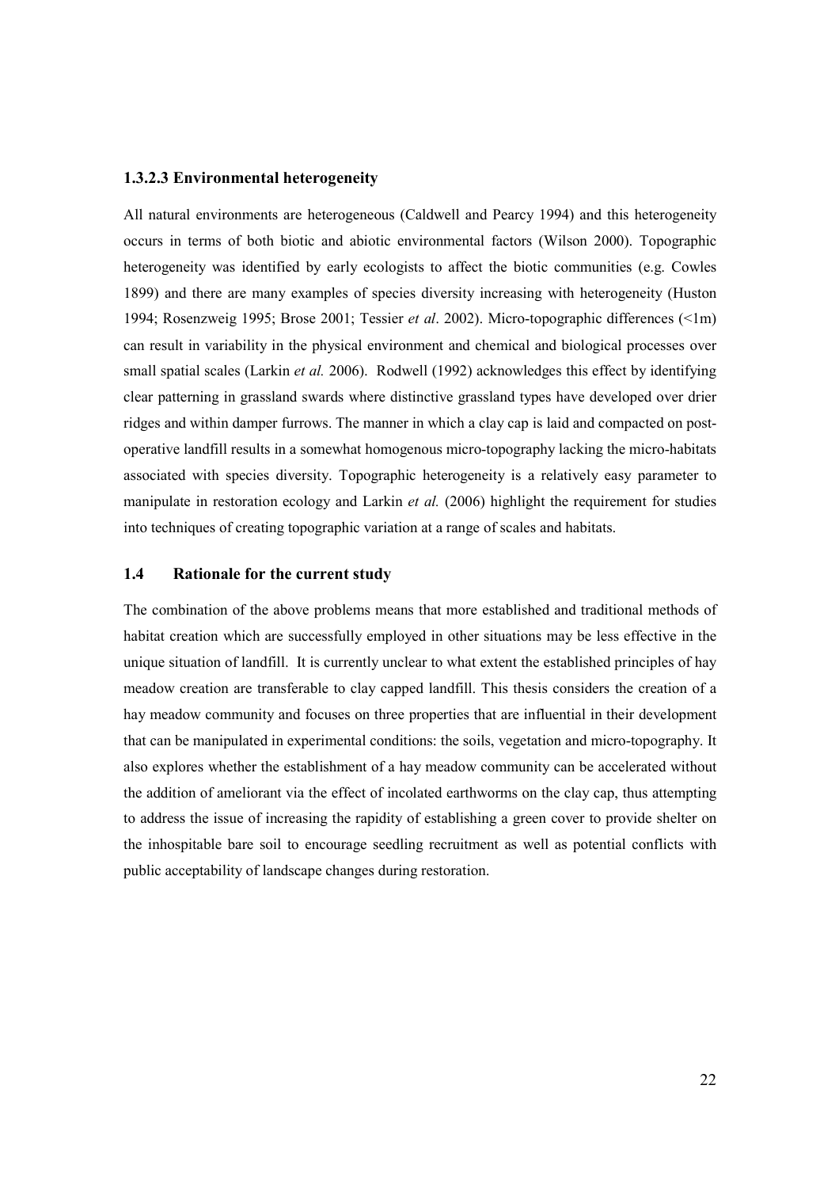### 1.3.2.3 Environmental heterogeneity

All natural environments are heterogeneous (Caldwell and Pearcy 1994) and this heterogeneity occurs in terms of both biotic and abiotic environmental factors (Wilson 2000). Topographic heterogeneity was identified by early ecologists to affect the biotic communities (e.g. Cowles 1899) and there are many examples of species diversity increasing with heterogeneity (Huston 1994; Rosenzweig 1995; Brose 2001; Tessier *et al*. 2002). Micro-topographic differences (<1m) can result in variability in the physical environment and chemical and biological processes over small spatial scales (Larkin *et al.* 2006). Rodwell (1992) acknowledges this effect by identifying clear patterning in grassland swards where distinctive grassland types have developed over drier ridges and within damper furrows. The manner in which a clay cap is laid and compacted on post-operative landfill results in a somewhat homogenous micro-topography lacking the micro-habitats associated with species diversity. Topographic heterogeneity is a relatively easy parameter to manipulate in restoration ecology and Larkin *et al.* (2006) highlight the requirement for studies into techniques of creating topographic variation at a range of scales and habitats.

## 1.4 Rationale for the current study

The combination of the above problems means that more established and traditional methods of habitat creation which are successfully employed in other situations may be less effective in the unique situation of landfill. It is currently unclear to what extent the established principles of hay meadow creation are transferable to clay capped landfill. This thesis considers the creation of a hay meadow community and focuses on three properties that are influential in their development that can be manipulated in experimental conditions: the soils, vegetation and micro-topography. It also explores whether the establishment of a hay meadow community can be accelerated without the addition of ameliorant via the effect of incolated earthworms on the clay cap, thus attempting to address the issue of increasing the rapidity of establishing a green cover to provide shelter on the inhospitable bare soil to encourage seedling recruitment as well as potential conflicts with public acceptability of landscape changes during restoration.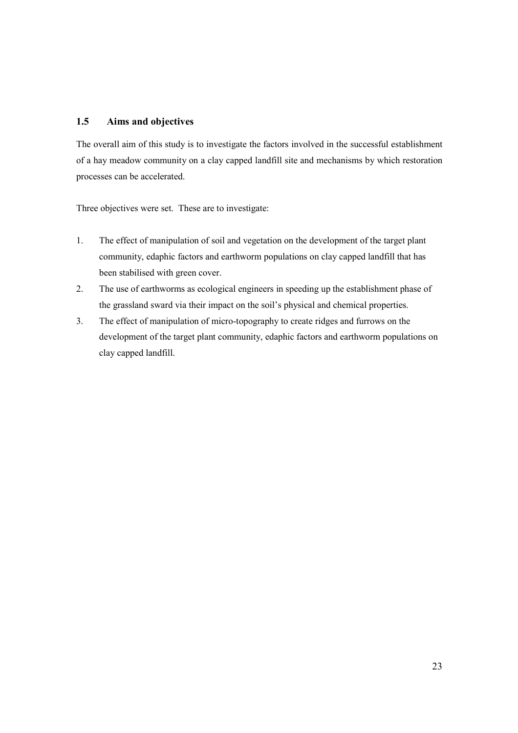## 1.5 Aims and objectives

The overall aim of this study is to investigate the factors involved in the successful establishment of a hay meadow community on a clay capped landfill site and mechanisms by which restoration processes can be accelerated.

Three objectives were set. These are to investigate:

1. The effect of manipulation of soil and vegetation on the development of the target plant community, edaphic factors and earthworm populations on clay capped landfill that has been stabilised with green cover.
2. The use of earthworms as ecological engineers in speeding up the establishment phase of the grassland sward via their impact on the soil's physical and chemical properties.
3. The effect of manipulation of micro-topography to create ridges and furrows on the development of the target plant community, edaphic factors and earthworm populations on clay capped landfill.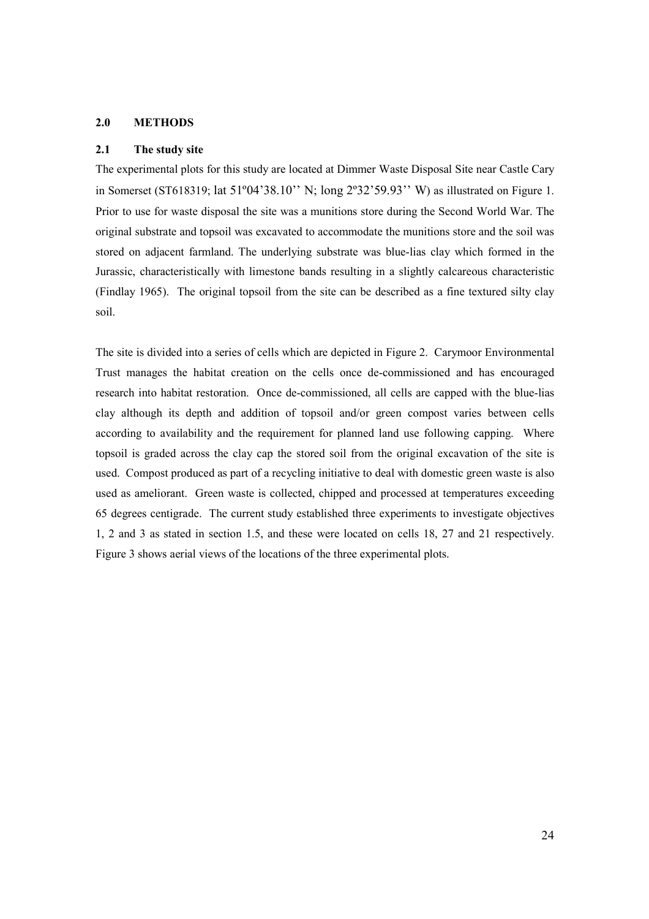## 2.0 METHODS

### 2.1 The study site

The experimental plots for this study are located at Dimmer Waste Disposal Site near Castle Cary in Somerset (ST618319; lat 51º04'38.10'' N; long 2º32'59.93'' W) as illustrated on Figure 1. Prior to use for waste disposal the site was a munitions store during the Second World War. The original substrate and topsoil was excavated to accommodate the munitions store and the soil was stored on adjacent farmland. The underlying substrate was blue-lias clay which formed in the Jurassic, characteristically with limestone bands resulting in a slightly calcareous characteristic (Findlay 1965). The original topsoil from the site can be described as a fine textured silty clay soil.

The site is divided into a series of cells which are depicted in Figure 2. Carymoor Environmental Trust manages the habitat creation on the cells once de-commissioned and has encouraged research into habitat restoration. Once de-commissioned, all cells are capped with the blue-lias clay although its depth and addition of topsoil and/or green compost varies between cells according to availability and the requirement for planned land use following capping. Where topsoil is graded across the clay cap the stored soil from the original excavation of the site is used. Compost produced as part of a recycling initiative to deal with domestic green waste is also used as ameliorant. Green waste is collected, chipped and processed at temperatures exceeding 65 degrees centigrade. The current study established three experiments to investigate objectives 1, 2 and 3 as stated in section 1.5, and these were located on cells 18, 27 and 21 respectively. Figure 3 shows aerial views of the locations of the three experimental plots.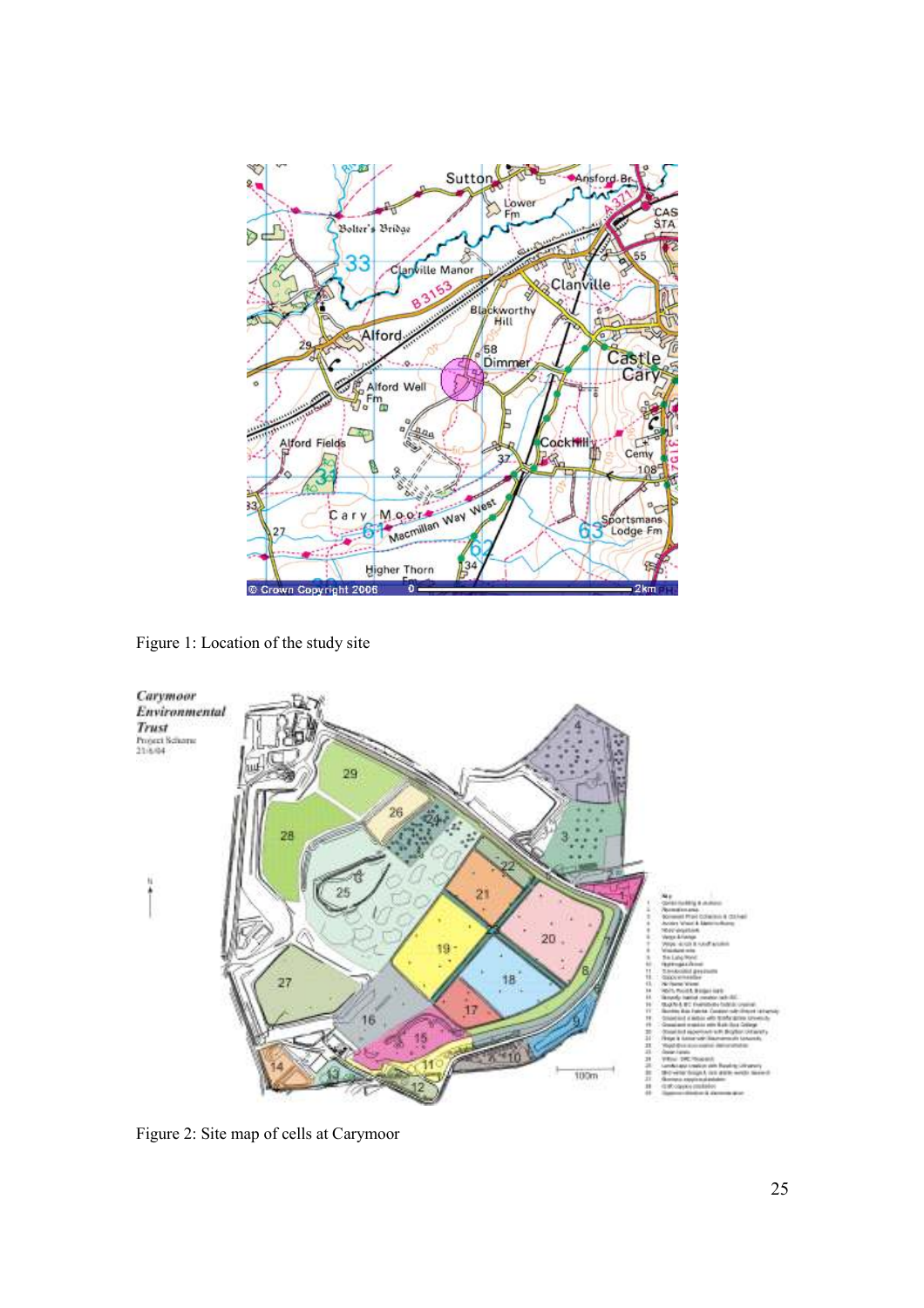Figure 1: Location of the study site

Figure 2: Site map of cells at Carymoor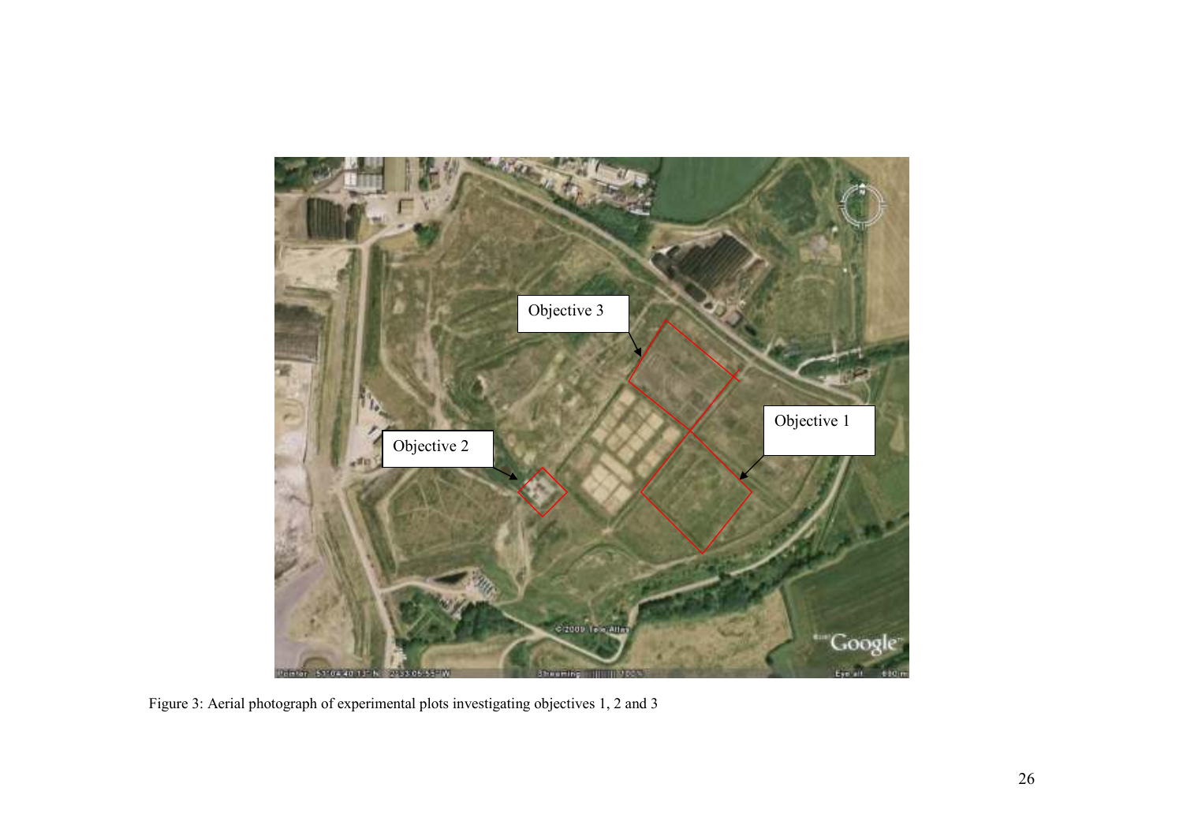Figure 3: Aerial photograph of experimental plots investigating objectives 1, 2 and 3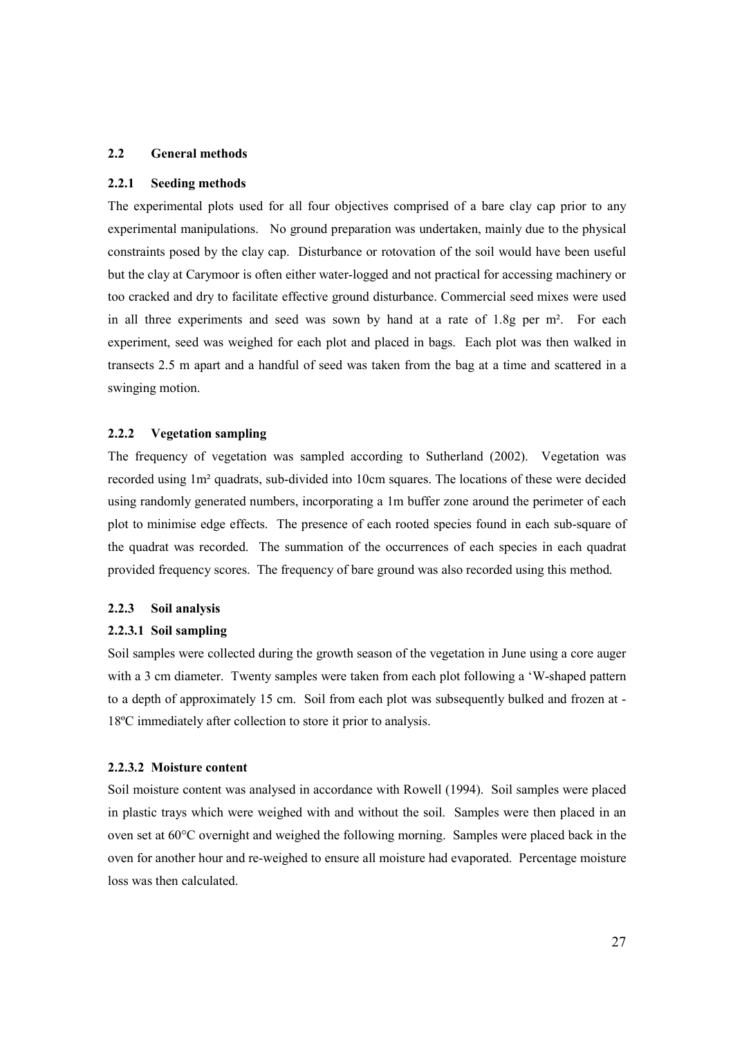## 2.2 General methods

### 2.2.1 Seeding methods

The experimental plots used for all four objectives comprised of a bare clay cap prior to any experimental manipulations. No ground preparation was undertaken, mainly due to the physical constraints posed by the clay cap. Disturbance or rotovation of the soil would have been useful but the clay at Carymoor is often either water-logged and not practical for accessing machinery or too cracked and dry to facilitate effective ground disturbance. Commercial seed mixes were used in all three experiments and seed was sown by hand at a rate of 1.8g per m². For each experiment, seed was weighed for each plot and placed in bags. Each plot was then walked in transects 2.5 m apart and a handful of seed was taken from the bag at a time and scattered in a swinging motion.

### 2.2.2 Vegetation sampling

The frequency of vegetation was sampled according to Sutherland (2002). Vegetation was recorded using 1m² quadrats, sub-divided into 10cm squares. The locations of these were decided using randomly generated numbers, incorporating a 1m buffer zone around the perimeter of each plot to minimise edge effects. The presence of each rooted species found in each sub-square of the quadrat was recorded. The summation of the occurrences of each species in each quadrat provided frequency scores. The frequency of bare ground was also recorded using this method.

### 2.2.3 Soil analysis

#### 2.2.3.1 Soil sampling

Soil samples were collected during the growth season of the vegetation in June using a core auger with a 3 cm diameter. Twenty samples were taken from each plot following a 'W-shaped pattern to a depth of approximately 15 cm. Soil from each plot was subsequently bulked and frozen at -18ºC immediately after collection to store it prior to analysis.

#### 2.2.3.2 Moisture content

Soil moisture content was analysed in accordance with Rowell (1994). Soil samples were placed in plastic trays which were weighed with and without the soil. Samples were then placed in an oven set at 60°C overnight and weighed the following morning. Samples were placed back in the oven for another hour and re-weighed to ensure all moisture had evaporated. Percentage moisture loss was then calculated.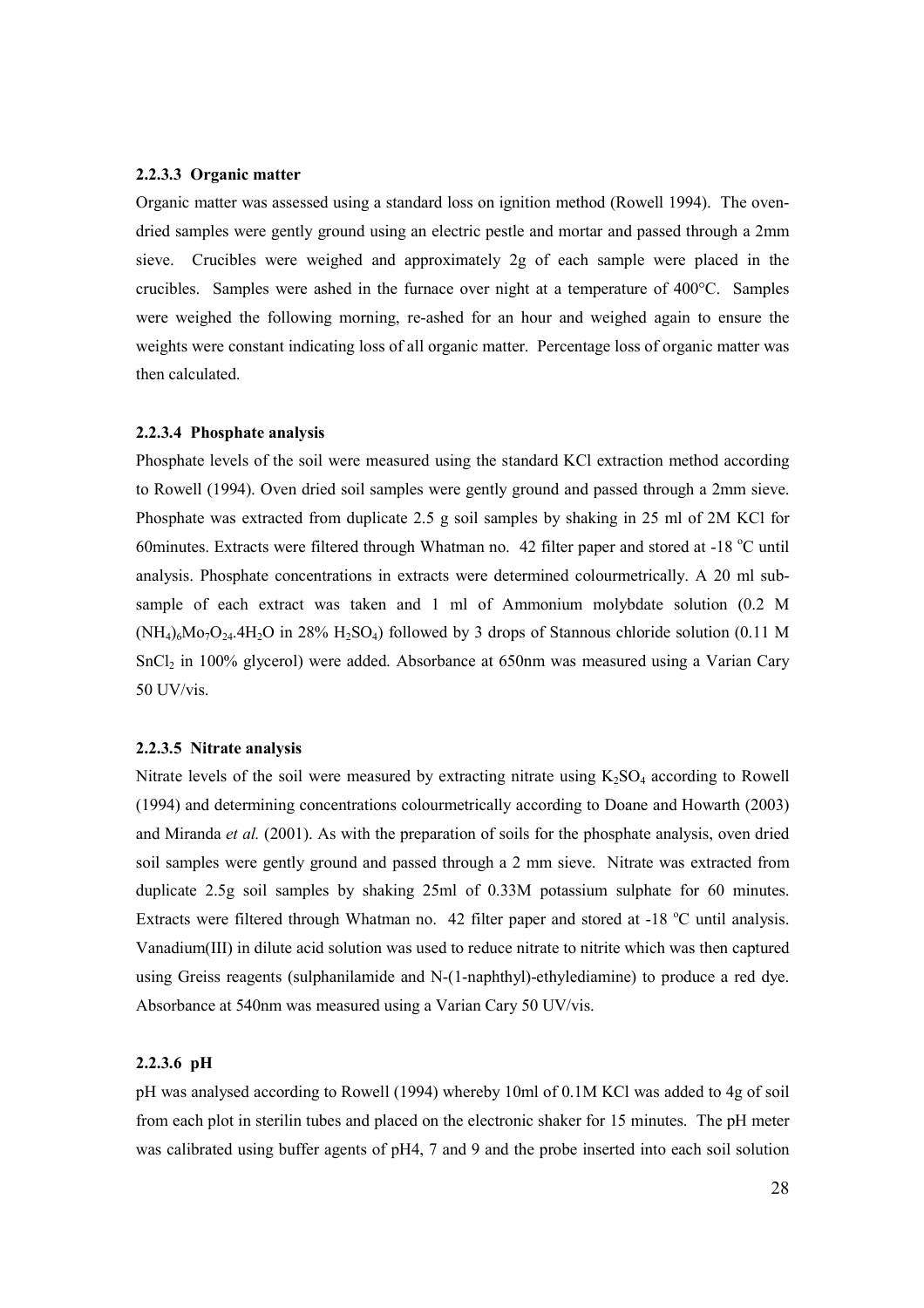#### 2.2.3.3 Organic matter

Organic matter was assessed using a standard loss on ignition method (Rowell 1994). The oven-dried samples were gently ground using an electric pestle and mortar and passed through a 2mm sieve. Crucibles were weighed and approximately 2g of each sample were placed in the crucibles. Samples were ashed in the furnace over night at a temperature of 400°C. Samples were weighed the following morning, re-ashed for an hour and weighed again to ensure the weights were constant indicating loss of all organic matter. Percentage loss of organic matter was then calculated.

#### 2.2.3.4 Phosphate analysis

Phosphate levels of the soil were measured using the standard KCl extraction method according to Rowell (1994). Oven dried soil samples were gently ground and passed through a 2mm sieve. Phosphate was extracted from duplicate 2.5 g soil samples by shaking in 25 ml of 2M KCl for 60minutes. Extracts were filtered through Whatman no. 42 filter paper and stored at -18 °C until analysis. Phosphate concentrations in extracts were determined colourmetrically. A 20 ml sub-sample of each extract was taken and 1 ml of Ammonium molybdate solution (0.2 M $(NH_4)_6Mo_7O_{24}.4H_2O$ in 28% $H_2SO_4$) followed by 3 drops of Stannous chloride solution (0.11 M $SnCl_2$ in 100% glycerol) were added. Absorbance at 650nm was measured using a Varian Cary 50 UV/vis.

#### 2.2.3.5 Nitrate analysis

Nitrate levels of the soil were measured by extracting nitrate using $K_2SO_4$ according to Rowell (1994) and determining concentrations colourmetrically according to Doane and Howarth (2003) and Miranda *et al.* (2001). As with the preparation of soils for the phosphate analysis, oven dried soil samples were gently ground and passed through a 2 mm sieve. Nitrate was extracted from duplicate 2.5g soil samples by shaking 25ml of 0.33M potassium sulphate for 60 minutes. Extracts were filtered through Whatman no. 42 filter paper and stored at -18 °C until analysis. Vanadium(III) in dilute acid solution was used to reduce nitrate to nitrite which was then captured using Greiss reagents (sulphanilamide and N-(1-naphthyl)-ethylediamine) to produce a red dye. Absorbance at 540nm was measured using a Varian Cary 50 UV/vis.

#### 2.2.3.6 pH

pH was analysed according to Rowell (1994) whereby 10ml of 0.1M KCl was added to 4g of soil from each plot in sterilin tubes and placed on the electronic shaker for 15 minutes. The pH meter was calibrated using buffer agents of pH4, 7 and 9 and the probe inserted into each soil solution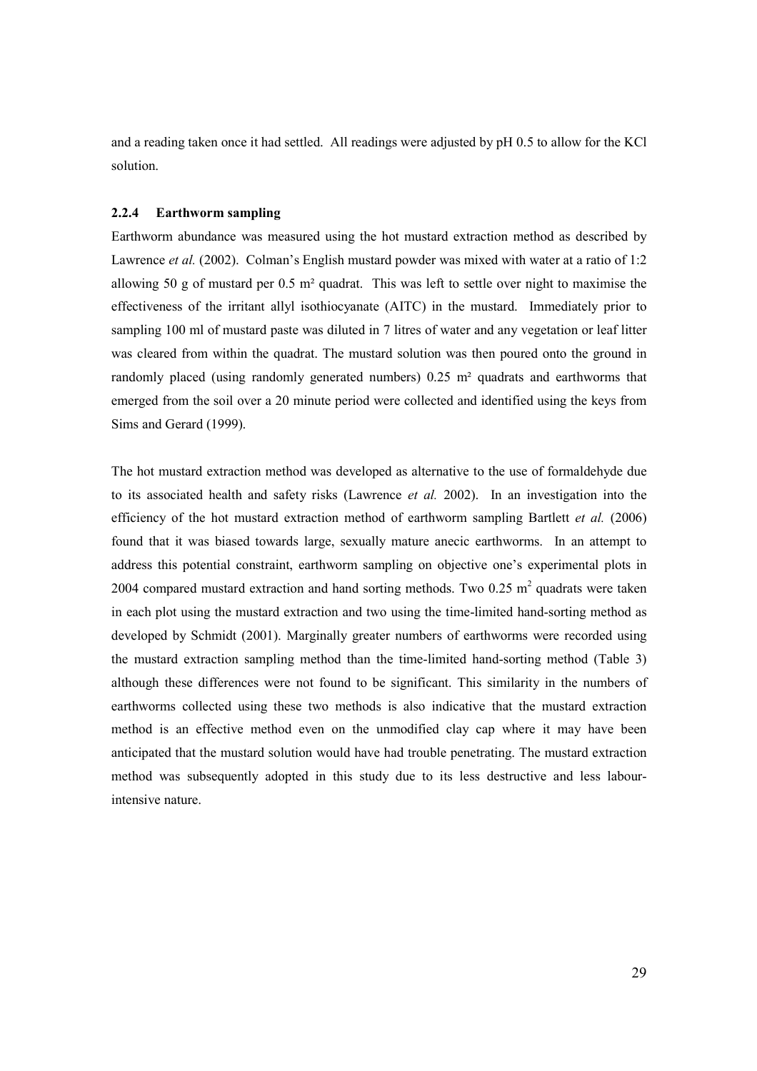and a reading taken once it had settled. All readings were adjusted by pH 0.5 to allow for the KCl solution.

### 2.2.4 Earthworm sampling

Earthworm abundance was measured using the hot mustard extraction method as described by Lawrence *et al.* (2002). Colman's English mustard powder was mixed with water at a ratio of 1:2 allowing 50 g of mustard per 0.5 $m^2$ quadrat. This was left to settle over night to maximise the effectiveness of the irritant allyl isothiocyanate (AITC) in the mustard. Immediately prior to sampling 100 ml of mustard paste was diluted in 7 litres of water and any vegetation or leaf litter was cleared from within the quadrat. The mustard solution was then poured onto the ground in randomly placed (using randomly generated numbers) 0.25 $m^2$ quadrats and earthworms that emerged from the soil over a 20 minute period were collected and identified using the keys from Sims and Gerard (1999).

The hot mustard extraction method was developed as alternative to the use of formaldehyde due to its associated health and safety risks (Lawrence *et al.* 2002). In an investigation into the efficiency of the hot mustard extraction method of earthworm sampling Bartlett *et al.* (2006) found that it was biased towards large, sexually mature anecic earthworms. In an attempt to address this potential constraint, earthworm sampling on objective one's experimental plots in 2004 compared mustard extraction and hand sorting methods. Two 0.25 $m^2$ quadrats were taken in each plot using the mustard extraction and two using the time-limited hand-sorting method as developed by Schmidt (2001). Marginally greater numbers of earthworms were recorded using the mustard extraction sampling method than the time-limited hand-sorting method (Table 3) although these differences were not found to be significant. This similarity in the numbers of earthworms collected using these two methods is also indicative that the mustard extraction method is an effective method even on the unmodified clay cap where it may have been anticipated that the mustard solution would have had trouble penetrating. The mustard extraction method was subsequently adopted in this study due to its less destructive and less labour-intensive nature.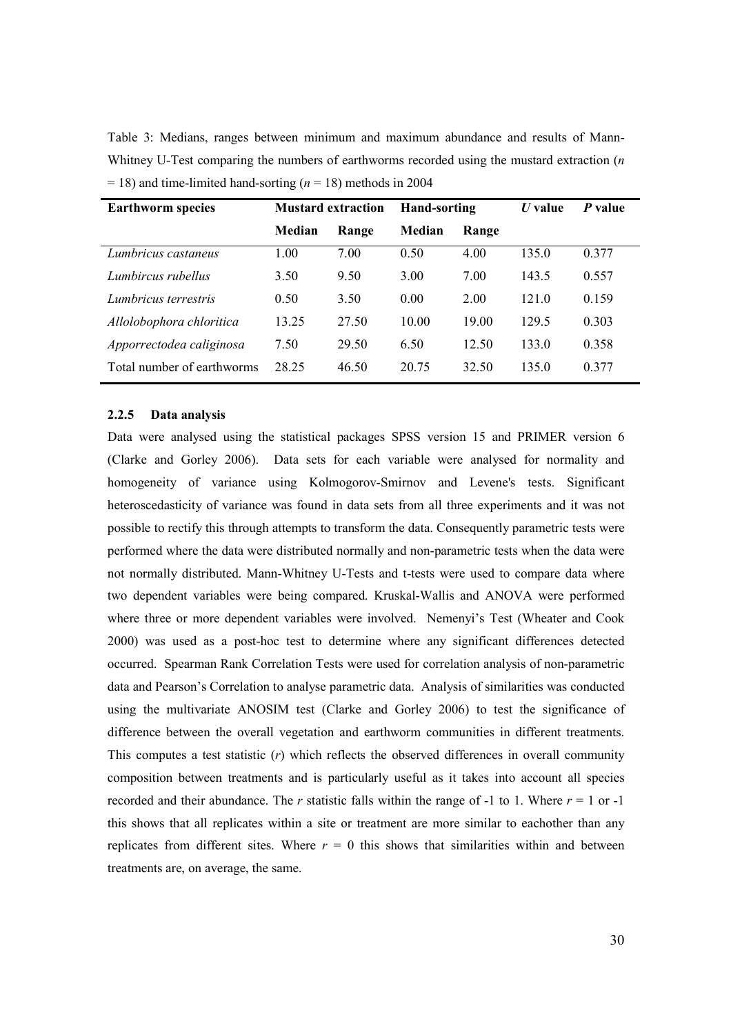Table 3: Medians, ranges between minimum and maximum abundance and results of Mann-Whitney U-Test comparing the numbers of earthworms recorded using the mustard extraction ($n = 18$) and time-limited hand-sorting ($n = 18$) methods in 2004

| **Earthworm species** | **Mustard extraction** | | **Hand-sorting** | | ***U* value** | ***P* value** |
|---|---|---|---|---|---|---|
| | **Median** | **Range** | **Median** | **Range** | | |
| *Lumbricus castaneus* | 1.00 | 7.00 | 0.50 | 4.00 | 135.0 | 0.377 |
| *Lumbircus rubellus* | 3.50 | 9.50 | 3.00 | 7.00 | 143.5 | 0.557 |
| *Lumbricus terrestris* | 0.50 | 3.50 | 0.00 | 2.00 | 121.0 | 0.159 |
| *Allolobophora chloritica* | 13.25 | 27.50 | 10.00 | 19.00 | 129.5 | 0.303 |
| *Apporrectodea caliginosa* | 7.50 | 29.50 | 6.50 | 12.50 | 133.0 | 0.358 |
| Total number of earthworms | 28.25 | 46.50 | 20.75 | 32.50 | 135.0 | 0.377 |

### 2.2.5 Data analysis

Data were analysed using the statistical packages SPSS version 15 and PRIMER version 6 (Clarke and Gorley 2006). Data sets for each variable were analysed for normality and homogeneity of variance using Kolmogorov-Smirnov and Levene's tests. Significant heteroscedasticity of variance was found in data sets from all three experiments and it was not possible to rectify this through attempts to transform the data. Consequently parametric tests were performed where the data were distributed normally and non-parametric tests when the data were not normally distributed. Mann-Whitney U-Tests and t-tests were used to compare data where two dependent variables were being compared. Kruskal-Wallis and ANOVA were performed where three or more dependent variables were involved. Nemenyi's Test (Wheater and Cook 2000) was used as a post-hoc test to determine where any significant differences detected occurred. Spearman Rank Correlation Tests were used for correlation analysis of non-parametric data and Pearson's Correlation to analyse parametric data. Analysis of similarities was conducted using the multivariate ANOSIM test (Clarke and Gorley 2006) to test the significance of difference between the overall vegetation and earthworm communities in different treatments. This computes a test statistic ($r$) which reflects the observed differences in overall community composition between treatments and is particularly useful as it takes into account all species recorded and their abundance. The $r$ statistic falls within the range of -1 to 1. Where $r = 1$ or -1 this shows that all replicates within a site or treatment are more similar to eachother than any replicates from different sites. Where $r = 0$ this shows that similarities within and between treatments are, on average, the same.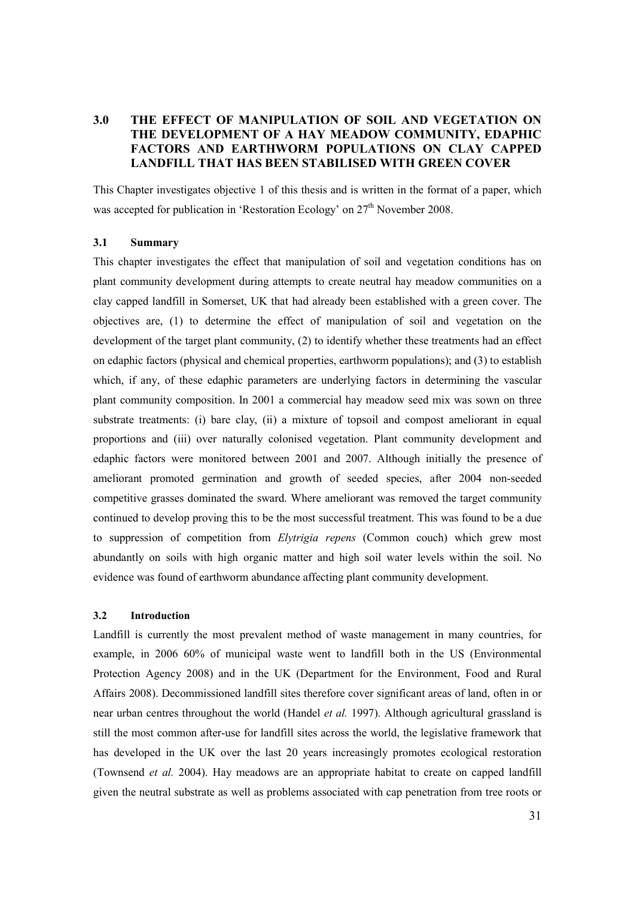## 3.0 THE EFFECT OF MANIPULATION OF SOIL AND VEGETATION ON THE DEVELOPMENT OF A HAY MEADOW COMMUNITY, EDAPHIC FACTORS AND EARTHWORM POPULATIONS ON CLAY CAPPED LANDFILL THAT HAS BEEN STABILISED WITH GREEN COVER

This Chapter investigates objective 1 of this thesis and is written in the format of a paper, which was accepted for publication in 'Restoration Ecology' on 27th November 2008.

### 3.1 Summary

This chapter investigates the effect that manipulation of soil and vegetation conditions has on plant community development during attempts to create neutral hay meadow communities on a clay capped landfill in Somerset, UK that had already been established with a green cover. The objectives are, (1) to determine the effect of manipulation of soil and vegetation on the development of the target plant community, (2) to identify whether these treatments had an effect on edaphic factors (physical and chemical properties, earthworm populations); and (3) to establish which, if any, of these edaphic parameters are underlying factors in determining the vascular plant community composition. In 2001 a commercial hay meadow seed mix was sown on three substrate treatments: (i) bare clay, (ii) a mixture of topsoil and compost ameliorant in equal proportions and (iii) over naturally colonised vegetation. Plant community development and edaphic factors were monitored between 2001 and 2007. Although initially the presence of ameliorant promoted germination and growth of seeded species, after 2004 non-seeded competitive grasses dominated the sward. Where ameliorant was removed the target community continued to develop proving this to be the most successful treatment. This was found to be a due to suppression of competition from *Elytrigia repens* (Common couch) which grew most abundantly on soils with high organic matter and high soil water levels within the soil. No evidence was found of earthworm abundance affecting plant community development.

### 3.2 Introduction

Landfill is currently the most prevalent method of waste management in many countries, for example, in 2006 60% of municipal waste went to landfill both in the US (Environmental Protection Agency 2008) and in the UK (Department for the Environment, Food and Rural Affairs 2008). Decommissioned landfill sites therefore cover significant areas of land, often in or near urban centres throughout the world (Handel *et al.* 1997). Although agricultural grassland is still the most common after-use for landfill sites across the world, the legislative framework that has developed in the UK over the last 20 years increasingly promotes ecological restoration (Townsend *et al.* 2004). Hay meadows are an appropriate habitat to create on capped landfill given the neutral substrate as well as problems associated with cap penetration from tree roots or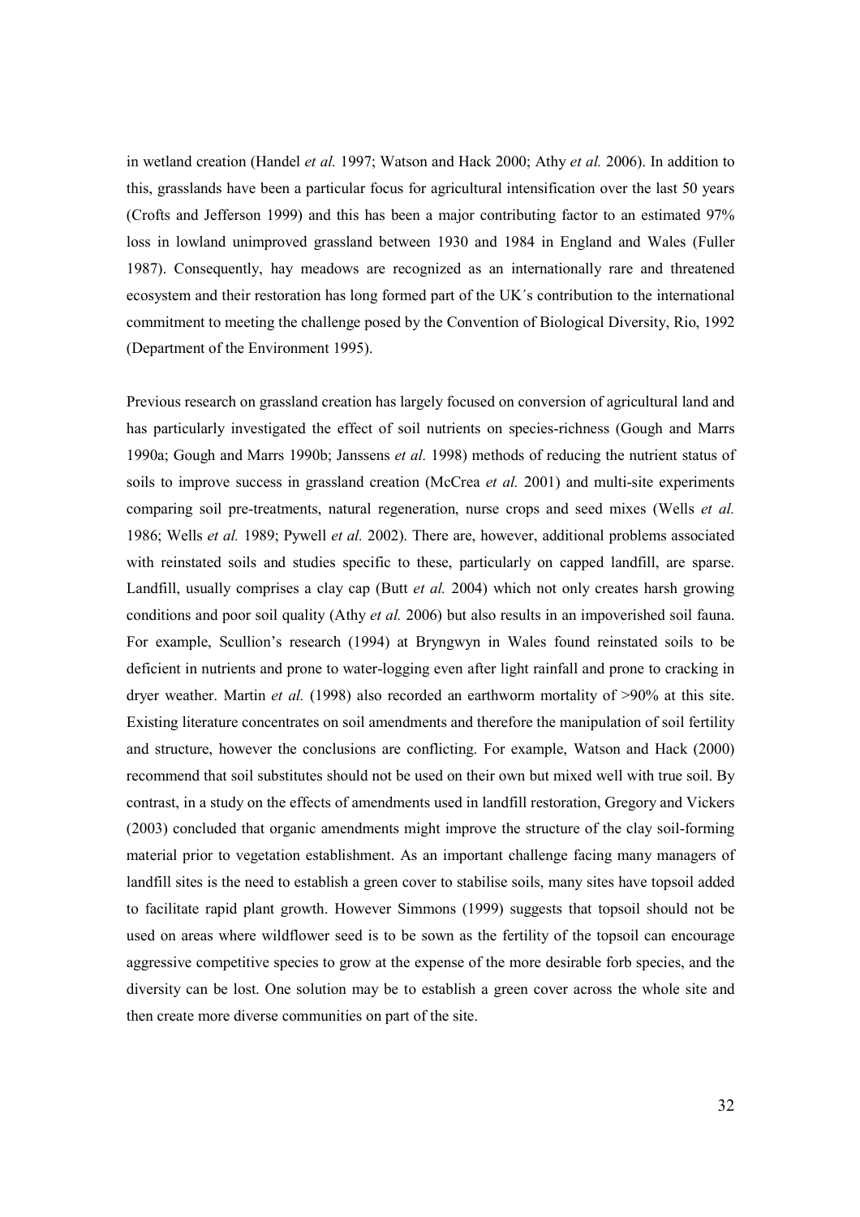in wetland creation (Handel *et al.* 1997; Watson and Hack 2000; Athy *et al.* 2006). In addition to this, grasslands have been a particular focus for agricultural intensification over the last 50 years (Crofts and Jefferson 1999) and this has been a major contributing factor to an estimated 97% loss in lowland unimproved grassland between 1930 and 1984 in England and Wales (Fuller 1987). Consequently, hay meadows are recognized as an internationally rare and threatened ecosystem and their restoration has long formed part of the UK´s contribution to the international commitment to meeting the challenge posed by the Convention of Biological Diversity, Rio, 1992 (Department of the Environment 1995).

Previous research on grassland creation has largely focused on conversion of agricultural land and has particularly investigated the effect of soil nutrients on species-richness (Gough and Marrs 1990a; Gough and Marrs 1990b; Janssens *et al.* 1998) methods of reducing the nutrient status of soils to improve success in grassland creation (McCrea *et al.* 2001) and multi-site experiments comparing soil pre-treatments, natural regeneration, nurse crops and seed mixes (Wells *et al.* 1986; Wells *et al.* 1989; Pywell *et al.* 2002). There are, however, additional problems associated with reinstated soils and studies specific to these, particularly on capped landfill, are sparse. Landfill, usually comprises a clay cap (Butt *et al.* 2004) which not only creates harsh growing conditions and poor soil quality (Athy *et al.* 2006) but also results in an impoverished soil fauna. For example, Scullion's research (1994) at Bryngwyn in Wales found reinstated soils to be deficient in nutrients and prone to water-logging even after light rainfall and prone to cracking in dryer weather. Martin *et al.* (1998) also recorded an earthworm mortality of >90% at this site. Existing literature concentrates on soil amendments and therefore the manipulation of soil fertility and structure, however the conclusions are conflicting. For example, Watson and Hack (2000) recommend that soil substitutes should not be used on their own but mixed well with true soil. By contrast, in a study on the effects of amendments used in landfill restoration, Gregory and Vickers (2003) concluded that organic amendments might improve the structure of the clay soil-forming material prior to vegetation establishment. As an important challenge facing many managers of landfill sites is the need to establish a green cover to stabilise soils, many sites have topsoil added to facilitate rapid plant growth. However Simmons (1999) suggests that topsoil should not be used on areas where wildflower seed is to be sown as the fertility of the topsoil can encourage aggressive competitive species to grow at the expense of the more desirable forb species, and the diversity can be lost. One solution may be to establish a green cover across the whole site and then create more diverse communities on part of the site.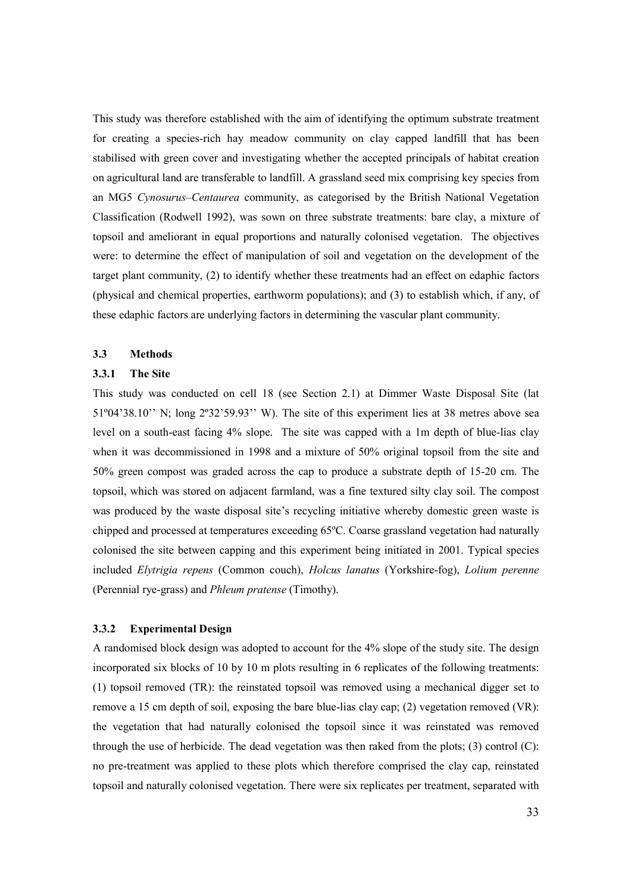This study was therefore established with the aim of identifying the optimum substrate treatment for creating a species-rich hay meadow community on clay capped landfill that has been stabilised with green cover and investigating whether the accepted principals of habitat creation on agricultural land are transferable to landfill. A grassland seed mix comprising key species from an MG5 *Cynosurus–Centaurea* community, as categorised by the British National Vegetation Classification (Rodwell 1992), was sown on three substrate treatments: bare clay, a mixture of topsoil and ameliorant in equal proportions and naturally colonised vegetation. The objectives were: to determine the effect of manipulation of soil and vegetation on the development of the target plant community, (2) to identify whether these treatments had an effect on edaphic factors (physical and chemical properties, earthworm populations); and (3) to establish which, if any, of these edaphic factors are underlying factors in determining the vascular plant community.

### 3.3 Methods

#### 3.3.1 The Site

This study was conducted on cell 18 (see Section 2.1) at Dimmer Waste Disposal Site (lat 51º04'38.10'' N; long 2º32'59.93'' W). The site of this experiment lies at 38 metres above sea level on a south-east facing 4% slope. The site was capped with a 1m depth of blue-lias clay when it was decommissioned in 1998 and a mixture of 50% original topsoil from the site and 50% green compost was graded across the cap to produce a substrate depth of 15-20 cm. The topsoil, which was stored on adjacent farmland, was a fine textured silty clay soil. The compost was produced by the waste disposal site's recycling initiative whereby domestic green waste is chipped and processed at temperatures exceeding 65ºC. Coarse grassland vegetation had naturally colonised the site between capping and this experiment being initiated in 2001. Typical species included *Elytrigia repens* (Common couch), *Holcus lanatus* (Yorkshire-fog), *Lolium perenne* (Perennial rye-grass) and *Phleum pratense* (Timothy).

#### 3.3.2 Experimental Design

A randomised block design was adopted to account for the 4% slope of the study site. The design incorporated six blocks of 10 by 10 m plots resulting in 6 replicates of the following treatments: (1) topsoil removed (TR): the reinstated topsoil was removed using a mechanical digger set to remove a 15 cm depth of soil, exposing the bare blue-lias clay cap; (2) vegetation removed (VR): the vegetation that had naturally colonised the topsoil since it was reinstated was removed through the use of herbicide. The dead vegetation was then raked from the plots; (3) control (C): no pre-treatment was applied to these plots which therefore comprised the clay cap, reinstated topsoil and naturally colonised vegetation. There were six replicates per treatment, separated with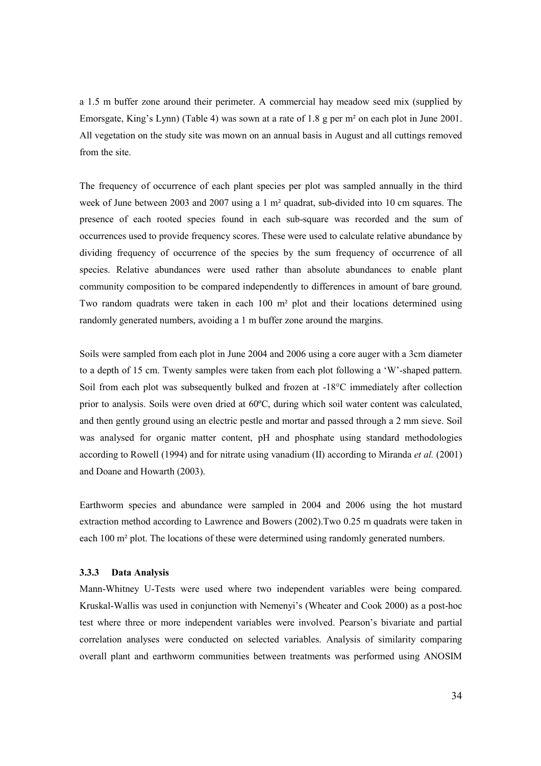a 1.5 m buffer zone around their perimeter. A commercial hay meadow seed mix (supplied by Emorsgate, King's Lynn) (Table 4) was sown at a rate of 1.8 g per m² on each plot in June 2001. All vegetation on the study site was mown on an annual basis in August and all cuttings removed from the site.

The frequency of occurrence of each plant species per plot was sampled annually in the third week of June between 2003 and 2007 using a 1 m² quadrat, sub-divided into 10 cm squares. The presence of each rooted species found in each sub-square was recorded and the sum of occurrences used to provide frequency scores. These were used to calculate relative abundance by dividing frequency of occurrence of the species by the sum frequency of occurrence of all species. Relative abundances were used rather than absolute abundances to enable plant community composition to be compared independently to differences in amount of bare ground. Two random quadrats were taken in each 100 m² plot and their locations determined using randomly generated numbers, avoiding a 1 m buffer zone around the margins.

Soils were sampled from each plot in June 2004 and 2006 using a core auger with a 3cm diameter to a depth of 15 cm. Twenty samples were taken from each plot following a 'W'-shaped pattern. Soil from each plot was subsequently bulked and frozen at -18°C immediately after collection prior to analysis. Soils were oven dried at 60ºC, during which soil water content was calculated, and then gently ground using an electric pestle and mortar and passed through a 2 mm sieve. Soil was analysed for organic matter content, pH and phosphate using standard methodologies according to Rowell (1994) and for nitrate using vanadium (II) according to Miranda *et al.* (2001) and Doane and Howarth (2003).

Earthworm species and abundance were sampled in 2004 and 2006 using the hot mustard extraction method according to Lawrence and Bowers (2002).Two 0.25 m quadrats were taken in each 100 m² plot. The locations of these were determined using randomly generated numbers.

### 3.3.3 Data Analysis

Mann-Whitney U-Tests were used where two independent variables were being compared. Kruskal-Wallis was used in conjunction with Nemenyi's (Wheater and Cook 2000) as a post-hoc test where three or more independent variables were involved. Pearson's bivariate and partial correlation analyses were conducted on selected variables. Analysis of similarity comparing overall plant and earthworm communities between treatments was performed using ANOSIM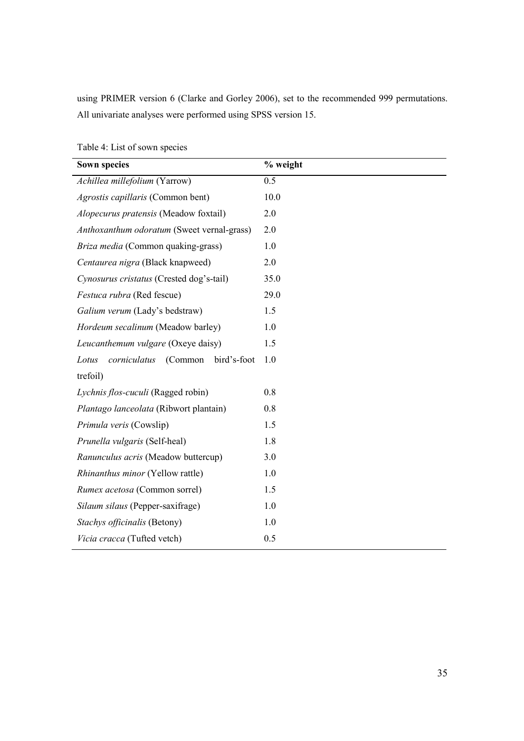using PRIMER version 6 (Clarke and Gorley 2006), set to the recommended 999 permutations. All univariate analyses were performed using SPSS version 15.

Table 4: List of sown species

| **Sown species** | **% weight** |
|---|---|
| *Achillea millefolium* (Yarrow) | 0.5 |
| *Agrostis capillaris* (Common bent) | 10.0 |
| *Alopecurus pratensis* (Meadow foxtail) | 2.0 |
| *Anthoxanthum odoratum* (Sweet vernal-grass) | 2.0 |
| *Briza media* (Common quaking-grass) | 1.0 |
| *Centaurea nigra* (Black knapweed) | 2.0 |
| *Cynosurus cristatus* (Crested dog's-tail) | 35.0 |
| *Festuca rubra* (Red fescue) | 29.0 |
| *Galium verum* (Lady's bedstraw) | 1.5 |
| *Hordeum secalinum* (Meadow barley) | 1.0 |
| *Leucanthemum vulgare* (Oxeye daisy) | 1.5 |
| *Lotus corniculatus* (Common bird's-foot trefoil) | 1.0 |
| *Lychnis flos-cuculi* (Ragged robin) | 0.8 |
| *Plantago lanceolata* (Ribwort plantain) | 0.8 |
| *Primula veris* (Cowslip) | 1.5 |
| *Prunella vulgaris* (Self-heal) | 1.8 |
| *Ranunculus acris* (Meadow buttercup) | 3.0 |
| *Rhinanthus minor* (Yellow rattle) | 1.0 |
| *Rumex acetosa* (Common sorrel) | 1.5 |
| *Silaum silaus* (Pepper-saxifrage) | 1.0 |
| *Stachys officinalis* (Betony) | 1.0 |
| *Vicia cracca* (Tufted vetch) | 0.5 |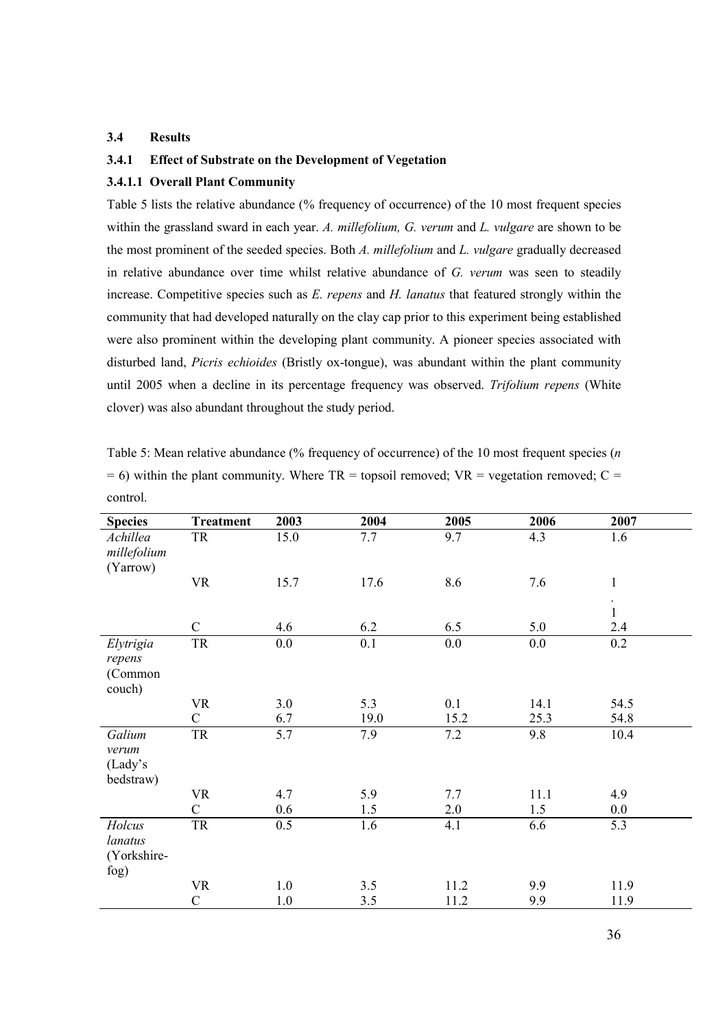### 3.4 Results

#### 3.4.1 Effect of Substrate on the Development of Vegetation

##### 3.4.1.1 Overall Plant Community

Table 5 lists the relative abundance (% frequency of occurrence) of the 10 most frequent species within the grassland sward in each year. *A. millefolium, G. verum* and *L. vulgare* are shown to be the most prominent of the seeded species. Both *A. millefolium* and *L. vulgare* gradually decreased in relative abundance over time whilst relative abundance of *G. verum* was seen to steadily increase. Competitive species such as *E. repens* and *H. lanatus* that featured strongly within the community that had developed naturally on the clay cap prior to this experiment being established were also prominent within the developing plant community. A pioneer species associated with disturbed land, *Picris echioides* (Bristly ox-tongue), was abundant within the plant community until 2005 when a decline in its percentage frequency was observed. *Trifolium repens* (White clover) was also abundant throughout the study period.

Table 5: Mean relative abundance (% frequency of occurrence) of the 10 most frequent species ($n = 6$) within the plant community. Where TR = topsoil removed; VR = vegetation removed; C = control.

| Species | Treatment | 2003 | 2004 | 2005 | 2006 | 2007 |
|---|---|---|---|---|---|---|
| *Achillea millefolium* (Yarrow) | TR | 15.0 | 7.7 | 9.7 | 4.3 | 1.6 |
| | VR | 15.7 | 17.6 | 8.6 | 7.6 | 1.1 |
| | C | 4.6 | 6.2 | 6.5 | 5.0 | 2.4 |
| *Elytrigia repens* (Common couch) | TR | 0.0 | 0.1 | 0.0 | 0.0 | 0.2 |
| | VR | 3.0 | 5.3 | 0.1 | 14.1 | 54.5 |
| | C | 6.7 | 19.0 | 15.2 | 25.3 | 54.8 |
| *Galium verum* (Lady's bedstraw) | TR | 5.7 | 7.9 | 7.2 | 9.8 | 10.4 |
| | VR | 4.7 | 5.9 | 7.7 | 11.1 | 4.9 |
| | C | 0.6 | 1.5 | 2.0 | 1.5 | 0.0 |
| *Holcus lanatus* (Yorkshire-fog) | TR | 0.5 | 1.6 | 4.1 | 6.6 | 5.3 |
| | VR | 1.0 | 3.5 | 11.2 | 9.9 | 11.9 |
| | C | 1.0 | 3.5 | 11.2 | 9.9 | 11.9 |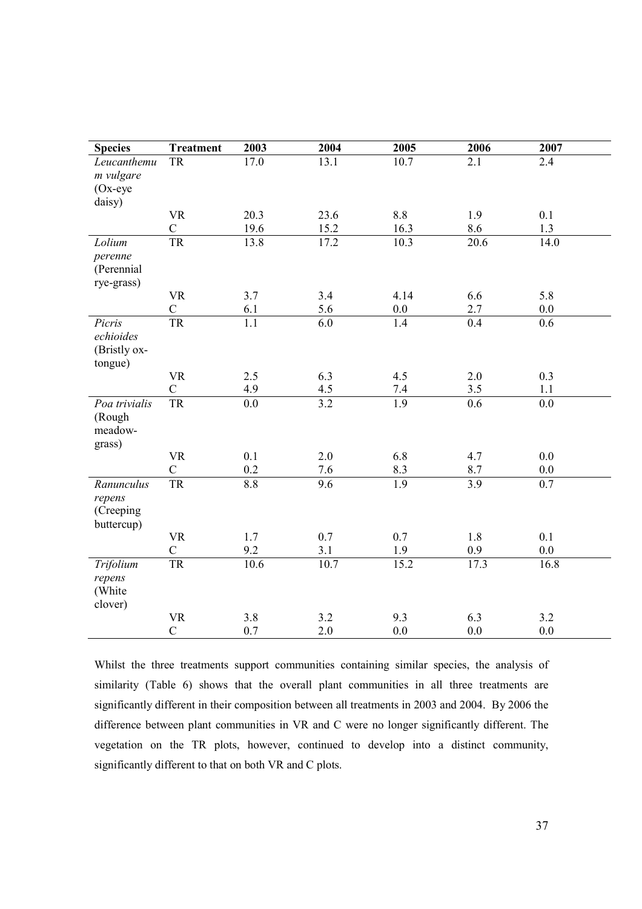| Species | Treatment | 2003 | 2004 | 2005 | 2006 | 2007 |
|---|---|---|---|---|---|---|
| *Leucanthemum vulgare* (Ox-eye daisy) | TR | 17.0 | 13.1 | 10.7 | 2.1 | 2.4 |
| | VR | 20.3 | 23.6 | 8.8 | 1.9 | 0.1 |
| | C | 19.6 | 15.2 | 16.3 | 8.6 | 1.3 |
| *Lolium perenne* (Perennial rye-grass) | TR | 13.8 | 17.2 | 10.3 | 20.6 | 14.0 |
| | VR | 3.7 | 3.4 | 4.14 | 6.6 | 5.8 |
| | C | 6.1 | 5.6 | 0.0 | 2.7 | 0.0 |
| *Picris echioides* (Bristly ox-tongue) | TR | 1.1 | 6.0 | 1.4 | 0.4 | 0.6 |
| | VR | 2.5 | 6.3 | 4.5 | 2.0 | 0.3 |
| | C | 4.9 | 4.5 | 7.4 | 3.5 | 1.1 |
| *Poa trivialis* (Rough meadow-grass) | TR | 0.0 | 3.2 | 1.9 | 0.6 | 0.0 |
| | VR | 0.1 | 2.0 | 6.8 | 4.7 | 0.0 |
| | C | 0.2 | 7.6 | 8.3 | 8.7 | 0.0 |
| *Ranunculus repens* (Creeping buttercup) | TR | 8.8 | 9.6 | 1.9 | 3.9 | 0.7 |
| | VR | 1.7 | 0.7 | 0.7 | 1.8 | 0.1 |
| | C | 9.2 | 3.1 | 1.9 | 0.9 | 0.0 |
| *Trifolium repens* (White clover) | TR | 10.6 | 10.7 | 15.2 | 17.3 | 16.8 |
| | VR | 3.8 | 3.2 | 9.3 | 6.3 | 3.2 |
| | C | 0.7 | 2.0 | 0.0 | 0.0 | 0.0 |

Whilst the three treatments support communities containing similar species, the analysis of similarity (Table 6) shows that the overall plant communities in all three treatments are significantly different in their composition between all treatments in 2003 and 2004. By 2006 the difference between plant communities in VR and C were no longer significantly different. The vegetation on the TR plots, however, continued to develop into a distinct community, significantly different to that on both VR and C plots.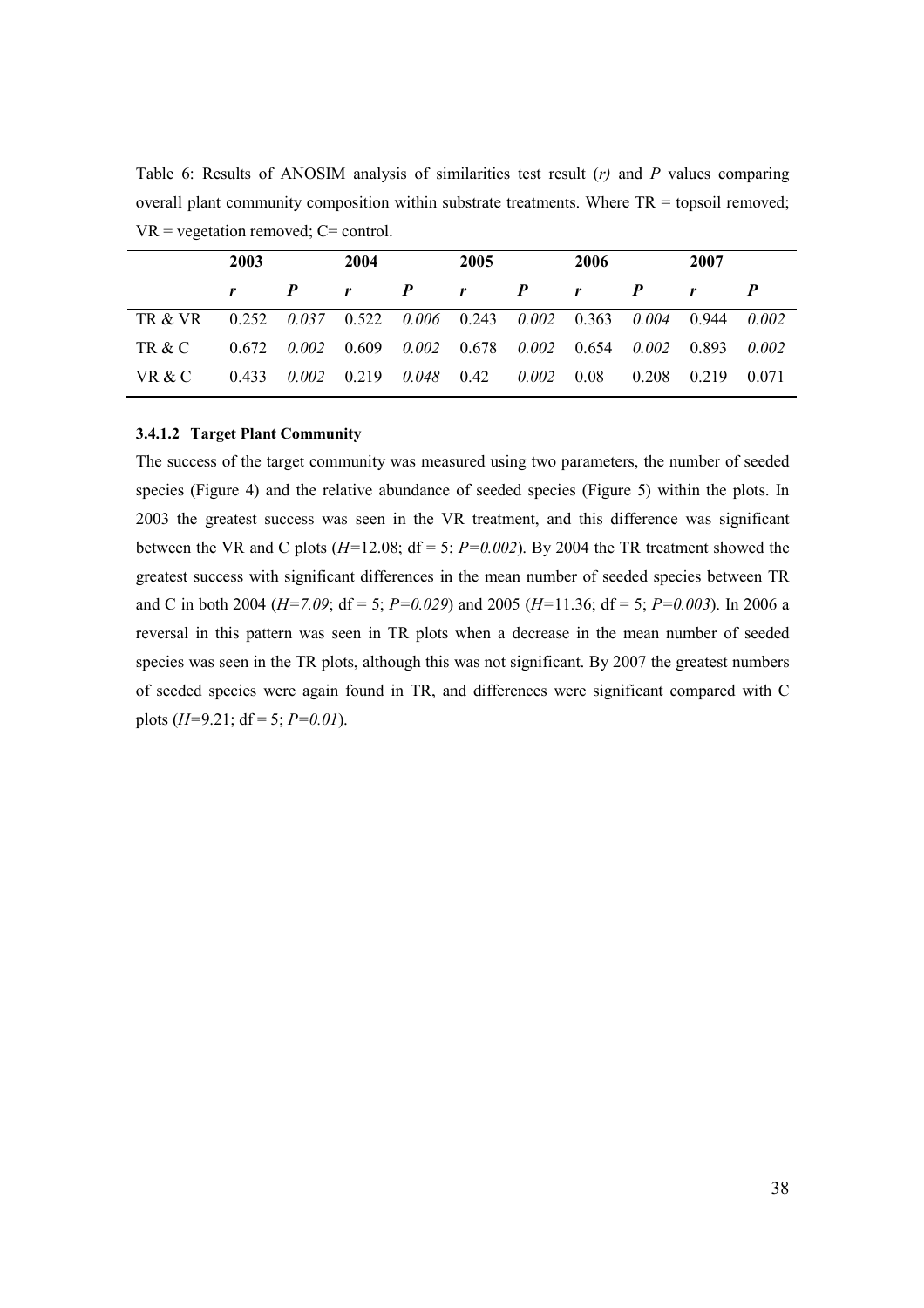Table 6: Results of ANOSIM analysis of similarities test result (*r)* and *P* values comparing overall plant community composition within substrate treatments. Where TR = topsoil removed; VR = vegetation removed; C= control.

| | **2003** | | **2004** | | **2005** | | **2006** | | **2007** | |
|---|---|---|---|---|---|---|---|---|---|---|
| | ***r*** | ***P*** | ***r*** | ***P*** | ***r*** | ***P*** | ***r*** | ***P*** | ***r*** | ***P*** |
| TR & VR | 0.252 | *0.037* | 0.522 | *0.006* | 0.243 | *0.002* | 0.363 | *0.004* | 0.944 | *0.002* |
| TR & C | 0.672 | *0.002* | 0.609 | *0.002* | 0.678 | *0.002* | 0.654 | *0.002* | 0.893 | *0.002* |
| VR & C | 0.433 | *0.002* | 0.219 | *0.048* | 0.42 | *0.002* | 0.08 | 0.208 | 0.219 | 0.071 |

#### 3.4.1.2 Target Plant Community

The success of the target community was measured using two parameters, the number of seeded species (Figure 4) and the relative abundance of seeded species (Figure 5) within the plots. In 2003 the greatest success was seen in the VR treatment, and this difference was significant between the VR and C plots ($H$=12.08; df = 5; $P$=*0.002*). By 2004 the TR treatment showed the greatest success with significant differences in the mean number of seeded species between TR and C in both 2004 ($H$=*7.09*; df = 5; $P$=*0.029*) and 2005 ($H$=11.36; df = 5; $P$=*0.003*). In 2006 a reversal in this pattern was seen in TR plots when a decrease in the mean number of seeded species was seen in the TR plots, although this was not significant. By 2007 the greatest numbers of seeded species were again found in TR, and differences were significant compared with C plots ($H$=9.21; df = 5; $P$=*0.01*).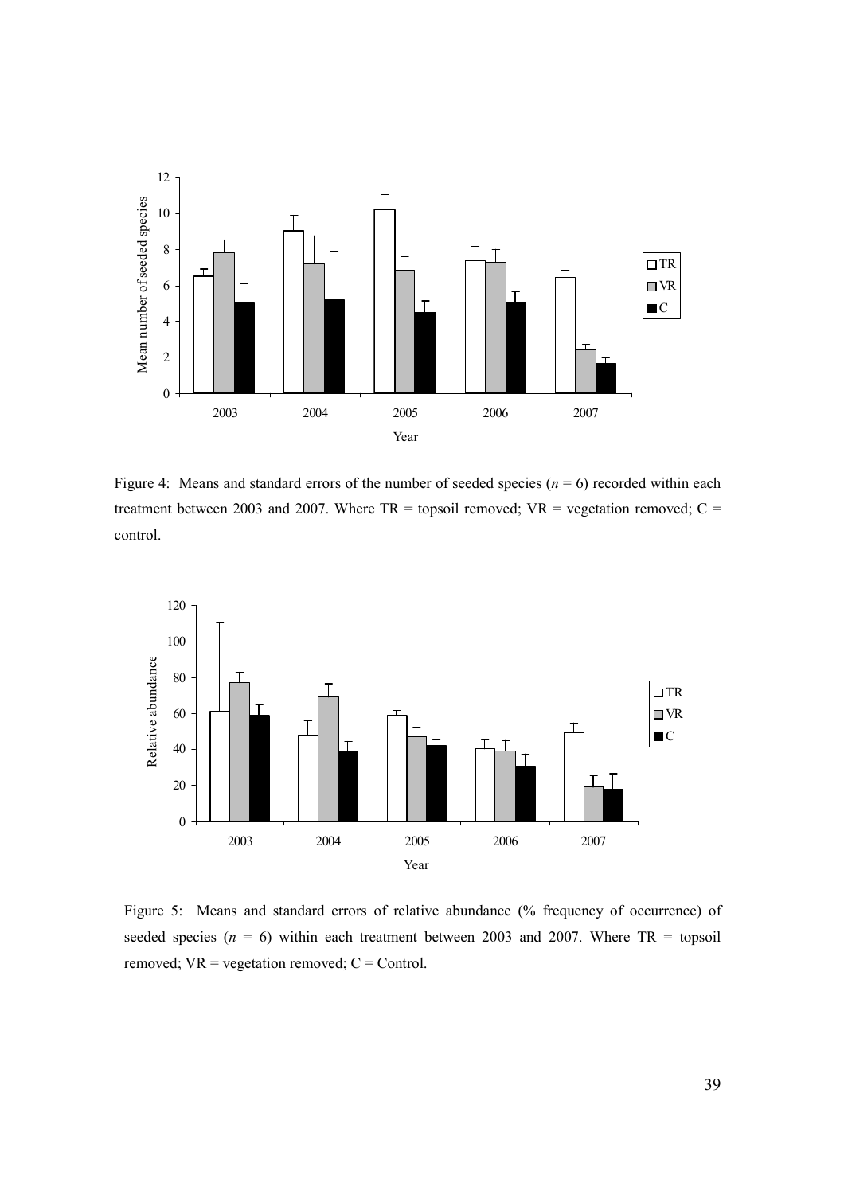Figure 4: Means and standard errors of the number of seeded species ($n$ = 6) recorded within each treatment between 2003 and 2007. Where TR = topsoil removed; VR = vegetation removed; C = control.

Figure 5: Means and standard errors of relative abundance (% frequency of occurrence) of seeded species ($n$ = 6) within each treatment between 2003 and 2007. Where TR = topsoil removed; VR = vegetation removed; C = Control.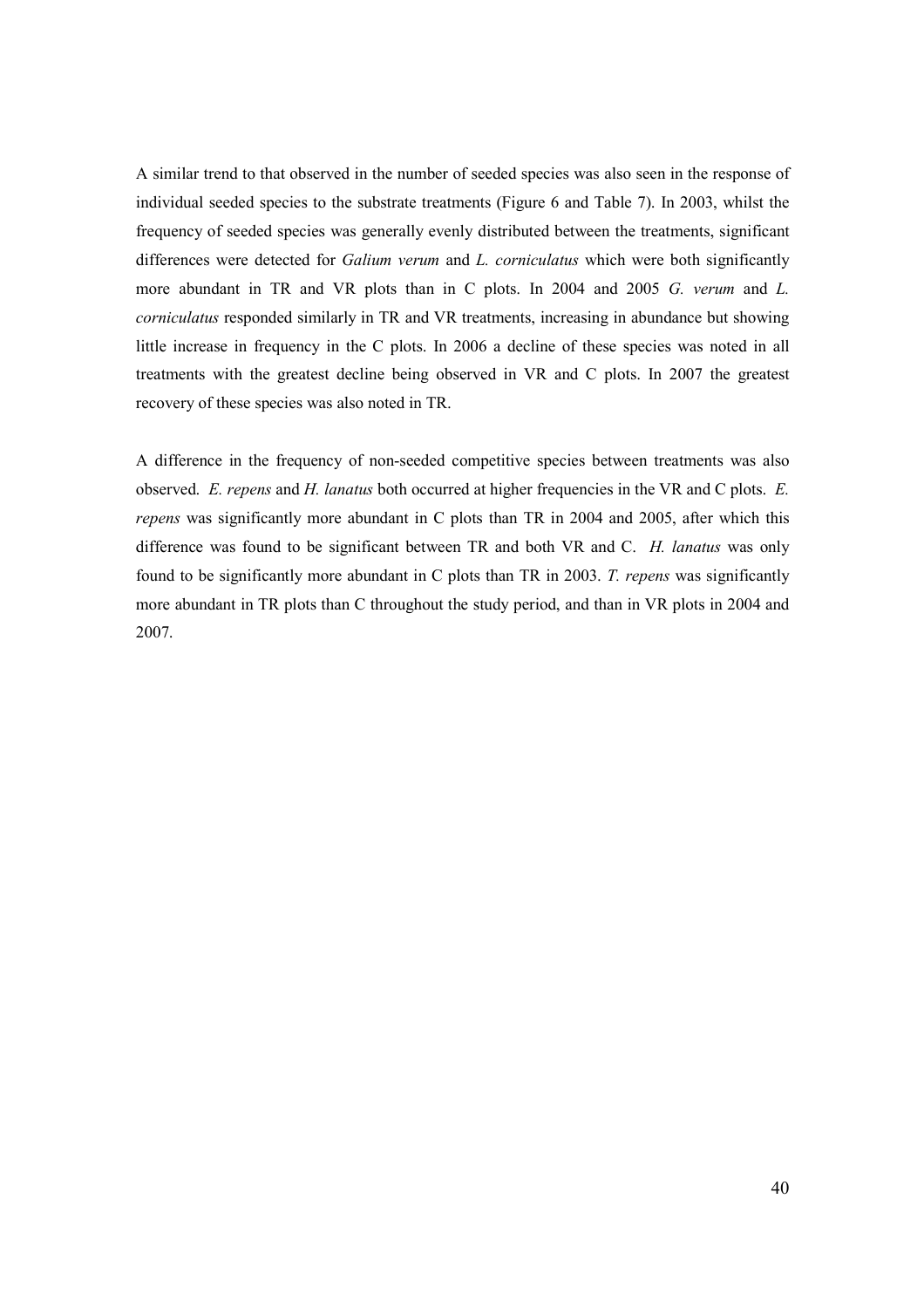A similar trend to that observed in the number of seeded species was also seen in the response of individual seeded species to the substrate treatments (Figure 6 and Table 7). In 2003, whilst the frequency of seeded species was generally evenly distributed between the treatments, significant differences were detected for *Galium verum* and *L. corniculatus* which were both significantly more abundant in TR and VR plots than in C plots. In 2004 and 2005 *G. verum* and *L. corniculatus* responded similarly in TR and VR treatments, increasing in abundance but showing little increase in frequency in the C plots. In 2006 a decline of these species was noted in all treatments with the greatest decline being observed in VR and C plots. In 2007 the greatest recovery of these species was also noted in TR.

A difference in the frequency of non-seeded competitive species between treatments was also observed. *E. repens* and *H. lanatus* both occurred at higher frequencies in the VR and C plots. *E. repens* was significantly more abundant in C plots than TR in 2004 and 2005, after which this difference was found to be significant between TR and both VR and C. *H. lanatus* was only found to be significantly more abundant in C plots than TR in 2003. *T. repens* was significantly more abundant in TR plots than C throughout the study period, and than in VR plots in 2004 and 2007.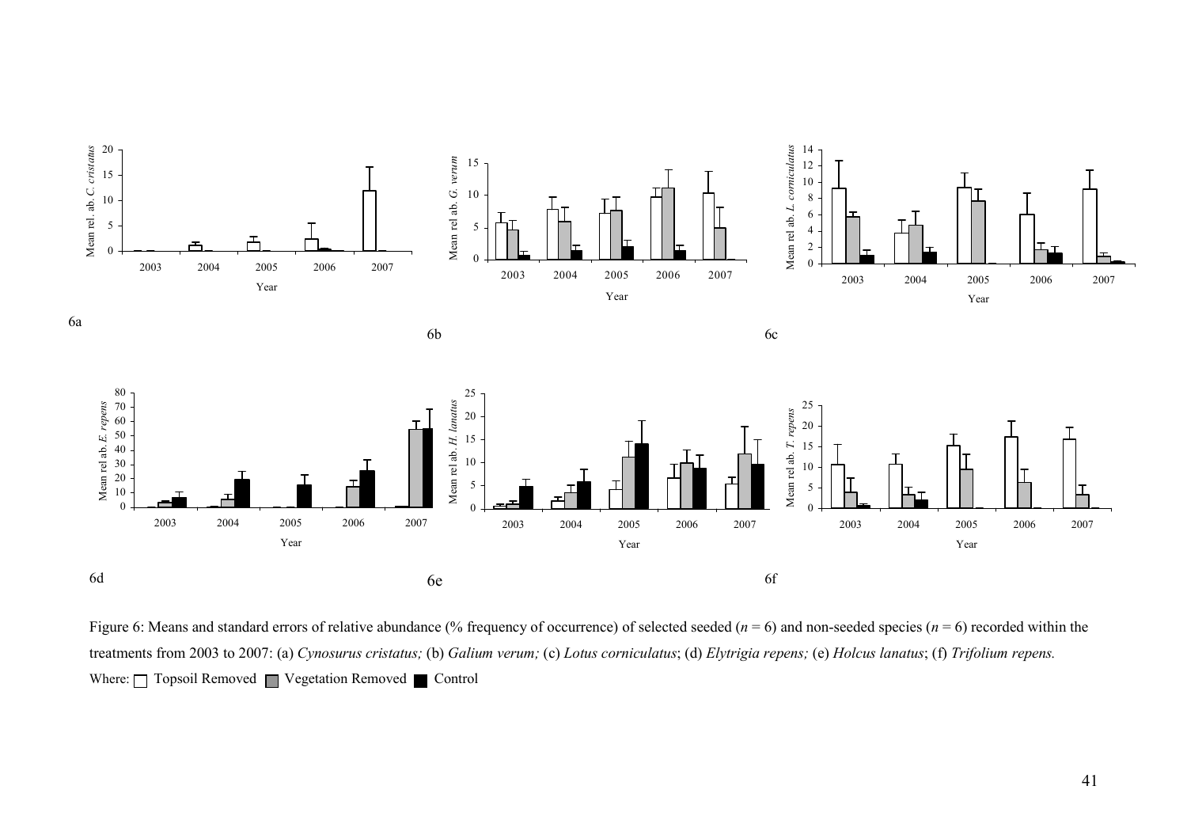Figure 6: Means and standard errors of relative abundance (% frequency of occurrence) of selected seeded ($n$ = 6) and non-seeded species ($n$ = 6) recorded within the treatments from 2003 to 2007: (a) *Cynosurus cristatus;* (b) *Galium verum;* (c) *Lotus corniculatus*; (d) *Elytrigia repens;* (e) *Holcus lanatus*; (f) *Trifolium repens.*

Where: □ Topsoil Removed ▨ Vegetation Removed ■ Control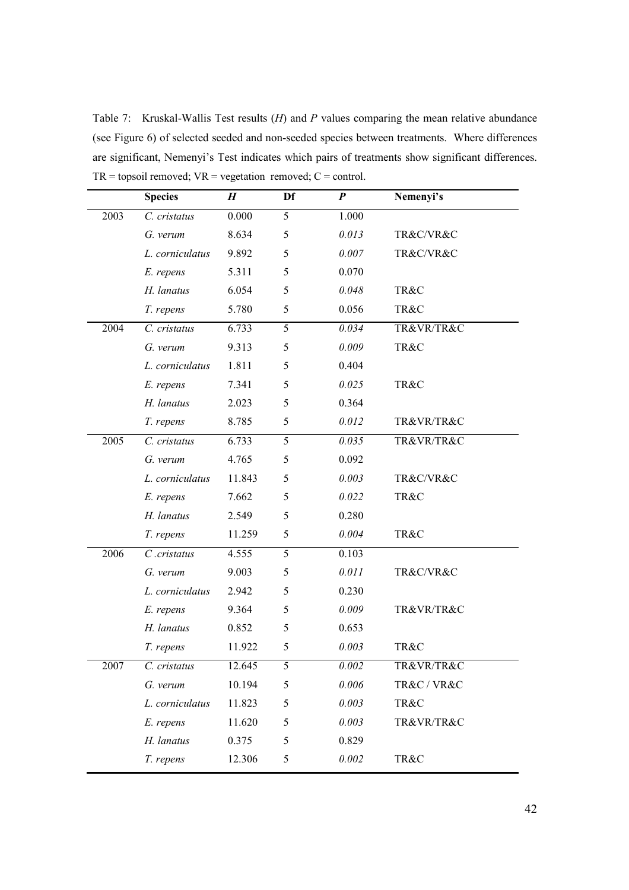Table 7: Kruskal-Wallis Test results ($H$) and $P$ values comparing the mean relative abundance (see Figure 6) of selected seeded and non-seeded species between treatments. Where differences are significant, Nemenyi's Test indicates which pairs of treatments show significant differences. TR = topsoil removed; VR = vegetation removed; C = control.

| | Species | $H$ | Df | $P$ | Nemenyi's |
|---|---|---|---|---|---|
| 2003 | *C. cristatus* | 0.000 | 5 | 1.000 | |
| | *G. verum* | 8.634 | 5 | *0.013* | TR&C/VR&C |
| | *L. corniculatus* | 9.892 | 5 | *0.007* | TR&C/VR&C |
| | *E. repens* | 5.311 | 5 | 0.070 | |
| | *H. lanatus* | 6.054 | 5 | *0.048* | TR&C |
| | *T. repens* | 5.780 | 5 | 0.056 | TR&C |
| 2004 | *C. cristatus* | 6.733 | 5 | *0.034* | TR&VR/TR&C |
| | *G. verum* | 9.313 | 5 | *0.009* | TR&C |
| | *L. corniculatus* | 1.811 | 5 | 0.404 | |
| | *E. repens* | 7.341 | 5 | *0.025* | TR&C |
| | *H. lanatus* | 2.023 | 5 | 0.364 | |
| | *T. repens* | 8.785 | 5 | *0.012* | TR&VR/TR&C |
| 2005 | *C. cristatus* | 6.733 | 5 | *0.035* | TR&VR/TR&C |
| | *G. verum* | 4.765 | 5 | 0.092 | |
| | *L. corniculatus* | 11.843 | 5 | *0.003* | TR&C/VR&C |
| | *E. repens* | 7.662 | 5 | *0.022* | TR&C |
| | *H. lanatus* | 2.549 | 5 | 0.280 | |
| | *T. repens* | 11.259 | 5 | *0.004* | TR&C |
| 2006 | *C .cristatus* | 4.555 | 5 | 0.103 | |
| | *G. verum* | 9.003 | 5 | *0.011* | TR&C/VR&C |
| | *L. corniculatus* | 2.942 | 5 | 0.230 | |
| | *E. repens* | 9.364 | 5 | *0.009* | TR&VR/TR&C |
| | *H. lanatus* | 0.852 | 5 | 0.653 | |
| | *T. repens* | 11.922 | 5 | *0.003* | TR&C |
| 2007 | *C. cristatus* | 12.645 | 5 | *0.002* | TR&VR/TR&C |
| | *G. verum* | 10.194 | 5 | *0.006* | TR&C / VR&C |
| | *L. corniculatus* | 11.823 | 5 | *0.003* | TR&C |
| | *E. repens* | 11.620 | 5 | *0.003* | TR&VR/TR&C |
| | *H. lanatus* | 0.375 | 5 | 0.829 | |
| | *T. repens* | 12.306 | 5 | *0.002* | TR&C |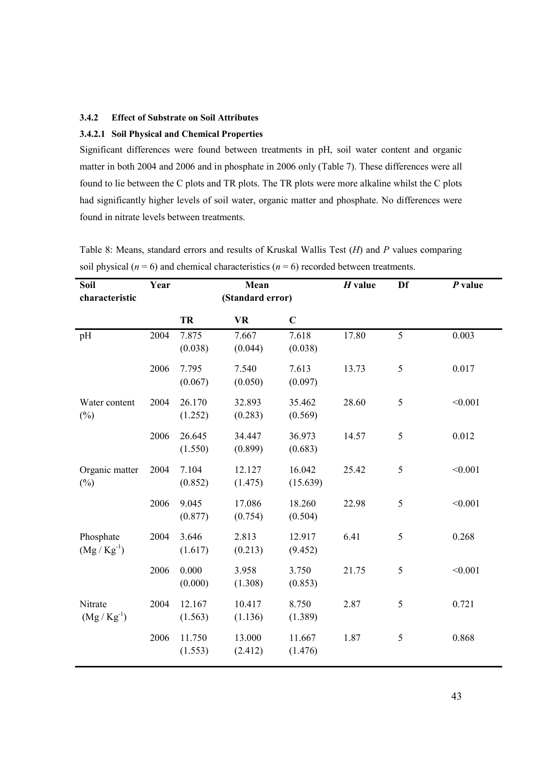### 3.4.2 Effect of Substrate on Soil Attributes

#### 3.4.2.1 Soil Physical and Chemical Properties

Significant differences were found between treatments in pH, soil water content and organic matter in both 2004 and 2006 and in phosphate in 2006 only (Table 7). These differences were all found to lie between the C plots and TR plots. The TR plots were more alkaline whilst the C plots had significantly higher levels of soil water, organic matter and phosphate. No differences were found in nitrate levels between treatments.

Table 8: Means, standard errors and results of Kruskal Wallis Test (*H*) and *P* values comparing soil physical ($n$ = 6) and chemical characteristics ($n$ = 6) recorded between treatments.

| Soil characteristic | Year | Mean (Standard error) | | | *H* value | Df | *P* value |
|---|---|---|---|---|---|---|---|
| | | **TR** | **VR** | **C** | | | |
| pH | 2004 | 7.875 (0.038) | 7.667 (0.044) | 7.618 (0.038) | 17.80 | 5 | 0.003 |
| | 2006 | 7.795 (0.067) | 7.540 (0.050) | 7.613 (0.097) | 13.73 | 5 | 0.017 |
| Water content (%) | 2004 | 26.170 (1.252) | 32.893 (0.283) | 35.462 (0.569) | 28.60 | 5 | <0.001 |
| | 2006 | 26.645 (1.550) | 34.447 (0.899) | 36.973 (0.683) | 14.57 | 5 | 0.012 |
| Organic matter (%) | 2004 | 7.104 (0.852) | 12.127 (1.475) | 16.042 (15.639) | 25.42 | 5 | <0.001 |
| | 2006 | 9.045 (0.877) | 17.086 (0.754) | 18.260 (0.504) | 22.98 | 5 | <0.001 |
| Phosphate ($Mg / Kg^{-1}$) | 2004 | 3.646 (1.617) | 2.813 (0.213) | 12.917 (9.452) | 6.41 | 5 | 0.268 |
| | 2006 | 0.000 (0.000) | 3.958 (1.308) | 3.750 (0.853) | 21.75 | 5 | <0.001 |
| Nitrate ($Mg / Kg^{-1}$) | 2004 | 12.167 (1.563) | 10.417 (1.136) | 8.750 (1.389) | 2.87 | 5 | 0.721 |
| | 2006 | 11.750 (1.553) | 13.000 (2.412) | 11.667 (1.476) | 1.87 | 5 | 0.868 |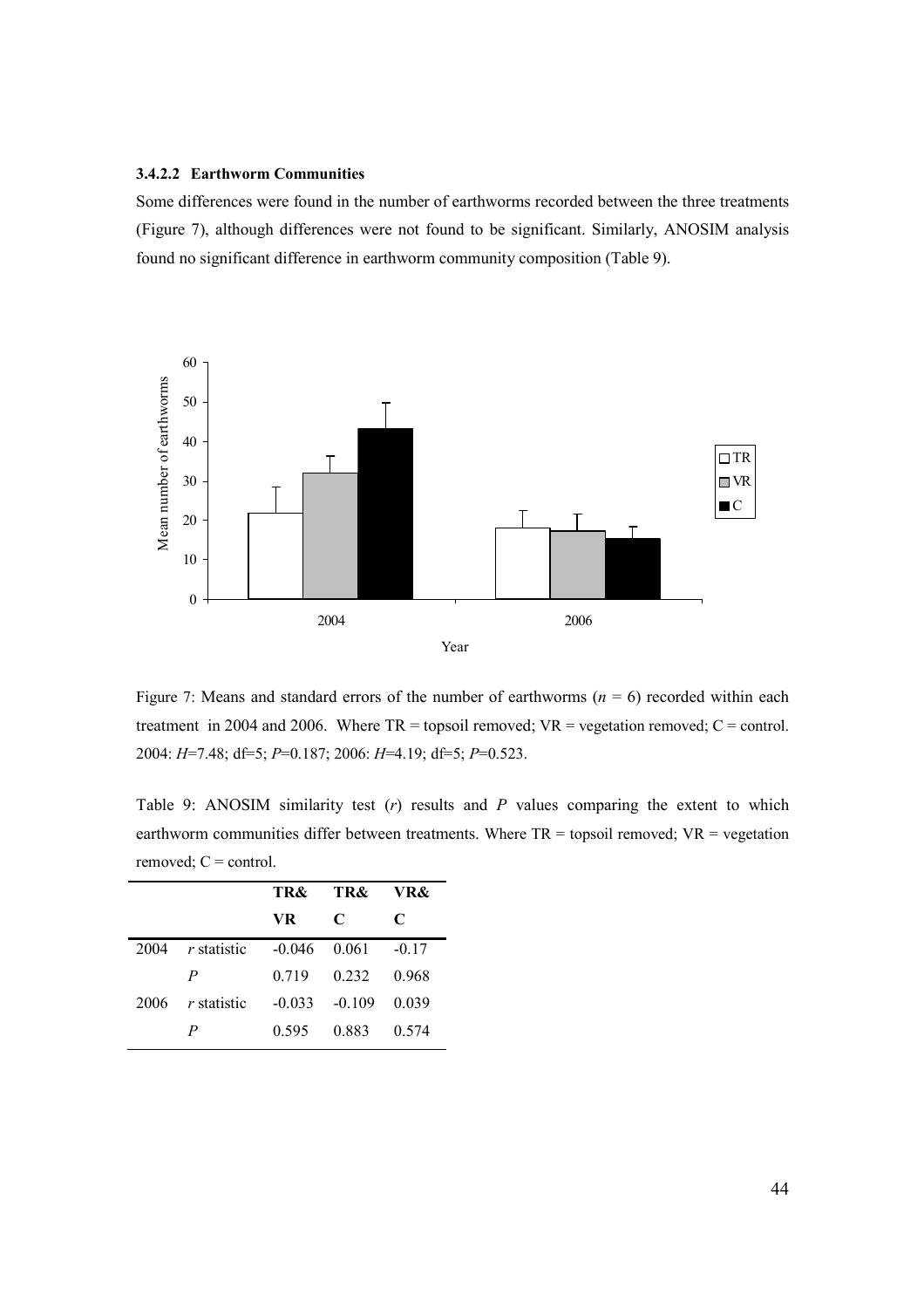#### 3.4.2.2 Earthworm Communities

Some differences were found in the number of earthworms recorded between the three treatments (Figure 7), although differences were not found to be significant. Similarly, ANOSIM analysis found no significant difference in earthworm community composition (Table 9).

Figure 7: Means and standard errors of the number of earthworms ($n$ = 6) recorded within each treatment in 2004 and 2006. Where TR = topsoil removed; VR = vegetation removed; C = control. 2004: $H$=7.48; df=5; $P$=0.187; 2006: $H$=4.19; df=5; $P$=0.523.

Table 9: ANOSIM similarity test ($r$) results and $P$ values comparing the extent to which earthworm communities differ between treatments. Where TR = topsoil removed; VR = vegetation removed; C = control.

| | | TR& VR | TR& C | VR& C |
|---|---|---|---|---|
| 2004 | $r$ statistic | -0.046 | 0.061 | -0.17 |
| | $P$ | 0.719 | 0.232 | 0.968 |
| 2006 | $r$ statistic | -0.033 | -0.109 | 0.039 |
| | $P$ | 0.595 | 0.883 | 0.574 |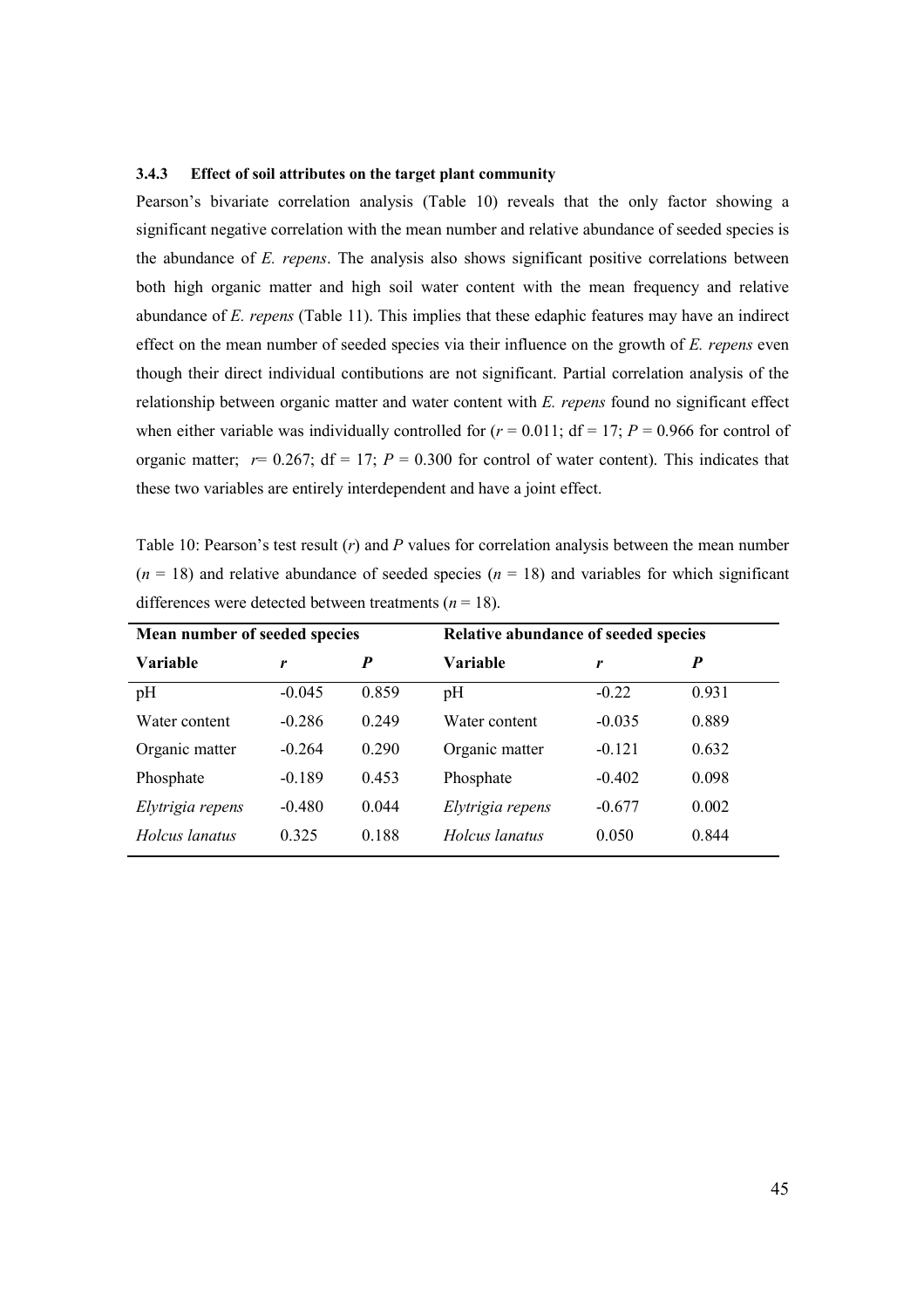### 3.4.3 Effect of soil attributes on the target plant community

Pearson's bivariate correlation analysis (Table 10) reveals that the only factor showing a significant negative correlation with the mean number and relative abundance of seeded species is the abundance of *E. repens*. The analysis also shows significant positive correlations between both high organic matter and high soil water content with the mean frequency and relative abundance of *E. repens* (Table 11). This implies that these edaphic features may have an indirect effect on the mean number of seeded species via their influence on the growth of *E. repens* even though their direct individual contibutions are not significant. Partial correlation analysis of the relationship between organic matter and water content with *E. repens* found no significant effect when either variable was individually controlled for ($r$ = 0.011; df = 17; $P$ = 0.966 for control of organic matter; $r$= 0.267; df = 17; $P$ = 0.300 for control of water content). This indicates that these two variables are entirely interdependent and have a joint effect.

Table 10: Pearson's test result ($r$) and $P$ values for correlation analysis between the mean number ($n$ = 18) and relative abundance of seeded species ($n$ = 18) and variables for which significant differences were detected between treatments ($n$ = 18).

| **Mean number of seeded species** | | | **Relative abundance of seeded species** | | |
|---|---|---|---|---|---|
| **Variable** | ***r*** | ***P*** | **Variable** | ***r*** | ***P*** |
| pH | -0.045 | 0.859 | pH | -0.22 | 0.931 |
| Water content | -0.286 | 0.249 | Water content | -0.035 | 0.889 |
| Organic matter | -0.264 | 0.290 | Organic matter | -0.121 | 0.632 |
| Phosphate | -0.189 | 0.453 | Phosphate | -0.402 | 0.098 |
| *Elytrigia repens* | -0.480 | 0.044 | *Elytrigia repens* | -0.677 | 0.002 |
| *Holcus lanatus* | 0.325 | 0.188 | *Holcus lanatus* | 0.050 | 0.844 |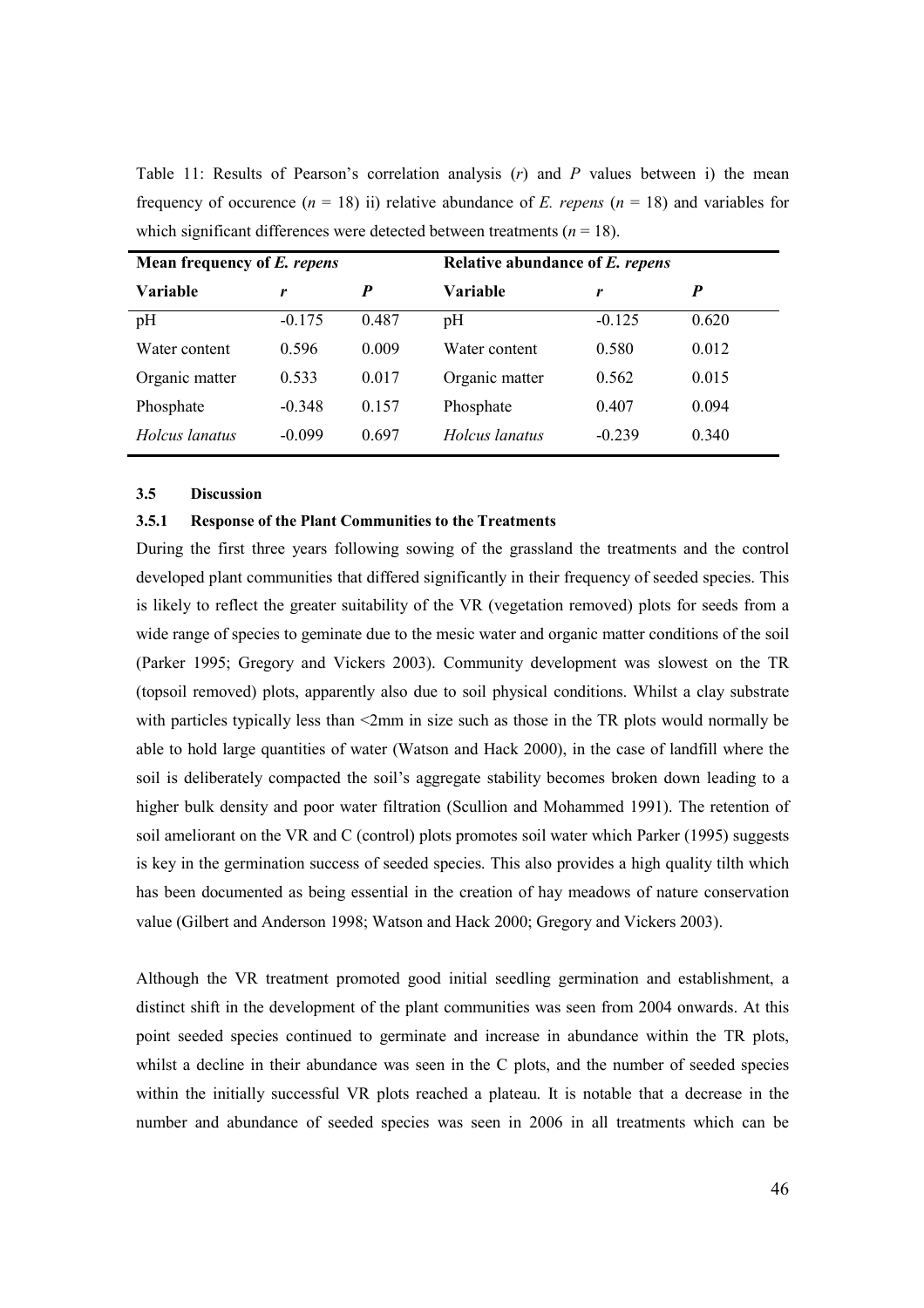Table 11: Results of Pearson's correlation analysis (*r*) and *P* values between i) the mean frequency of occurence ($n$ = 18) ii) relative abundance of *E. repens* ($n$ = 18) and variables for which significant differences were detected between treatments ($n$ = 18).

| **Mean frequency of *E. repens*** | | | **Relative abundance of *E. repens*** | | |
|---|---|---|---|---|---|
| **Variable** | ***r*** | ***P*** | **Variable** | ***r*** | ***P*** |
| pH | -0.175 | 0.487 | pH | -0.125 | 0.620 |
| Water content | 0.596 | 0.009 | Water content | 0.580 | 0.012 |
| Organic matter | 0.533 | 0.017 | Organic matter | 0.562 | 0.015 |
| Phosphate | -0.348 | 0.157 | Phosphate | 0.407 | 0.094 |
| *Holcus lanatus* | -0.099 | 0.697 | *Holcus lanatus* | -0.239 | 0.340 |

### 3.5 Discussion

#### 3.5.1 Response of the Plant Communities to the Treatments

During the first three years following sowing of the grassland the treatments and the control developed plant communities that differed significantly in their frequency of seeded species. This is likely to reflect the greater suitability of the VR (vegetation removed) plots for seeds from a wide range of species to geminate due to the mesic water and organic matter conditions of the soil (Parker 1995; Gregory and Vickers 2003). Community development was slowest on the TR (topsoil removed) plots, apparently also due to soil physical conditions. Whilst a clay substrate with particles typically less than <2mm in size such as those in the TR plots would normally be able to hold large quantities of water (Watson and Hack 2000), in the case of landfill where the soil is deliberately compacted the soil's aggregate stability becomes broken down leading to a higher bulk density and poor water filtration (Scullion and Mohammed 1991). The retention of soil ameliorant on the VR and C (control) plots promotes soil water which Parker (1995) suggests is key in the germination success of seeded species. This also provides a high quality tilth which has been documented as being essential in the creation of hay meadows of nature conservation value (Gilbert and Anderson 1998; Watson and Hack 2000; Gregory and Vickers 2003).

Although the VR treatment promoted good initial seedling germination and establishment, a distinct shift in the development of the plant communities was seen from 2004 onwards. At this point seeded species continued to germinate and increase in abundance within the TR plots, whilst a decline in their abundance was seen in the C plots, and the number of seeded species within the initially successful VR plots reached a plateau. It is notable that a decrease in the number and abundance of seeded species was seen in 2006 in all treatments which can be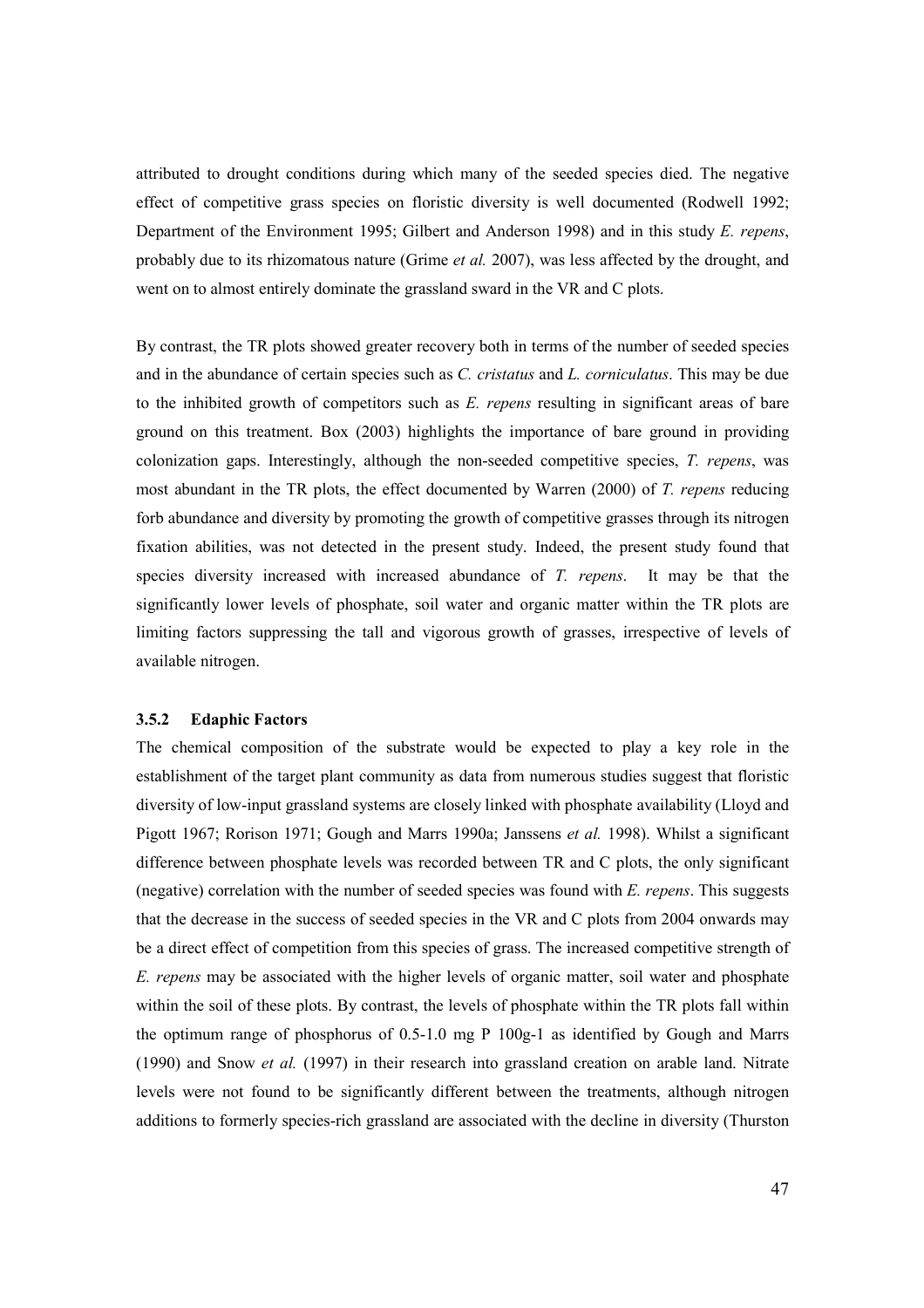attributed to drought conditions during which many of the seeded species died. The negative effect of competitive grass species on floristic diversity is well documented (Rodwell 1992; Department of the Environment 1995; Gilbert and Anderson 1998) and in this study *E. repens*, probably due to its rhizomatous nature (Grime *et al.* 2007), was less affected by the drought, and went on to almost entirely dominate the grassland sward in the VR and C plots.

By contrast, the TR plots showed greater recovery both in terms of the number of seeded species and in the abundance of certain species such as *C. cristatus* and *L. corniculatus*. This may be due to the inhibited growth of competitors such as *E. repens* resulting in significant areas of bare ground on this treatment. Box (2003) highlights the importance of bare ground in providing colonization gaps. Interestingly, although the non-seeded competitive species, *T. repens*, was most abundant in the TR plots, the effect documented by Warren (2000) of *T. repens* reducing forb abundance and diversity by promoting the growth of competitive grasses through its nitrogen fixation abilities, was not detected in the present study. Indeed, the present study found that species diversity increased with increased abundance of *T. repens*. It may be that the significantly lower levels of phosphate, soil water and organic matter within the TR plots are limiting factors suppressing the tall and vigorous growth of grasses, irrespective of levels of available nitrogen.

### 3.5.2 Edaphic Factors

The chemical composition of the substrate would be expected to play a key role in the establishment of the target plant community as data from numerous studies suggest that floristic diversity of low-input grassland systems are closely linked with phosphate availability (Lloyd and Pigott 1967; Rorison 1971; Gough and Marrs 1990a; Janssens *et al.* 1998). Whilst a significant difference between phosphate levels was recorded between TR and C plots, the only significant (negative) correlation with the number of seeded species was found with *E. repens*. This suggests that the decrease in the success of seeded species in the VR and C plots from 2004 onwards may be a direct effect of competition from this species of grass. The increased competitive strength of *E. repens* may be associated with the higher levels of organic matter, soil water and phosphate within the soil of these plots. By contrast, the levels of phosphate within the TR plots fall within the optimum range of phosphorus of 0.5-1.0 mg P $100g^{-1}$ as identified by Gough and Marrs (1990) and Snow *et al.* (1997) in their research into grassland creation on arable land. Nitrate levels were not found to be significantly different between the treatments, although nitrogen additions to formerly species-rich grassland are associated with the decline in diversity (Thurston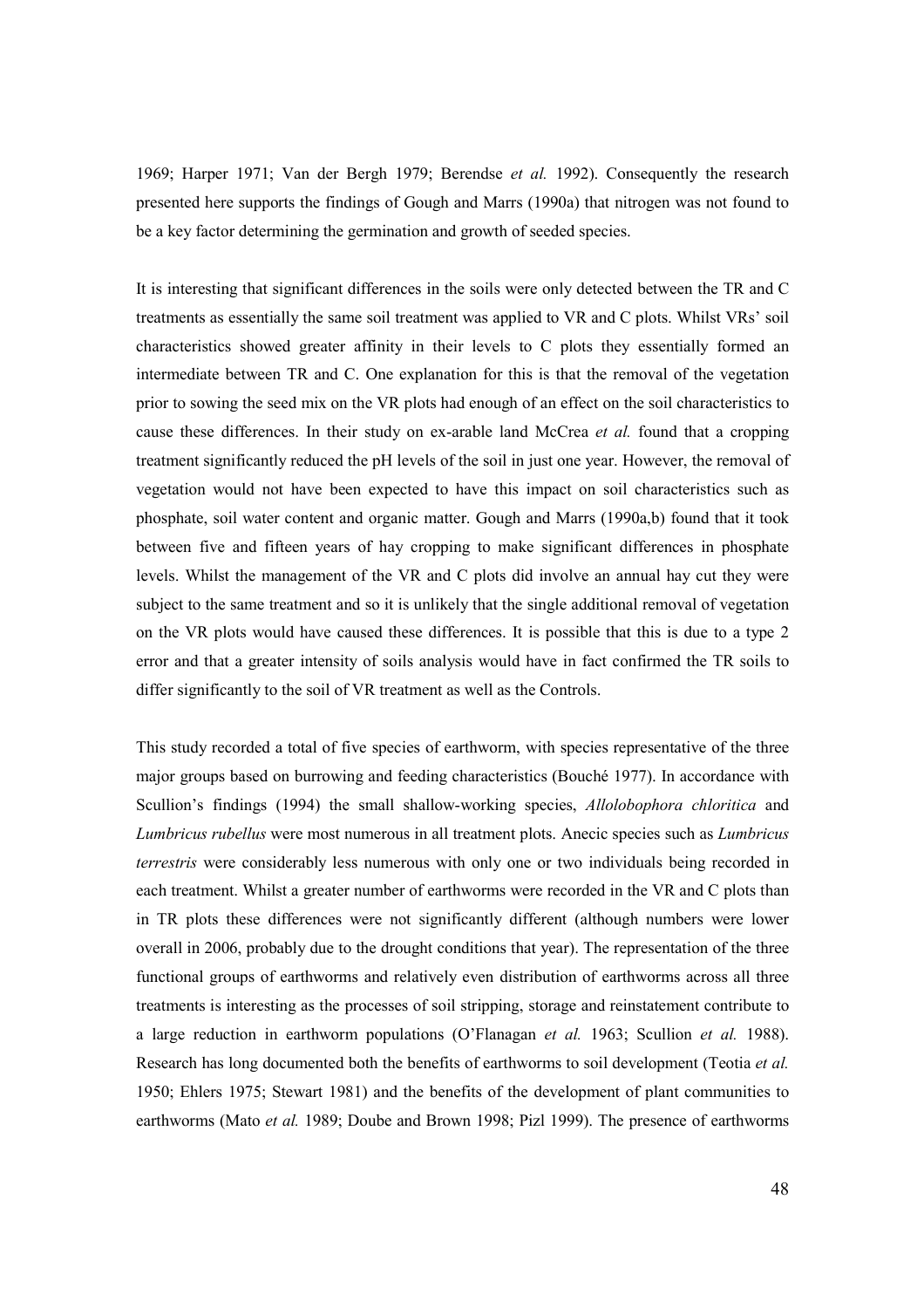1969; Harper 1971; Van der Bergh 1979; Berendse *et al.* 1992). Consequently the research presented here supports the findings of Gough and Marrs (1990a) that nitrogen was not found to be a key factor determining the germination and growth of seeded species.

It is interesting that significant differences in the soils were only detected between the TR and C treatments as essentially the same soil treatment was applied to VR and C plots. Whilst VRs' soil characteristics showed greater affinity in their levels to C plots they essentially formed an intermediate between TR and C. One explanation for this is that the removal of the vegetation prior to sowing the seed mix on the VR plots had enough of an effect on the soil characteristics to cause these differences. In their study on ex-arable land McCrea *et al.* found that a cropping treatment significantly reduced the pH levels of the soil in just one year. However, the removal of vegetation would not have been expected to have this impact on soil characteristics such as phosphate, soil water content and organic matter. Gough and Marrs (1990a,b) found that it took between five and fifteen years of hay cropping to make significant differences in phosphate levels. Whilst the management of the VR and C plots did involve an annual hay cut they were subject to the same treatment and so it is unlikely that the single additional removal of vegetation on the VR plots would have caused these differences. It is possible that this is due to a type 2 error and that a greater intensity of soils analysis would have in fact confirmed the TR soils to differ significantly to the soil of VR treatment as well as the Controls.

This study recorded a total of five species of earthworm, with species representative of the three major groups based on burrowing and feeding characteristics (Bouché 1977). In accordance with Scullion's findings (1994) the small shallow-working species, *Allolobophora chloritica* and *Lumbricus rubellus* were most numerous in all treatment plots. Anecic species such as *Lumbricus terrestris* were considerably less numerous with only one or two individuals being recorded in each treatment. Whilst a greater number of earthworms were recorded in the VR and C plots than in TR plots these differences were not significantly different (although numbers were lower overall in 2006, probably due to the drought conditions that year). The representation of the three functional groups of earthworms and relatively even distribution of earthworms across all three treatments is interesting as the processes of soil stripping, storage and reinstatement contribute to a large reduction in earthworm populations (O'Flanagan *et al.* 1963; Scullion *et al.* 1988). Research has long documented both the benefits of earthworms to soil development (Teotia *et al.* 1950; Ehlers 1975; Stewart 1981) and the benefits of the development of plant communities to earthworms (Mato *et al.* 1989; Doube and Brown 1998; Pizl 1999). The presence of earthworms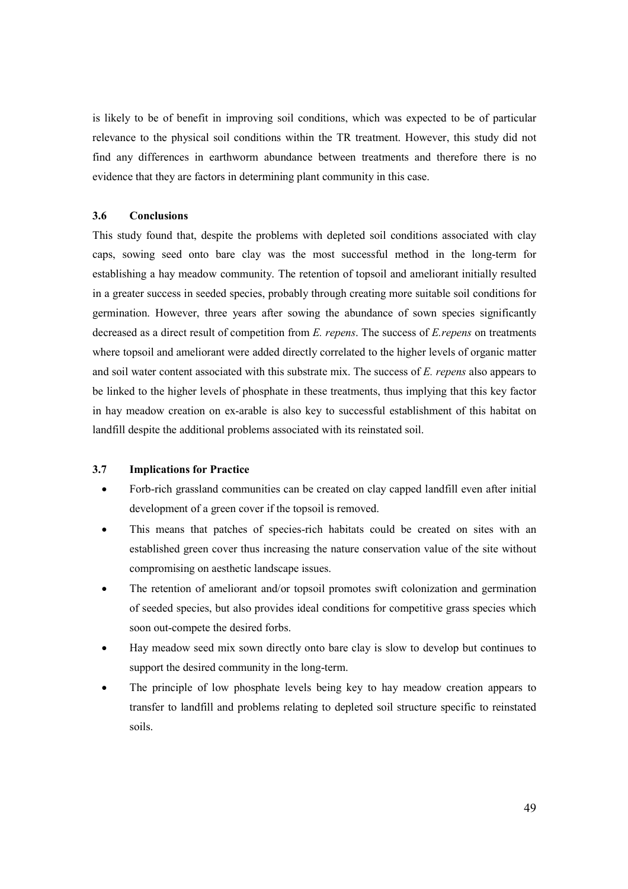is likely to be of benefit in improving soil conditions, which was expected to be of particular relevance to the physical soil conditions within the TR treatment. However, this study did not find any differences in earthworm abundance between treatments and therefore there is no evidence that they are factors in determining plant community in this case.

### 3.6 Conclusions

This study found that, despite the problems with depleted soil conditions associated with clay caps, sowing seed onto bare clay was the most successful method in the long-term for establishing a hay meadow community. The retention of topsoil and ameliorant initially resulted in a greater success in seeded species, probably through creating more suitable soil conditions for germination. However, three years after sowing the abundance of sown species significantly decreased as a direct result of competition from *E. repens*. The success of *E.repens* on treatments where topsoil and ameliorant were added directly correlated to the higher levels of organic matter and soil water content associated with this substrate mix. The success of *E. repens* also appears to be linked to the higher levels of phosphate in these treatments, thus implying that this key factor in hay meadow creation on ex-arable is also key to successful establishment of this habitat on landfill despite the additional problems associated with its reinstated soil.

### 3.7 Implications for Practice

- Forb-rich grassland communities can be created on clay capped landfill even after initial development of a green cover if the topsoil is removed.
- This means that patches of species-rich habitats could be created on sites with an established green cover thus increasing the nature conservation value of the site without compromising on aesthetic landscape issues.
- The retention of ameliorant and/or topsoil promotes swift colonization and germination of seeded species, but also provides ideal conditions for competitive grass species which soon out-compete the desired forbs.
- Hay meadow seed mix sown directly onto bare clay is slow to develop but continues to support the desired community in the long-term.
- The principle of low phosphate levels being key to hay meadow creation appears to transfer to landfill and problems relating to depleted soil structure specific to reinstated soils.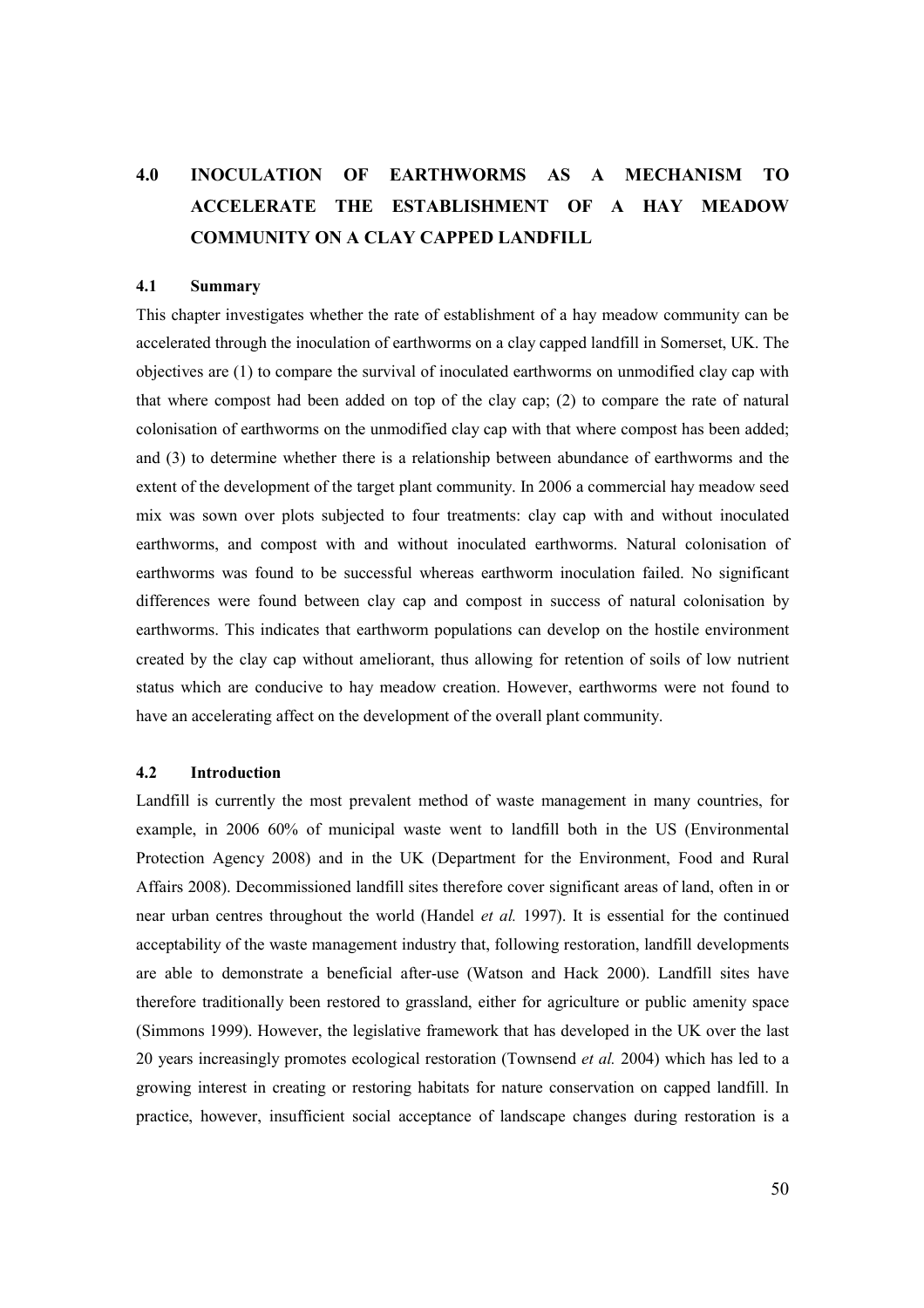# 4.0 INOCULATION OF EARTHWORMS AS A MECHANISM TO ACCELERATE THE ESTABLISHMENT OF A HAY MEADOW COMMUNITY ON A CLAY CAPPED LANDFILL

## 4.1 Summary

This chapter investigates whether the rate of establishment of a hay meadow community can be accelerated through the inoculation of earthworms on a clay capped landfill in Somerset, UK. The objectives are (1) to compare the survival of inoculated earthworms on unmodified clay cap with that where compost had been added on top of the clay cap; (2) to compare the rate of natural colonisation of earthworms on the unmodified clay cap with that where compost has been added; and (3) to determine whether there is a relationship between abundance of earthworms and the extent of the development of the target plant community. In 2006 a commercial hay meadow seed mix was sown over plots subjected to four treatments: clay cap with and without inoculated earthworms, and compost with and without inoculated earthworms. Natural colonisation of earthworms was found to be successful whereas earthworm inoculation failed. No significant differences were found between clay cap and compost in success of natural colonisation by earthworms. This indicates that earthworm populations can develop on the hostile environment created by the clay cap without ameliorant, thus allowing for retention of soils of low nutrient status which are conducive to hay meadow creation. However, earthworms were not found to have an accelerating affect on the development of the overall plant community.

## 4.2 Introduction

Landfill is currently the most prevalent method of waste management in many countries, for example, in 2006 60% of municipal waste went to landfill both in the US (Environmental Protection Agency 2008) and in the UK (Department for the Environment, Food and Rural Affairs 2008). Decommissioned landfill sites therefore cover significant areas of land, often in or near urban centres throughout the world (Handel *et al.* 1997). It is essential for the continued acceptability of the waste management industry that, following restoration, landfill developments are able to demonstrate a beneficial after-use (Watson and Hack 2000). Landfill sites have therefore traditionally been restored to grassland, either for agriculture or public amenity space (Simmons 1999). However, the legislative framework that has developed in the UK over the last 20 years increasingly promotes ecological restoration (Townsend *et al.* 2004) which has led to a growing interest in creating or restoring habitats for nature conservation on capped landfill. In practice, however, insufficient social acceptance of landscape changes during restoration is a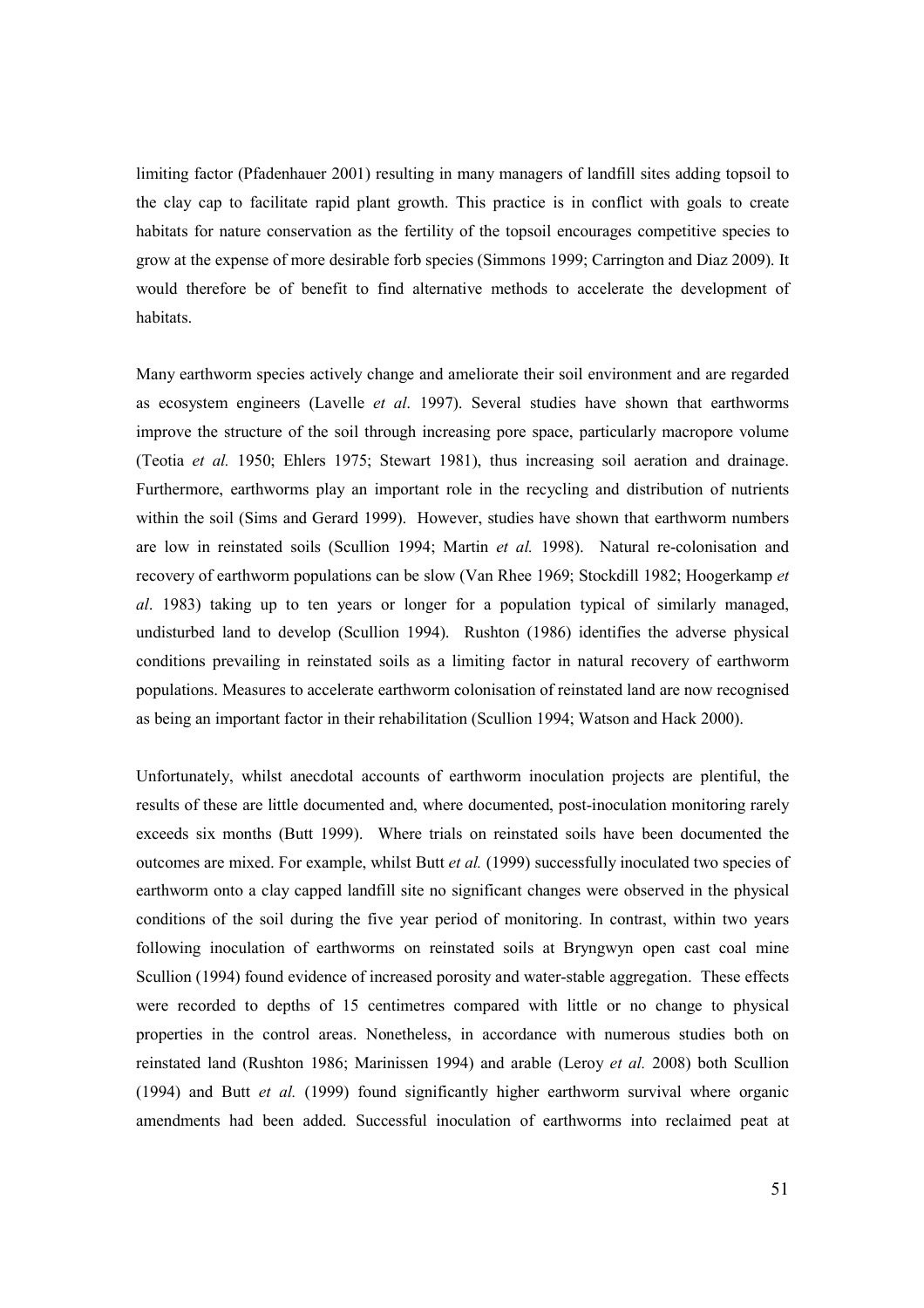limiting factor (Pfadenhauer 2001) resulting in many managers of landfill sites adding topsoil to the clay cap to facilitate rapid plant growth. This practice is in conflict with goals to create habitats for nature conservation as the fertility of the topsoil encourages competitive species to grow at the expense of more desirable forb species (Simmons 1999; Carrington and Diaz 2009). It would therefore be of benefit to find alternative methods to accelerate the development of habitats.

Many earthworm species actively change and ameliorate their soil environment and are regarded as ecosystem engineers (Lavelle *et al*. 1997). Several studies have shown that earthworms improve the structure of the soil through increasing pore space, particularly macropore volume (Teotia *et al.* 1950; Ehlers 1975; Stewart 1981), thus increasing soil aeration and drainage. Furthermore, earthworms play an important role in the recycling and distribution of nutrients within the soil (Sims and Gerard 1999). However, studies have shown that earthworm numbers are low in reinstated soils (Scullion 1994; Martin *et al.* 1998). Natural re-colonisation and recovery of earthworm populations can be slow (Van Rhee 1969; Stockdill 1982; Hoogerkamp *et al*. 1983) taking up to ten years or longer for a population typical of similarly managed, undisturbed land to develop (Scullion 1994). Rushton (1986) identifies the adverse physical conditions prevailing in reinstated soils as a limiting factor in natural recovery of earthworm populations. Measures to accelerate earthworm colonisation of reinstated land are now recognised as being an important factor in their rehabilitation (Scullion 1994; Watson and Hack 2000).

Unfortunately, whilst anecdotal accounts of earthworm inoculation projects are plentiful, the results of these are little documented and, where documented, post-inoculation monitoring rarely exceeds six months (Butt 1999). Where trials on reinstated soils have been documented the outcomes are mixed. For example, whilst Butt *et al.* (1999) successfully inoculated two species of earthworm onto a clay capped landfill site no significant changes were observed in the physical conditions of the soil during the five year period of monitoring. In contrast, within two years following inoculation of earthworms on reinstated soils at Bryngwyn open cast coal mine Scullion (1994) found evidence of increased porosity and water-stable aggregation. These effects were recorded to depths of 15 centimetres compared with little or no change to physical properties in the control areas. Nonetheless, in accordance with numerous studies both on reinstated land (Rushton 1986; Marinissen 1994) and arable (Leroy *et al.* 2008) both Scullion (1994) and Butt *et al.* (1999) found significantly higher earthworm survival where organic amendments had been added. Successful inoculation of earthworms into reclaimed peat at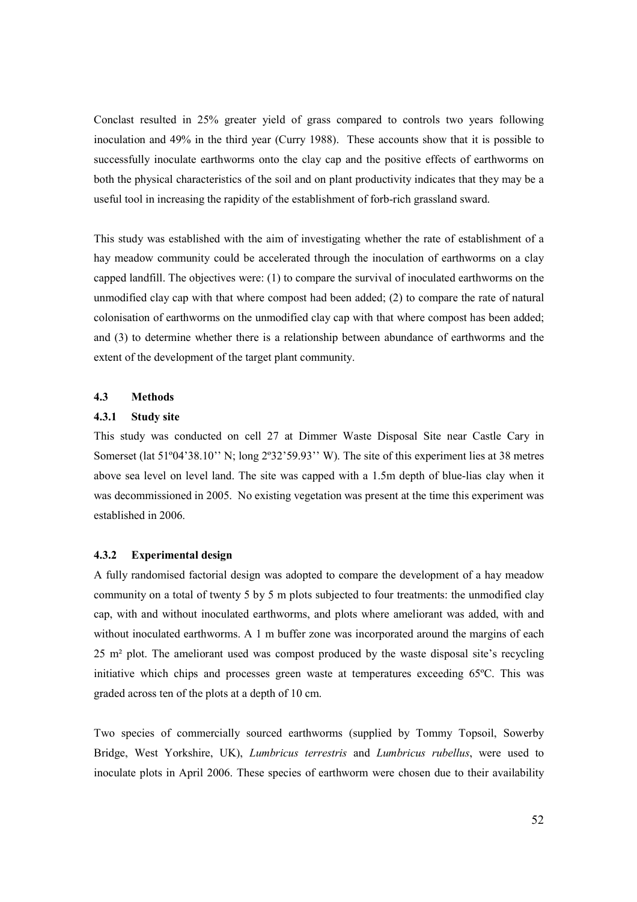Conclast resulted in 25% greater yield of grass compared to controls two years following inoculation and 49% in the third year (Curry 1988). These accounts show that it is possible to successfully inoculate earthworms onto the clay cap and the positive effects of earthworms on both the physical characteristics of the soil and on plant productivity indicates that they may be a useful tool in increasing the rapidity of the establishment of forb-rich grassland sward.

This study was established with the aim of investigating whether the rate of establishment of a hay meadow community could be accelerated through the inoculation of earthworms on a clay capped landfill. The objectives were: (1) to compare the survival of inoculated earthworms on the unmodified clay cap with that where compost had been added; (2) to compare the rate of natural colonisation of earthworms on the unmodified clay cap with that where compost has been added; and (3) to determine whether there is a relationship between abundance of earthworms and the extent of the development of the target plant community.

## 4.3 Methods

### 4.3.1 Study site

This study was conducted on cell 27 at Dimmer Waste Disposal Site near Castle Cary in Somerset (lat 51º04'38.10'' N; long 2º32'59.93'' W). The site of this experiment lies at 38 metres above sea level on level land. The site was capped with a 1.5m depth of blue-lias clay when it was decommissioned in 2005. No existing vegetation was present at the time this experiment was established in 2006.

### 4.3.2 Experimental design

A fully randomised factorial design was adopted to compare the development of a hay meadow community on a total of twenty 5 by 5 m plots subjected to four treatments: the unmodified clay cap, with and without inoculated earthworms, and plots where ameliorant was added, with and without inoculated earthworms. A 1 m buffer zone was incorporated around the margins of each 25 m² plot. The ameliorant used was compost produced by the waste disposal site's recycling initiative which chips and processes green waste at temperatures exceeding 65ºC. This was graded across ten of the plots at a depth of 10 cm.

Two species of commercially sourced earthworms (supplied by Tommy Topsoil, Sowerby Bridge, West Yorkshire, UK), *Lumbricus terrestris* and *Lumbricus rubellus*, were used to inoculate plots in April 2006. These species of earthworm were chosen due to their availability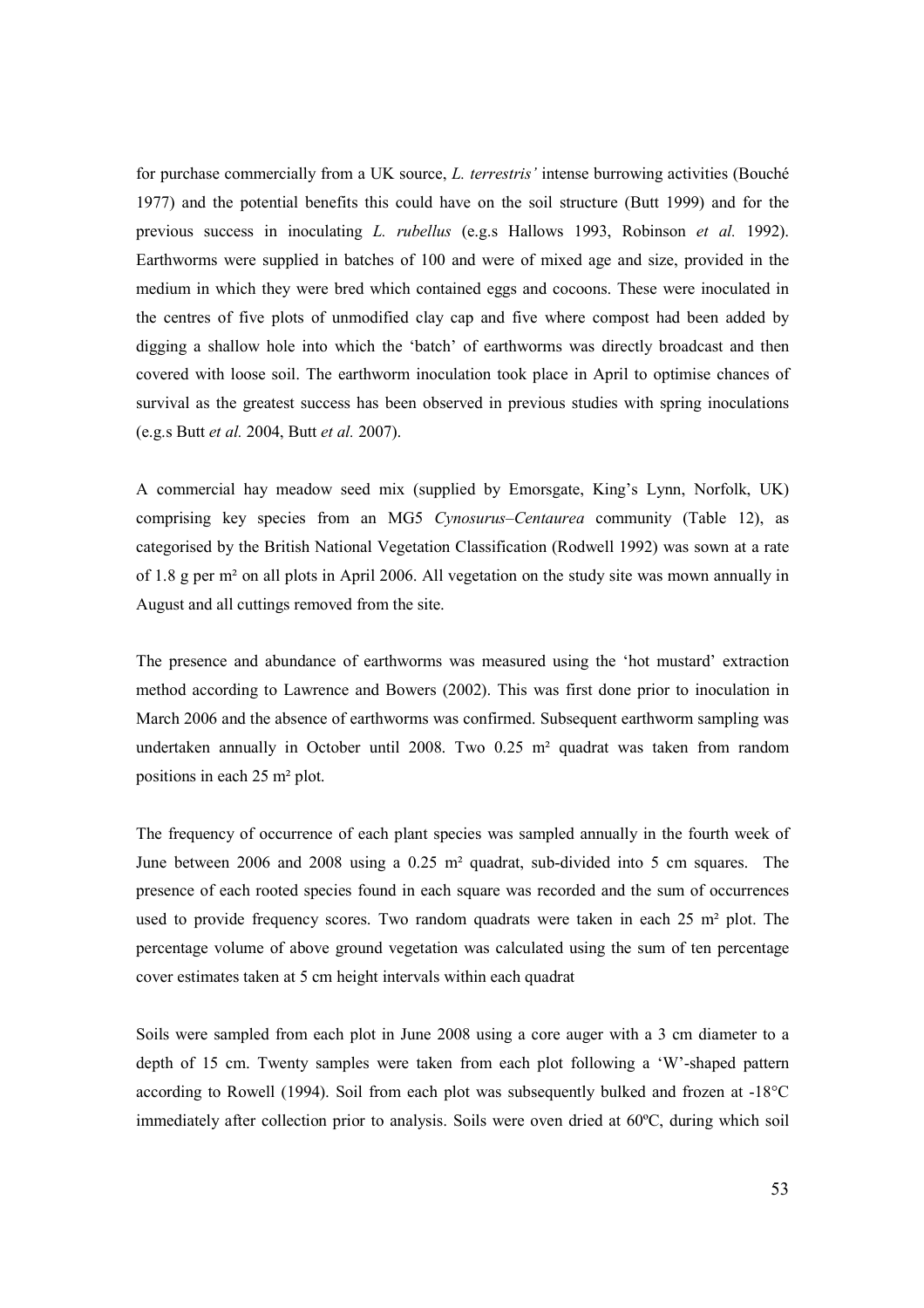for purchase commercially from a UK source, *L. terrestris'* intense burrowing activities (Bouché 1977) and the potential benefits this could have on the soil structure (Butt 1999) and for the previous success in inoculating *L. rubellus* (e.g.s Hallows 1993, Robinson *et al.* 1992). Earthworms were supplied in batches of 100 and were of mixed age and size, provided in the medium in which they were bred which contained eggs and cocoons. These were inoculated in the centres of five plots of unmodified clay cap and five where compost had been added by digging a shallow hole into which the 'batch' of earthworms was directly broadcast and then covered with loose soil. The earthworm inoculation took place in April to optimise chances of survival as the greatest success has been observed in previous studies with spring inoculations (e.g.s Butt *et al.* 2004, Butt *et al.* 2007).

A commercial hay meadow seed mix (supplied by Emorsgate, King's Lynn, Norfolk, UK) comprising key species from an MG5 *Cynosurus–Centaurea* community (Table 12), as categorised by the British National Vegetation Classification (Rodwell 1992) was sown at a rate of 1.8 g per m² on all plots in April 2006. All vegetation on the study site was mown annually in August and all cuttings removed from the site.

The presence and abundance of earthworms was measured using the 'hot mustard' extraction method according to Lawrence and Bowers (2002). This was first done prior to inoculation in March 2006 and the absence of earthworms was confirmed. Subsequent earthworm sampling was undertaken annually in October until 2008. Two 0.25 m² quadrat was taken from random positions in each 25 m² plot.

The frequency of occurrence of each plant species was sampled annually in the fourth week of June between 2006 and 2008 using a 0.25 m² quadrat, sub-divided into 5 cm squares. The presence of each rooted species found in each square was recorded and the sum of occurrences used to provide frequency scores. Two random quadrats were taken in each 25 m² plot. The percentage volume of above ground vegetation was calculated using the sum of ten percentage cover estimates taken at 5 cm height intervals within each quadrat

Soils were sampled from each plot in June 2008 using a core auger with a 3 cm diameter to a depth of 15 cm. Twenty samples were taken from each plot following a 'W'-shaped pattern according to Rowell (1994). Soil from each plot was subsequently bulked and frozen at -18°C immediately after collection prior to analysis. Soils were oven dried at 60ºC, during which soil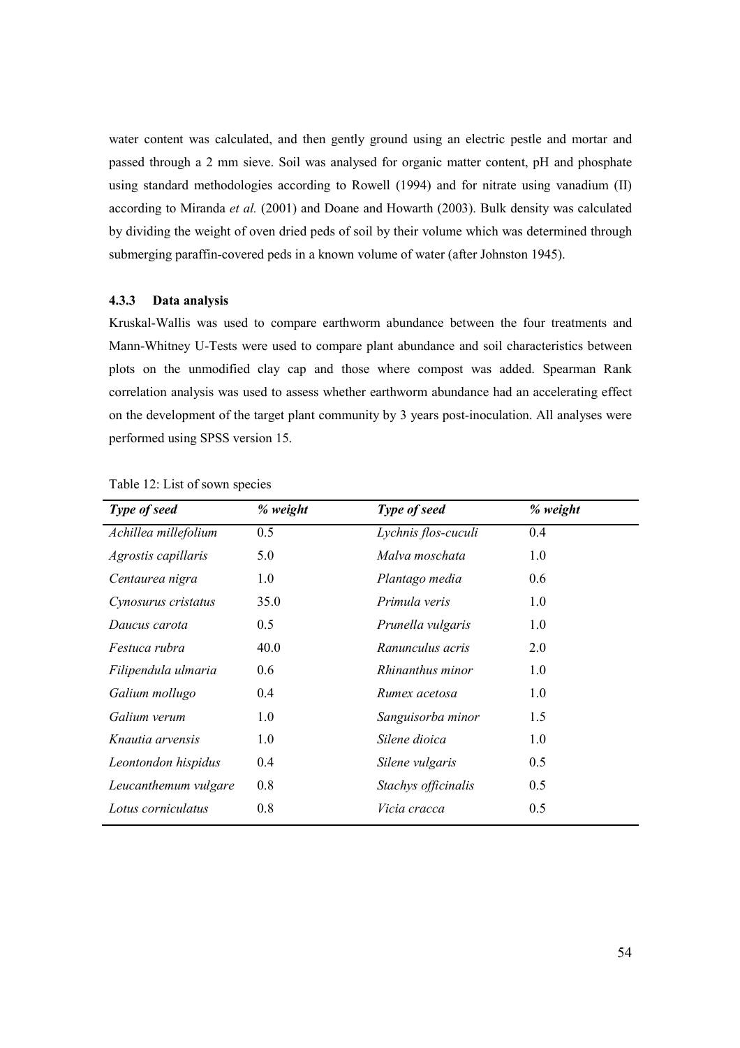water content was calculated, and then gently ground using an electric pestle and mortar and passed through a 2 mm sieve. Soil was analysed for organic matter content, pH and phosphate using standard methodologies according to Rowell (1994) and for nitrate using vanadium (II) according to Miranda *et al.* (2001) and Doane and Howarth (2003). Bulk density was calculated by dividing the weight of oven dried peds of soil by their volume which was determined through submerging paraffin-covered peds in a known volume of water (after Johnston 1945).

### 4.3.3 Data analysis

Kruskal-Wallis was used to compare earthworm abundance between the four treatments and Mann-Whitney U-Tests were used to compare plant abundance and soil characteristics between plots on the unmodified clay cap and those where compost was added. Spearman Rank correlation analysis was used to assess whether earthworm abundance had an accelerating effect on the development of the target plant community by 3 years post-inoculation. All analyses were performed using SPSS version 15.

Table 12: List of sown species

| *Type of seed* | *% weight* | *Type of seed* | *% weight* |
|---|---|---|---|
| *Achillea millefolium* | 0.5 | *Lychnis flos-cuculi* | 0.4 |
| *Agrostis capillaris* | 5.0 | *Malva moschata* | 1.0 |
| *Centaurea nigra* | 1.0 | *Plantago media* | 0.6 |
| *Cynosurus cristatus* | 35.0 | *Primula veris* | 1.0 |
| *Daucus carota* | 0.5 | *Prunella vulgaris* | 1.0 |
| *Festuca rubra* | 40.0 | *Ranunculus acris* | 2.0 |
| *Filipendula ulmaria* | 0.6 | *Rhinanthus minor* | 1.0 |
| *Galium mollugo* | 0.4 | *Rumex acetosa* | 1.0 |
| *Galium verum* | 1.0 | *Sanguisorba minor* | 1.5 |
| *Knautia arvensis* | 1.0 | *Silene dioica* | 1.0 |
| *Leontondon hispidus* | 0.4 | *Silene vulgaris* | 0.5 |
| *Leucanthemum vulgare* | 0.8 | *Stachys officinalis* | 0.5 |
| *Lotus corniculatus* | 0.8 | *Vicia cracca* | 0.5 |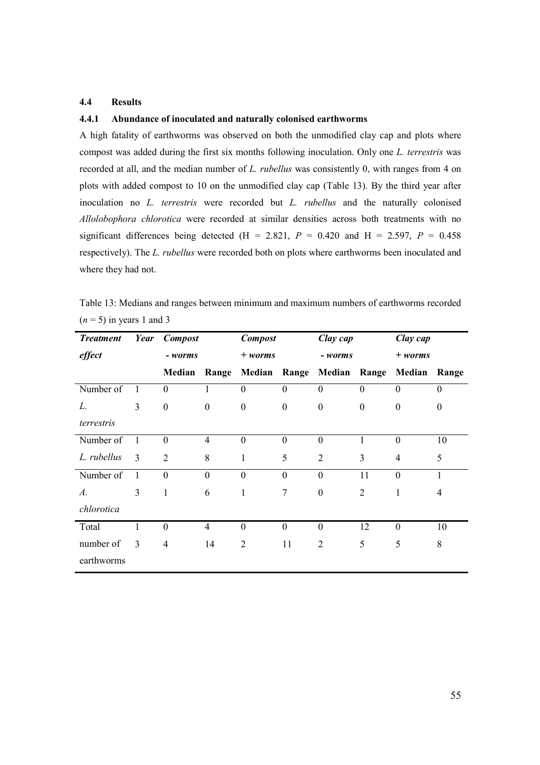## 4.4 Results

### 4.4.1 Abundance of inoculated and naturally colonised earthworms

A high fatality of earthworms was observed on both the unmodified clay cap and plots where compost was added during the first six months following inoculation. Only one *L. terrestris* was recorded at all, and the median number of *L. rubellus* was consistently 0, with ranges from 4 on plots with added compost to 10 on the unmodified clay cap (Table 13). By the third year after inoculation no *L. terrestris* were recorded but *L. rubellus* and the naturally colonised *Allolobophora chlorotica* were recorded at similar densities across both treatments with no significant differences being detected (H = 2.821, $P$ = 0.420 and H = 2.597, $P$ = 0.458 respectively). The *L. rubellus* were recorded both on plots where earthworms been inoculated and where they had not.

Table 13: Medians and ranges between minimum and maximum numbers of earthworms recorded ($n$ = 5) in years 1 and 3

| *Treatment effect* | *Year* | *Compost - worms* | | *Compost + worms* | | *Clay cap - worms* | | *Clay cap + worms* | |
|---|---|---|---|---|---|---|---|---|---|
| | | **Median** | **Range** | **Median** | **Range** | **Median** | **Range** | **Median** | **Range** |
| Number of *L. terrestris* | 1 | 0 | 1 | 0 | 0 | 0 | 0 | 0 | 0 |
| | 3 | 0 | 0 | 0 | 0 | 0 | 0 | 0 | 0 |
| Number of *L. rubellus* | 1 | 0 | 4 | 0 | 0 | 0 | 1 | 0 | 10 |
| | 3 | 2 | 8 | 1 | 5 | 2 | 3 | 4 | 5 |
| Number of *A. chlorotica* | 1 | 0 | 0 | 0 | 0 | 0 | 11 | 0 | 1 |
| | 3 | 1 | 6 | 1 | 7 | 0 | 2 | 1 | 4 |
| Total number of earthworms | 1 | 0 | 4 | 0 | 0 | 0 | 12 | 0 | 10 |
| | 3 | 4 | 14 | 2 | 11 | 2 | 5 | 5 | 8 |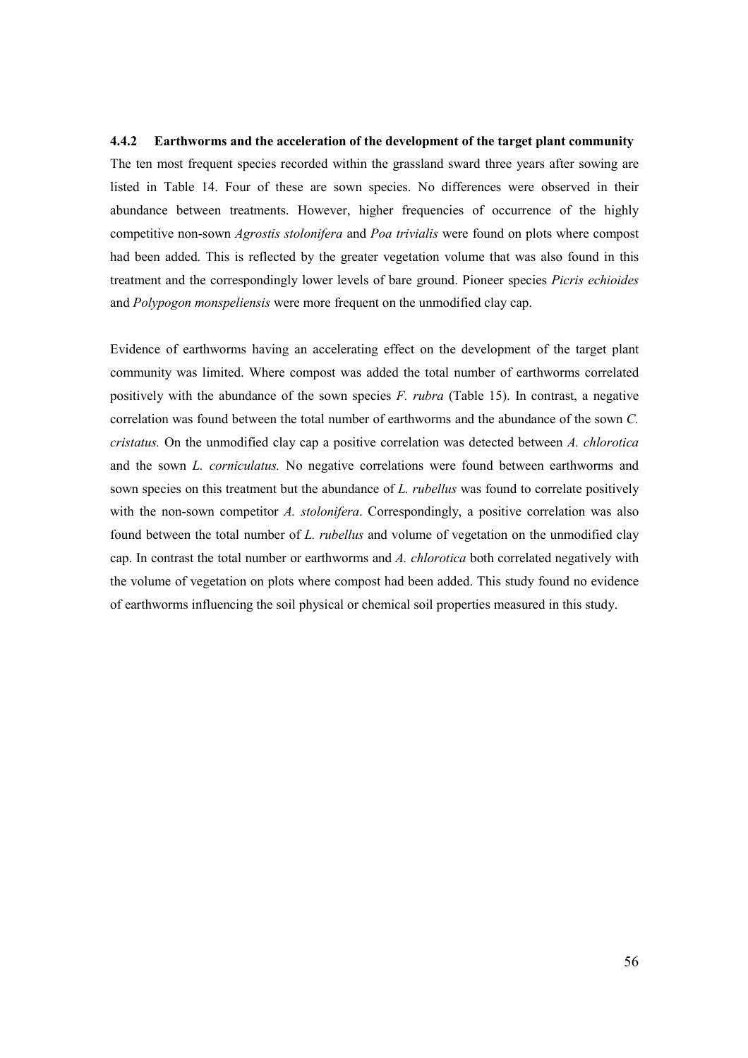### 4.4.2 Earthworms and the acceleration of the development of the target plant community

The ten most frequent species recorded within the grassland sward three years after sowing are listed in Table 14. Four of these are sown species. No differences were observed in their abundance between treatments. However, higher frequencies of occurrence of the highly competitive non-sown *Agrostis stolonifera* and *Poa trivialis* were found on plots where compost had been added. This is reflected by the greater vegetation volume that was also found in this treatment and the correspondingly lower levels of bare ground. Pioneer species *Picris echioides* and *Polypogon monspeliensis* were more frequent on the unmodified clay cap.

Evidence of earthworms having an accelerating effect on the development of the target plant community was limited. Where compost was added the total number of earthworms correlated positively with the abundance of the sown species *F. rubra* (Table 15). In contrast, a negative correlation was found between the total number of earthworms and the abundance of the sown *C. cristatus.* On the unmodified clay cap a positive correlation was detected between *A. chlorotica* and the sown *L. corniculatus.* No negative correlations were found between earthworms and sown species on this treatment but the abundance of *L. rubellus* was found to correlate positively with the non-sown competitor *A. stolonifera*. Correspondingly, a positive correlation was also found between the total number of *L. rubellus* and volume of vegetation on the unmodified clay cap. In contrast the total number or earthworms and *A. chlorotica* both correlated negatively with the volume of vegetation on plots where compost had been added. This study found no evidence of earthworms influencing the soil physical or chemical soil properties measured in this study.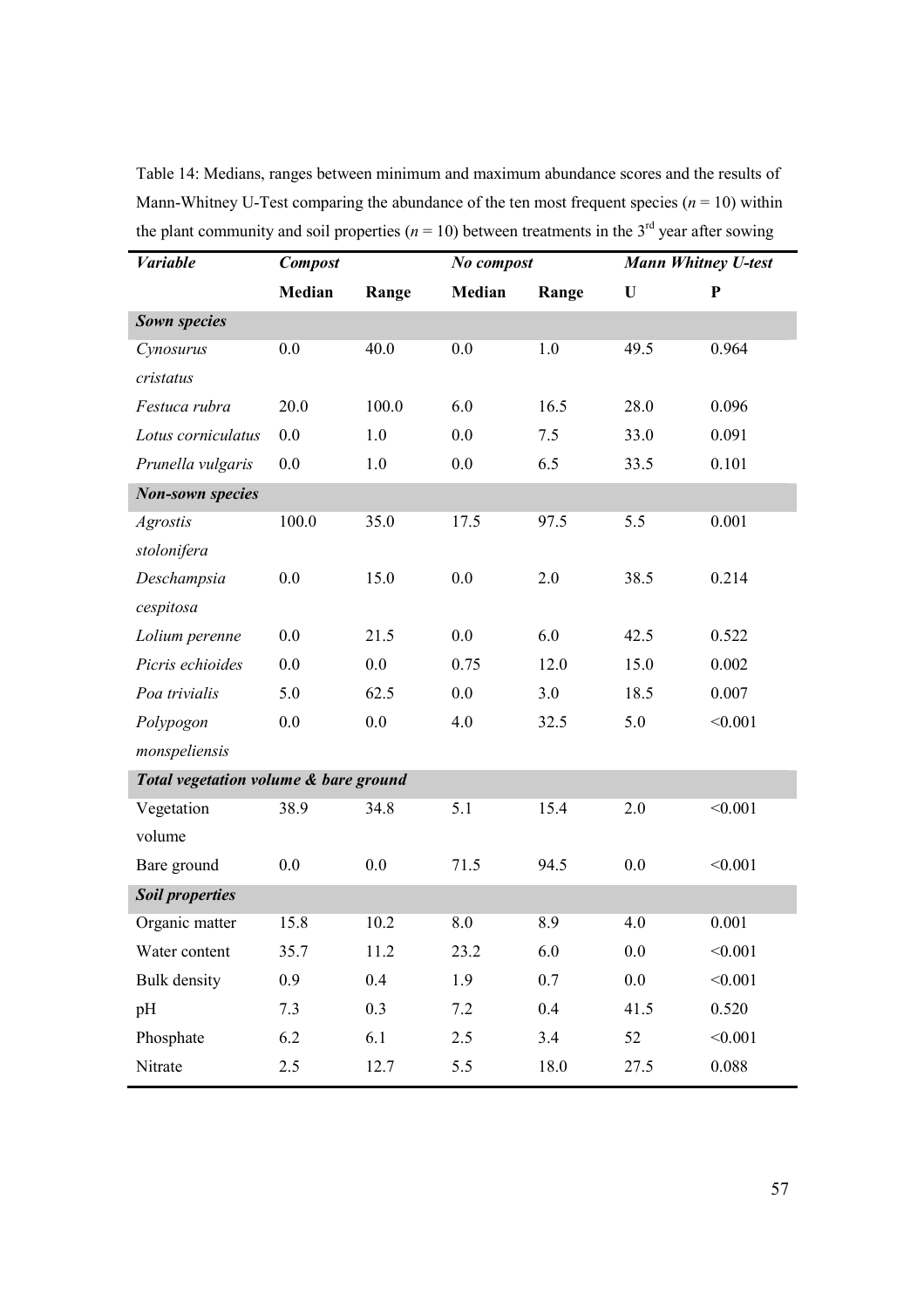Table 14: Medians, ranges between minimum and maximum abundance scores and the results of Mann-Whitney U-Test comparing the abundance of the ten most frequent species ($n = 10$) within the plant community and soil properties ($n = 10$) between treatments in the 3rd year after sowing

| ***Variable*** | ***Compost*** | | ***No compost*** | | ***Mann Whitney U-test*** | |
|---|---|---|---|---|---|---|
| | **Median** | **Range** | **Median** | **Range** | **U** | **P** |
| ***Sown species*** | | | | | | |
| *Cynosurus cristatus* | 0.0 | 40.0 | 0.0 | 1.0 | 49.5 | 0.964 |
| *Festuca rubra* | 20.0 | 100.0 | 6.0 | 16.5 | 28.0 | 0.096 |
| *Lotus corniculatus* | 0.0 | 1.0 | 0.0 | 7.5 | 33.0 | 0.091 |
| *Prunella vulgaris* | 0.0 | 1.0 | 0.0 | 6.5 | 33.5 | 0.101 |
| ***Non-sown species*** | | | | | | |
| *Agrostis stolonifera* | 100.0 | 35.0 | 17.5 | 97.5 | 5.5 | 0.001 |
| *Deschampsia cespitosa* | 0.0 | 15.0 | 0.0 | 2.0 | 38.5 | 0.214 |
| *Lolium perenne* | 0.0 | 21.5 | 0.0 | 6.0 | 42.5 | 0.522 |
| *Picris echioides* | 0.0 | 0.0 | 0.75 | 12.0 | 15.0 | 0.002 |
| *Poa trivialis* | 5.0 | 62.5 | 0.0 | 3.0 | 18.5 | 0.007 |
| *Polypogon monspeliensis* | 0.0 | 0.0 | 4.0 | 32.5 | 5.0 | <0.001 |
| ***Total vegetation volume & bare ground*** | | | | | | |
| Vegetation volume | 38.9 | 34.8 | 5.1 | 15.4 | 2.0 | <0.001 |
| Bare ground | 0.0 | 0.0 | 71.5 | 94.5 | 0.0 | <0.001 |
| ***Soil properties*** | | | | | | |
| Organic matter | 15.8 | 10.2 | 8.0 | 8.9 | 4.0 | 0.001 |
| Water content | 35.7 | 11.2 | 23.2 | 6.0 | 0.0 | <0.001 |
| Bulk density | 0.9 | 0.4 | 1.9 | 0.7 | 0.0 | <0.001 |
| pH | 7.3 | 0.3 | 7.2 | 0.4 | 41.5 | 0.520 |
| Phosphate | 6.2 | 6.1 | 2.5 | 3.4 | 52 | <0.001 |
| Nitrate | 2.5 | 12.7 | 5.5 | 18.0 | 27.5 | 0.088 |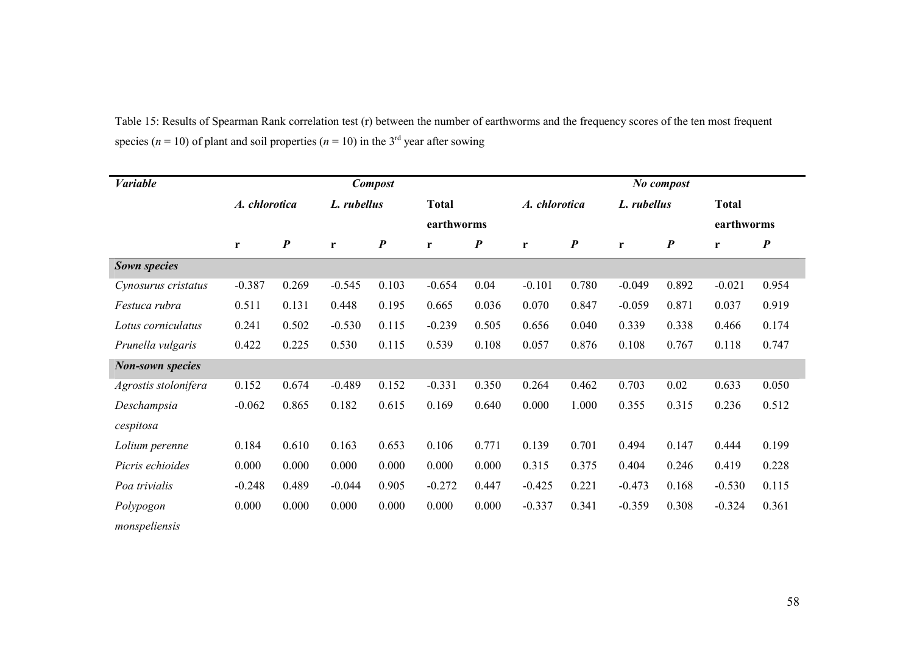Table 15: Results of Spearman Rank correlation test (r) between the number of earthworms and the frequency scores of the ten most frequent species ($n$ = 10) of plant and soil properties ($n$ = 10) in the 3rd year after sowing

| *Variable* | ***Compost*** | | | | | | ***No compost*** | | | | | |
|---|---|---|---|---|---|---|---|---|---|---|---|---|
| | *A. chlorotica* | | *L. rubellus* | | **Total earthworms** | | *A. chlorotica* | | *L. rubellus* | | **Total earthworms** | |
| | **r** | ***P*** | **r** | ***P*** | **r** | ***P*** | **r** | ***P*** | **r** | ***P*** | **r** | ***P*** |
| ***Sown species*** | | | | | | | | | | | | |
| *Cynosurus cristatus* | -0.387 | 0.269 | -0.545 | 0.103 | -0.654 | 0.04 | -0.101 | 0.780 | -0.049 | 0.892 | -0.021 | 0.954 |
| *Festuca rubra* | 0.511 | 0.131 | 0.448 | 0.195 | 0.665 | 0.036 | 0.070 | 0.847 | -0.059 | 0.871 | 0.037 | 0.919 |
| *Lotus corniculatus* | 0.241 | 0.502 | -0.530 | 0.115 | -0.239 | 0.505 | 0.656 | 0.040 | 0.339 | 0.338 | 0.466 | 0.174 |
| *Prunella vulgaris* | 0.422 | 0.225 | 0.530 | 0.115 | 0.539 | 0.108 | 0.057 | 0.876 | 0.108 | 0.767 | 0.118 | 0.747 |
| ***Non-sown species*** | | | | | | | | | | | | |
| *Agrostis stolonifera* | 0.152 | 0.674 | -0.489 | 0.152 | -0.331 | 0.350 | 0.264 | 0.462 | 0.703 | 0.02 | 0.633 | 0.050 |
| *Deschampsia cespitosa* | -0.062 | 0.865 | 0.182 | 0.615 | 0.169 | 0.640 | 0.000 | 1.000 | 0.355 | 0.315 | 0.236 | 0.512 |
| *Lolium perenne* | 0.184 | 0.610 | 0.163 | 0.653 | 0.106 | 0.771 | 0.139 | 0.701 | 0.494 | 0.147 | 0.444 | 0.199 |
| *Picris echioides* | 0.000 | 0.000 | 0.000 | 0.000 | 0.000 | 0.000 | 0.315 | 0.375 | 0.404 | 0.246 | 0.419 | 0.228 |
| *Poa trivialis* | -0.248 | 0.489 | -0.044 | 0.905 | -0.272 | 0.447 | -0.425 | 0.221 | -0.473 | 0.168 | -0.530 | 0.115 |
| *Polypogon monspeliensis* | 0.000 | 0.000 | 0.000 | 0.000 | 0.000 | 0.000 | -0.337 | 0.341 | -0.359 | 0.308 | -0.324 | 0.361 |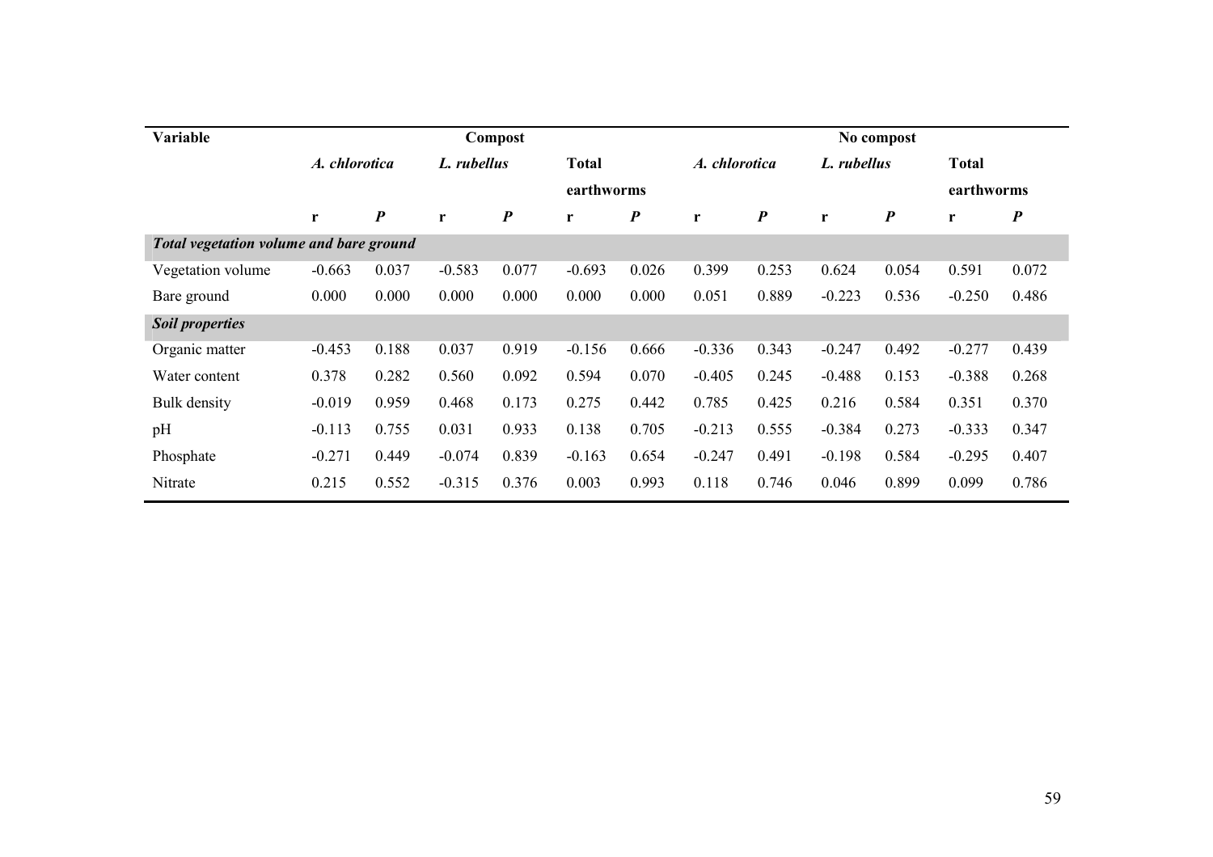| Variable | Compost | | | | | | No compost | | | | | |
|---|---|---|---|---|---|---|---|---|---|---|---|---|
| | *A. chlorotica* | | *L. rubellus* | | **Total earthworms** | | *A. chlorotica* | | *L. rubellus* | | **Total earthworms** | |
| | **r** | ***P*** | **r** | ***P*** | **r** | ***P*** | **r** | ***P*** | **r** | ***P*** | **r** | ***P*** |
| ***Total vegetation volume and bare ground*** | | | | | | | | | | | | |
| Vegetation volume | -0.663 | 0.037 | -0.583 | 0.077 | -0.693 | 0.026 | 0.399 | 0.253 | 0.624 | 0.054 | 0.591 | 0.072 |
| Bare ground | 0.000 | 0.000 | 0.000 | 0.000 | 0.000 | 0.000 | 0.051 | 0.889 | -0.223 | 0.536 | -0.250 | 0.486 |
| ***Soil properties*** | | | | | | | | | | | | |
| Organic matter | -0.453 | 0.188 | 0.037 | 0.919 | -0.156 | 0.666 | -0.336 | 0.343 | -0.247 | 0.492 | -0.277 | 0.439 |
| Water content | 0.378 | 0.282 | 0.560 | 0.092 | 0.594 | 0.070 | -0.405 | 0.245 | -0.488 | 0.153 | -0.388 | 0.268 |
| Bulk density | -0.019 | 0.959 | 0.468 | 0.173 | 0.275 | 0.442 | 0.785 | 0.425 | 0.216 | 0.584 | 0.351 | 0.370 |
| pH | -0.113 | 0.755 | 0.031 | 0.933 | 0.138 | 0.705 | -0.213 | 0.555 | -0.384 | 0.273 | -0.333 | 0.347 |
| Phosphate | -0.271 | 0.449 | -0.074 | 0.839 | -0.163 | 0.654 | -0.247 | 0.491 | -0.198 | 0.584 | -0.295 | 0.407 |
| Nitrate | 0.215 | 0.552 | -0.315 | 0.376 | 0.003 | 0.993 | 0.118 | 0.746 | 0.046 | 0.899 | 0.099 | 0.786 |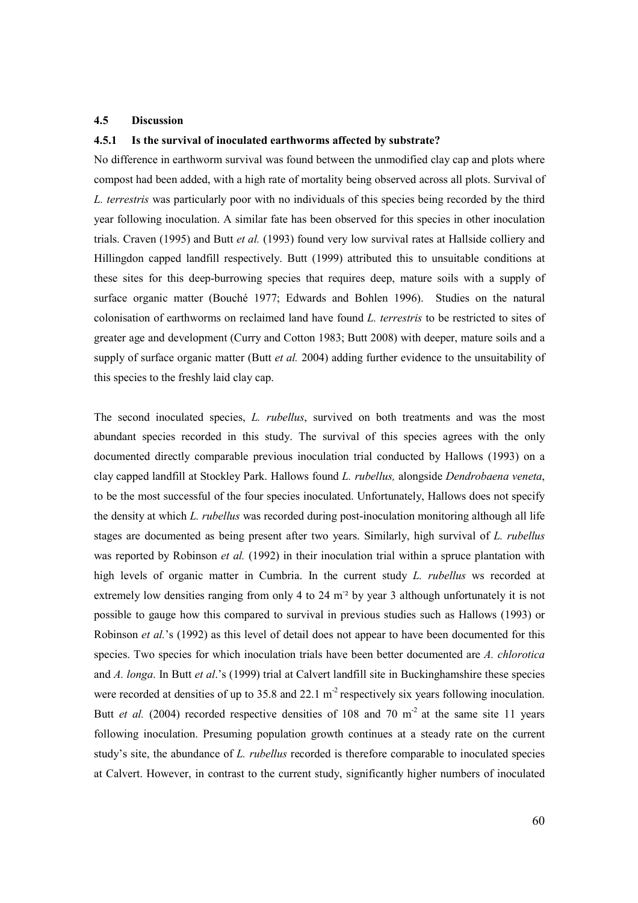## 4.5 Discussion

### 4.5.1 Is the survival of inoculated earthworms affected by substrate?

No difference in earthworm survival was found between the unmodified clay cap and plots where compost had been added, with a high rate of mortality being observed across all plots. Survival of *L. terrestris* was particularly poor with no individuals of this species being recorded by the third year following inoculation. A similar fate has been observed for this species in other inoculation trials. Craven (1995) and Butt *et al.* (1993) found very low survival rates at Hallside colliery and Hillingdon capped landfill respectively. Butt (1999) attributed this to unsuitable conditions at these sites for this deep-burrowing species that requires deep, mature soils with a supply of surface organic matter (Bouché 1977; Edwards and Bohlen 1996). Studies on the natural colonisation of earthworms on reclaimed land have found *L. terrestris* to be restricted to sites of greater age and development (Curry and Cotton 1983; Butt 2008) with deeper, mature soils and a supply of surface organic matter (Butt *et al.* 2004) adding further evidence to the unsuitability of this species to the freshly laid clay cap.

The second inoculated species, *L. rubellus*, survived on both treatments and was the most abundant species recorded in this study. The survival of this species agrees with the only documented directly comparable previous inoculation trial conducted by Hallows (1993) on a clay capped landfill at Stockley Park. Hallows found *L. rubellus,* alongside *Dendrobaena veneta*, to be the most successful of the four species inoculated. Unfortunately, Hallows does not specify the density at which *L. rubellus* was recorded during post-inoculation monitoring although all life stages are documented as being present after two years. Similarly, high survival of *L. rubellus* was reported by Robinson *et al.* (1992) in their inoculation trial within a spruce plantation with high levels of organic matter in Cumbria. In the current study *L. rubellus* ws recorded at extremely low densities ranging from only 4 to 24 $m^{-2}$ by year 3 although unfortunately it is not possible to gauge how this compared to survival in previous studies such as Hallows (1993) or Robinson *et al.*'s (1992) as this level of detail does not appear to have been documented for this species. Two species for which inoculation trials have been better documented are *A. chlorotica* and *A. longa*. In Butt *et al*.'s (1999) trial at Calvert landfill site in Buckinghamshire these species were recorded at densities of up to 35.8 and 22.1 $m^{-2}$ respectively six years following inoculation. Butt *et al.* (2004) recorded respective densities of 108 and 70 $m^{-2}$ at the same site 11 years following inoculation. Presuming population growth continues at a steady rate on the current study's site, the abundance of *L. rubellus* recorded is therefore comparable to inoculated species at Calvert. However, in contrast to the current study, significantly higher numbers of inoculated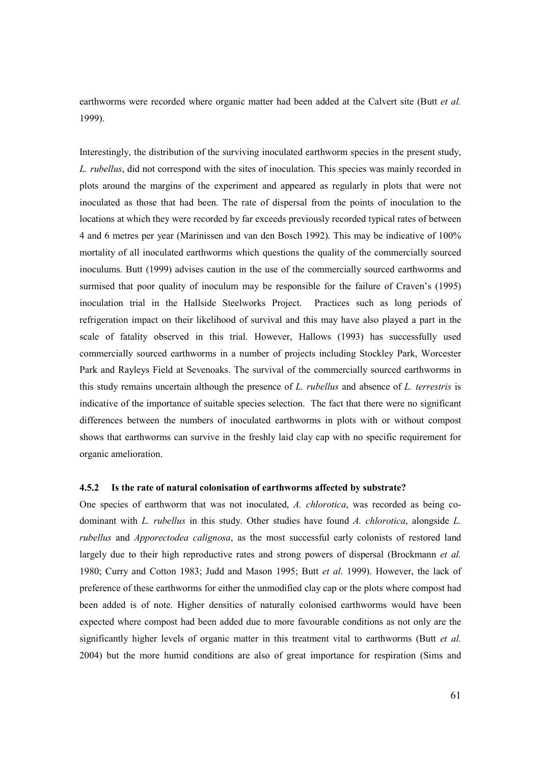earthworms were recorded where organic matter had been added at the Calvert site (Butt *et al.* 1999).

Interestingly, the distribution of the surviving inoculated earthworm species in the present study, *L. rubellus*, did not correspond with the sites of inoculation. This species was mainly recorded in plots around the margins of the experiment and appeared as regularly in plots that were not inoculated as those that had been. The rate of dispersal from the points of inoculation to the locations at which they were recorded by far exceeds previously recorded typical rates of between 4 and 6 metres per year (Marinissen and van den Bosch 1992). This may be indicative of 100% mortality of all inoculated earthworms which questions the quality of the commercially sourced inoculums. Butt (1999) advises caution in the use of the commercially sourced earthworms and surmised that poor quality of inoculum may be responsible for the failure of Craven's (1995) inoculation trial in the Hallside Steelworks Project. Practices such as long periods of refrigeration impact on their likelihood of survival and this may have also played a part in the scale of fatality observed in this trial. However, Hallows (1993) has successfully used commercially sourced earthworms in a number of projects including Stockley Park, Worcester Park and Rayleys Field at Sevenoaks. The survival of the commercially sourced earthworms in this study remains uncertain although the presence of *L. rubellus* and absence of *L. terrestris* is indicative of the importance of suitable species selection. The fact that there were no significant differences between the numbers of inoculated earthworms in plots with or without compost shows that earthworms can survive in the freshly laid clay cap with no specific requirement for organic amelioration.

#### 4.5.2 Is the rate of natural colonisation of earthworms affected by substrate?

One species of earthworm that was not inoculated, *A. chlorotica*, was recorded as being co-dominant with *L. rubellus* in this study. Other studies have found *A. chlorotica*, alongside *L. rubellus* and *Apporectodea calignosa*, as the most successful early colonists of restored land largely due to their high reproductive rates and strong powers of dispersal (Brockmann *et al.* 1980; Curry and Cotton 1983; Judd and Mason 1995; Butt *et al*. 1999). However, the lack of preference of these earthworms for either the unmodified clay cap or the plots where compost had been added is of note. Higher densities of naturally colonised earthworms would have been expected where compost had been added due to more favourable conditions as not only are the significantly higher levels of organic matter in this treatment vital to earthworms (Butt *et al.* 2004) but the more humid conditions are also of great importance for respiration (Sims and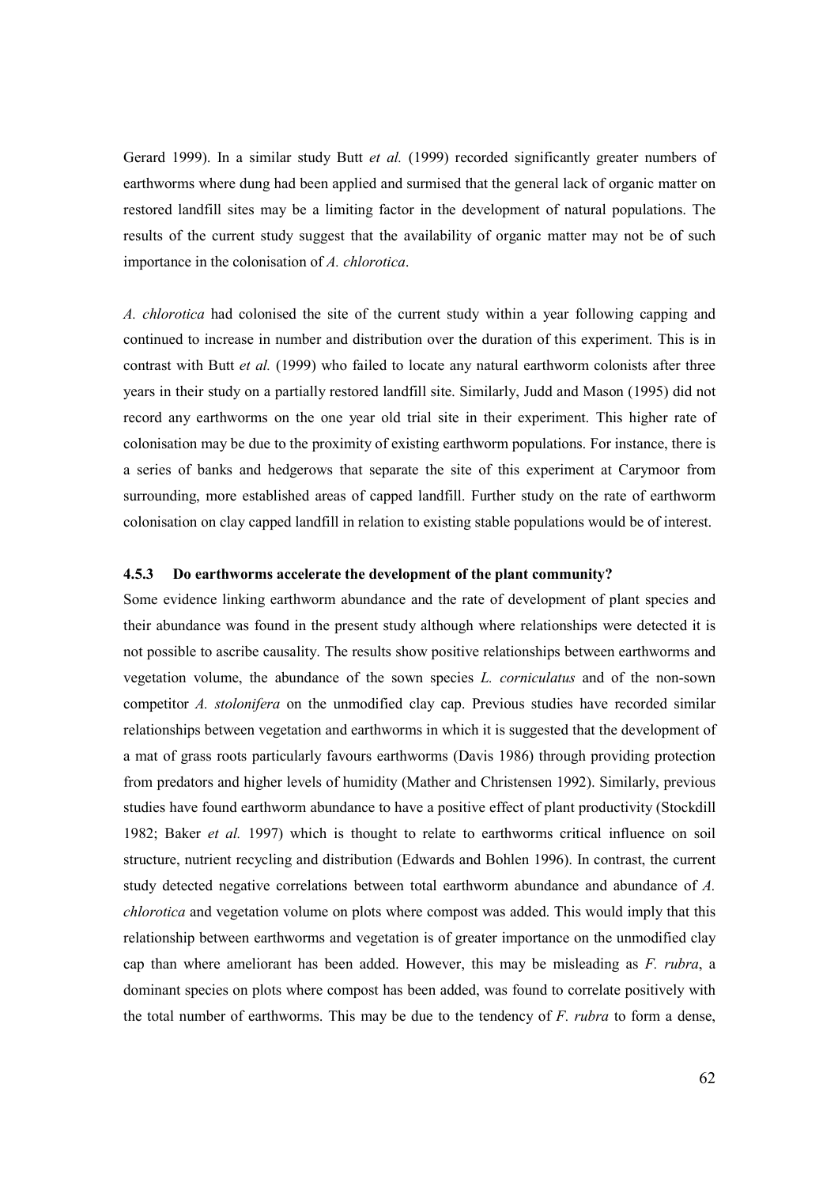Gerard 1999). In a similar study Butt *et al.* (1999) recorded significantly greater numbers of earthworms where dung had been applied and surmised that the general lack of organic matter on restored landfill sites may be a limiting factor in the development of natural populations. The results of the current study suggest that the availability of organic matter may not be of such importance in the colonisation of *A. chlorotica*.

*A. chlorotica* had colonised the site of the current study within a year following capping and continued to increase in number and distribution over the duration of this experiment. This is in contrast with Butt *et al.* (1999) who failed to locate any natural earthworm colonists after three years in their study on a partially restored landfill site. Similarly, Judd and Mason (1995) did not record any earthworms on the one year old trial site in their experiment. This higher rate of colonisation may be due to the proximity of existing earthworm populations. For instance, there is a series of banks and hedgerows that separate the site of this experiment at Carymoor from surrounding, more established areas of capped landfill. Further study on the rate of earthworm colonisation on clay capped landfill in relation to existing stable populations would be of interest.

### 4.5.3 Do earthworms accelerate the development of the plant community?

Some evidence linking earthworm abundance and the rate of development of plant species and their abundance was found in the present study although where relationships were detected it is not possible to ascribe causality. The results show positive relationships between earthworms and vegetation volume, the abundance of the sown species *L. corniculatus* and of the non-sown competitor *A. stolonifera* on the unmodified clay cap. Previous studies have recorded similar relationships between vegetation and earthworms in which it is suggested that the development of a mat of grass roots particularly favours earthworms (Davis 1986) through providing protection from predators and higher levels of humidity (Mather and Christensen 1992). Similarly, previous studies have found earthworm abundance to have a positive effect of plant productivity (Stockdill 1982; Baker *et al.* 1997) which is thought to relate to earthworms critical influence on soil structure, nutrient recycling and distribution (Edwards and Bohlen 1996). In contrast, the current study detected negative correlations between total earthworm abundance and abundance of *A. chlorotica* and vegetation volume on plots where compost was added. This would imply that this relationship between earthworms and vegetation is of greater importance on the unmodified clay cap than where ameliorant has been added. However, this may be misleading as *F. rubra*, a dominant species on plots where compost has been added, was found to correlate positively with the total number of earthworms. This may be due to the tendency of *F. rubra* to form a dense,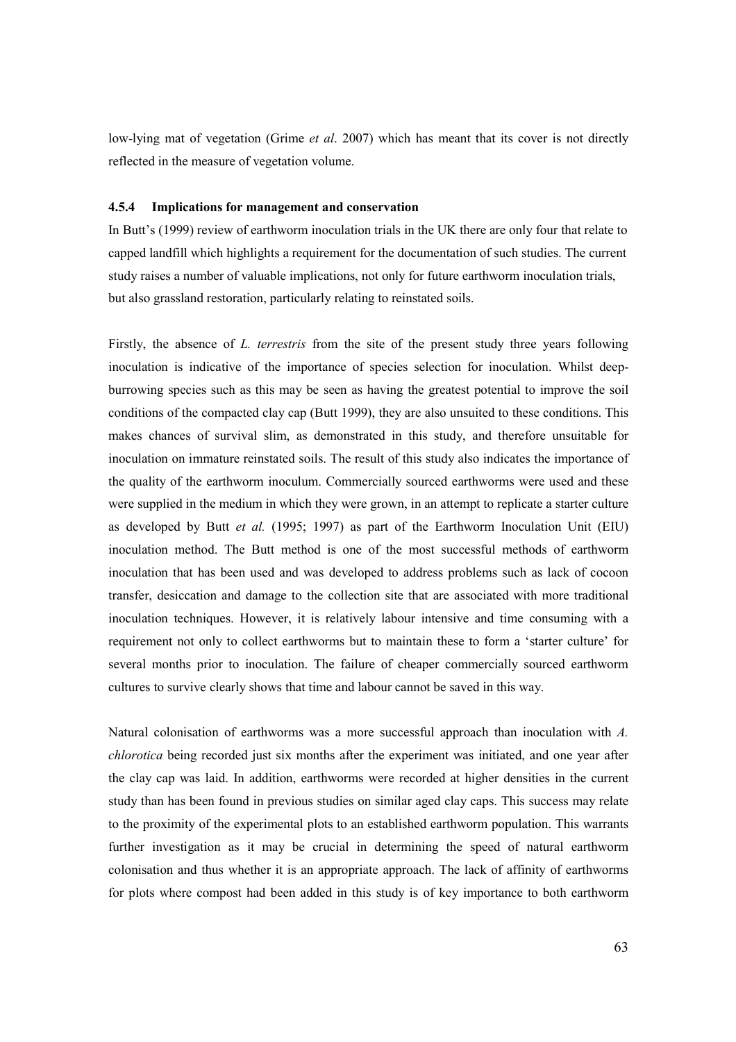low-lying mat of vegetation (Grime *et al*. 2007) which has meant that its cover is not directly reflected in the measure of vegetation volume.

### 4.5.4 Implications for management and conservation

In Butt's (1999) review of earthworm inoculation trials in the UK there are only four that relate to capped landfill which highlights a requirement for the documentation of such studies. The current study raises a number of valuable implications, not only for future earthworm inoculation trials, but also grassland restoration, particularly relating to reinstated soils.

Firstly, the absence of *L. terrestris* from the site of the present study three years following inoculation is indicative of the importance of species selection for inoculation. Whilst deep-burrowing species such as this may be seen as having the greatest potential to improve the soil conditions of the compacted clay cap (Butt 1999), they are also unsuited to these conditions. This makes chances of survival slim, as demonstrated in this study, and therefore unsuitable for inoculation on immature reinstated soils. The result of this study also indicates the importance of the quality of the earthworm inoculum. Commercially sourced earthworms were used and these were supplied in the medium in which they were grown, in an attempt to replicate a starter culture as developed by Butt *et al.* (1995; 1997) as part of the Earthworm Inoculation Unit (EIU) inoculation method. The Butt method is one of the most successful methods of earthworm inoculation that has been used and was developed to address problems such as lack of cocoon transfer, desiccation and damage to the collection site that are associated with more traditional inoculation techniques. However, it is relatively labour intensive and time consuming with a requirement not only to collect earthworms but to maintain these to form a 'starter culture' for several months prior to inoculation. The failure of cheaper commercially sourced earthworm cultures to survive clearly shows that time and labour cannot be saved in this way.

Natural colonisation of earthworms was a more successful approach than inoculation with *A. chlorotica* being recorded just six months after the experiment was initiated, and one year after the clay cap was laid. In addition, earthworms were recorded at higher densities in the current study than has been found in previous studies on similar aged clay caps. This success may relate to the proximity of the experimental plots to an established earthworm population. This warrants further investigation as it may be crucial in determining the speed of natural earthworm colonisation and thus whether it is an appropriate approach. The lack of affinity of earthworms for plots where compost had been added in this study is of key importance to both earthworm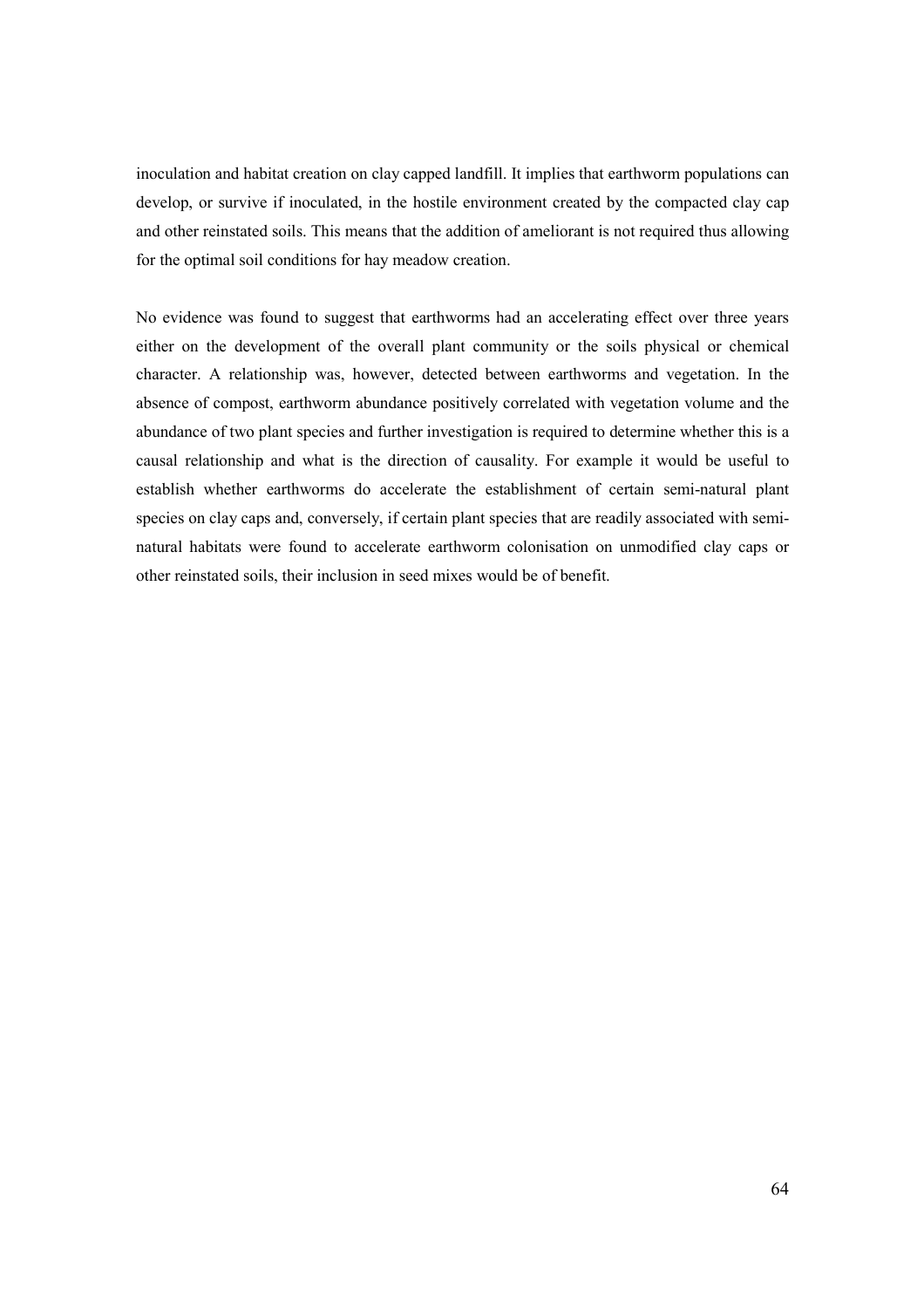inoculation and habitat creation on clay capped landfill. It implies that earthworm populations can develop, or survive if inoculated, in the hostile environment created by the compacted clay cap and other reinstated soils. This means that the addition of ameliorant is not required thus allowing for the optimal soil conditions for hay meadow creation.

No evidence was found to suggest that earthworms had an accelerating effect over three years either on the development of the overall plant community or the soils physical or chemical character. A relationship was, however, detected between earthworms and vegetation. In the absence of compost, earthworm abundance positively correlated with vegetation volume and the abundance of two plant species and further investigation is required to determine whether this is a causal relationship and what is the direction of causality. For example it would be useful to establish whether earthworms do accelerate the establishment of certain semi-natural plant species on clay caps and, conversely, if certain plant species that are readily associated with semi-natural habitats were found to accelerate earthworm colonisation on unmodified clay caps or other reinstated soils, their inclusion in seed mixes would be of benefit.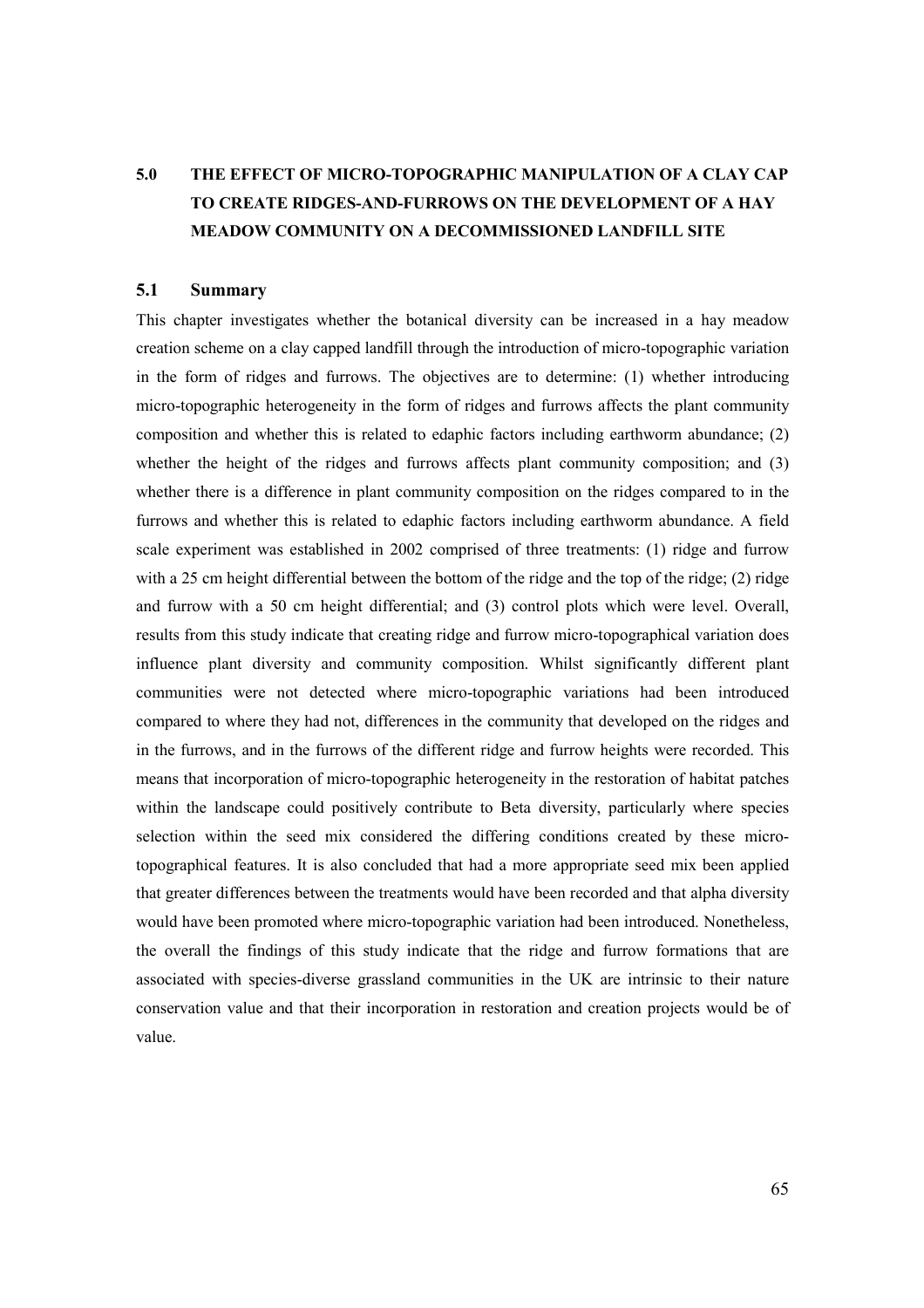# 5.0 THE EFFECT OF MICRO-TOPOGRAPHIC MANIPULATION OF A CLAY CAP TO CREATE RIDGES-AND-FURROWS ON THE DEVELOPMENT OF A HAY MEADOW COMMUNITY ON A DECOMMISSIONED LANDFILL SITE

## 5.1 Summary

This chapter investigates whether the botanical diversity can be increased in a hay meadow creation scheme on a clay capped landfill through the introduction of micro-topographic variation in the form of ridges and furrows. The objectives are to determine: (1) whether introducing micro-topographic heterogeneity in the form of ridges and furrows affects the plant community composition and whether this is related to edaphic factors including earthworm abundance; (2) whether the height of the ridges and furrows affects plant community composition; and (3) whether there is a difference in plant community composition on the ridges compared to in the furrows and whether this is related to edaphic factors including earthworm abundance. A field scale experiment was established in 2002 comprised of three treatments: (1) ridge and furrow with a 25 cm height differential between the bottom of the ridge and the top of the ridge; (2) ridge and furrow with a 50 cm height differential; and (3) control plots which were level. Overall, results from this study indicate that creating ridge and furrow micro-topographical variation does influence plant diversity and community composition. Whilst significantly different plant communities were not detected where micro-topographic variations had been introduced compared to where they had not, differences in the community that developed on the ridges and in the furrows, and in the furrows of the different ridge and furrow heights were recorded. This means that incorporation of micro-topographic heterogeneity in the restoration of habitat patches within the landscape could positively contribute to Beta diversity, particularly where species selection within the seed mix considered the differing conditions created by these micro-topographical features. It is also concluded that had a more appropriate seed mix been applied that greater differences between the treatments would have been recorded and that alpha diversity would have been promoted where micro-topographic variation had been introduced. Nonetheless, the overall the findings of this study indicate that the ridge and furrow formations that are associated with species-diverse grassland communities in the UK are intrinsic to their nature conservation value and that their incorporation in restoration and creation projects would be of value.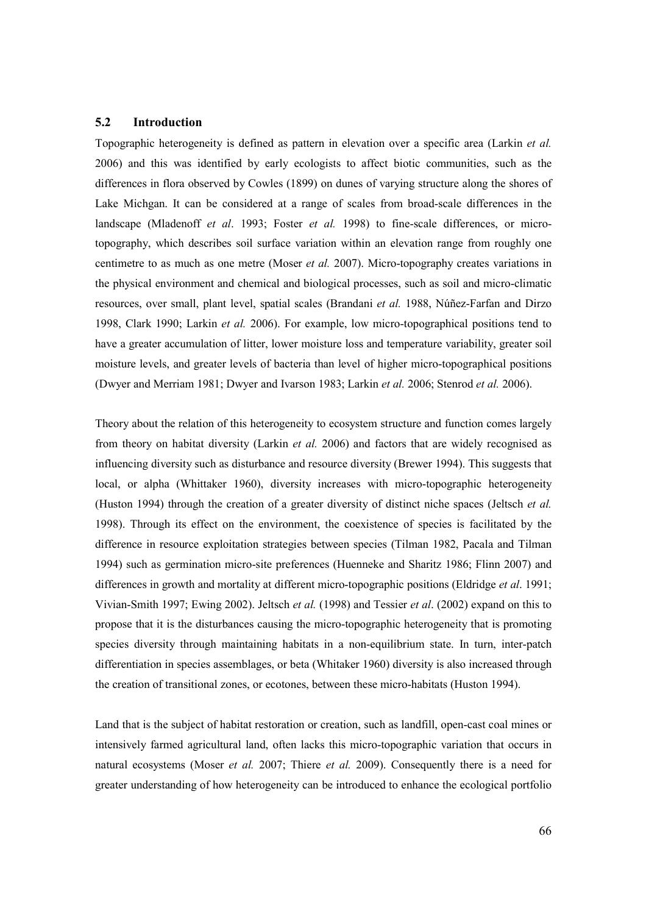## 5.2 Introduction

Topographic heterogeneity is defined as pattern in elevation over a specific area (Larkin *et al.* 2006) and this was identified by early ecologists to affect biotic communities, such as the differences in flora observed by Cowles (1899) on dunes of varying structure along the shores of Lake Michgan. It can be considered at a range of scales from broad-scale differences in the landscape (Mladenoff *et al*. 1993; Foster *et al.* 1998) to fine-scale differences, or micro-topography, which describes soil surface variation within an elevation range from roughly one centimetre to as much as one metre (Moser *et al.* 2007). Micro-topography creates variations in the physical environment and chemical and biological processes, such as soil and micro-climatic resources, over small, plant level, spatial scales (Brandani *et al.* 1988, Núñez-Farfan and Dirzo 1998, Clark 1990; Larkin *et al.* 2006). For example, low micro-topographical positions tend to have a greater accumulation of litter, lower moisture loss and temperature variability, greater soil moisture levels, and greater levels of bacteria than level of higher micro-topographical positions (Dwyer and Merriam 1981; Dwyer and Ivarson 1983; Larkin *et al.* 2006; Stenrod *et al.* 2006).

Theory about the relation of this heterogeneity to ecosystem structure and function comes largely from theory on habitat diversity (Larkin *et al.* 2006) and factors that are widely recognised as influencing diversity such as disturbance and resource diversity (Brewer 1994). This suggests that local, or alpha (Whittaker 1960), diversity increases with micro-topographic heterogeneity (Huston 1994) through the creation of a greater diversity of distinct niche spaces (Jeltsch *et al.* 1998). Through its effect on the environment, the coexistence of species is facilitated by the difference in resource exploitation strategies between species (Tilman 1982, Pacala and Tilman 1994) such as germination micro-site preferences (Huenneke and Sharitz 1986; Flinn 2007) and differences in growth and mortality at different micro-topographic positions (Eldridge *et al*. 1991; Vivian-Smith 1997; Ewing 2002). Jeltsch *et al.* (1998) and Tessier *et al*. (2002) expand on this to propose that it is the disturbances causing the micro-topographic heterogeneity that is promoting species diversity through maintaining habitats in a non-equilibrium state. In turn, inter-patch differentiation in species assemblages, or beta (Whitaker 1960) diversity is also increased through the creation of transitional zones, or ecotones, between these micro-habitats (Huston 1994).

Land that is the subject of habitat restoration or creation, such as landfill, open-cast coal mines or intensively farmed agricultural land, often lacks this micro-topographic variation that occurs in natural ecosystems (Moser *et al.* 2007; Thiere *et al.* 2009). Consequently there is a need for greater understanding of how heterogeneity can be introduced to enhance the ecological portfolio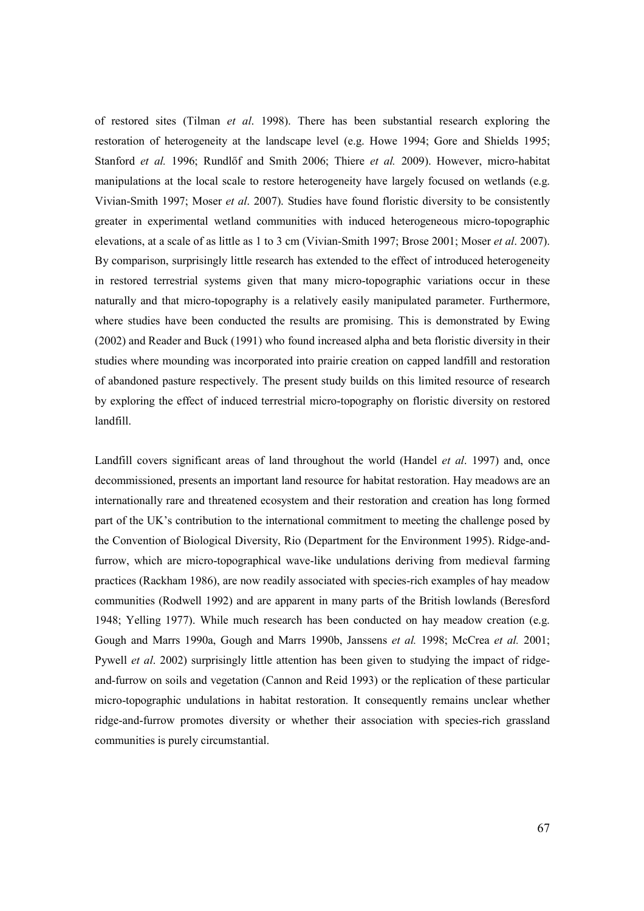of restored sites (Tilman *et al*. 1998). There has been substantial research exploring the restoration of heterogeneity at the landscape level (e.g. Howe 1994; Gore and Shields 1995; Stanford *et al.* 1996; Rundlőf and Smith 2006; Thiere *et al.* 2009). However, micro-habitat manipulations at the local scale to restore heterogeneity have largely focused on wetlands (e.g. Vivian-Smith 1997; Moser *et al*. 2007). Studies have found floristic diversity to be consistently greater in experimental wetland communities with induced heterogeneous micro-topographic elevations, at a scale of as little as 1 to 3 cm (Vivian-Smith 1997; Brose 2001; Moser *et al*. 2007). By comparison, surprisingly little research has extended to the effect of introduced heterogeneity in restored terrestrial systems given that many micro-topographic variations occur in these naturally and that micro-topography is a relatively easily manipulated parameter. Furthermore, where studies have been conducted the results are promising. This is demonstrated by Ewing (2002) and Reader and Buck (1991) who found increased alpha and beta floristic diversity in their studies where mounding was incorporated into prairie creation on capped landfill and restoration of abandoned pasture respectively. The present study builds on this limited resource of research by exploring the effect of induced terrestrial micro-topography on floristic diversity on restored landfill.

Landfill covers significant areas of land throughout the world (Handel *et al*. 1997) and, once decommissioned, presents an important land resource for habitat restoration. Hay meadows are an internationally rare and threatened ecosystem and their restoration and creation has long formed part of the UK's contribution to the international commitment to meeting the challenge posed by the Convention of Biological Diversity, Rio (Department for the Environment 1995). Ridge-and-furrow, which are micro-topographical wave-like undulations deriving from medieval farming practices (Rackham 1986), are now readily associated with species-rich examples of hay meadow communities (Rodwell 1992) and are apparent in many parts of the British lowlands (Beresford 1948; Yelling 1977). While much research has been conducted on hay meadow creation (e.g. Gough and Marrs 1990a, Gough and Marrs 1990b, Janssens *et al.* 1998; McCrea *et al.* 2001; Pywell *et al*. 2002) surprisingly little attention has been given to studying the impact of ridge-and-furrow on soils and vegetation (Cannon and Reid 1993) or the replication of these particular micro-topographic undulations in habitat restoration. It consequently remains unclear whether ridge-and-furrow promotes diversity or whether their association with species-rich grassland communities is purely circumstantial.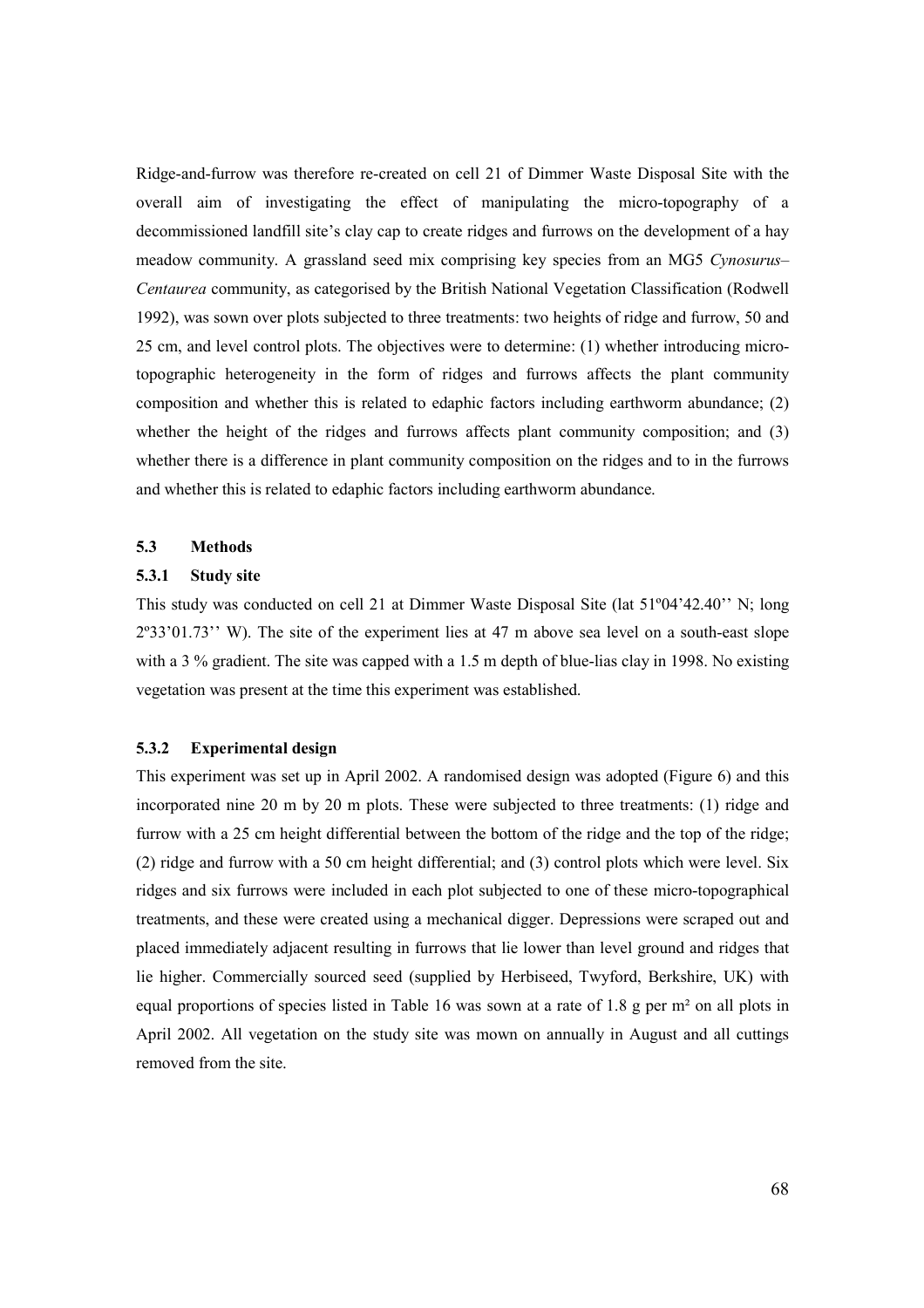Ridge-and-furrow was therefore re-created on cell 21 of Dimmer Waste Disposal Site with the overall aim of investigating the effect of manipulating the micro-topography of a decommissioned landfill site's clay cap to create ridges and furrows on the development of a hay meadow community. A grassland seed mix comprising key species from an MG5 *Cynosurus–Centaurea* community, as categorised by the British National Vegetation Classification (Rodwell 1992), was sown over plots subjected to three treatments: two heights of ridge and furrow, 50 and 25 cm, and level control plots. The objectives were to determine: (1) whether introducing micro-topographic heterogeneity in the form of ridges and furrows affects the plant community composition and whether this is related to edaphic factors including earthworm abundance; (2) whether the height of the ridges and furrows affects plant community composition; and (3) whether there is a difference in plant community composition on the ridges and to in the furrows and whether this is related to edaphic factors including earthworm abundance.

## 5.3 Methods

### 5.3.1 Study site

This study was conducted on cell 21 at Dimmer Waste Disposal Site (lat 51º04'42.40'' N; long 2º33'01.73'' W). The site of the experiment lies at 47 m above sea level on a south-east slope with a 3 % gradient. The site was capped with a 1.5 m depth of blue-lias clay in 1998. No existing vegetation was present at the time this experiment was established.

### 5.3.2 Experimental design

This experiment was set up in April 2002. A randomised design was adopted (Figure 6) and this incorporated nine 20 m by 20 m plots. These were subjected to three treatments: (1) ridge and furrow with a 25 cm height differential between the bottom of the ridge and the top of the ridge; (2) ridge and furrow with a 50 cm height differential; and (3) control plots which were level. Six ridges and six furrows were included in each plot subjected to one of these micro-topographical treatments, and these were created using a mechanical digger. Depressions were scraped out and placed immediately adjacent resulting in furrows that lie lower than level ground and ridges that lie higher. Commercially sourced seed (supplied by Herbiseed, Twyford, Berkshire, UK) with equal proportions of species listed in Table 16 was sown at a rate of 1.8 g per m² on all plots in April 2002. All vegetation on the study site was mown on annually in August and all cuttings removed from the site.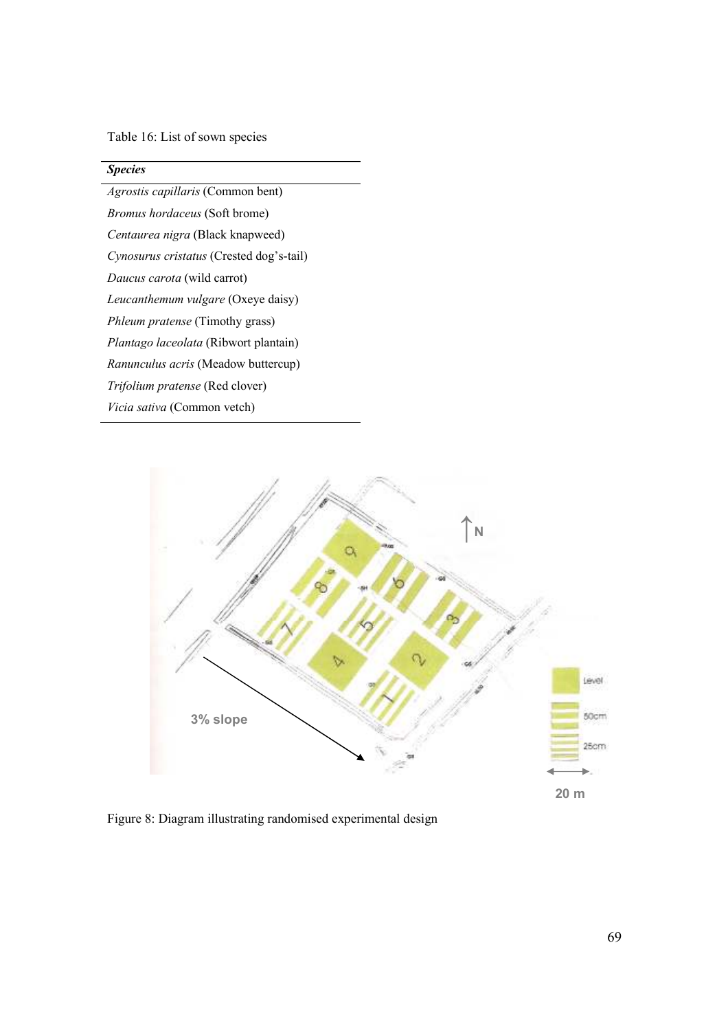Table 16: List of sown species

| *Species* |
|---|
| *Agrostis capillaris* (Common bent) |
| *Bromus hordaceus* (Soft brome) |
| *Centaurea nigra* (Black knapweed) |
| *Cynosurus cristatus* (Crested dog's-tail) |
| *Daucus carota* (wild carrot) |
| *Leucanthemum vulgare* (Oxeye daisy) |
| *Phleum pratense* (Timothy grass) |
| *Plantago laceolata* (Ribwort plantain) |
| *Ranunculus acris* (Meadow buttercup) |
| *Trifolium pratense* (Red clover) |
| *Vicia sativa* (Common vetch) |

Figure 8: Diagram illustrating randomised experimental design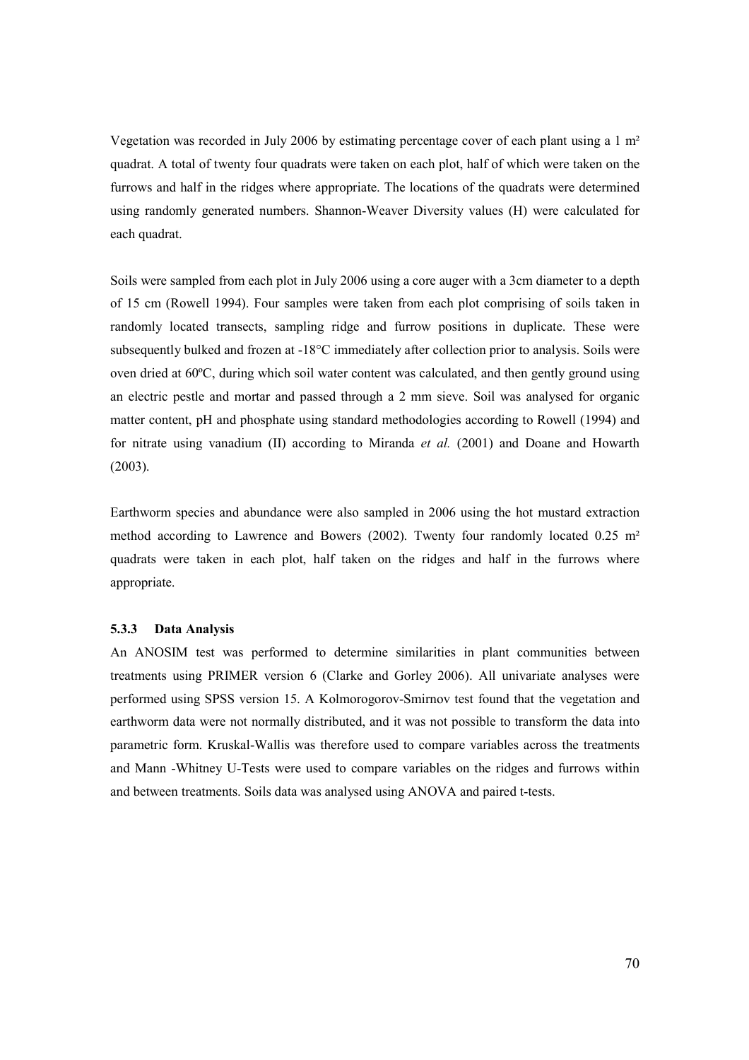Vegetation was recorded in July 2006 by estimating percentage cover of each plant using a 1 m² quadrat. A total of twenty four quadrats were taken on each plot, half of which were taken on the furrows and half in the ridges where appropriate. The locations of the quadrats were determined using randomly generated numbers. Shannon-Weaver Diversity values (H) were calculated for each quadrat.

Soils were sampled from each plot in July 2006 using a core auger with a 3cm diameter to a depth of 15 cm (Rowell 1994). Four samples were taken from each plot comprising of soils taken in randomly located transects, sampling ridge and furrow positions in duplicate. These were subsequently bulked and frozen at -18°C immediately after collection prior to analysis. Soils were oven dried at 60ºC, during which soil water content was calculated, and then gently ground using an electric pestle and mortar and passed through a 2 mm sieve. Soil was analysed for organic matter content, pH and phosphate using standard methodologies according to Rowell (1994) and for nitrate using vanadium (II) according to Miranda *et al.* (2001) and Doane and Howarth (2003).

Earthworm species and abundance were also sampled in 2006 using the hot mustard extraction method according to Lawrence and Bowers (2002). Twenty four randomly located 0.25 m² quadrats were taken in each plot, half taken on the ridges and half in the furrows where appropriate.

### 5.3.3 Data Analysis

An ANOSIM test was performed to determine similarities in plant communities between treatments using PRIMER version 6 (Clarke and Gorley 2006). All univariate analyses were performed using SPSS version 15. A Kolmorogorov-Smirnov test found that the vegetation and earthworm data were not normally distributed, and it was not possible to transform the data into parametric form. Kruskal-Wallis was therefore used to compare variables across the treatments and Mann -Whitney U-Tests were used to compare variables on the ridges and furrows within and between treatments. Soils data was analysed using ANOVA and paired t-tests.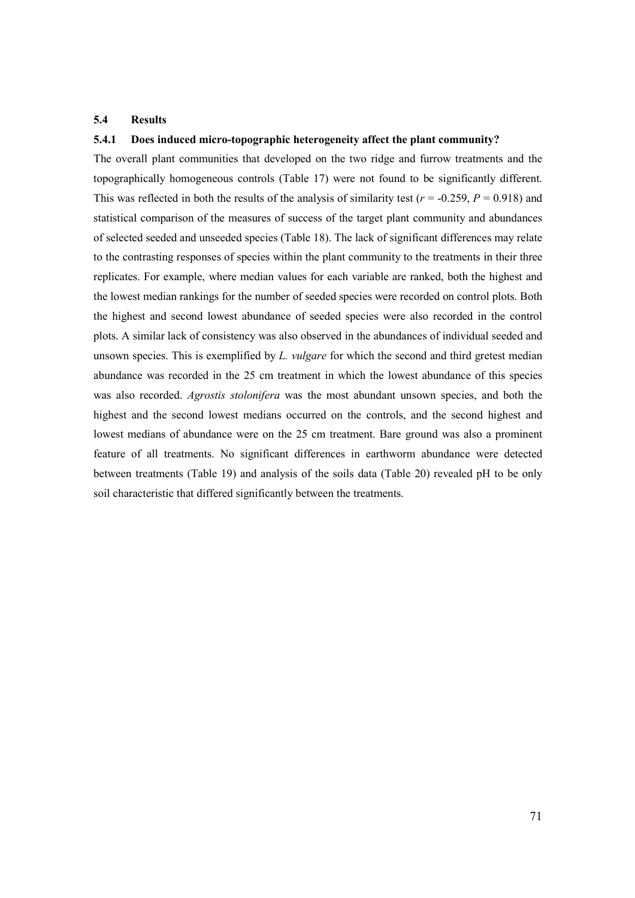## 5.4 Results

### 5.4.1 Does induced micro-topographic heterogeneity affect the plant community?

The overall plant communities that developed on the two ridge and furrow treatments and the topographically homogeneous controls (Table 17) were not found to be significantly different. This was reflected in both the results of the analysis of similarity test ($r$ = -0.259, $P$ = 0.918) and statistical comparison of the measures of success of the target plant community and abundances of selected seeded and unseeded species (Table 18). The lack of significant differences may relate to the contrasting responses of species within the plant community to the treatments in their three replicates. For example, where median values for each variable are ranked, both the highest and the lowest median rankings for the number of seeded species were recorded on control plots. Both the highest and second lowest abundance of seeded species were also recorded in the control plots. A similar lack of consistency was also observed in the abundances of individual seeded and unsown species. This is exemplified by *L. vulgare* for which the second and third gretest median abundance was recorded in the 25 cm treatment in which the lowest abundance of this species was also recorded. *Agrostis stolonifera* was the most abundant unsown species, and both the highest and the second lowest medians occurred on the controls, and the second highest and lowest medians of abundance were on the 25 cm treatment. Bare ground was also a prominent feature of all treatments. No significant differences in earthworm abundance were detected between treatments (Table 19) and analysis of the soils data (Table 20) revealed pH to be only soil characteristic that differed significantly between the treatments.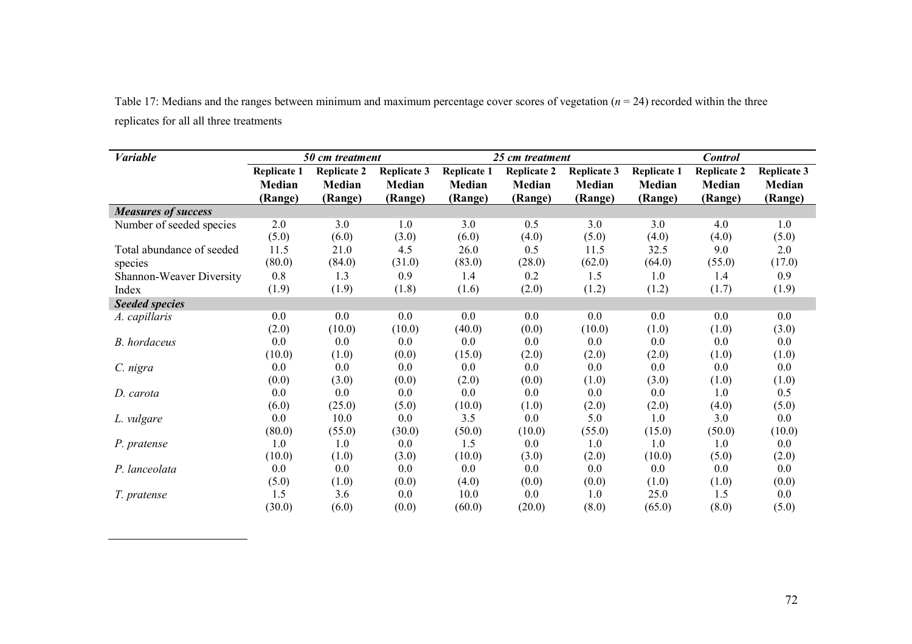Table 17: Medians and the ranges between minimum and maximum percentage cover scores of vegetation ($n$ = 24) recorded within the three replicates for all all three treatments

| *Variable* | *50 cm treatment* | | | *25 cm treatment* | | | *Control* | | |
|---|---|---|---|---|---|---|---|---|---|
| | **Replicate 1 Median (Range)** | **Replicate 2 Median (Range)** | **Replicate 3 Median (Range)** | **Replicate 1 Median (Range)** | **Replicate 2 Median (Range)** | **Replicate 3 Median (Range)** | **Replicate 1 Median (Range)** | **Replicate 2 Median (Range)** | **Replicate 3 Median (Range)** |
| ***Measures of success*** | | | | | | | | | |
| Number of seeded species | 2.0 (5.0) | 3.0 (6.0) | 1.0 (3.0) | 3.0 (6.0) | 0.5 (4.0) | 3.0 (5.0) | 3.0 (4.0) | 4.0 (4.0) | 1.0 (5.0) |
| Total abundance of seeded species | 11.5 (80.0) | 21.0 (84.0) | 4.5 (31.0) | 26.0 (83.0) | 0.5 (28.0) | 11.5 (62.0) | 32.5 (64.0) | 9.0 (55.0) | 2.0 (17.0) |
| Shannon-Weaver Diversity Index | 0.8 (1.9) | 1.3 (1.9) | 0.9 (1.8) | 1.4 (1.6) | 0.2 (2.0) | 1.5 (1.2) | 1.0 (1.2) | 1.4 (1.7) | 0.9 (1.9) |
| ***Seeded species*** | | | | | | | | | |
| *A. capillaris* | 0.0 (2.0) | 0.0 (10.0) | 0.0 (10.0) | 0.0 (40.0) | 0.0 (0.0) | 0.0 (10.0) | 0.0 (1.0) | 0.0 (1.0) | 0.0 (3.0) |
| *B. hordaceus* | 0.0 (10.0) | 0.0 (1.0) | 0.0 (0.0) | 0.0 (15.0) | 0.0 (2.0) | 0.0 (2.0) | 0.0 (2.0) | 0.0 (1.0) | 0.0 (1.0) |
| *C. nigra* | 0.0 (0.0) | 0.0 (3.0) | 0.0 (0.0) | 0.0 (2.0) | 0.0 (0.0) | 0.0 (1.0) | 0.0 (3.0) | 0.0 (1.0) | 0.0 (1.0) |
| *D. carota* | 0.0 (6.0) | 0.0 (25.0) | 0.0 (5.0) | 0.0 (10.0) | 0.0 (1.0) | 0.0 (2.0) | 0.0 (2.0) | 1.0 (4.0) | 0.5 (5.0) |
| *L. vulgare* | 0.0 (80.0) | 10.0 (55.0) | 0.0 (30.0) | 3.5 (50.0) | 0.0 (10.0) | 5.0 (55.0) | 1.0 (15.0) | 3.0 (50.0) | 0.0 (10.0) |
| *P. pratense* | 1.0 (10.0) | 1.0 (1.0) | 0.0 (3.0) | 1.5 (10.0) | 0.0 (3.0) | 1.0 (2.0) | 1.0 (10.0) | 1.0 (5.0) | 0.0 (2.0) |
| *P. lanceolata* | 0.0 (5.0) | 0.0 (1.0) | 0.0 (0.0) | 0.0 (4.0) | 0.0 (0.0) | 0.0 (0.0) | 0.0 (1.0) | 0.0 (1.0) | 0.0 (0.0) |
| *T. pratense* | 1.5 (30.0) | 3.6 (6.0) | 0.0 (0.0) | 10.0 (60.0) | 0.0 (20.0) | 1.0 (8.0) | 25.0 (65.0) | 1.5 (8.0) | 0.0 (5.0) |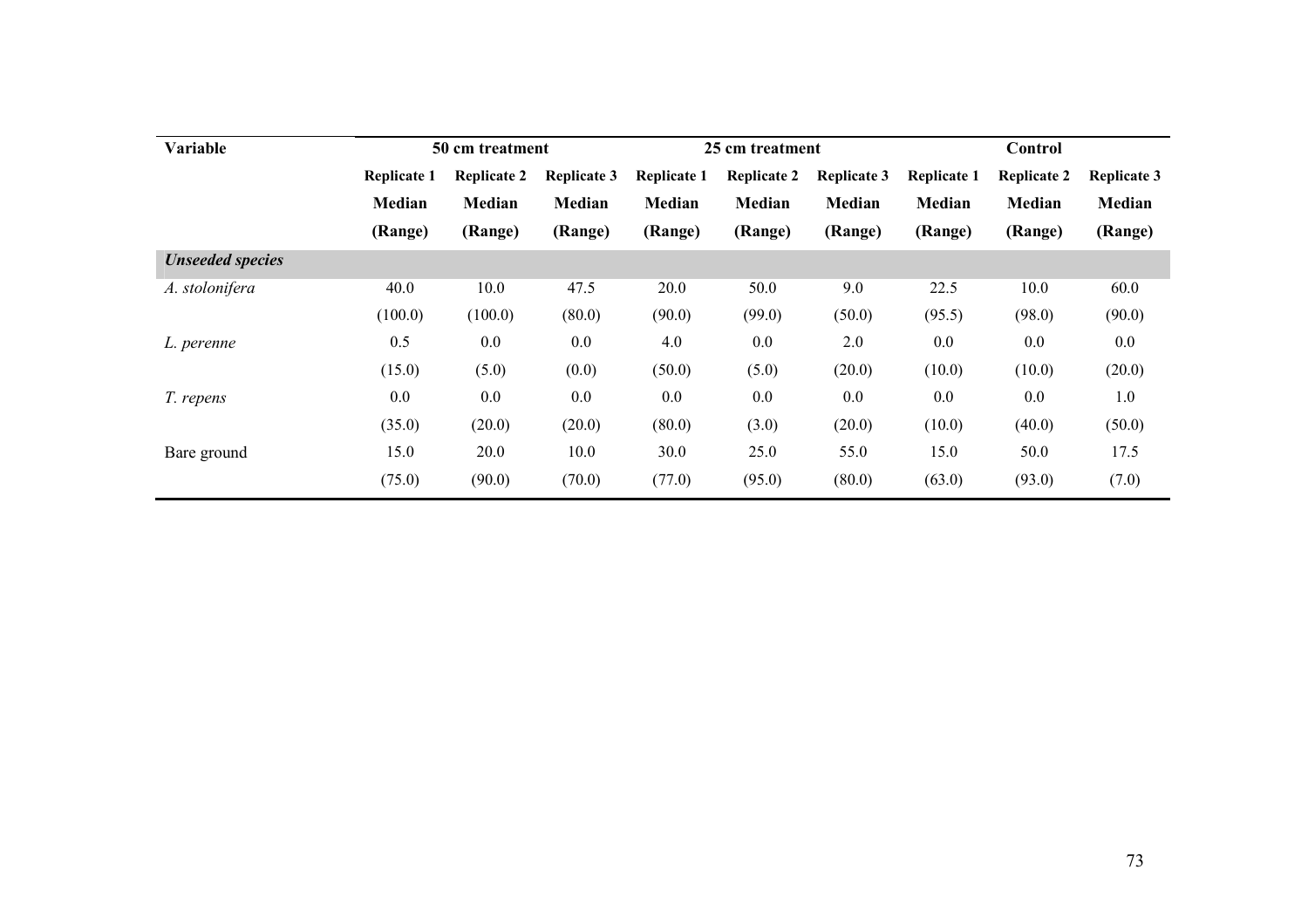| Variable | 50 cm treatment | | | 25 cm treatment | | | Control | | |
|---|---|---|---|---|---|---|---|---|---|
| | **Replicate 1** | **Replicate 2** | **Replicate 3** | **Replicate 1** | **Replicate 2** | **Replicate 3** | **Replicate 1** | **Replicate 2** | **Replicate 3** |
| | **Median (Range)** | **Median (Range)** | **Median (Range)** | **Median (Range)** | **Median (Range)** | **Median (Range)** | **Median (Range)** | **Median (Range)** | **Median (Range)** |
| ***Unseeded species*** | | | | | | | | | |
| *A. stolonifera* | 40.0 (100.0) | 10.0 (100.0) | 47.5 (80.0) | 20.0 (90.0) | 50.0 (99.0) | 9.0 (50.0) | 22.5 (95.5) | 10.0 (98.0) | 60.0 (90.0) |
| *L. perenne* | 0.5 (15.0) | 0.0 (5.0) | 0.0 (0.0) | 4.0 (50.0) | 0.0 (5.0) | 2.0 (20.0) | 0.0 (10.0) | 0.0 (10.0) | 0.0 (20.0) |
| *T. repens* | 0.0 (35.0) | 0.0 (20.0) | 0.0 (20.0) | 0.0 (80.0) | 0.0 (3.0) | 0.0 (20.0) | 0.0 (10.0) | 0.0 (40.0) | 1.0 (50.0) |
| Bare ground | 15.0 (75.0) | 20.0 (90.0) | 10.0 (70.0) | 30.0 (77.0) | 25.0 (95.0) | 55.0 (80.0) | 15.0 (63.0) | 50.0 (93.0) | 17.5 (7.0) |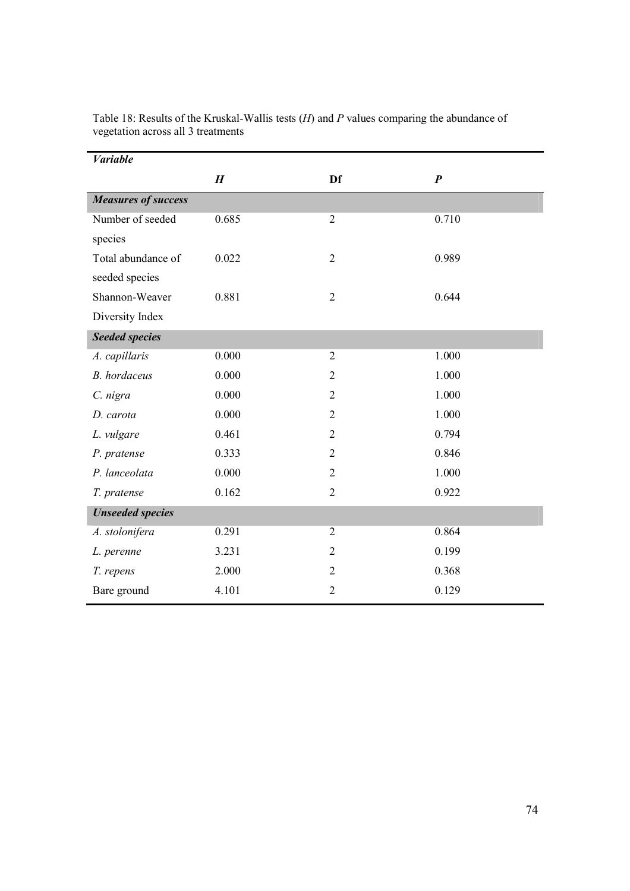Table 18: Results of the Kruskal-Wallis tests ($H$) and $P$ values comparing the abundance of vegetation across all 3 treatments

| ***Variable*** | | | |
|---|---|---|---|
| | ***H*** | **Df** | ***P*** |
| ***Measures of success*** | | | |
| Number of seeded species | 0.685 | 2 | 0.710 |
| Total abundance of seeded species | 0.022 | 2 | 0.989 |
| Shannon-Weaver Diversity Index | 0.881 | 2 | 0.644 |
| ***Seeded species*** | | | |
| *A. capillaris* | 0.000 | 2 | 1.000 |
| *B. hordaceus* | 0.000 | 2 | 1.000 |
| *C. nigra* | 0.000 | 2 | 1.000 |
| *D. carota* | 0.000 | 2 | 1.000 |
| *L. vulgare* | 0.461 | 2 | 0.794 |
| *P. pratense* | 0.333 | 2 | 0.846 |
| *P. lanceolata* | 0.000 | 2 | 1.000 |
| *T. pratense* | 0.162 | 2 | 0.922 |
| ***Unseeded species*** | | | |
| *A. stolonifera* | 0.291 | 2 | 0.864 |
| *L. perenne* | 3.231 | 2 | 0.199 |
| *T. repens* | 2.000 | 2 | 0.368 |
| Bare ground | 4.101 | 2 | 0.129 |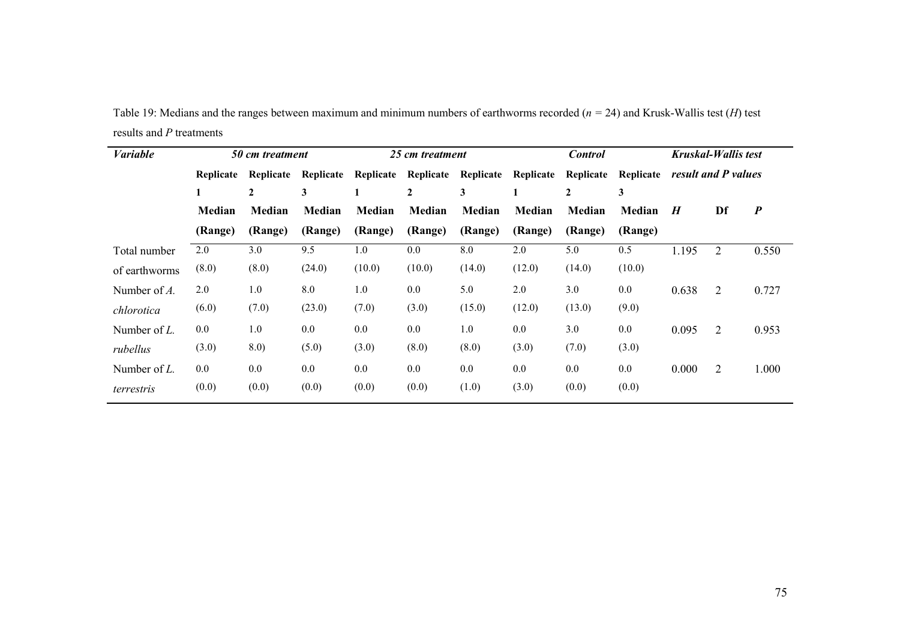Table 19: Medians and the ranges between maximum and minimum numbers of earthworms recorded ($n$ = 24) and Krusk-Wallis test ($H$) test results and $P$ treatments

| *Variable* | *50 cm treatment* | | | *25 cm treatment* | | | *Control* | | | *Kruskal-Wallis test result and P values* | | |
|---|---|---|---|---|---|---|---|---|---|---|---|---|
| | **Replicate 1** | **Replicate 2** | **Replicate 3** | **Replicate 1** | **Replicate 2** | **Replicate 3** | **Replicate 1** | **Replicate 2** | **Replicate 3** | | | |
| | **Median (Range)** | **Median (Range)** | **Median (Range)** | **Median (Range)** | **Median (Range)** | **Median (Range)** | **Median (Range)** | **Median (Range)** | **Median (Range)** | ***H*** | **Df** | ***P*** |
| Total number of earthworms | 2.0 (8.0) | 3.0 (8.0) | 9.5 (24.0) | 1.0 (10.0) | 0.0 (10.0) | 8.0 (14.0) | 2.0 (12.0) | 5.0 (14.0) | 0.5 (10.0) | 1.195 | 2 | 0.550 |
| Number of *A. chlorotica* | 2.0 (6.0) | 1.0 (7.0) | 8.0 (23.0) | 1.0 (7.0) | 0.0 (3.0) | 5.0 (15.0) | 2.0 (12.0) | 3.0 (13.0) | 0.0 (9.0) | 0.638 | 2 | 0.727 |
| Number of *L. rubellus* | 0.0 (3.0) | 1.0 8.0) | 0.0 (5.0) | 0.0 (3.0) | 0.0 (8.0) | 1.0 (8.0) | 0.0 (3.0) | 3.0 (7.0) | 0.0 (3.0) | 0.095 | 2 | 0.953 |
| Number of *L. terrestris* | 0.0 (0.0) | 0.0 (0.0) | 0.0 (0.0) | 0.0 (0.0) | 0.0 (0.0) | 0.0 (1.0) | 0.0 (3.0) | 0.0 (0.0) | 0.0 (0.0) | 0.000 | 2 | 1.000 |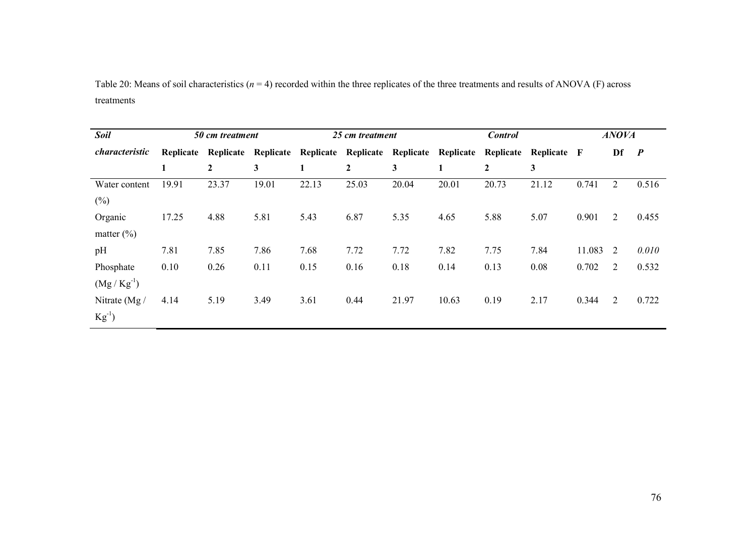Table 20: Means of soil characteristics ($n$ = 4) recorded within the three replicates of the three treatments and results of ANOVA (F) across treatments

| ***Soil characteristic*** | ***50 cm treatment*** | | | ***25 cm treatment*** | | | ***Control*** | | | ***ANOVA*** | | |
|---|---|---|---|---|---|---|---|---|---|---|---|---|
| | **Replicate 1** | **Replicate 2** | **Replicate 3** | **Replicate 1** | **Replicate 2** | **Replicate 3** | **Replicate 1** | **Replicate 2** | **Replicate 3** | **F** | **Df** | ***P*** |
| Water content (%) | 19.91 | 23.37 | 19.01 | 22.13 | 25.03 | 20.04 | 20.01 | 20.73 | 21.12 | 0.741 | 2 | 0.516 |
| Organic matter (%) | 17.25 | 4.88 | 5.81 | 5.43 | 6.87 | 5.35 | 4.65 | 5.88 | 5.07 | 0.901 | 2 | 0.455 |
| pH | 7.81 | 7.85 | 7.86 | 7.68 | 7.72 | 7.72 | 7.82 | 7.75 | 7.84 | 11.083 | 2 | *0.010* |
| Phosphate ($Mg / Kg^{-1}$) | 0.10 | 0.26 | 0.11 | 0.15 | 0.16 | 0.18 | 0.14 | 0.13 | 0.08 | 0.702 | 2 | 0.532 |
| Nitrate ($Mg / Kg^{-1}$) | 4.14 | 5.19 | 3.49 | 3.61 | 0.44 | 21.97 | 10.63 | 0.19 | 2.17 | 0.344 | 2 | 0.722 |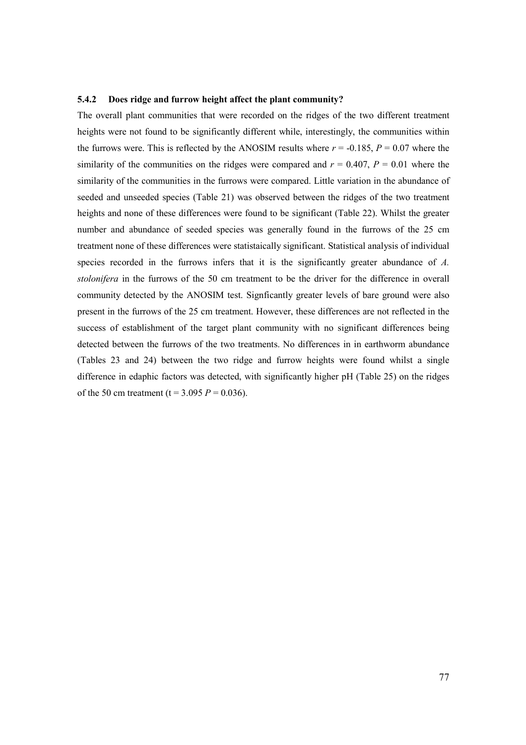### 5.4.2 Does ridge and furrow height affect the plant community?

The overall plant communities that were recorded on the ridges of the two different treatment heights were not found to be significantly different while, interestingly, the communities within the furrows were. This is reflected by the ANOSIM results where $r = -0.185$, $P = 0.07$ where the similarity of the communities on the ridges were compared and $r = 0.407$, $P = 0.01$ where the similarity of the communities in the furrows were compared. Little variation in the abundance of seeded and unseeded species (Table 21) was observed between the ridges of the two treatment heights and none of these differences were found to be significant (Table 22). Whilst the greater number and abundance of seeded species was generally found in the furrows of the 25 cm treatment none of these differences were statistaically significant. Statistical analysis of individual species recorded in the furrows infers that it is the significantly greater abundance of *A. stolonifera* in the furrows of the 50 cm treatment to be the driver for the difference in overall community detected by the ANOSIM test. Signficantly greater levels of bare ground were also present in the furrows of the 25 cm treatment. However, these differences are not reflected in the success of establishment of the target plant community with no significant differences being detected between the furrows of the two treatments. No differences in in earthworm abundance (Tables 23 and 24) between the two ridge and furrow heights were found whilst a single difference in edaphic factors was detected, with significantly higher pH (Table 25) on the ridges of the 50 cm treatment ($t = 3.095$ $P = 0.036$).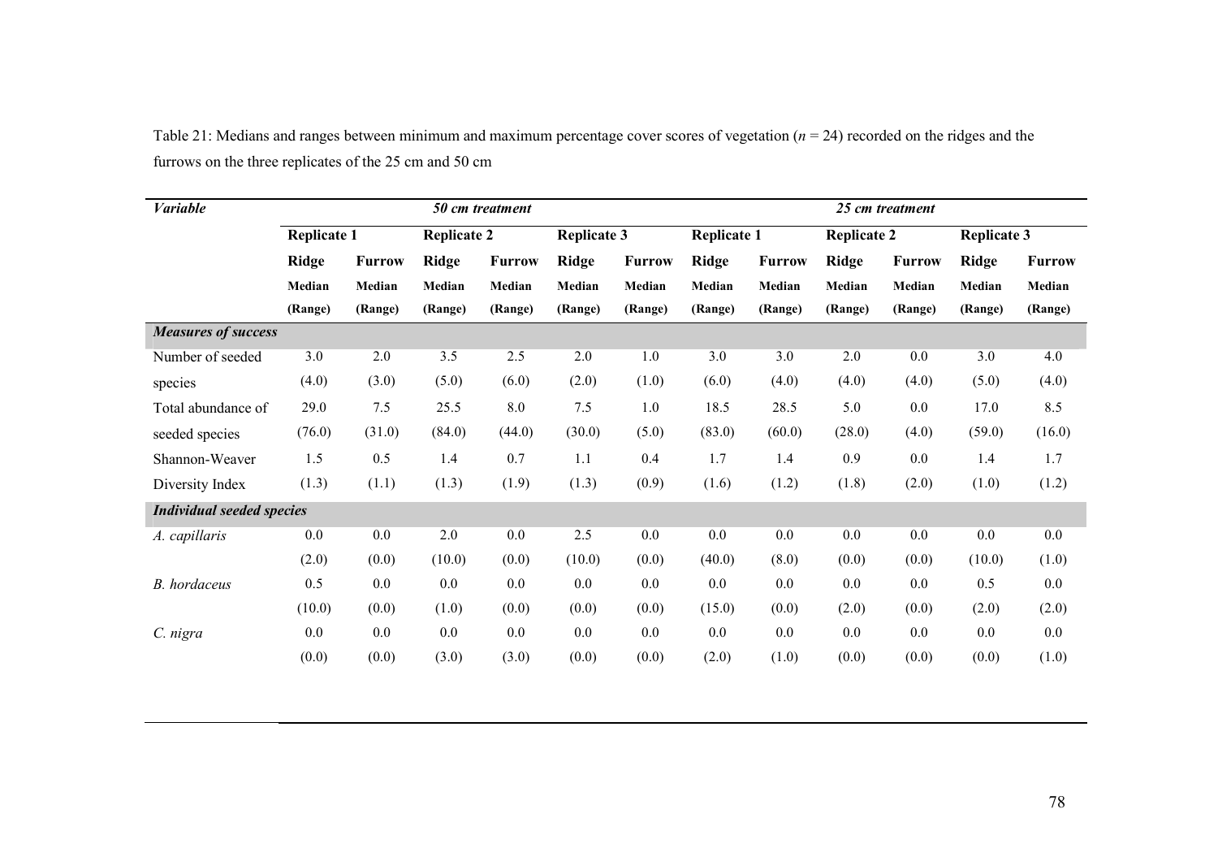Table 21: Medians and ranges between minimum and maximum percentage cover scores of vegetation ($n$ = 24) recorded on the ridges and the furrows on the three replicates of the 25 cm and 50 cm

| *Variable* | *50 cm treatment* | | | | | | *25 cm treatment* | | | | | |
|---|---|---|---|---|---|---|---|---|---|---|---|---|
| | **Replicate 1** | | **Replicate 2** | | **Replicate 3** | | **Replicate 1** | | **Replicate 2** | | **Replicate 3** | |
| | **Ridge** | **Furrow** | **Ridge** | **Furrow** | **Ridge** | **Furrow** | **Ridge** | **Furrow** | **Ridge** | **Furrow** | **Ridge** | **Furrow** |
| | **Median (Range)** | **Median (Range)** | **Median (Range)** | **Median (Range)** | **Median (Range)** | **Median (Range)** | **Median (Range)** | **Median (Range)** | **Median (Range)** | **Median (Range)** | **Median (Range)** | **Median (Range)** |
| ***Measures of success*** | | | | | | | | | | | | |
| Number of seeded species | 3.0 (4.0) | 2.0 (3.0) | 3.5 (5.0) | 2.5 (6.0) | 2.0 (2.0) | 1.0 (1.0) | 3.0 (6.0) | 3.0 (4.0) | 2.0 (4.0) | 0.0 (4.0) | 3.0 (5.0) | 4.0 (4.0) |
| Total abundance of seeded species | 29.0 (76.0) | 7.5 (31.0) | 25.5 (84.0) | 8.0 (44.0) | 7.5 (30.0) | 1.0 (5.0) | 18.5 (83.0) | 28.5 (60.0) | 5.0 (28.0) | 0.0 (4.0) | 17.0 (59.0) | 8.5 (16.0) |
| Shannon-Weaver Diversity Index | 1.5 (1.3) | 0.5 (1.1) | 1.4 (1.3) | 0.7 (1.9) | 1.1 (1.3) | 0.4 (0.9) | 1.7 (1.6) | 1.4 (1.2) | 0.9 (1.8) | 0.0 (2.0) | 1.4 (1.0) | 1.7 (1.2) |
| ***Individual seeded species*** | | | | | | | | | | | | |
| *A. capillaris* | 0.0 (2.0) | 0.0 (0.0) | 2.0 (10.0) | 0.0 (0.0) | 2.5 (10.0) | 0.0 (0.0) | 0.0 (40.0) | 0.0 (8.0) | 0.0 (0.0) | 0.0 (0.0) | 0.0 (10.0) | 0.0 (1.0) |
| *B. hordaceus* | 0.5 (10.0) | 0.0 (0.0) | 0.0 (1.0) | 0.0 (0.0) | 0.0 (0.0) | 0.0 (0.0) | 0.0 (15.0) | 0.0 (0.0) | 0.0 (2.0) | 0.0 (0.0) | 0.5 (2.0) | 0.0 (2.0) |
| *C. nigra* | 0.0 (0.0) | 0.0 (0.0) | 0.0 (3.0) | 0.0 (3.0) | 0.0 (0.0) | 0.0 (0.0) | 0.0 (2.0) | 0.0 (1.0) | 0.0 (0.0) | 0.0 (0.0) | 0.0 (0.0) | 0.0 (1.0) |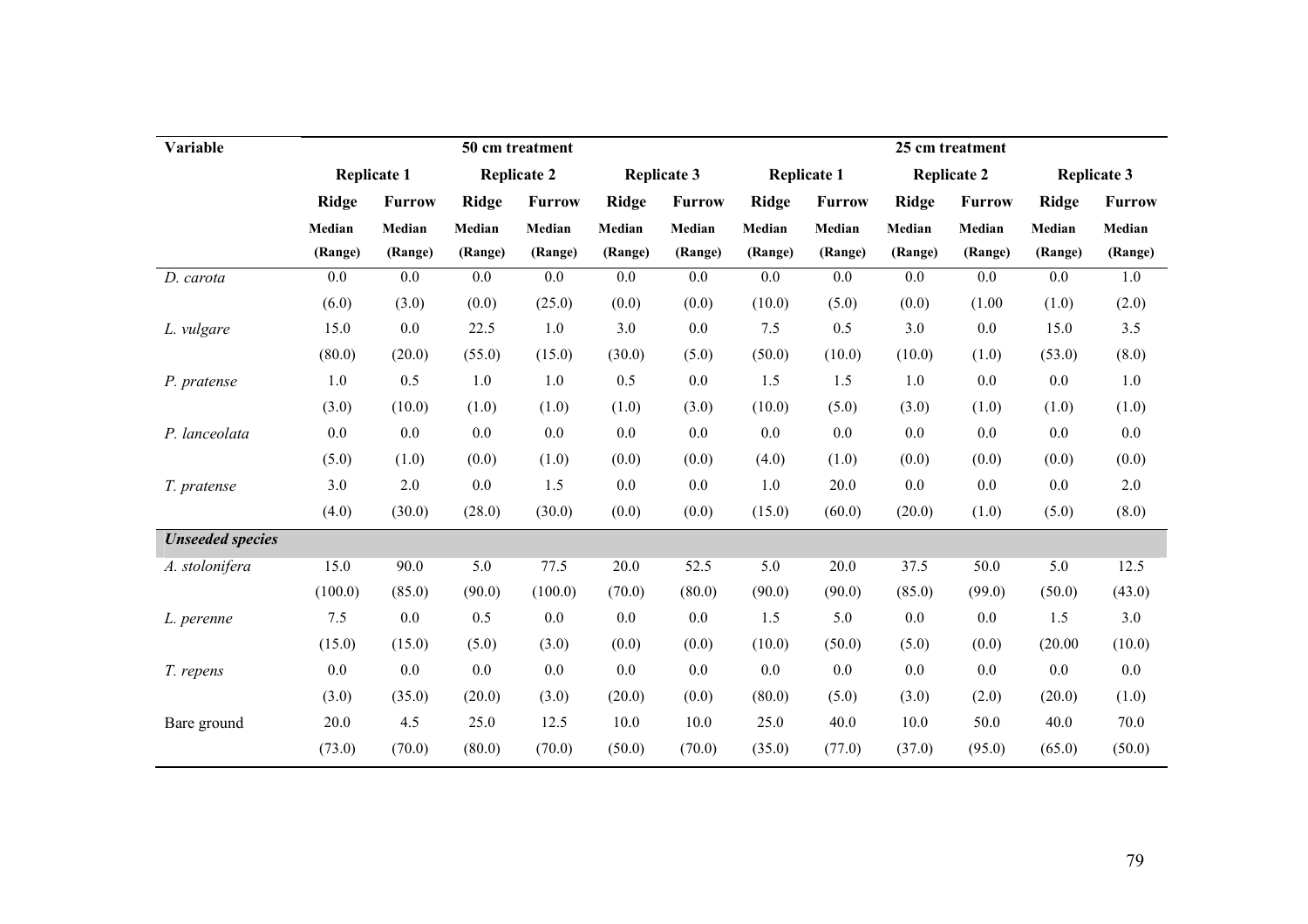| Variable | 50 cm treatment | | | | | | 25 cm treatment | | | | | |
|---|---|---|---|---|---|---|---|---|---|---|---|---|
| | Replicate 1 | | Replicate 2 | | Replicate 3 | | Replicate 1 | | Replicate 2 | | Replicate 3 | |
| | Ridge | Furrow | Ridge | Furrow | Ridge | Furrow | Ridge | Furrow | Ridge | Furrow | Ridge | Furrow |
| | Median (Range) | Median (Range) | Median (Range) | Median (Range) | Median (Range) | Median (Range) | Median (Range) | Median (Range) | Median (Range) | Median (Range) | Median (Range) | Median (Range) |
| *D. carota* | 0.0 | 0.0 | 0.0 | 0.0 | 0.0 | 0.0 | 0.0 | 0.0 | 0.0 | 0.0 | 0.0 | 1.0 |
| | (6.0) | (3.0) | (0.0) | (25.0) | (0.0) | (0.0) | (10.0) | (5.0) | (0.0) | (1.00 | (1.0) | (2.0) |
| *L. vulgare* | 15.0 | 0.0 | 22.5 | 1.0 | 3.0 | 0.0 | 7.5 | 0.5 | 3.0 | 0.0 | 15.0 | 3.5 |
| | (80.0) | (20.0) | (55.0) | (15.0) | (30.0) | (5.0) | (50.0) | (10.0) | (10.0) | (1.0) | (53.0) | (8.0) |
| *P. pratense* | 1.0 | 0.5 | 1.0 | 1.0 | 0.5 | 0.0 | 1.5 | 1.5 | 1.0 | 0.0 | 0.0 | 1.0 |
| | (3.0) | (10.0) | (1.0) | (1.0) | (1.0) | (3.0) | (10.0) | (5.0) | (3.0) | (1.0) | (1.0) | (1.0) |
| *P. lanceolata* | 0.0 | 0.0 | 0.0 | 0.0 | 0.0 | 0.0 | 0.0 | 0.0 | 0.0 | 0.0 | 0.0 | 0.0 |
| | (5.0) | (1.0) | (0.0) | (1.0) | (0.0) | (0.0) | (4.0) | (1.0) | (0.0) | (0.0) | (0.0) | (0.0) |
| *T. pratense* | 3.0 | 2.0 | 0.0 | 1.5 | 0.0 | 0.0 | 1.0 | 20.0 | 0.0 | 0.0 | 0.0 | 2.0 |
| | (4.0) | (30.0) | (28.0) | (30.0) | (0.0) | (0.0) | (15.0) | (60.0) | (20.0) | (1.0) | (5.0) | (8.0) |
| ***Unseeded species*** | | | | | | | | | | | | |
| *A. stolonifera* | 15.0 | 90.0 | 5.0 | 77.5 | 20.0 | 52.5 | 5.0 | 20.0 | 37.5 | 50.0 | 5.0 | 12.5 |
| | (100.0) | (85.0) | (90.0) | (100.0) | (70.0) | (80.0) | (90.0) | (90.0) | (85.0) | (99.0) | (50.0) | (43.0) |
| *L. perenne* | 7.5 | 0.0 | 0.5 | 0.0 | 0.0 | 0.0 | 1.5 | 5.0 | 0.0 | 0.0 | 1.5 | 3.0 |
| | (15.0) | (15.0) | (5.0) | (3.0) | (0.0) | (0.0) | (10.0) | (50.0) | (5.0) | (0.0) | (20.00 | (10.0) |
| *T. repens* | 0.0 | 0.0 | 0.0 | 0.0 | 0.0 | 0.0 | 0.0 | 0.0 | 0.0 | 0.0 | 0.0 | 0.0 |
| | (3.0) | (35.0) | (20.0) | (3.0) | (20.0) | (0.0) | (80.0) | (5.0) | (3.0) | (2.0) | (20.0) | (1.0) |
| Bare ground | 20.0 | 4.5 | 25.0 | 12.5 | 10.0 | 10.0 | 25.0 | 40.0 | 10.0 | 50.0 | 40.0 | 70.0 |
| | (73.0) | (70.0) | (80.0) | (70.0) | (50.0) | (70.0) | (35.0) | (77.0) | (37.0) | (95.0) | (65.0) | (50.0) |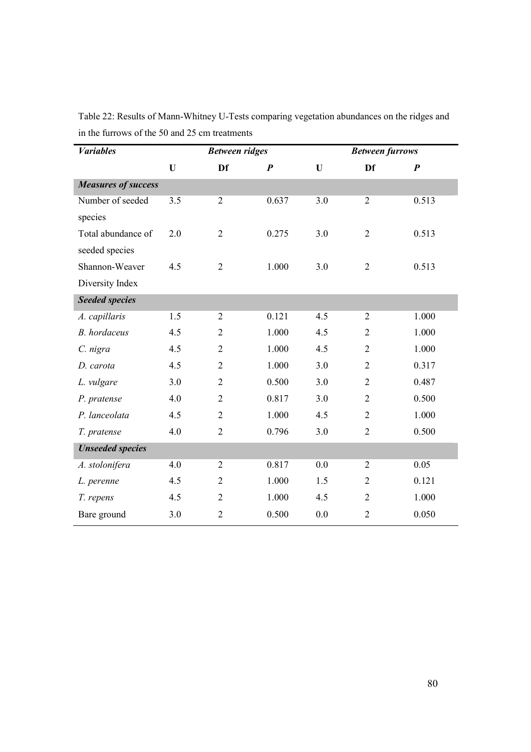Table 22: Results of Mann-Whitney U-Tests comparing vegetation abundances on the ridges and in the furrows of the 50 and 25 cm treatments

| ***Variables*** | ***Between ridges*** | | | ***Between furrows*** | | |
|---|---|---|---|---|---|---|
| | **U** | **Df** | ***P*** | **U** | **Df** | ***P*** |
| ***Measures of success*** | | | | | | |
| Number of seeded species | 3.5 | 2 | 0.637 | 3.0 | 2 | 0.513 |
| Total abundance of seeded species | 2.0 | 2 | 0.275 | 3.0 | 2 | 0.513 |
| Shannon-Weaver Diversity Index | 4.5 | 2 | 1.000 | 3.0 | 2 | 0.513 |
| ***Seeded species*** | | | | | | |
| *A. capillaris* | 1.5 | 2 | 0.121 | 4.5 | 2 | 1.000 |
| *B. hordaceus* | 4.5 | 2 | 1.000 | 4.5 | 2 | 1.000 |
| *C. nigra* | 4.5 | 2 | 1.000 | 4.5 | 2 | 1.000 |
| *D. carota* | 4.5 | 2 | 1.000 | 3.0 | 2 | 0.317 |
| *L. vulgare* | 3.0 | 2 | 0.500 | 3.0 | 2 | 0.487 |
| *P. pratense* | 4.0 | 2 | 0.817 | 3.0 | 2 | 0.500 |
| *P. lanceolata* | 4.5 | 2 | 1.000 | 4.5 | 2 | 1.000 |
| *T. pratense* | 4.0 | 2 | 0.796 | 3.0 | 2 | 0.500 |
| ***Unseeded species*** | | | | | | |
| *A. stolonifera* | 4.0 | 2 | 0.817 | 0.0 | 2 | 0.05 |
| *L. perenne* | 4.5 | 2 | 1.000 | 1.5 | 2 | 0.121 |
| *T. repens* | 4.5 | 2 | 1.000 | 4.5 | 2 | 1.000 |
| Bare ground | 3.0 | 2 | 0.500 | 0.0 | 2 | 0.050 |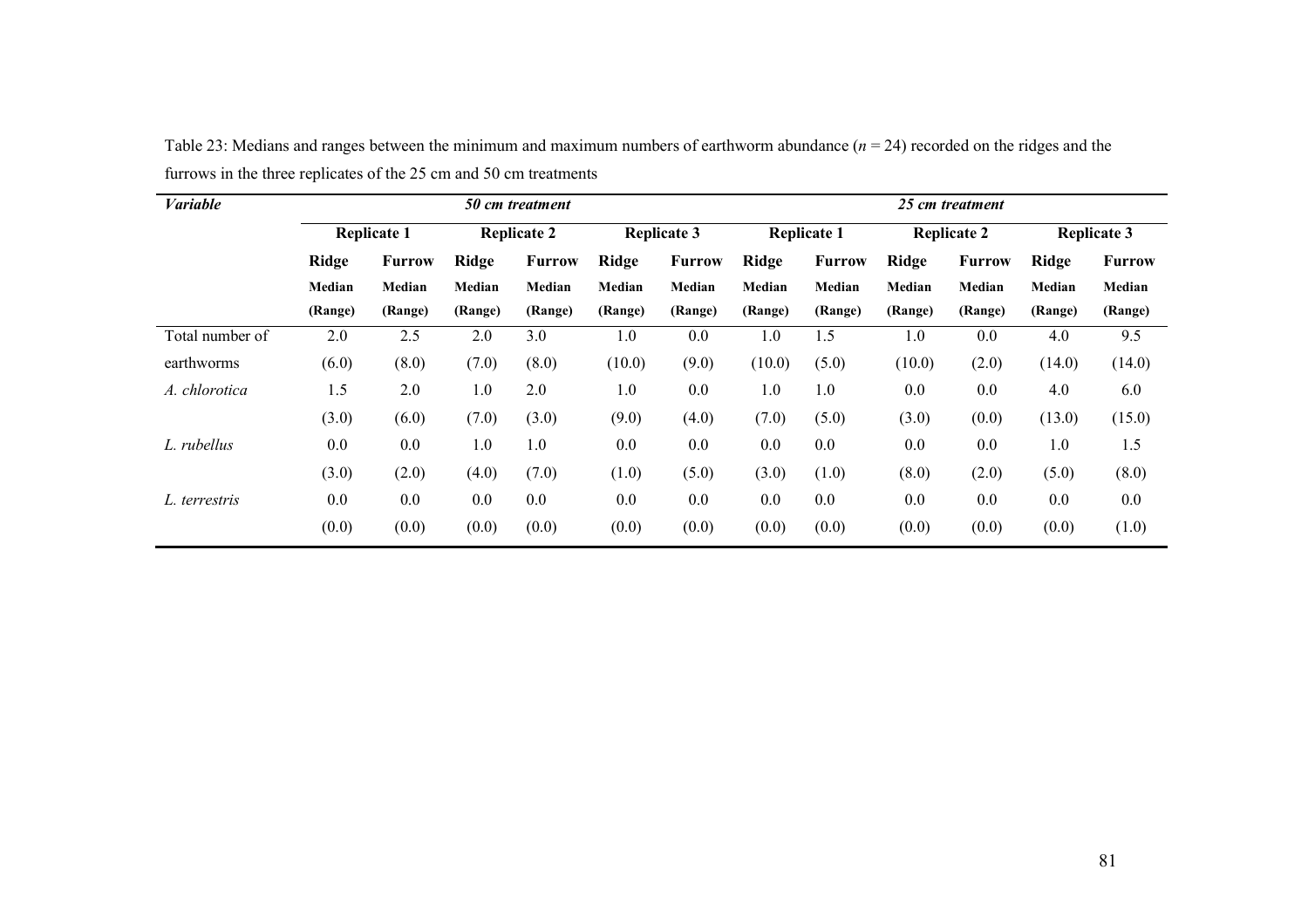Table 23: Medians and ranges between the minimum and maximum numbers of earthworm abundance ($n$ = 24) recorded on the ridges and the furrows in the three replicates of the 25 cm and 50 cm treatments

| ***Variable*** | ***50 cm treatment*** | | | | | | ***25 cm treatment*** | | | | | |
|---|---|---|---|---|---|---|---|---|---|---|---|---|
| | **Replicate 1** | | **Replicate 2** | | **Replicate 3** | | **Replicate 1** | | **Replicate 2** | | **Replicate 3** | |
| | **Ridge Median (Range)** | **Furrow Median (Range)** | **Ridge Median (Range)** | **Furrow Median (Range)** | **Ridge Median (Range)** | **Furrow Median (Range)** | **Ridge Median (Range)** | **Furrow Median (Range)** | **Ridge Median (Range)** | **Furrow Median (Range)** | **Ridge Median (Range)** | **Furrow Median (Range)** |
| Total number of earthworms | 2.0 (6.0) | 2.5 (8.0) | 2.0 (7.0) | 3.0 (8.0) | 1.0 (10.0) | 0.0 (9.0) | 1.0 (10.0) | 1.5 (5.0) | 1.0 (10.0) | 0.0 (2.0) | 4.0 (14.0) | 9.5 (14.0) |
| *A. chlorotica* | 1.5 (3.0) | 2.0 (6.0) | 1.0 (7.0) | 2.0 (3.0) | 1.0 (9.0) | 0.0 (4.0) | 1.0 (7.0) | 1.0 (5.0) | 0.0 (3.0) | 0.0 (0.0) | 4.0 (13.0) | 6.0 (15.0) |
| *L. rubellus* | 0.0 (3.0) | 0.0 (2.0) | 1.0 (4.0) | 1.0 (7.0) | 0.0 (1.0) | 0.0 (5.0) | 0.0 (3.0) | 0.0 (1.0) | 0.0 (8.0) | 0.0 (2.0) | 1.0 (5.0) | 1.5 (8.0) |
| *L. terrestris* | 0.0 (0.0) | 0.0 (0.0) | 0.0 (0.0) | 0.0 (0.0) | 0.0 (0.0) | 0.0 (0.0) | 0.0 (0.0) | 0.0 (0.0) | 0.0 (0.0) | 0.0 (0.0) | 0.0 (0.0) | 0.0 (1.0) |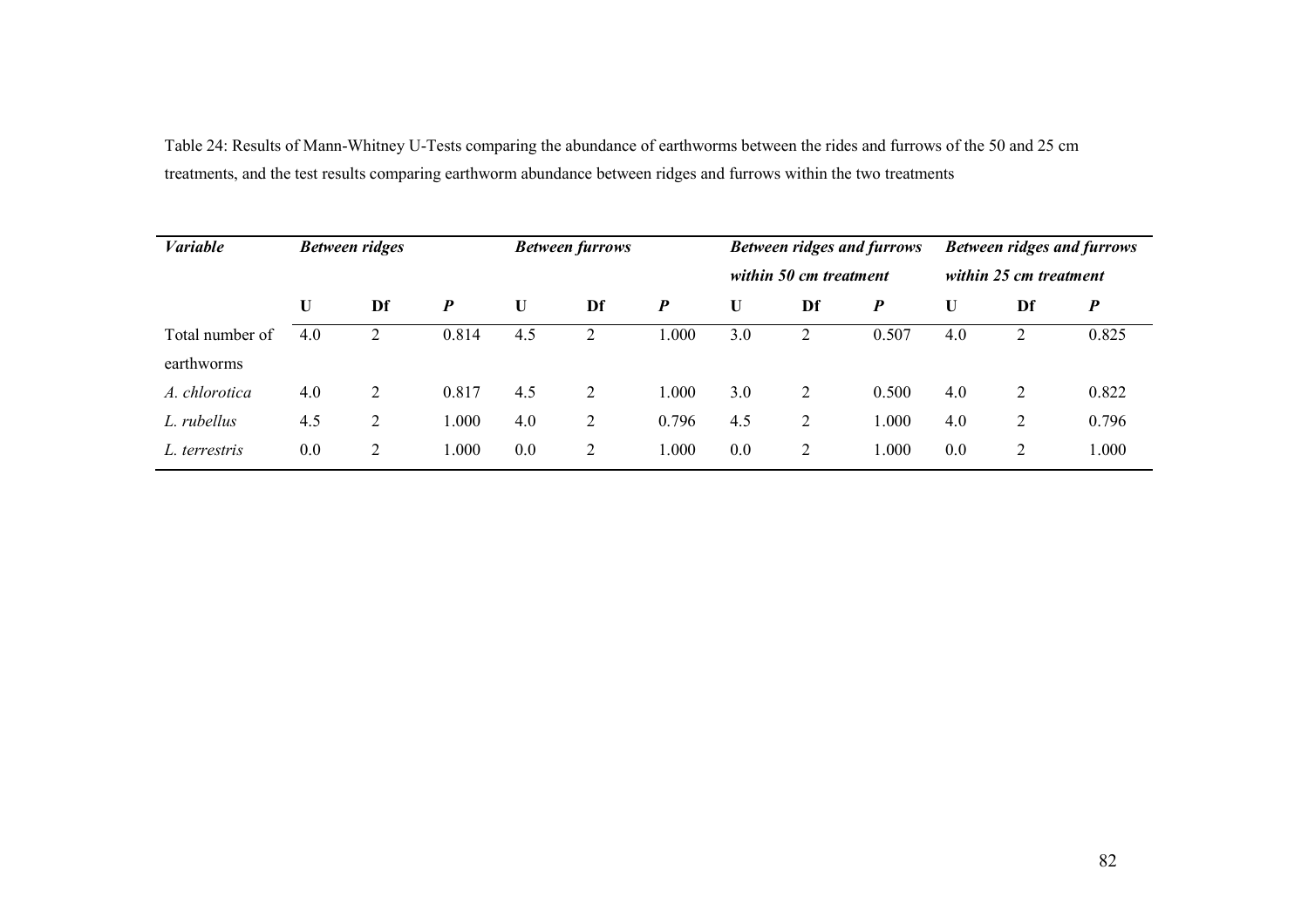Table 24: Results of Mann-Whitney U-Tests comparing the abundance of earthworms between the rides and furrows of the 50 and 25 cm treatments, and the test results comparing earthworm abundance between ridges and furrows within the two treatments

| ***Variable*** | ***Between ridges*** | | | ***Between furrows*** | | | ***Between ridges and furrows within 50 cm treatment*** | | | ***Between ridges and furrows within 25 cm treatment*** | | |
|---|---|---|---|---|---|---|---|---|---|---|---|---|
| | **U** | **Df** | ***P*** | **U** | **Df** | ***P*** | **U** | **Df** | ***P*** | **U** | **Df** | ***P*** |
| Total number of earthworms | 4.0 | 2 | 0.814 | 4.5 | 2 | 1.000 | 3.0 | 2 | 0.507 | 4.0 | 2 | 0.825 |
| *A. chlorotica* | 4.0 | 2 | 0.817 | 4.5 | 2 | 1.000 | 3.0 | 2 | 0.500 | 4.0 | 2 | 0.822 |
| *L. rubellus* | 4.5 | 2 | 1.000 | 4.0 | 2 | 0.796 | 4.5 | 2 | 1.000 | 4.0 | 2 | 0.796 |
| *L. terrestris* | 0.0 | 2 | 1.000 | 0.0 | 2 | 1.000 | 0.0 | 2 | 1.000 | 0.0 | 2 | 1.000 |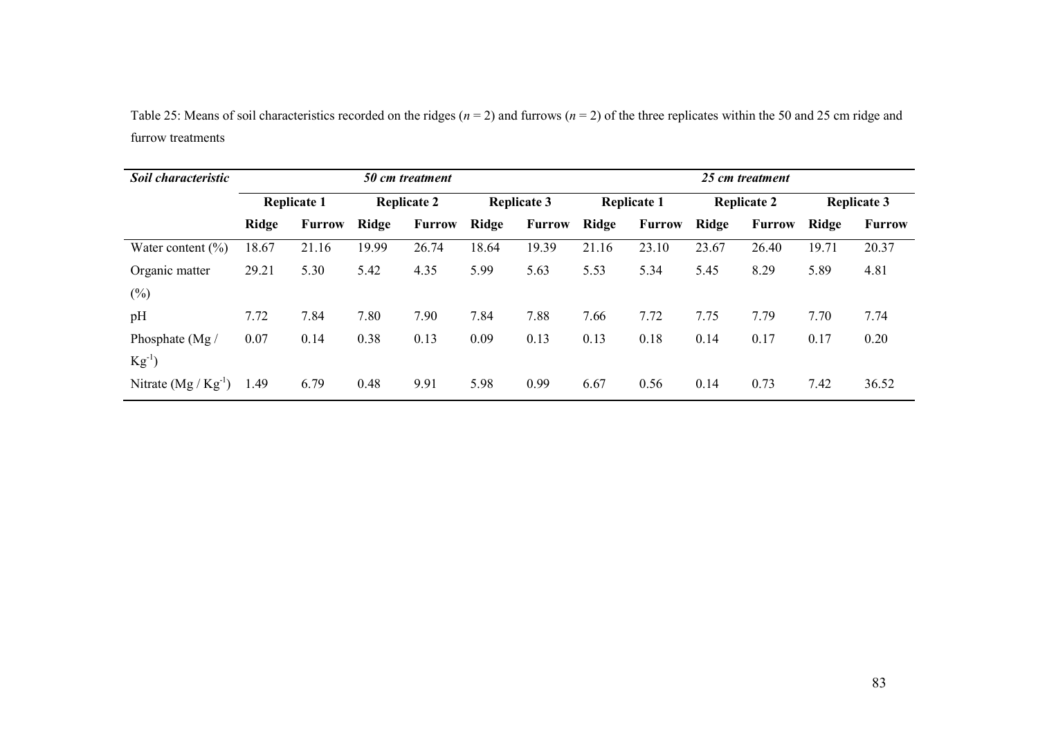Table 25: Means of soil characteristics recorded on the ridges ($n = 2$) and furrows ($n = 2$) of the three replicates within the 50 and 25 cm ridge and furrow treatments

| ***Soil characteristic*** | ***50 cm treatment*** | | | | | | ***25 cm treatment*** | | | | | |
|---|---|---|---|---|---|---|---|---|---|---|---|---|
| | **Replicate 1** | | **Replicate 2** | | **Replicate 3** | | **Replicate 1** | | **Replicate 2** | | **Replicate 3** | |
| | **Ridge** | **Furrow** | **Ridge** | **Furrow** | **Ridge** | **Furrow** | **Ridge** | **Furrow** | **Ridge** | **Furrow** | **Ridge** | **Furrow** |
| Water content (%) | 18.67 | 21.16 | 19.99 | 26.74 | 18.64 | 19.39 | 21.16 | 23.10 | 23.67 | 26.40 | 19.71 | 20.37 |
| Organic matter (%) | 29.21 | 5.30 | 5.42 | 4.35 | 5.99 | 5.63 | 5.53 | 5.34 | 5.45 | 8.29 | 5.89 | 4.81 |
| pH | 7.72 | 7.84 | 7.80 | 7.90 | 7.84 | 7.88 | 7.66 | 7.72 | 7.75 | 7.79 | 7.70 | 7.74 |
| Phosphate (Mg / $Kg^{-1}$) | 0.07 | 0.14 | 0.38 | 0.13 | 0.09 | 0.13 | 0.13 | 0.18 | 0.14 | 0.17 | 0.17 | 0.20 |
| Nitrate (Mg / $Kg^{-1}$) | 1.49 | 6.79 | 0.48 | 9.91 | 5.98 | 0.99 | 6.67 | 0.56 | 0.14 | 0.73 | 7.42 | 36.52 |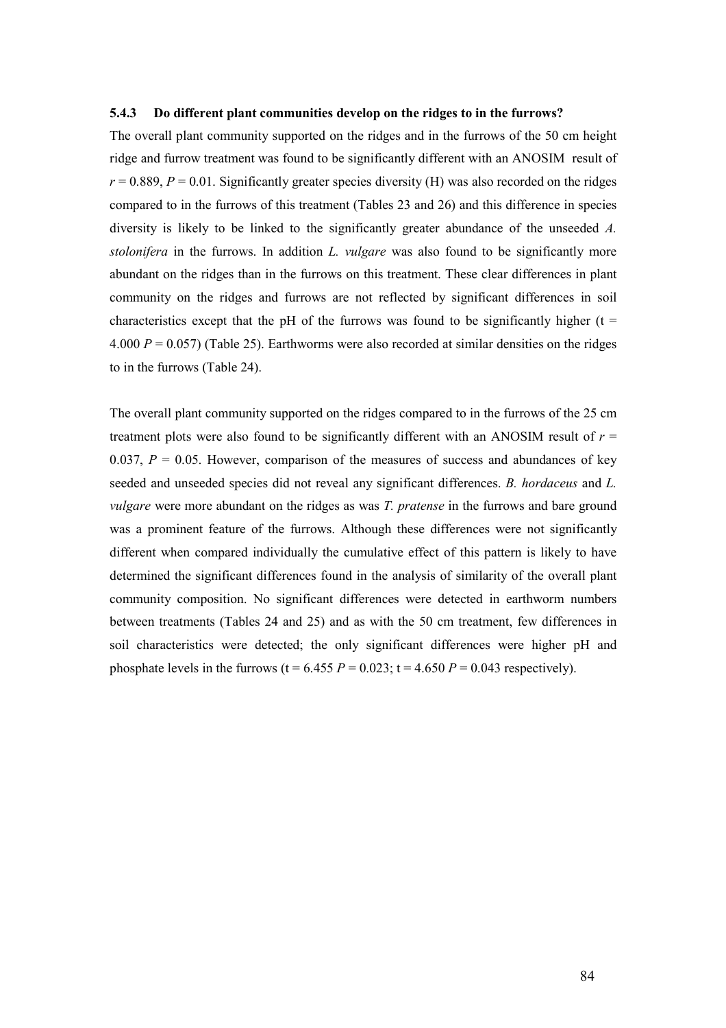### 5.4.3 Do different plant communities develop on the ridges to in the furrows?

The overall plant community supported on the ridges and in the furrows of the 50 cm height ridge and furrow treatment was found to be significantly different with an ANOSIM result of $r = 0.889$, $P = 0.01$. Significantly greater species diversity (H) was also recorded on the ridges compared to in the furrows of this treatment (Tables 23 and 26) and this difference in species diversity is likely to be linked to the significantly greater abundance of the unseeded *A. stolonifera* in the furrows. In addition *L. vulgare* was also found to be significantly more abundant on the ridges than in the furrows on this treatment. These clear differences in plant community on the ridges and furrows are not reflected by significant differences in soil characteristics except that the pH of the furrows was found to be significantly higher ($t = 4.000$ $P = 0.057$) (Table 25). Earthworms were also recorded at similar densities on the ridges to in the furrows (Table 24).

The overall plant community supported on the ridges compared to in the furrows of the 25 cm treatment plots were also found to be significantly different with an ANOSIM result of $r = 0.037$, $P = 0.05$. However, comparison of the measures of success and abundances of key seeded and unseeded species did not reveal any significant differences. *B. hordaceus* and *L. vulgare* were more abundant on the ridges as was *T. pratense* in the furrows and bare ground was a prominent feature of the furrows. Although these differences were not significantly different when compared individually the cumulative effect of this pattern is likely to have determined the significant differences found in the analysis of similarity of the overall plant community composition. No significant differences were detected in earthworm numbers between treatments (Tables 24 and 25) and as with the 50 cm treatment, few differences in soil characteristics were detected; the only significant differences were higher pH and phosphate levels in the furrows ($t = 6.455$ $P = 0.023$; $t = 4.650$ $P = 0.043$ respectively).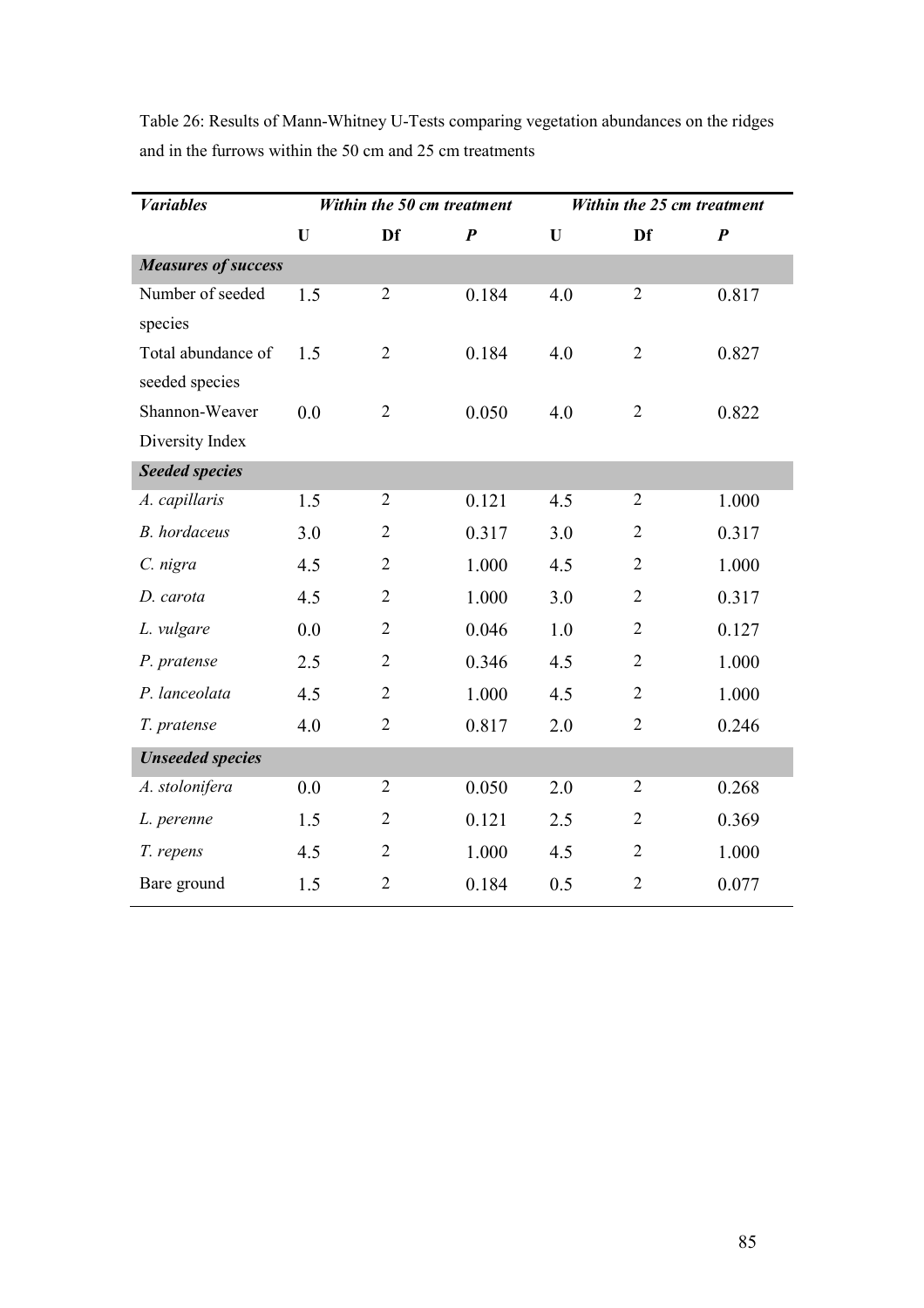Table 26: Results of Mann-Whitney U-Tests comparing vegetation abundances on the ridges and in the furrows within the 50 cm and 25 cm treatments

| *Variables* | *Within the 50 cm treatment* | | | *Within the 25 cm treatment* | | |
|---|---|---|---|---|---|---|
| | **U** | **Df** | ***P*** | **U** | **Df** | ***P*** |
| ***Measures of success*** | | | | | | |
| Number of seeded species | 1.5 | 2 | 0.184 | 4.0 | 2 | 0.817 |
| Total abundance of seeded species | 1.5 | 2 | 0.184 | 4.0 | 2 | 0.827 |
| Shannon-Weaver Diversity Index | 0.0 | 2 | 0.050 | 4.0 | 2 | 0.822 |
| ***Seeded species*** | | | | | | |
| *A. capillaris* | 1.5 | 2 | 0.121 | 4.5 | 2 | 1.000 |
| *B. hordaceus* | 3.0 | 2 | 0.317 | 3.0 | 2 | 0.317 |
| *C. nigra* | 4.5 | 2 | 1.000 | 4.5 | 2 | 1.000 |
| *D. carota* | 4.5 | 2 | 1.000 | 3.0 | 2 | 0.317 |
| *L. vulgare* | 0.0 | 2 | 0.046 | 1.0 | 2 | 0.127 |
| *P. pratense* | 2.5 | 2 | 0.346 | 4.5 | 2 | 1.000 |
| *P. lanceolata* | 4.5 | 2 | 1.000 | 4.5 | 2 | 1.000 |
| *T. pratense* | 4.0 | 2 | 0.817 | 2.0 | 2 | 0.246 |
| ***Unseeded species*** | | | | | | |
| *A. stolonifera* | 0.0 | 2 | 0.050 | 2.0 | 2 | 0.268 |
| *L. perenne* | 1.5 | 2 | 0.121 | 2.5 | 2 | 0.369 |
| *T. repens* | 4.5 | 2 | 1.000 | 4.5 | 2 | 1.000 |
| Bare ground | 1.5 | 2 | 0.184 | 0.5 | 2 | 0.077 |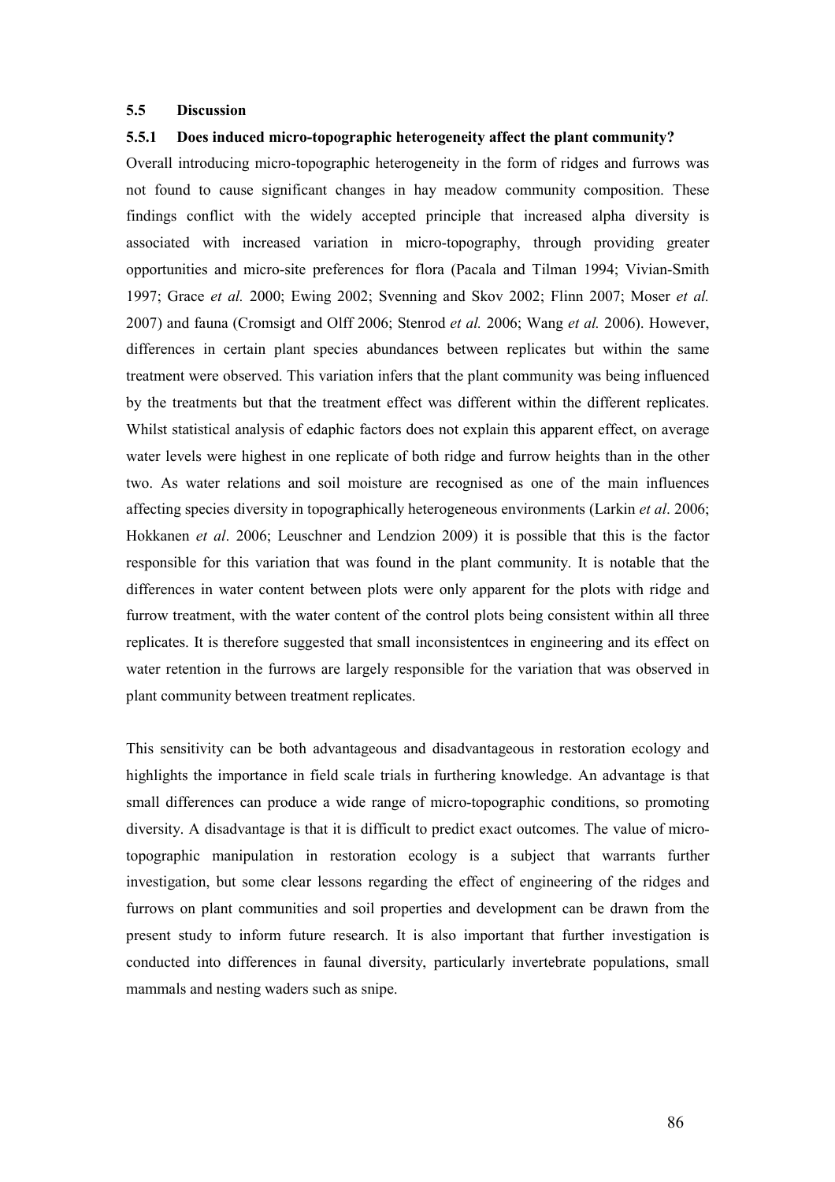### 5.5 Discussion

#### 5.5.1 Does induced micro-topographic heterogeneity affect the plant community?

Overall introducing micro-topographic heterogeneity in the form of ridges and furrows was not found to cause significant changes in hay meadow community composition. These findings conflict with the widely accepted principle that increased alpha diversity is associated with increased variation in micro-topography, through providing greater opportunities and micro-site preferences for flora (Pacala and Tilman 1994; Vivian-Smith 1997; Grace *et al.* 2000; Ewing 2002; Svenning and Skov 2002; Flinn 2007; Moser *et al.* 2007) and fauna (Cromsigt and Olff 2006; Stenrod *et al.* 2006; Wang *et al.* 2006). However, differences in certain plant species abundances between replicates but within the same treatment were observed. This variation infers that the plant community was being influenced by the treatments but that the treatment effect was different within the different replicates. Whilst statistical analysis of edaphic factors does not explain this apparent effect, on average water levels were highest in one replicate of both ridge and furrow heights than in the other two. As water relations and soil moisture are recognised as one of the main influences affecting species diversity in topographically heterogeneous environments (Larkin *et al*. 2006; Hokkanen *et al*. 2006; Leuschner and Lendzion 2009) it is possible that this is the factor responsible for this variation that was found in the plant community. It is notable that the differences in water content between plots were only apparent for the plots with ridge and furrow treatment, with the water content of the control plots being consistent within all three replicates. It is therefore suggested that small inconsistentces in engineering and its effect on water retention in the furrows are largely responsible for the variation that was observed in plant community between treatment replicates.

This sensitivity can be both advantageous and disadvantageous in restoration ecology and highlights the importance in field scale trials in furthering knowledge. An advantage is that small differences can produce a wide range of micro-topographic conditions, so promoting diversity. A disadvantage is that it is difficult to predict exact outcomes. The value of micro-topographic manipulation in restoration ecology is a subject that warrants further investigation, but some clear lessons regarding the effect of engineering of the ridges and furrows on plant communities and soil properties and development can be drawn from the present study to inform future research. It is also important that further investigation is conducted into differences in faunal diversity, particularly invertebrate populations, small mammals and nesting waders such as snipe.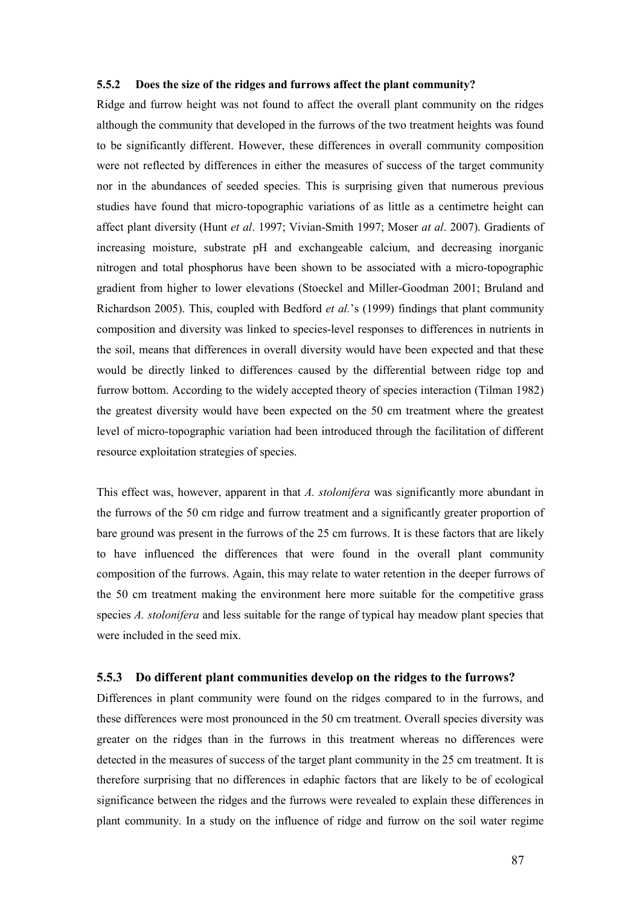### 5.5.2 Does the size of the ridges and furrows affect the plant community?

Ridge and furrow height was not found to affect the overall plant community on the ridges although the community that developed in the furrows of the two treatment heights was found to be significantly different. However, these differences in overall community composition were not reflected by differences in either the measures of success of the target community nor in the abundances of seeded species. This is surprising given that numerous previous studies have found that micro-topographic variations of as little as a centimetre height can affect plant diversity (Hunt *et al*. 1997; Vivian-Smith 1997; Moser *at al*. 2007). Gradients of increasing moisture, substrate pH and exchangeable calcium, and decreasing inorganic nitrogen and total phosphorus have been shown to be associated with a micro-topographic gradient from higher to lower elevations (Stoeckel and Miller-Goodman 2001; Bruland and Richardson 2005). This, coupled with Bedford *et al.*'s (1999) findings that plant community composition and diversity was linked to species-level responses to differences in nutrients in the soil, means that differences in overall diversity would have been expected and that these would be directly linked to differences caused by the differential between ridge top and furrow bottom. According to the widely accepted theory of species interaction (Tilman 1982) the greatest diversity would have been expected on the 50 cm treatment where the greatest level of micro-topographic variation had been introduced through the facilitation of different resource exploitation strategies of species.

This effect was, however, apparent in that *A. stolonifera* was significantly more abundant in the furrows of the 50 cm ridge and furrow treatment and a significantly greater proportion of bare ground was present in the furrows of the 25 cm furrows. It is these factors that are likely to have influenced the differences that were found in the overall plant community composition of the furrows. Again, this may relate to water retention in the deeper furrows of the 50 cm treatment making the environment here more suitable for the competitive grass species *A. stolonifera* and less suitable for the range of typical hay meadow plant species that were included in the seed mix.

### 5.5.3 Do different plant communities develop on the ridges to the furrows?

Differences in plant community were found on the ridges compared to in the furrows, and these differences were most pronounced in the 50 cm treatment. Overall species diversity was greater on the ridges than in the furrows in this treatment whereas no differences were detected in the measures of success of the target plant community in the 25 cm treatment. It is therefore surprising that no differences in edaphic factors that are likely to be of ecological significance between the ridges and the furrows were revealed to explain these differences in plant community. In a study on the influence of ridge and furrow on the soil water regime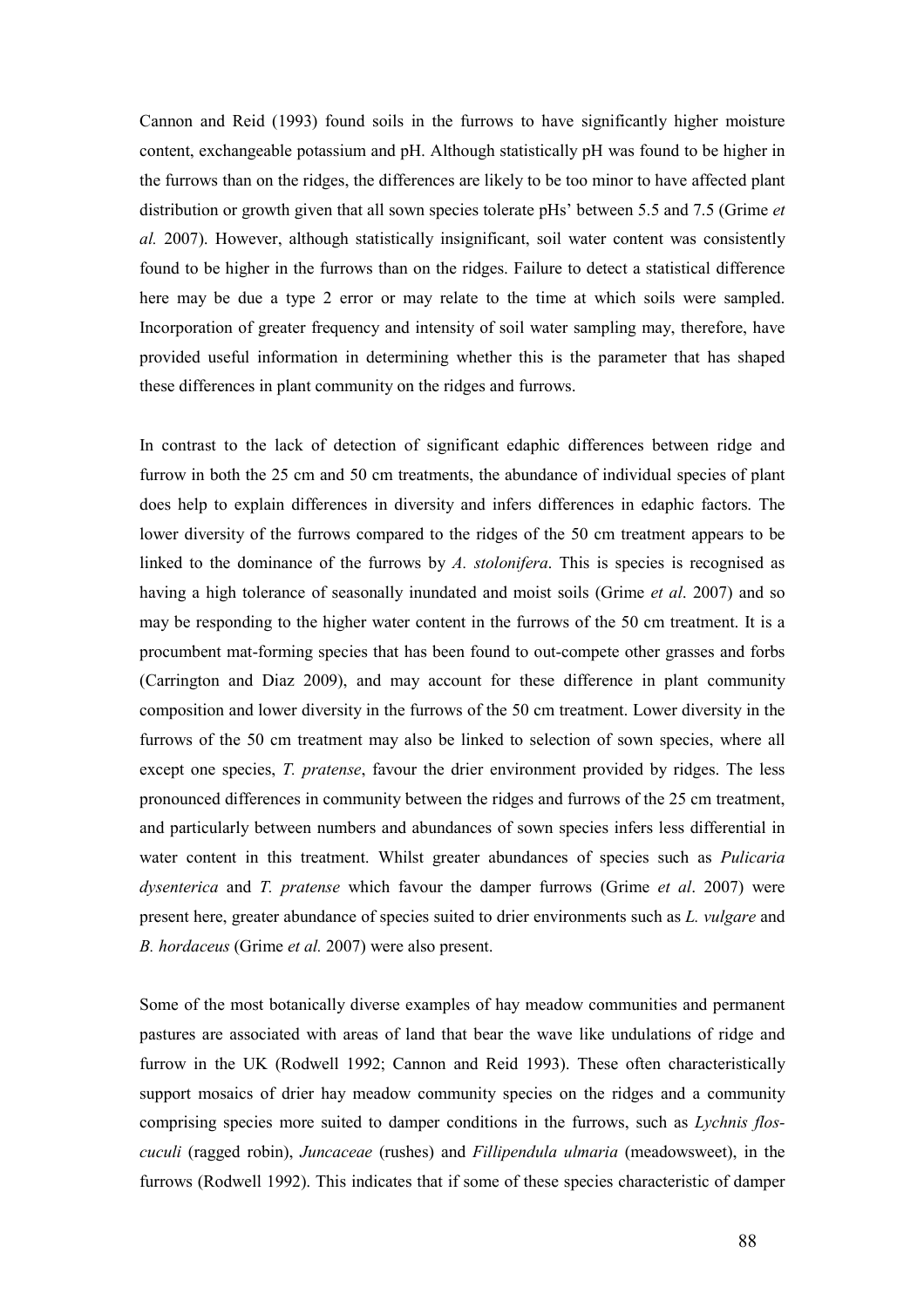Cannon and Reid (1993) found soils in the furrows to have significantly higher moisture content, exchangeable potassium and pH. Although statistically pH was found to be higher in the furrows than on the ridges, the differences are likely to be too minor to have affected plant distribution or growth given that all sown species tolerate pHs' between 5.5 and 7.5 (Grime *et al.* 2007). However, although statistically insignificant, soil water content was consistently found to be higher in the furrows than on the ridges. Failure to detect a statistical difference here may be due a type 2 error or may relate to the time at which soils were sampled. Incorporation of greater frequency and intensity of soil water sampling may, therefore, have provided useful information in determining whether this is the parameter that has shaped these differences in plant community on the ridges and furrows.

In contrast to the lack of detection of significant edaphic differences between ridge and furrow in both the 25 cm and 50 cm treatments, the abundance of individual species of plant does help to explain differences in diversity and infers differences in edaphic factors. The lower diversity of the furrows compared to the ridges of the 50 cm treatment appears to be linked to the dominance of the furrows by *A. stolonifera*. This is species is recognised as having a high tolerance of seasonally inundated and moist soils (Grime *et al*. 2007) and so may be responding to the higher water content in the furrows of the 50 cm treatment. It is a procumbent mat-forming species that has been found to out-compete other grasses and forbs (Carrington and Diaz 2009), and may account for these difference in plant community composition and lower diversity in the furrows of the 50 cm treatment. Lower diversity in the furrows of the 50 cm treatment may also be linked to selection of sown species, where all except one species, *T. pratense*, favour the drier environment provided by ridges. The less pronounced differences in community between the ridges and furrows of the 25 cm treatment, and particularly between numbers and abundances of sown species infers less differential in water content in this treatment. Whilst greater abundances of species such as *Pulicaria dysenterica* and *T. pratense* which favour the damper furrows (Grime *et al*. 2007) were present here, greater abundance of species suited to drier environments such as *L. vulgare* and *B. hordaceus* (Grime *et al.* 2007) were also present.

Some of the most botanically diverse examples of hay meadow communities and permanent pastures are associated with areas of land that bear the wave like undulations of ridge and furrow in the UK (Rodwell 1992; Cannon and Reid 1993). These often characteristically support mosaics of drier hay meadow community species on the ridges and a community comprising species more suited to damper conditions in the furrows, such as *Lychnis flos-cuculi* (ragged robin), *Juncaceae* (rushes) and *Fillipendula ulmaria* (meadowsweet), in the furrows (Rodwell 1992). This indicates that if some of these species characteristic of damper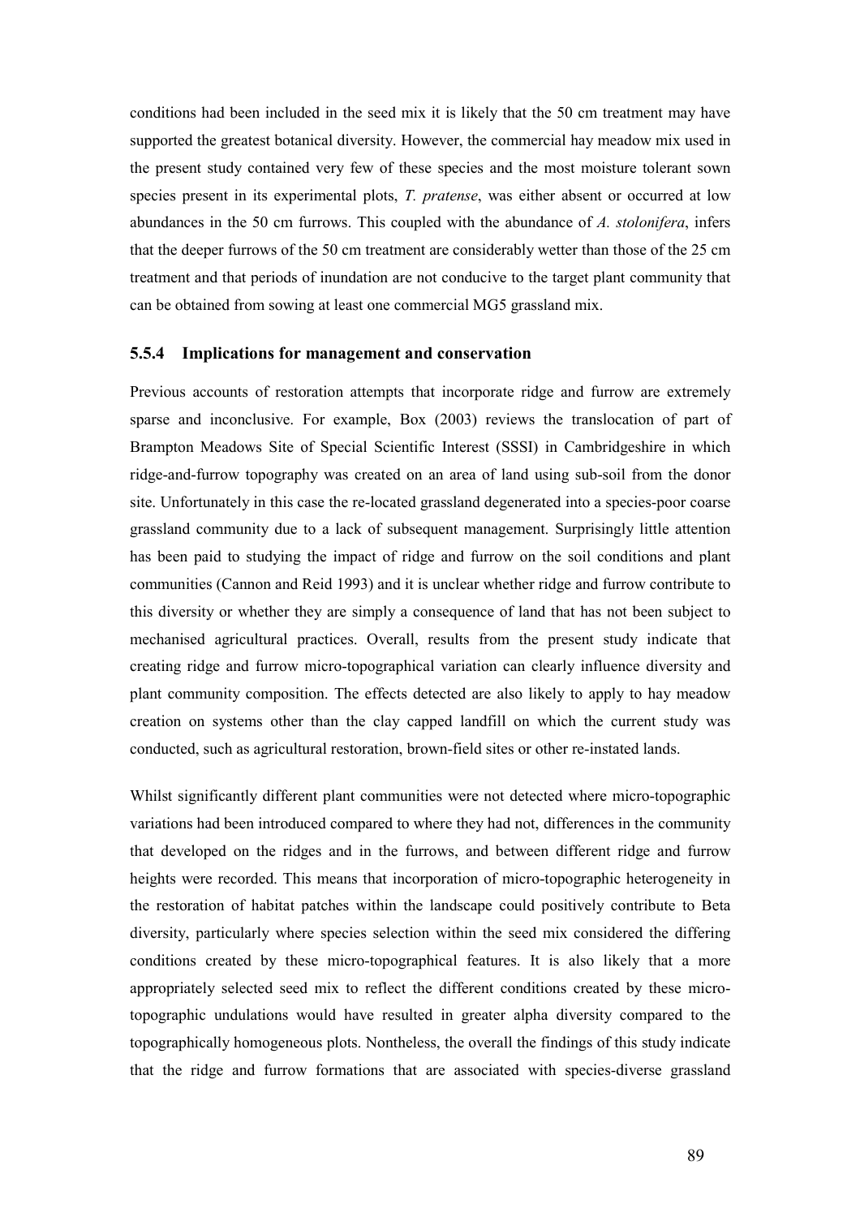conditions had been included in the seed mix it is likely that the 50 cm treatment may have supported the greatest botanical diversity. However, the commercial hay meadow mix used in the present study contained very few of these species and the most moisture tolerant sown species present in its experimental plots, *T. pratense*, was either absent or occurred at low abundances in the 50 cm furrows. This coupled with the abundance of *A. stolonifera*, infers that the deeper furrows of the 50 cm treatment are considerably wetter than those of the 25 cm treatment and that periods of inundation are not conducive to the target plant community that can be obtained from sowing at least one commercial MG5 grassland mix.

### 5.5.4 Implications for management and conservation

Previous accounts of restoration attempts that incorporate ridge and furrow are extremely sparse and inconclusive. For example, Box (2003) reviews the translocation of part of Brampton Meadows Site of Special Scientific Interest (SSSI) in Cambridgeshire in which ridge-and-furrow topography was created on an area of land using sub-soil from the donor site. Unfortunately in this case the re-located grassland degenerated into a species-poor coarse grassland community due to a lack of subsequent management. Surprisingly little attention has been paid to studying the impact of ridge and furrow on the soil conditions and plant communities (Cannon and Reid 1993) and it is unclear whether ridge and furrow contribute to this diversity or whether they are simply a consequence of land that has not been subject to mechanised agricultural practices. Overall, results from the present study indicate that creating ridge and furrow micro-topographical variation can clearly influence diversity and plant community composition. The effects detected are also likely to apply to hay meadow creation on systems other than the clay capped landfill on which the current study was conducted, such as agricultural restoration, brown-field sites or other re-instated lands.

Whilst significantly different plant communities were not detected where micro-topographic variations had been introduced compared to where they had not, differences in the community that developed on the ridges and in the furrows, and between different ridge and furrow heights were recorded. This means that incorporation of micro-topographic heterogeneity in the restoration of habitat patches within the landscape could positively contribute to Beta diversity, particularly where species selection within the seed mix considered the differing conditions created by these micro-topographical features. It is also likely that a more appropriately selected seed mix to reflect the different conditions created by these micro-topographic undulations would have resulted in greater alpha diversity compared to the topographically homogeneous plots. Nontheless, the overall the findings of this study indicate that the ridge and furrow formations that are associated with species-diverse grassland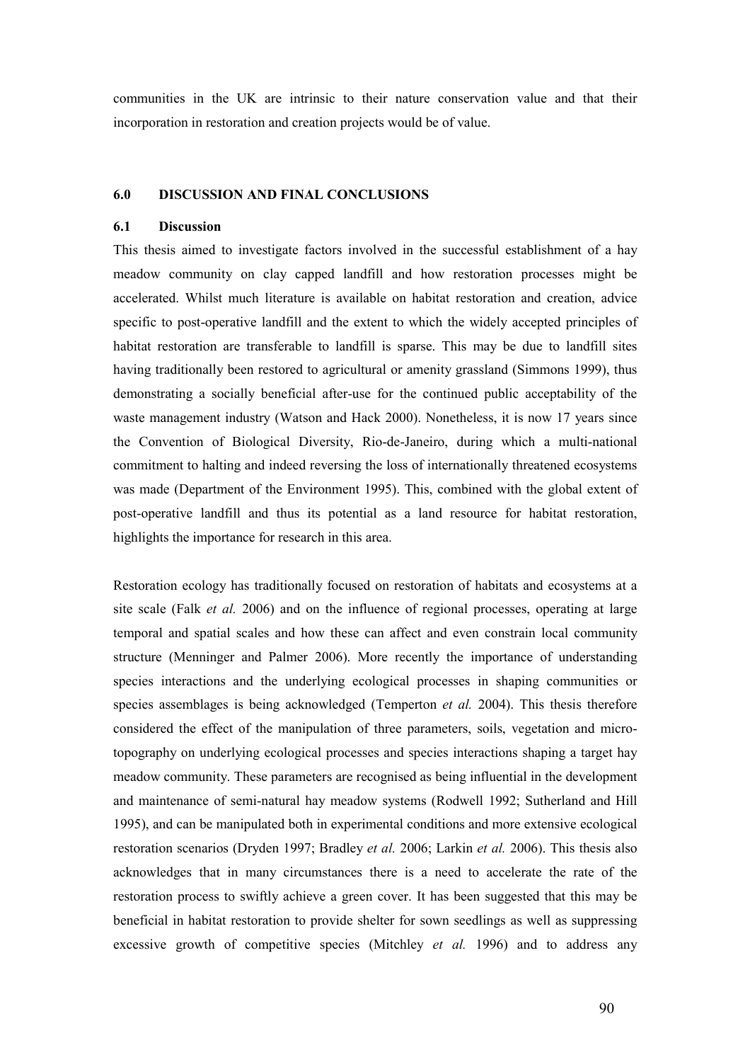communities in the UK are intrinsic to their nature conservation value and that their incorporation in restoration and creation projects would be of value.

## 6.0 DISCUSSION AND FINAL CONCLUSIONS

### 6.1 Discussion

This thesis aimed to investigate factors involved in the successful establishment of a hay meadow community on clay capped landfill and how restoration processes might be accelerated. Whilst much literature is available on habitat restoration and creation, advice specific to post-operative landfill and the extent to which the widely accepted principles of habitat restoration are transferable to landfill is sparse. This may be due to landfill sites having traditionally been restored to agricultural or amenity grassland (Simmons 1999), thus demonstrating a socially beneficial after-use for the continued public acceptability of the waste management industry (Watson and Hack 2000). Nonetheless, it is now 17 years since the Convention of Biological Diversity, Rio-de-Janeiro, during which a multi-national commitment to halting and indeed reversing the loss of internationally threatened ecosystems was made (Department of the Environment 1995). This, combined with the global extent of post-operative landfill and thus its potential as a land resource for habitat restoration, highlights the importance for research in this area.

Restoration ecology has traditionally focused on restoration of habitats and ecosystems at a site scale (Falk *et al.* 2006) and on the influence of regional processes, operating at large temporal and spatial scales and how these can affect and even constrain local community structure (Menninger and Palmer 2006). More recently the importance of understanding species interactions and the underlying ecological processes in shaping communities or species assemblages is being acknowledged (Temperton *et al.* 2004). This thesis therefore considered the effect of the manipulation of three parameters, soils, vegetation and micro-topography on underlying ecological processes and species interactions shaping a target hay meadow community. These parameters are recognised as being influential in the development and maintenance of semi-natural hay meadow systems (Rodwell 1992; Sutherland and Hill 1995), and can be manipulated both in experimental conditions and more extensive ecological restoration scenarios (Dryden 1997; Bradley *et al.* 2006; Larkin *et al.* 2006). This thesis also acknowledges that in many circumstances there is a need to accelerate the rate of the restoration process to swiftly achieve a green cover. It has been suggested that this may be beneficial in habitat restoration to provide shelter for sown seedlings as well as suppressing excessive growth of competitive species (Mitchley *et al.* 1996) and to address any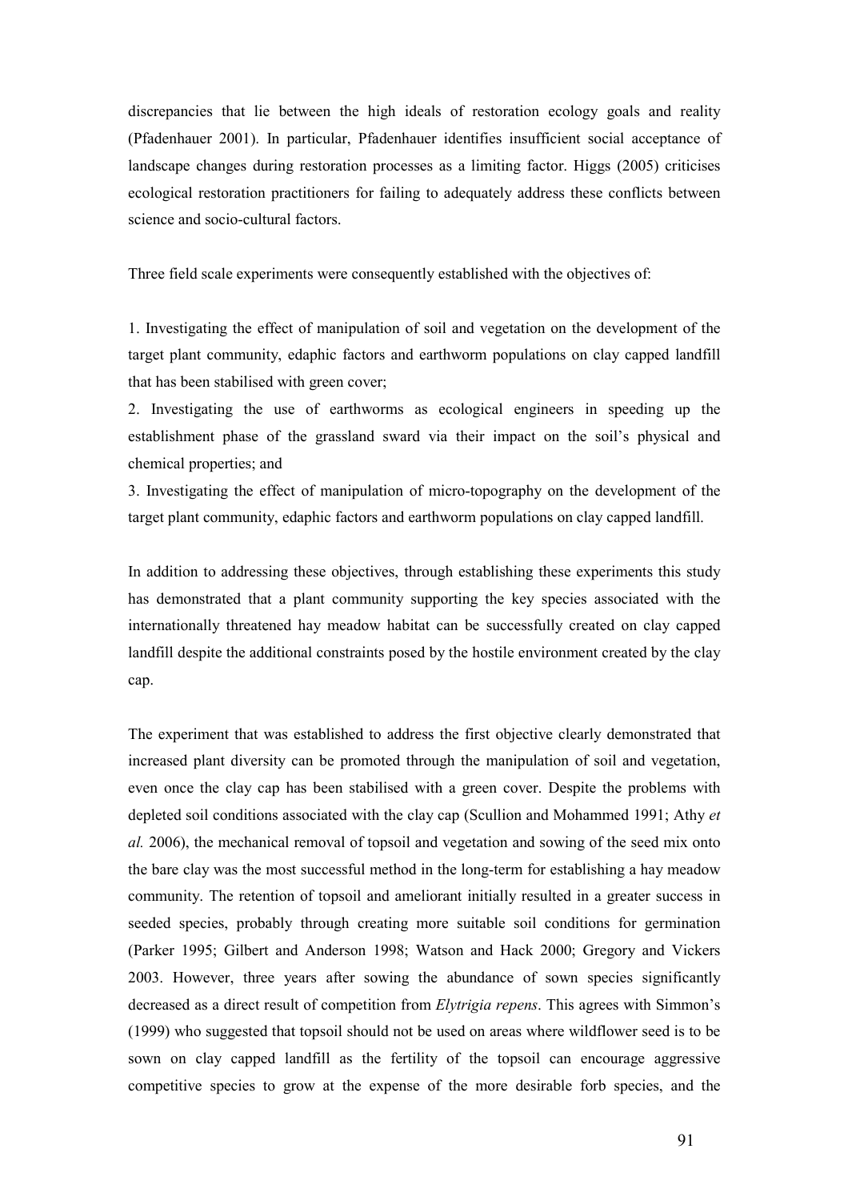discrepancies that lie between the high ideals of restoration ecology goals and reality (Pfadenhauer 2001). In particular, Pfadenhauer identifies insufficient social acceptance of landscape changes during restoration processes as a limiting factor. Higgs (2005) criticises ecological restoration practitioners for failing to adequately address these conflicts between science and socio-cultural factors.

Three field scale experiments were consequently established with the objectives of:

1. Investigating the effect of manipulation of soil and vegetation on the development of the target plant community, edaphic factors and earthworm populations on clay capped landfill that has been stabilised with green cover;
2. Investigating the use of earthworms as ecological engineers in speeding up the establishment phase of the grassland sward via their impact on the soil's physical and chemical properties; and
3. Investigating the effect of manipulation of micro-topography on the development of the target plant community, edaphic factors and earthworm populations on clay capped landfill.

In addition to addressing these objectives, through establishing these experiments this study has demonstrated that a plant community supporting the key species associated with the internationally threatened hay meadow habitat can be successfully created on clay capped landfill despite the additional constraints posed by the hostile environment created by the clay cap.

The experiment that was established to address the first objective clearly demonstrated that increased plant diversity can be promoted through the manipulation of soil and vegetation, even once the clay cap has been stabilised with a green cover. Despite the problems with depleted soil conditions associated with the clay cap (Scullion and Mohammed 1991; Athy *et al.* 2006), the mechanical removal of topsoil and vegetation and sowing of the seed mix onto the bare clay was the most successful method in the long-term for establishing a hay meadow community. The retention of topsoil and ameliorant initially resulted in a greater success in seeded species, probably through creating more suitable soil conditions for germination (Parker 1995; Gilbert and Anderson 1998; Watson and Hack 2000; Gregory and Vickers 2003. However, three years after sowing the abundance of sown species significantly decreased as a direct result of competition from *Elytrigia repens*. This agrees with Simmon's (1999) who suggested that topsoil should not be used on areas where wildflower seed is to be sown on clay capped landfill as the fertility of the topsoil can encourage aggressive competitive species to grow at the expense of the more desirable forb species, and the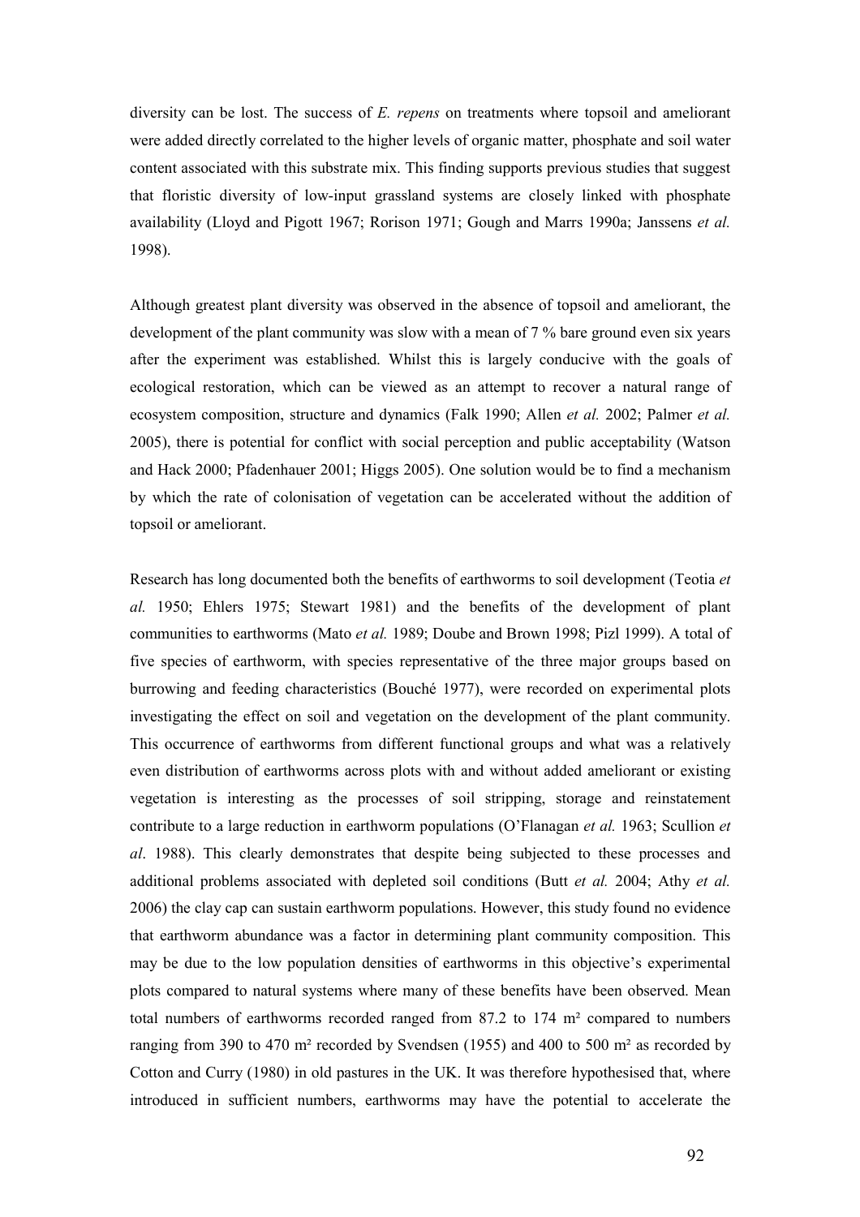diversity can be lost. The success of *E. repens* on treatments where topsoil and ameliorant were added directly correlated to the higher levels of organic matter, phosphate and soil water content associated with this substrate mix. This finding supports previous studies that suggest that floristic diversity of low-input grassland systems are closely linked with phosphate availability (Lloyd and Pigott 1967; Rorison 1971; Gough and Marrs 1990a; Janssens *et al.* 1998).

Although greatest plant diversity was observed in the absence of topsoil and ameliorant, the development of the plant community was slow with a mean of 7 % bare ground even six years after the experiment was established. Whilst this is largely conducive with the goals of ecological restoration, which can be viewed as an attempt to recover a natural range of ecosystem composition, structure and dynamics (Falk 1990; Allen *et al.* 2002; Palmer *et al.* 2005), there is potential for conflict with social perception and public acceptability (Watson and Hack 2000; Pfadenhauer 2001; Higgs 2005). One solution would be to find a mechanism by which the rate of colonisation of vegetation can be accelerated without the addition of topsoil or ameliorant.

Research has long documented both the benefits of earthworms to soil development (Teotia *et al.* 1950; Ehlers 1975; Stewart 1981) and the benefits of the development of plant communities to earthworms (Mato *et al.* 1989; Doube and Brown 1998; Pizl 1999). A total of five species of earthworm, with species representative of the three major groups based on burrowing and feeding characteristics (Bouché 1977), were recorded on experimental plots investigating the effect on soil and vegetation on the development of the plant community. This occurrence of earthworms from different functional groups and what was a relatively even distribution of earthworms across plots with and without added ameliorant or existing vegetation is interesting as the processes of soil stripping, storage and reinstatement contribute to a large reduction in earthworm populations (O'Flanagan *et al.* 1963; Scullion *et al*. 1988). This clearly demonstrates that despite being subjected to these processes and additional problems associated with depleted soil conditions (Butt *et al.* 2004; Athy *et al.* 2006) the clay cap can sustain earthworm populations. However, this study found no evidence that earthworm abundance was a factor in determining plant community composition. This may be due to the low population densities of earthworms in this objective's experimental plots compared to natural systems where many of these benefits have been observed. Mean total numbers of earthworms recorded ranged from 87.2 to 174 m² compared to numbers ranging from 390 to 470 m² recorded by Svendsen (1955) and 400 to 500 m² as recorded by Cotton and Curry (1980) in old pastures in the UK. It was therefore hypothesised that, where introduced in sufficient numbers, earthworms may have the potential to accelerate the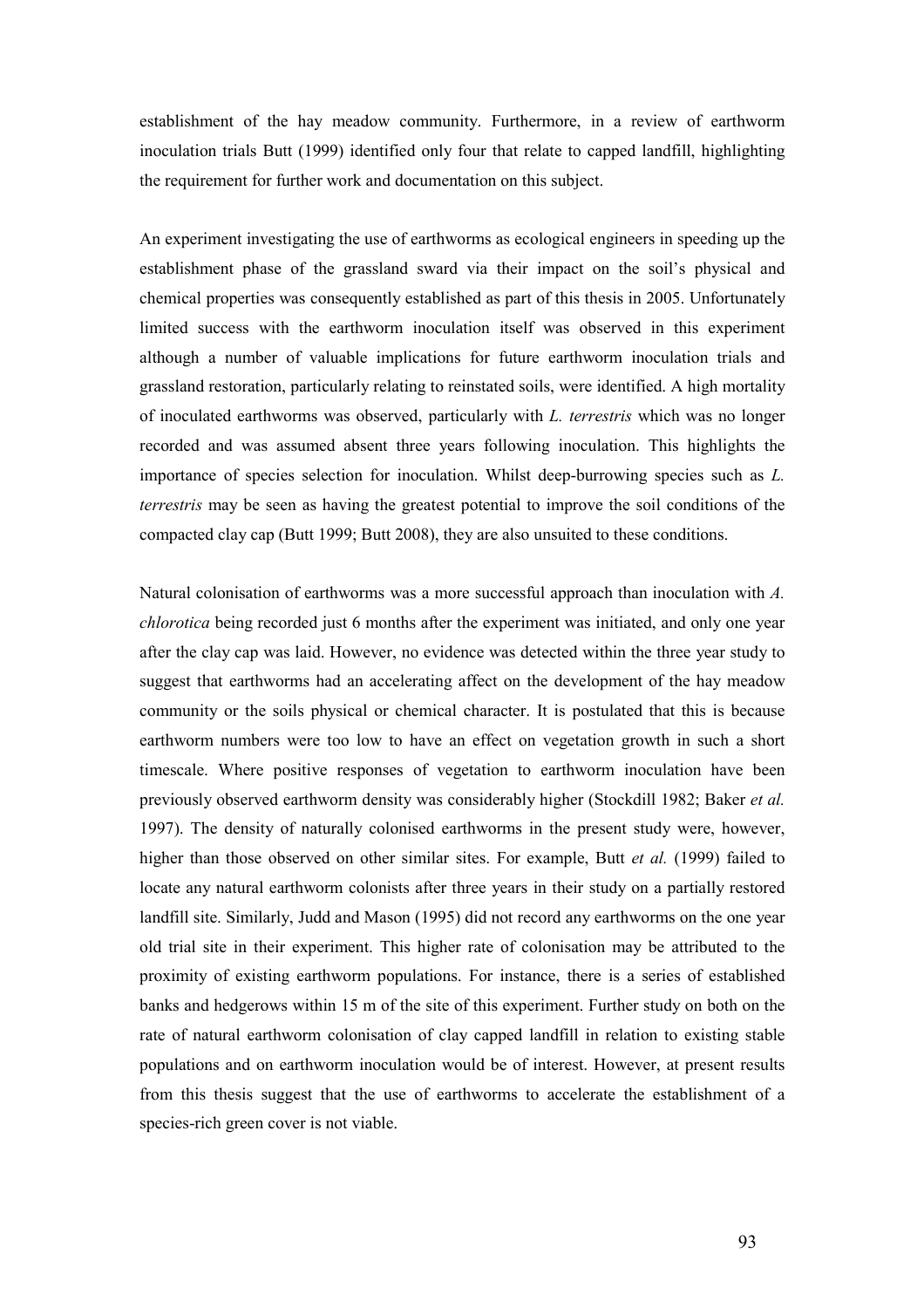establishment of the hay meadow community. Furthermore, in a review of earthworm inoculation trials Butt (1999) identified only four that relate to capped landfill, highlighting the requirement for further work and documentation on this subject.

An experiment investigating the use of earthworms as ecological engineers in speeding up the establishment phase of the grassland sward via their impact on the soil's physical and chemical properties was consequently established as part of this thesis in 2005. Unfortunately limited success with the earthworm inoculation itself was observed in this experiment although a number of valuable implications for future earthworm inoculation trials and grassland restoration, particularly relating to reinstated soils, were identified. A high mortality of inoculated earthworms was observed, particularly with *L. terrestris* which was no longer recorded and was assumed absent three years following inoculation. This highlights the importance of species selection for inoculation. Whilst deep-burrowing species such as *L. terrestris* may be seen as having the greatest potential to improve the soil conditions of the compacted clay cap (Butt 1999; Butt 2008), they are also unsuited to these conditions.

Natural colonisation of earthworms was a more successful approach than inoculation with *A. chlorotica* being recorded just 6 months after the experiment was initiated, and only one year after the clay cap was laid. However, no evidence was detected within the three year study to suggest that earthworms had an accelerating affect on the development of the hay meadow community or the soils physical or chemical character. It is postulated that this is because earthworm numbers were too low to have an effect on vegetation growth in such a short timescale. Where positive responses of vegetation to earthworm inoculation have been previously observed earthworm density was considerably higher (Stockdill 1982; Baker *et al.* 1997). The density of naturally colonised earthworms in the present study were, however, higher than those observed on other similar sites. For example, Butt *et al.* (1999) failed to locate any natural earthworm colonists after three years in their study on a partially restored landfill site. Similarly, Judd and Mason (1995) did not record any earthworms on the one year old trial site in their experiment. This higher rate of colonisation may be attributed to the proximity of existing earthworm populations. For instance, there is a series of established banks and hedgerows within 15 m of the site of this experiment. Further study on both on the rate of natural earthworm colonisation of clay capped landfill in relation to existing stable populations and on earthworm inoculation would be of interest. However, at present results from this thesis suggest that the use of earthworms to accelerate the establishment of a species-rich green cover is not viable.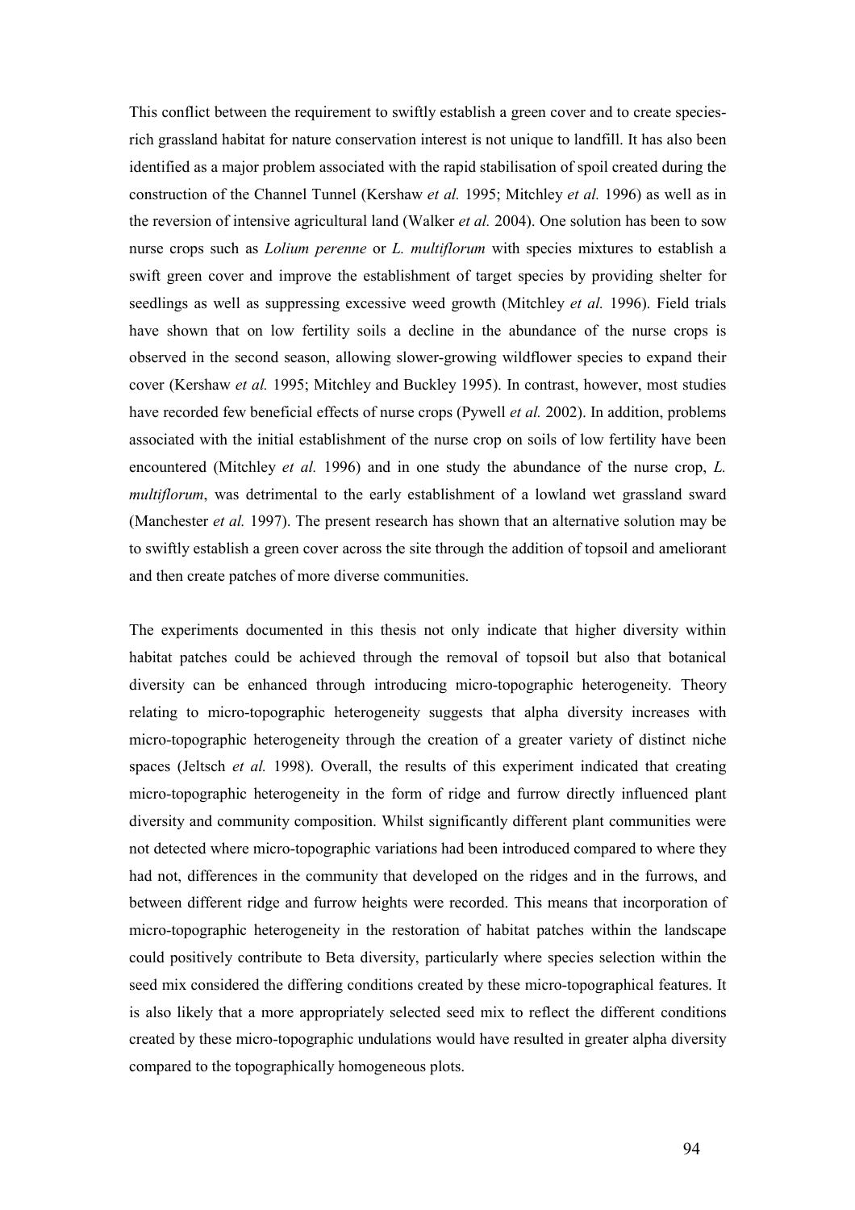This conflict between the requirement to swiftly establish a green cover and to create species-rich grassland habitat for nature conservation interest is not unique to landfill. It has also been identified as a major problem associated with the rapid stabilisation of spoil created during the construction of the Channel Tunnel (Kershaw *et al.* 1995; Mitchley *et al.* 1996) as well as in the reversion of intensive agricultural land (Walker *et al.* 2004). One solution has been to sow nurse crops such as *Lolium perenne* or *L. multiflorum* with species mixtures to establish a swift green cover and improve the establishment of target species by providing shelter for seedlings as well as suppressing excessive weed growth (Mitchley *et al.* 1996). Field trials have shown that on low fertility soils a decline in the abundance of the nurse crops is observed in the second season, allowing slower-growing wildflower species to expand their cover (Kershaw *et al.* 1995; Mitchley and Buckley 1995). In contrast, however, most studies have recorded few beneficial effects of nurse crops (Pywell *et al.* 2002). In addition, problems associated with the initial establishment of the nurse crop on soils of low fertility have been encountered (Mitchley *et al.* 1996) and in one study the abundance of the nurse crop, *L. multiflorum*, was detrimental to the early establishment of a lowland wet grassland sward (Manchester *et al.* 1997). The present research has shown that an alternative solution may be to swiftly establish a green cover across the site through the addition of topsoil and ameliorant and then create patches of more diverse communities.

The experiments documented in this thesis not only indicate that higher diversity within habitat patches could be achieved through the removal of topsoil but also that botanical diversity can be enhanced through introducing micro-topographic heterogeneity. Theory relating to micro-topographic heterogeneity suggests that alpha diversity increases with micro-topographic heterogeneity through the creation of a greater variety of distinct niche spaces (Jeltsch *et al.* 1998). Overall, the results of this experiment indicated that creating micro-topographic heterogeneity in the form of ridge and furrow directly influenced plant diversity and community composition. Whilst significantly different plant communities were not detected where micro-topographic variations had been introduced compared to where they had not, differences in the community that developed on the ridges and in the furrows, and between different ridge and furrow heights were recorded. This means that incorporation of micro-topographic heterogeneity in the restoration of habitat patches within the landscape could positively contribute to Beta diversity, particularly where species selection within the seed mix considered the differing conditions created by these micro-topographical features. It is also likely that a more appropriately selected seed mix to reflect the different conditions created by these micro-topographic undulations would have resulted in greater alpha diversity compared to the topographically homogeneous plots.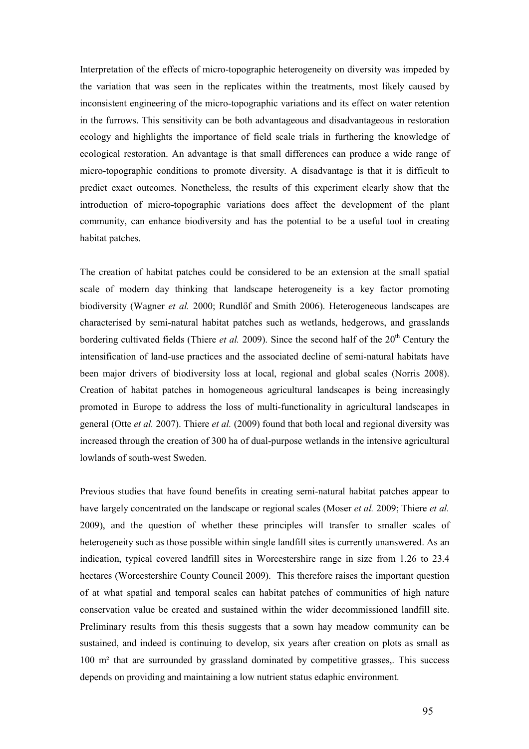Interpretation of the effects of micro-topographic heterogeneity on diversity was impeded by the variation that was seen in the replicates within the treatments, most likely caused by inconsistent engineering of the micro-topographic variations and its effect on water retention in the furrows. This sensitivity can be both advantageous and disadvantageous in restoration ecology and highlights the importance of field scale trials in furthering the knowledge of ecological restoration. An advantage is that small differences can produce a wide range of micro-topographic conditions to promote diversity. A disadvantage is that it is difficult to predict exact outcomes. Nonetheless, the results of this experiment clearly show that the introduction of micro-topographic variations does affect the development of the plant community, can enhance biodiversity and has the potential to be a useful tool in creating habitat patches.

The creation of habitat patches could be considered to be an extension at the small spatial scale of modern day thinking that landscape heterogeneity is a key factor promoting biodiversity (Wagner *et al.* 2000; Rundlőf and Smith 2006). Heterogeneous landscapes are characterised by semi-natural habitat patches such as wetlands, hedgerows, and grasslands bordering cultivated fields (Thiere *et al.* 2009). Since the second half of the 20th Century the intensification of land-use practices and the associated decline of semi-natural habitats have been major drivers of biodiversity loss at local, regional and global scales (Norris 2008). Creation of habitat patches in homogeneous agricultural landscapes is being increasingly promoted in Europe to address the loss of multi-functionality in agricultural landscapes in general (Otte *et al.* 2007). Thiere *et al.* (2009) found that both local and regional diversity was increased through the creation of 300 ha of dual-purpose wetlands in the intensive agricultural lowlands of south-west Sweden.

Previous studies that have found benefits in creating semi-natural habitat patches appear to have largely concentrated on the landscape or regional scales (Moser *et al.* 2009; Thiere *et al.* 2009), and the question of whether these principles will transfer to smaller scales of heterogeneity such as those possible within single landfill sites is currently unanswered. As an indication, typical covered landfill sites in Worcestershire range in size from 1.26 to 23.4 hectares (Worcestershire County Council 2009). This therefore raises the important question of at what spatial and temporal scales can habitat patches of communities of high nature conservation value be created and sustained within the wider decommissioned landfill site. Preliminary results from this thesis suggests that a sown hay meadow community can be sustained, and indeed is continuing to develop, six years after creation on plots as small as 100 m² that are surrounded by grassland dominated by competitive grasses,. This success depends on providing and maintaining a low nutrient status edaphic environment.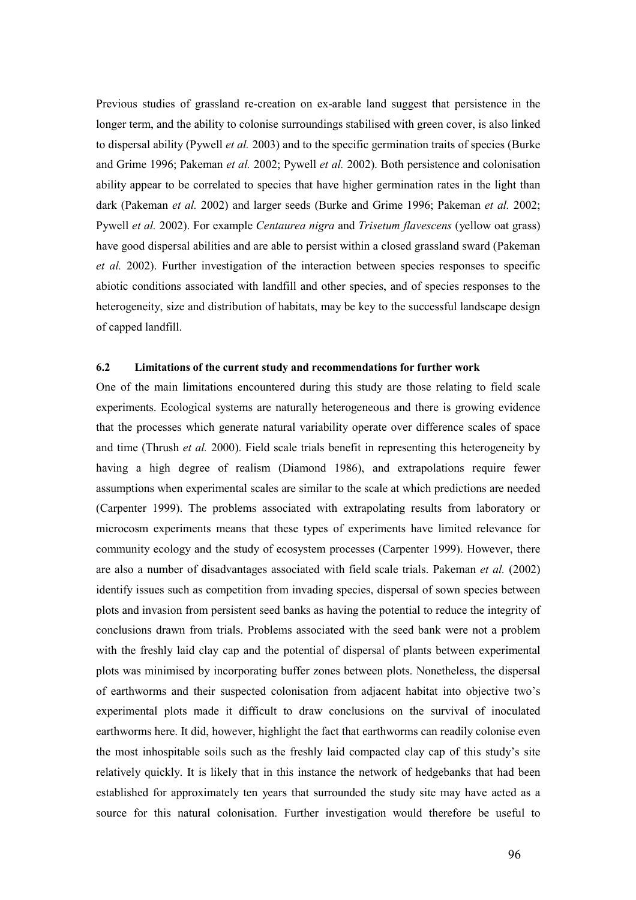Previous studies of grassland re-creation on ex-arable land suggest that persistence in the longer term, and the ability to colonise surroundings stabilised with green cover, is also linked to dispersal ability (Pywell *et al.* 2003) and to the specific germination traits of species (Burke and Grime 1996; Pakeman *et al.* 2002; Pywell *et al.* 2002). Both persistence and colonisation ability appear to be correlated to species that have higher germination rates in the light than dark (Pakeman *et al.* 2002) and larger seeds (Burke and Grime 1996; Pakeman *et al.* 2002; Pywell *et al.* 2002). For example *Centaurea nigra* and *Trisetum flavescens* (yellow oat grass) have good dispersal abilities and are able to persist within a closed grassland sward (Pakeman *et al.* 2002). Further investigation of the interaction between species responses to specific abiotic conditions associated with landfill and other species, and of species responses to the heterogeneity, size and distribution of habitats, may be key to the successful landscape design of capped landfill.

### 6.2 Limitations of the current study and recommendations for further work

One of the main limitations encountered during this study are those relating to field scale experiments. Ecological systems are naturally heterogeneous and there is growing evidence that the processes which generate natural variability operate over difference scales of space and time (Thrush *et al.* 2000). Field scale trials benefit in representing this heterogeneity by having a high degree of realism (Diamond 1986), and extrapolations require fewer assumptions when experimental scales are similar to the scale at which predictions are needed (Carpenter 1999). The problems associated with extrapolating results from laboratory or microcosm experiments means that these types of experiments have limited relevance for community ecology and the study of ecosystem processes (Carpenter 1999). However, there are also a number of disadvantages associated with field scale trials. Pakeman *et al.* (2002) identify issues such as competition from invading species, dispersal of sown species between plots and invasion from persistent seed banks as having the potential to reduce the integrity of conclusions drawn from trials. Problems associated with the seed bank were not a problem with the freshly laid clay cap and the potential of dispersal of plants between experimental plots was minimised by incorporating buffer zones between plots. Nonetheless, the dispersal of earthworms and their suspected colonisation from adjacent habitat into objective two's experimental plots made it difficult to draw conclusions on the survival of inoculated earthworms here. It did, however, highlight the fact that earthworms can readily colonise even the most inhospitable soils such as the freshly laid compacted clay cap of this study's site relatively quickly. It is likely that in this instance the network of hedgebanks that had been established for approximately ten years that surrounded the study site may have acted as a source for this natural colonisation. Further investigation would therefore be useful to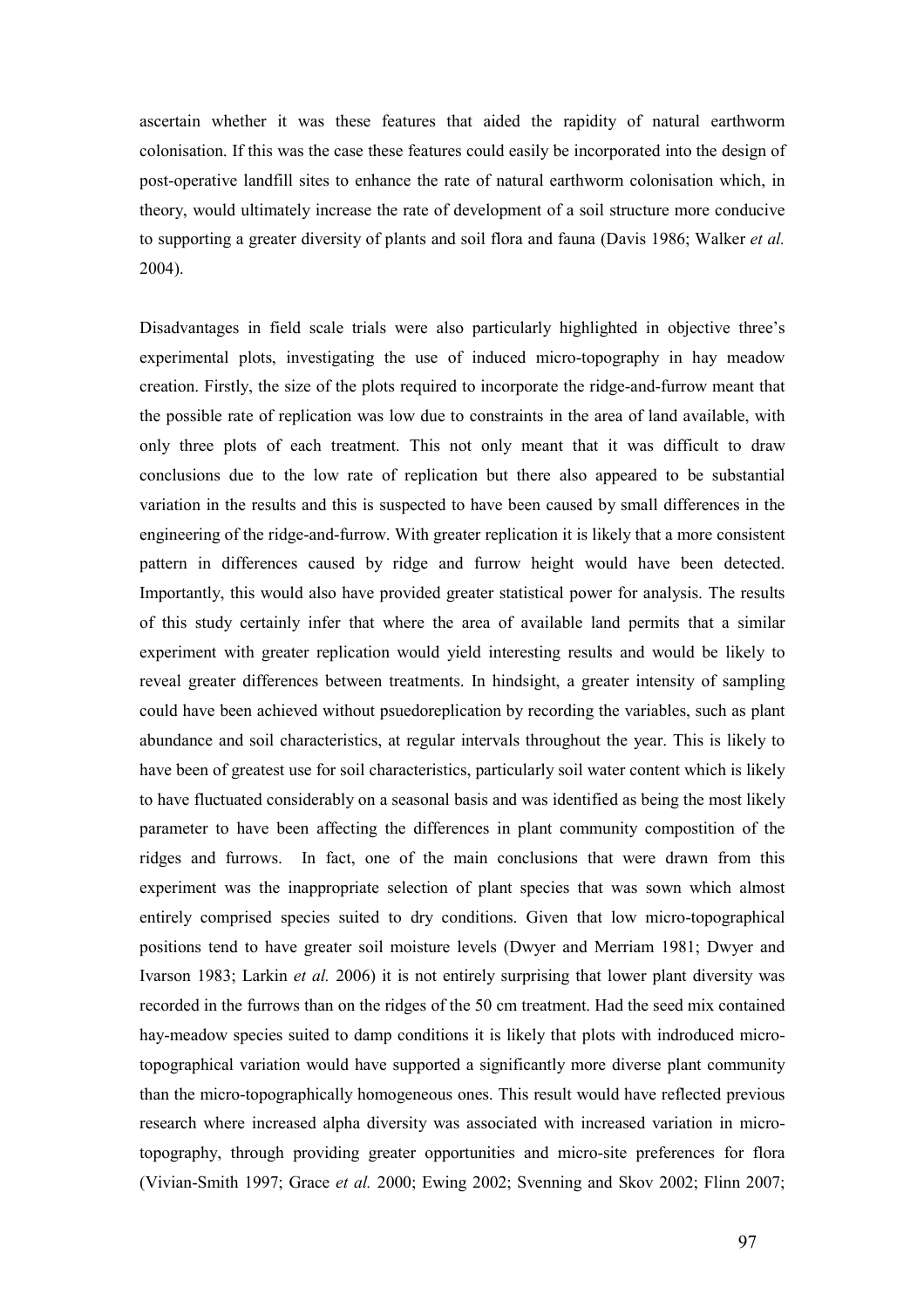ascertain whether it was these features that aided the rapidity of natural earthworm colonisation. If this was the case these features could easily be incorporated into the design of post-operative landfill sites to enhance the rate of natural earthworm colonisation which, in theory, would ultimately increase the rate of development of a soil structure more conducive to supporting a greater diversity of plants and soil flora and fauna (Davis 1986; Walker *et al.* 2004).

Disadvantages in field scale trials were also particularly highlighted in objective three's experimental plots, investigating the use of induced micro-topography in hay meadow creation. Firstly, the size of the plots required to incorporate the ridge-and-furrow meant that the possible rate of replication was low due to constraints in the area of land available, with only three plots of each treatment. This not only meant that it was difficult to draw conclusions due to the low rate of replication but there also appeared to be substantial variation in the results and this is suspected to have been caused by small differences in the engineering of the ridge-and-furrow. With greater replication it is likely that a more consistent pattern in differences caused by ridge and furrow height would have been detected. Importantly, this would also have provided greater statistical power for analysis. The results of this study certainly infer that where the area of available land permits that a similar experiment with greater replication would yield interesting results and would be likely to reveal greater differences between treatments. In hindsight, a greater intensity of sampling could have been achieved without psuedoreplication by recording the variables, such as plant abundance and soil characteristics, at regular intervals throughout the year. This is likely to have been of greatest use for soil characteristics, particularly soil water content which is likely to have fluctuated considerably on a seasonal basis and was identified as being the most likely parameter to have been affecting the differences in plant community compostition of the ridges and furrows. In fact, one of the main conclusions that were drawn from this experiment was the inappropriate selection of plant species that was sown which almost entirely comprised species suited to dry conditions. Given that low micro-topographical positions tend to have greater soil moisture levels (Dwyer and Merriam 1981; Dwyer and Ivarson 1983; Larkin *et al.* 2006) it is not entirely surprising that lower plant diversity was recorded in the furrows than on the ridges of the 50 cm treatment. Had the seed mix contained hay-meadow species suited to damp conditions it is likely that plots with indroduced micro-topographical variation would have supported a significantly more diverse plant community than the micro-topographically homogeneous ones. This result would have reflected previous research where increased alpha diversity was associated with increased variation in micro-topography, through providing greater opportunities and micro-site preferences for flora (Vivian-Smith 1997; Grace *et al.* 2000; Ewing 2002; Svenning and Skov 2002; Flinn 2007;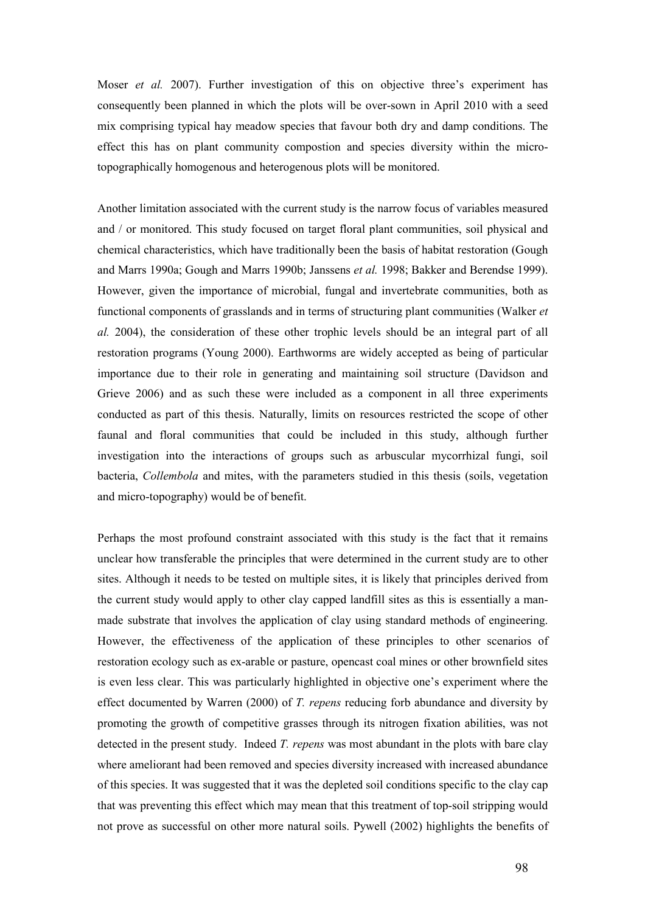Moser *et al.* 2007). Further investigation of this on objective three's experiment has consequently been planned in which the plots will be over-sown in April 2010 with a seed mix comprising typical hay meadow species that favour both dry and damp conditions. The effect this has on plant community compostion and species diversity within the micro-topographically homogenous and heterogenous plots will be monitored.

Another limitation associated with the current study is the narrow focus of variables measured and / or monitored. This study focused on target floral plant communities, soil physical and chemical characteristics, which have traditionally been the basis of habitat restoration (Gough and Marrs 1990a; Gough and Marrs 1990b; Janssens *et al.* 1998; Bakker and Berendse 1999). However, given the importance of microbial, fungal and invertebrate communities, both as functional components of grasslands and in terms of structuring plant communities (Walker *et al.* 2004), the consideration of these other trophic levels should be an integral part of all restoration programs (Young 2000). Earthworms are widely accepted as being of particular importance due to their role in generating and maintaining soil structure (Davidson and Grieve 2006) and as such these were included as a component in all three experiments conducted as part of this thesis. Naturally, limits on resources restricted the scope of other faunal and floral communities that could be included in this study, although further investigation into the interactions of groups such as arbuscular mycorrhizal fungi, soil bacteria, *Collembola* and mites, with the parameters studied in this thesis (soils, vegetation and micro-topography) would be of benefit.

Perhaps the most profound constraint associated with this study is the fact that it remains unclear how transferable the principles that were determined in the current study are to other sites. Although it needs to be tested on multiple sites, it is likely that principles derived from the current study would apply to other clay capped landfill sites as this is essentially a man-made substrate that involves the application of clay using standard methods of engineering. However, the effectiveness of the application of these principles to other scenarios of restoration ecology such as ex-arable or pasture, opencast coal mines or other brownfield sites is even less clear. This was particularly highlighted in objective one's experiment where the effect documented by Warren (2000) of *T. repens* reducing forb abundance and diversity by promoting the growth of competitive grasses through its nitrogen fixation abilities, was not detected in the present study. Indeed *T. repens* was most abundant in the plots with bare clay where ameliorant had been removed and species diversity increased with increased abundance of this species. It was suggested that it was the depleted soil conditions specific to the clay cap that was preventing this effect which may mean that this treatment of top-soil stripping would not prove as successful on other more natural soils. Pywell (2002) highlights the benefits of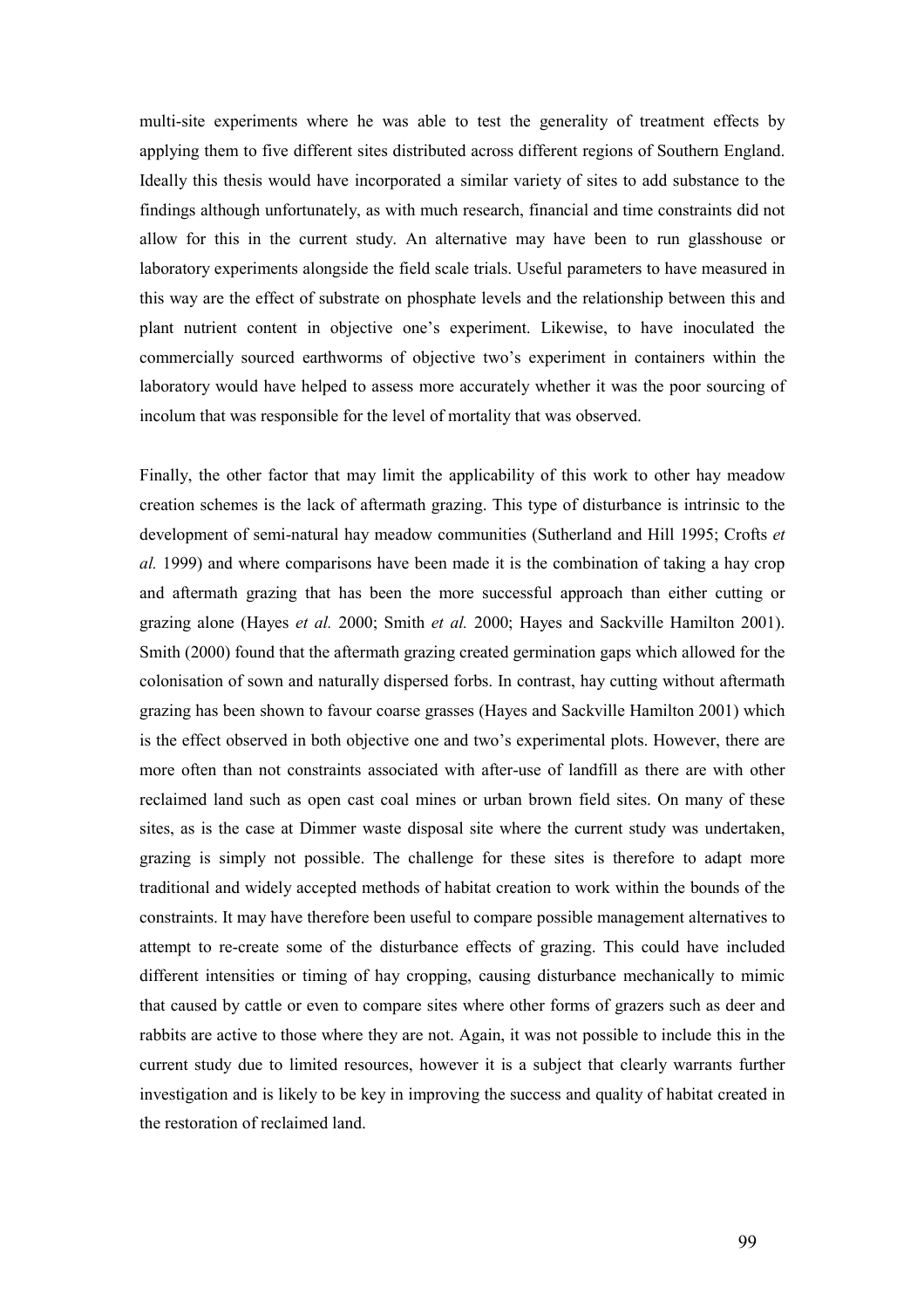multi-site experiments where he was able to test the generality of treatment effects by applying them to five different sites distributed across different regions of Southern England. Ideally this thesis would have incorporated a similar variety of sites to add substance to the findings although unfortunately, as with much research, financial and time constraints did not allow for this in the current study. An alternative may have been to run glasshouse or laboratory experiments alongside the field scale trials. Useful parameters to have measured in this way are the effect of substrate on phosphate levels and the relationship between this and plant nutrient content in objective one's experiment. Likewise, to have inoculated the commercially sourced earthworms of objective two's experiment in containers within the laboratory would have helped to assess more accurately whether it was the poor sourcing of incolum that was responsible for the level of mortality that was observed.

Finally, the other factor that may limit the applicability of this work to other hay meadow creation schemes is the lack of aftermath grazing. This type of disturbance is intrinsic to the development of semi-natural hay meadow communities (Sutherland and Hill 1995; Crofts *et al.* 1999) and where comparisons have been made it is the combination of taking a hay crop and aftermath grazing that has been the more successful approach than either cutting or grazing alone (Hayes *et al.* 2000; Smith *et al.* 2000; Hayes and Sackville Hamilton 2001). Smith (2000) found that the aftermath grazing created germination gaps which allowed for the colonisation of sown and naturally dispersed forbs. In contrast, hay cutting without aftermath grazing has been shown to favour coarse grasses (Hayes and Sackville Hamilton 2001) which is the effect observed in both objective one and two's experimental plots. However, there are more often than not constraints associated with after-use of landfill as there are with other reclaimed land such as open cast coal mines or urban brown field sites. On many of these sites, as is the case at Dimmer waste disposal site where the current study was undertaken, grazing is simply not possible. The challenge for these sites is therefore to adapt more traditional and widely accepted methods of habitat creation to work within the bounds of the constraints. It may have therefore been useful to compare possible management alternatives to attempt to re-create some of the disturbance effects of grazing. This could have included different intensities or timing of hay cropping, causing disturbance mechanically to mimic that caused by cattle or even to compare sites where other forms of grazers such as deer and rabbits are active to those where they are not. Again, it was not possible to include this in the current study due to limited resources, however it is a subject that clearly warrants further investigation and is likely to be key in improving the success and quality of habitat created in the restoration of reclaimed land.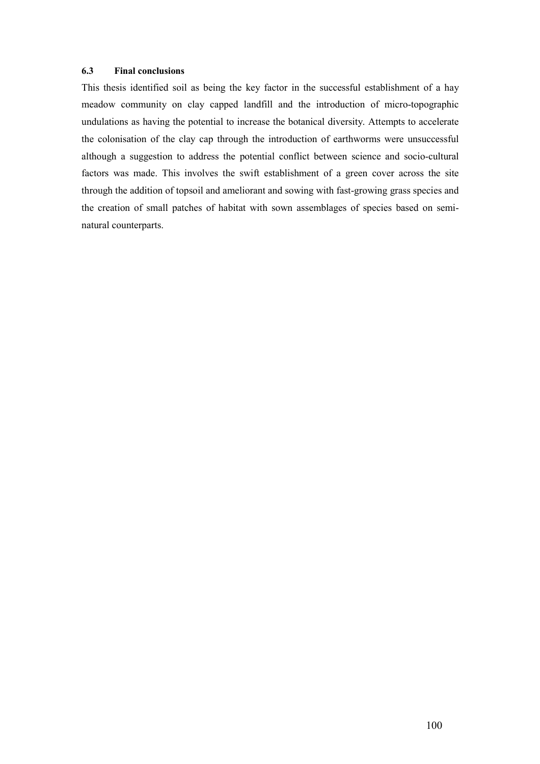### 6.3 Final conclusions

This thesis identified soil as being the key factor in the successful establishment of a hay meadow community on clay capped landfill and the introduction of micro-topographic undulations as having the potential to increase the botanical diversity. Attempts to accelerate the colonisation of the clay cap through the introduction of earthworms were unsuccessful although a suggestion to address the potential conflict between science and socio-cultural factors was made. This involves the swift establishment of a green cover across the site through the addition of topsoil and ameliorant and sowing with fast-growing grass species and the creation of small patches of habitat with sown assemblages of species based on semi-natural counterparts.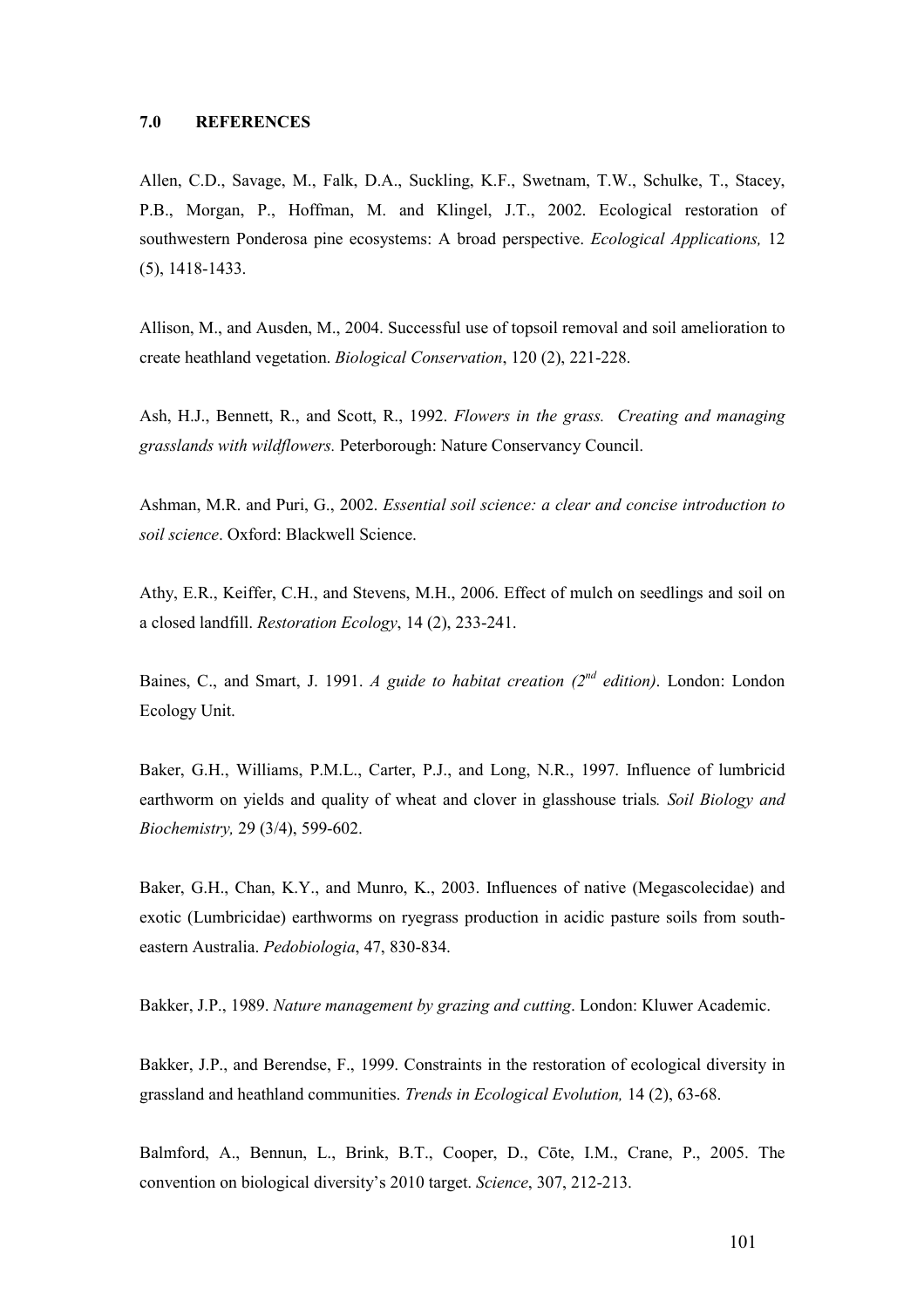## 7.0 REFERENCES

Allen, C.D., Savage, M., Falk, D.A., Suckling, K.F., Swetnam, T.W., Schulke, T., Stacey, P.B., Morgan, P., Hoffman, M. and Klingel, J.T., 2002. Ecological restoration of southwestern Ponderosa pine ecosystems: A broad perspective. *Ecological Applications,* 12 (5), 1418-1433.

Allison, M., and Ausden, M., 2004. Successful use of topsoil removal and soil amelioration to create heathland vegetation. *Biological Conservation*, 120 (2), 221-228.

Ash, H.J., Bennett, R., and Scott, R., 1992. *Flowers in the grass. Creating and managing grasslands with wildflowers.* Peterborough: Nature Conservancy Council.

Ashman, M.R. and Puri, G., 2002. *Essential soil science: a clear and concise introduction to soil science*. Oxford: Blackwell Science.

Athy, E.R., Keiffer, C.H., and Stevens, M.H., 2006. Effect of mulch on seedlings and soil on a closed landfill. *Restoration Ecology*, 14 (2), 233-241.

Baines, C., and Smart, J. 1991. *A guide to habitat creation (2nd edition)*. London: London Ecology Unit.

Baker, G.H., Williams, P.M.L., Carter, P.J., and Long, N.R., 1997. Influence of lumbricid earthworm on yields and quality of wheat and clover in glasshouse trials*. Soil Biology and Biochemistry,* 29 (3/4), 599-602.

Baker, G.H., Chan, K.Y., and Munro, K., 2003. Influences of native (Megascolecidae) and exotic (Lumbricidae) earthworms on ryegrass production in acidic pasture soils from south-eastern Australia. *Pedobiologia*, 47, 830-834.

Bakker, J.P., 1989. *Nature management by grazing and cutting*. London: Kluwer Academic.

Bakker, J.P., and Berendse, F., 1999. Constraints in the restoration of ecological diversity in grassland and heathland communities. *Trends in Ecological Evolution,* 14 (2), 63-68.

Balmford, A., Bennun, L., Brink, B.T., Cooper, D., Cōte, I.M., Crane, P., 2005. The convention on biological diversity's 2010 target. *Science*, 307, 212-213.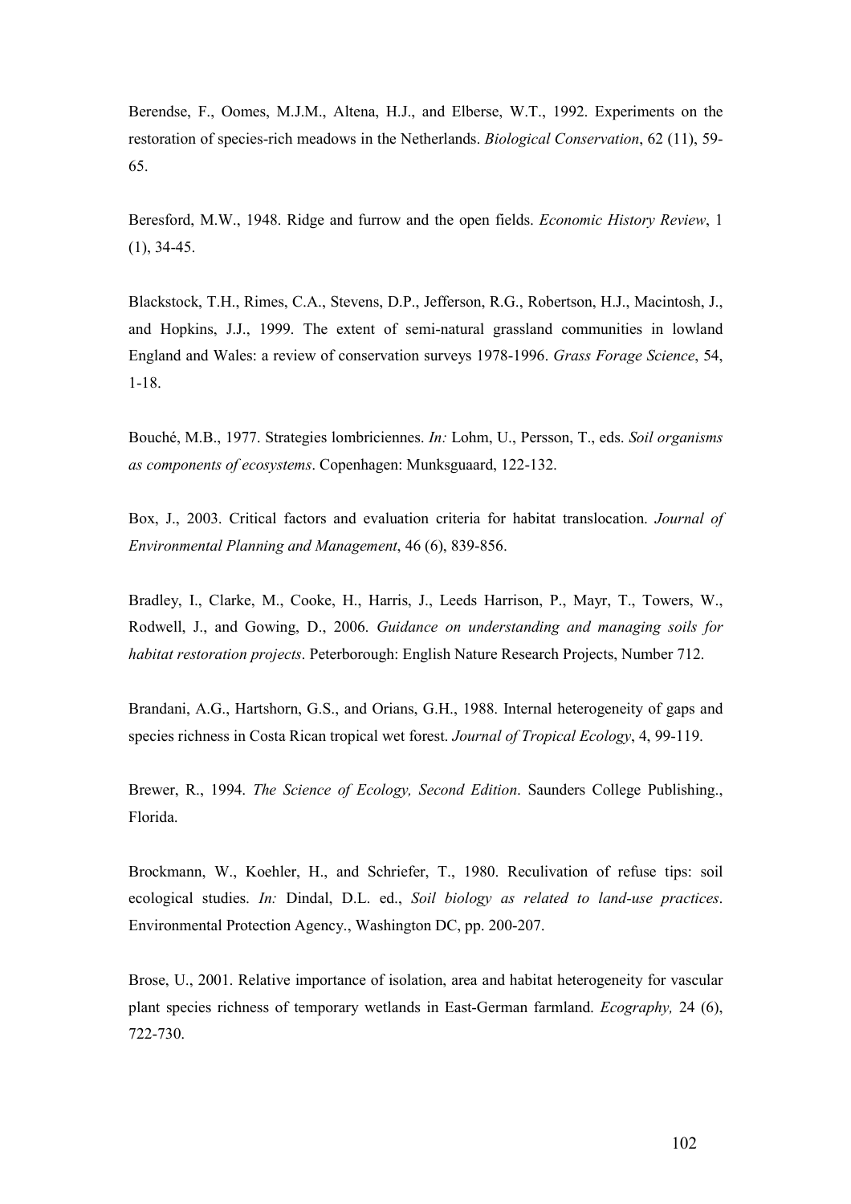Berendse, F., Oomes, M.J.M., Altena, H.J., and Elberse, W.T., 1992. Experiments on the restoration of species-rich meadows in the Netherlands. *Biological Conservation*, 62 (11), 59-65.

Beresford, M.W., 1948. Ridge and furrow and the open fields. *Economic History Review*, 1 (1), 34-45.

Blackstock, T.H., Rimes, C.A., Stevens, D.P., Jefferson, R.G., Robertson, H.J., Macintosh, J., and Hopkins, J.J., 1999. The extent of semi-natural grassland communities in lowland England and Wales: a review of conservation surveys 1978-1996. *Grass Forage Science*, 54, 1-18.

Bouché, M.B., 1977. Strategies lombriciennes. *In:* Lohm, U., Persson, T., eds. *Soil organisms as components of ecosystems*. Copenhagen: Munksguaard, 122-132.

Box, J., 2003. Critical factors and evaluation criteria for habitat translocation. *Journal of Environmental Planning and Management*, 46 (6), 839-856.

Bradley, I., Clarke, M., Cooke, H., Harris, J., Leeds Harrison, P., Mayr, T., Towers, W., Rodwell, J., and Gowing, D., 2006. *Guidance on understanding and managing soils for habitat restoration projects*. Peterborough: English Nature Research Projects, Number 712.

Brandani, A.G., Hartshorn, G.S., and Orians, G.H., 1988. Internal heterogeneity of gaps and species richness in Costa Rican tropical wet forest. *Journal of Tropical Ecology*, 4, 99-119.

Brewer, R., 1994. *The Science of Ecology, Second Edition*. Saunders College Publishing., Florida.

Brockmann, W., Koehler, H., and Schriefer, T., 1980. Reculivation of refuse tips: soil ecological studies. *In:* Dindal, D.L. ed., *Soil biology as related to land-use practices*. Environmental Protection Agency., Washington DC, pp. 200-207.

Brose, U., 2001. Relative importance of isolation, area and habitat heterogeneity for vascular plant species richness of temporary wetlands in East-German farmland. *Ecography,* 24 (6), 722-730.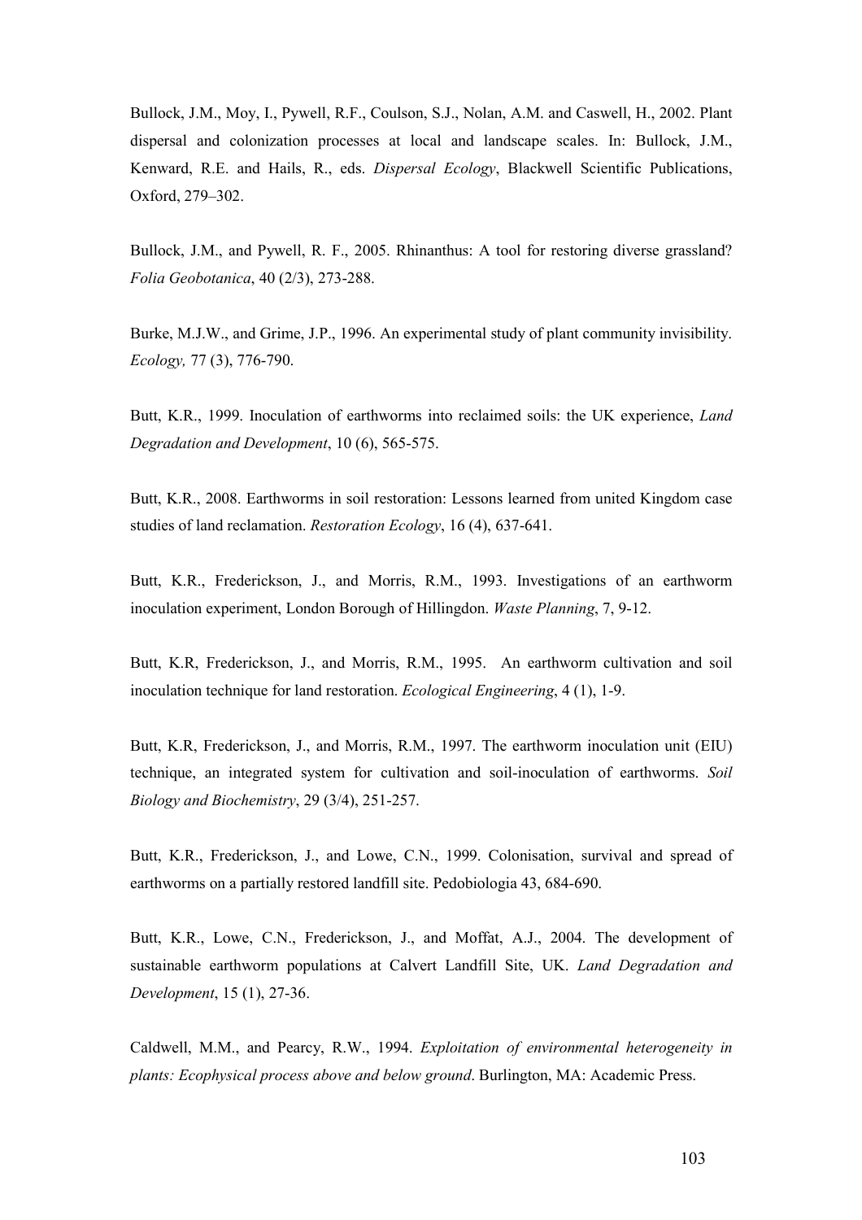Bullock, J.M., Moy, I., Pywell, R.F., Coulson, S.J., Nolan, A.M. and Caswell, H., 2002. Plant dispersal and colonization processes at local and landscape scales. In: Bullock, J.M., Kenward, R.E. and Hails, R., eds. *Dispersal Ecology*, Blackwell Scientific Publications, Oxford, 279–302.

Bullock, J.M., and Pywell, R. F., 2005. Rhinanthus: A tool for restoring diverse grassland? *Folia Geobotanica*, 40 (2/3), 273-288.

Burke, M.J.W., and Grime, J.P., 1996. An experimental study of plant community invisibility. *Ecology,* 77 (3), 776-790.

Butt, K.R., 1999. Inoculation of earthworms into reclaimed soils: the UK experience, *Land Degradation and Development*, 10 (6), 565-575.

Butt, K.R., 2008. Earthworms in soil restoration: Lessons learned from united Kingdom case studies of land reclamation. *Restoration Ecology*, 16 (4), 637-641.

Butt, K.R., Frederickson, J., and Morris, R.M., 1993. Investigations of an earthworm inoculation experiment, London Borough of Hillingdon. *Waste Planning*, 7, 9-12.

Butt, K.R, Frederickson, J., and Morris, R.M., 1995. An earthworm cultivation and soil inoculation technique for land restoration. *Ecological Engineering*, 4 (1), 1-9.

Butt, K.R, Frederickson, J., and Morris, R.M., 1997. The earthworm inoculation unit (EIU) technique, an integrated system for cultivation and soil-inoculation of earthworms. *Soil Biology and Biochemistry*, 29 (3/4), 251-257.

Butt, K.R., Frederickson, J., and Lowe, C.N., 1999. Colonisation, survival and spread of earthworms on a partially restored landfill site. Pedobiologia 43, 684-690.

Butt, K.R., Lowe, C.N., Frederickson, J., and Moffat, A.J., 2004. The development of sustainable earthworm populations at Calvert Landfill Site, UK. *Land Degradation and Development*, 15 (1), 27-36.

Caldwell, M.M., and Pearcy, R.W., 1994. *Exploitation of environmental heterogeneity in plants: Ecophysical process above and below ground*. Burlington, MA: Academic Press.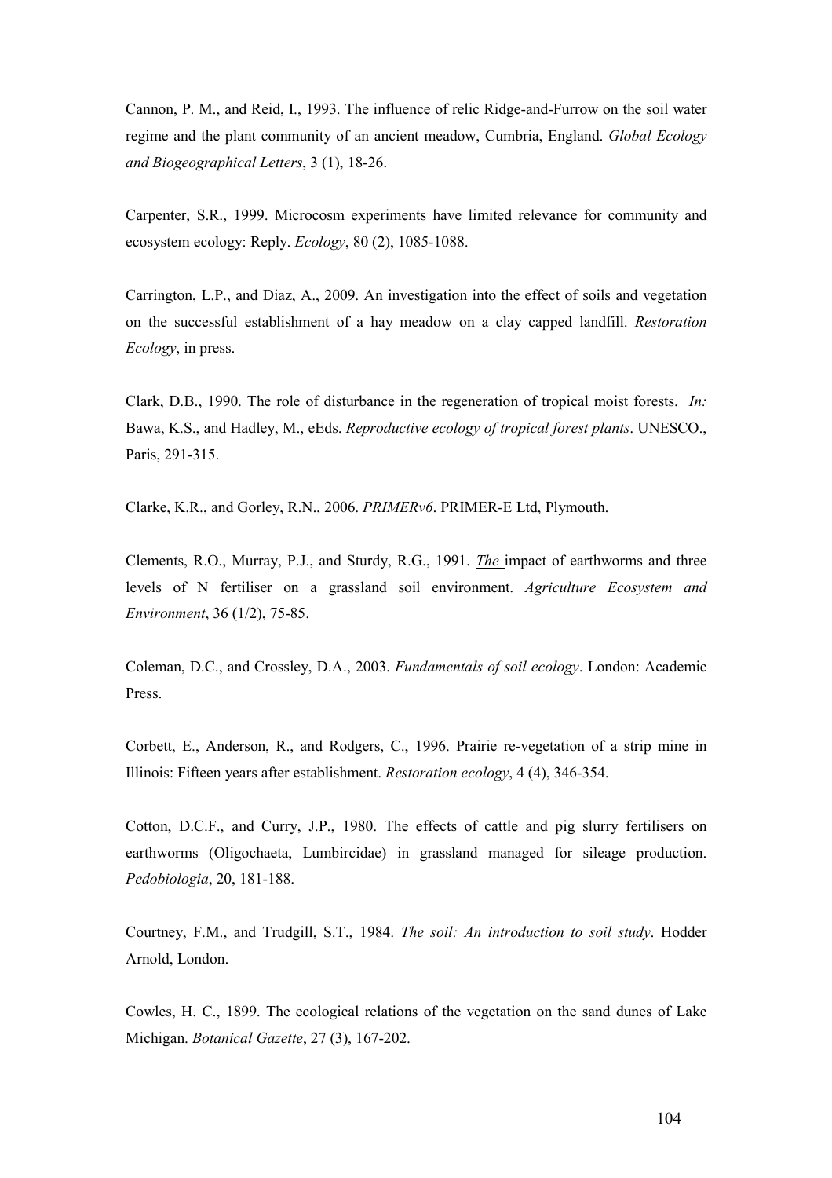Cannon, P. M., and Reid, I., 1993. The influence of relic Ridge-and-Furrow on the soil water regime and the plant community of an ancient meadow, Cumbria, England. *Global Ecology and Biogeographical Letters*, 3 (1), 18-26.

Carpenter, S.R., 1999. Microcosm experiments have limited relevance for community and ecosystem ecology: Reply. *Ecology*, 80 (2), 1085-1088.

Carrington, L.P., and Diaz, A., 2009. An investigation into the effect of soils and vegetation on the successful establishment of a hay meadow on a clay capped landfill. *Restoration Ecology*, in press.

Clark, D.B., 1990. The role of disturbance in the regeneration of tropical moist forests. *In:* Bawa, K.S., and Hadley, M., eEds. *Reproductive ecology of tropical forest plants*. UNESCO., Paris, 291-315.

Clarke, K.R., and Gorley, R.N., 2006. *PRIMERv6*. PRIMER-E Ltd, Plymouth.

Clements, R.O., Murray, P.J., and Sturdy, R.G., 1991. *The* impact of earthworms and three levels of N fertiliser on a grassland soil environment. *Agriculture Ecosystem and Environment*, 36 (1/2), 75-85.

Coleman, D.C., and Crossley, D.A., 2003. *Fundamentals of soil ecology*. London: Academic Press.

Corbett, E., Anderson, R., and Rodgers, C., 1996. Prairie re-vegetation of a strip mine in Illinois: Fifteen years after establishment. *Restoration ecology*, 4 (4), 346-354.

Cotton, D.C.F., and Curry, J.P., 1980. The effects of cattle and pig slurry fertilisers on earthworms (Oligochaeta, Lumbircidae) in grassland managed for sileage production. *Pedobiologia*, 20, 181-188.

Courtney, F.M., and Trudgill, S.T., 1984. *The soil: An introduction to soil study*. Hodder Arnold, London.

Cowles, H. C., 1899. The ecological relations of the vegetation on the sand dunes of Lake Michigan. *Botanical Gazette*, 27 (3), 167-202.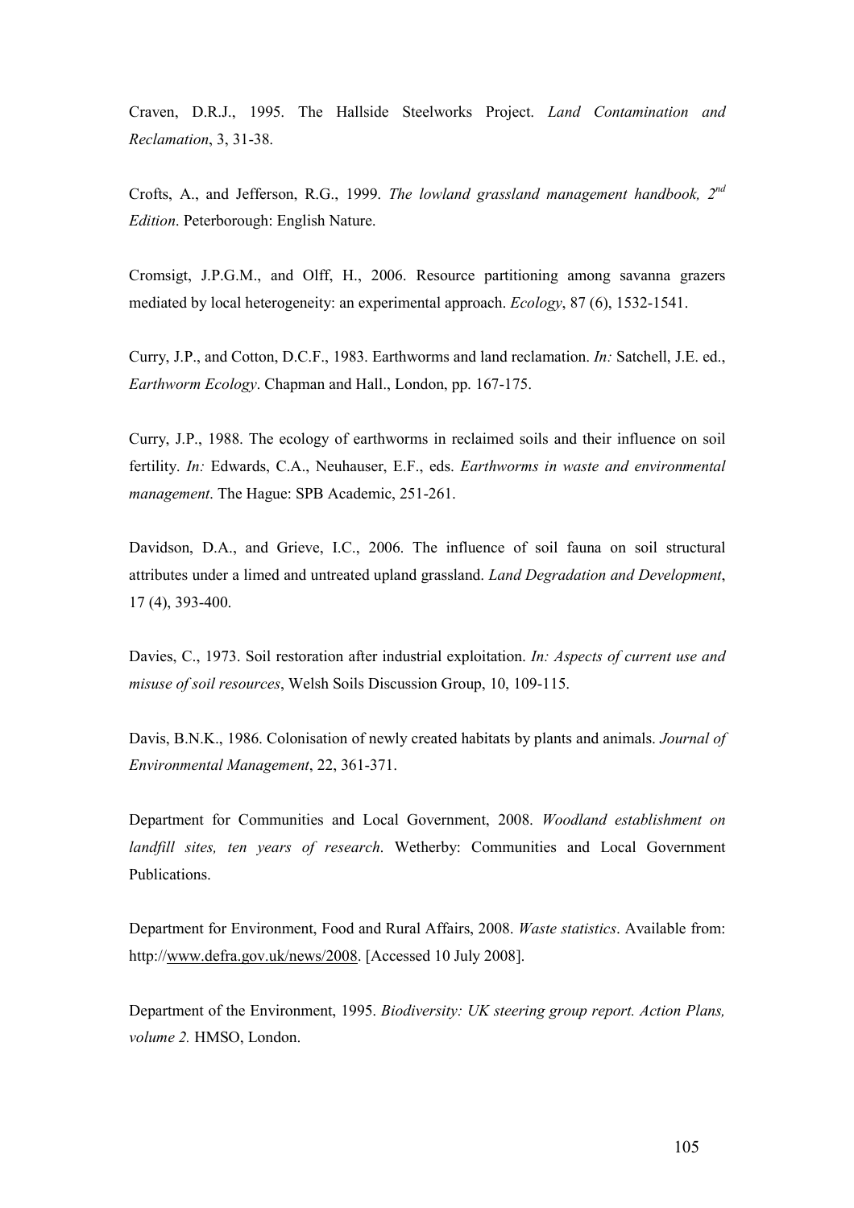Craven, D.R.J., 1995. The Hallside Steelworks Project. *Land Contamination and Reclamation*, 3, 31-38.

Crofts, A., and Jefferson, R.G., 1999. *The lowland grassland management handbook, 2nd Edition*. Peterborough: English Nature.

Cromsigt, J.P.G.M., and Olff, H., 2006. Resource partitioning among savanna grazers mediated by local heterogeneity: an experimental approach. *Ecology*, 87 (6), 1532-1541.

Curry, J.P., and Cotton, D.C.F., 1983. Earthworms and land reclamation. *In:* Satchell, J.E. ed., *Earthworm Ecology*. Chapman and Hall., London, pp. 167-175.

Curry, J.P., 1988. The ecology of earthworms in reclaimed soils and their influence on soil fertility. *In:* Edwards, C.A., Neuhauser, E.F., eds. *Earthworms in waste and environmental management*. The Hague: SPB Academic, 251-261.

Davidson, D.A., and Grieve, I.C., 2006. The influence of soil fauna on soil structural attributes under a limed and untreated upland grassland. *Land Degradation and Development*, 17 (4), 393-400.

Davies, C., 1973. Soil restoration after industrial exploitation. *In: Aspects of current use and misuse of soil resources*, Welsh Soils Discussion Group, 10, 109-115.

Davis, B.N.K., 1986. Colonisation of newly created habitats by plants and animals. *Journal of Environmental Management*, 22, 361-371.

Department for Communities and Local Government, 2008. *Woodland establishment on landfill sites, ten years of research*. Wetherby: Communities and Local Government Publications.

Department for Environment, Food and Rural Affairs, 2008. *Waste statistics*. Available from: http://www.defra.gov.uk/news/2008. [Accessed 10 July 2008].

Department of the Environment, 1995. *Biodiversity: UK steering group report. Action Plans, volume 2.* HMSO, London.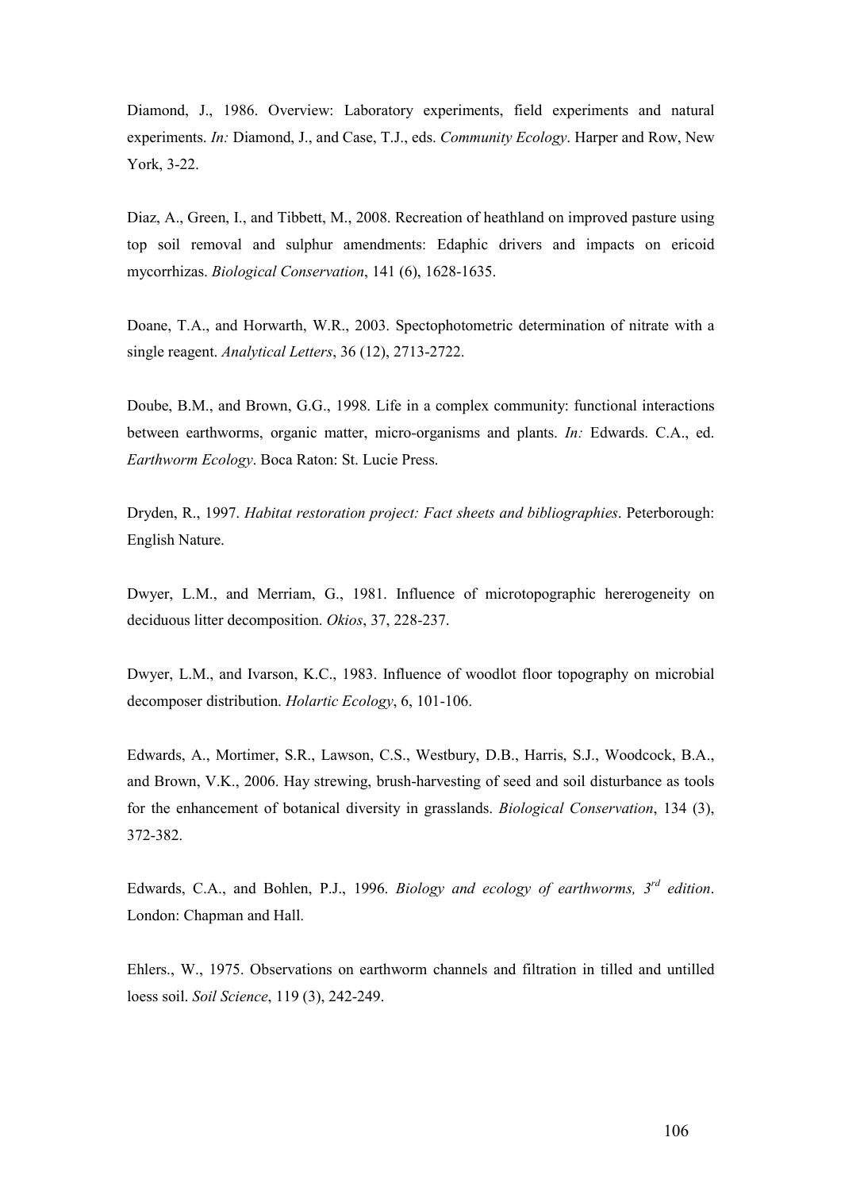Diamond, J., 1986. Overview: Laboratory experiments, field experiments and natural experiments. *In:* Diamond, J., and Case, T.J., eds. *Community Ecology*. Harper and Row, New York, 3-22.

Diaz, A., Green, I., and Tibbett, M., 2008. Recreation of heathland on improved pasture using top soil removal and sulphur amendments: Edaphic drivers and impacts on ericoid mycorrhizas. *Biological Conservation*, 141 (6), 1628-1635.

Doane, T.A., and Horwarth, W.R., 2003. Spectophotometric determination of nitrate with a single reagent. *Analytical Letters*, 36 (12), 2713-2722.

Doube, B.M., and Brown, G.G., 1998. Life in a complex community: functional interactions between earthworms, organic matter, micro-organisms and plants. *In:* Edwards. C.A., ed. *Earthworm Ecology*. Boca Raton: St. Lucie Press.

Dryden, R., 1997. *Habitat restoration project: Fact sheets and bibliographies*. Peterborough: English Nature.

Dwyer, L.M., and Merriam, G., 1981. Influence of microtopographic hererogeneity on deciduous litter decomposition. *Okios*, 37, 228-237.

Dwyer, L.M., and Ivarson, K.C., 1983. Influence of woodlot floor topography on microbial decomposer distribution. *Holartic Ecology*, 6, 101-106.

Edwards, A., Mortimer, S.R., Lawson, C.S., Westbury, D.B., Harris, S.J., Woodcock, B.A., and Brown, V.K., 2006. Hay strewing, brush-harvesting of seed and soil disturbance as tools for the enhancement of botanical diversity in grasslands. *Biological Conservation*, 134 (3), 372-382.

Edwards, C.A., and Bohlen, P.J., 1996. *Biology and ecology of earthworms, 3rd edition*. London: Chapman and Hall.

Ehlers., W., 1975. Observations on earthworm channels and filtration in tilled and untilled loess soil. *Soil Science*, 119 (3), 242-249.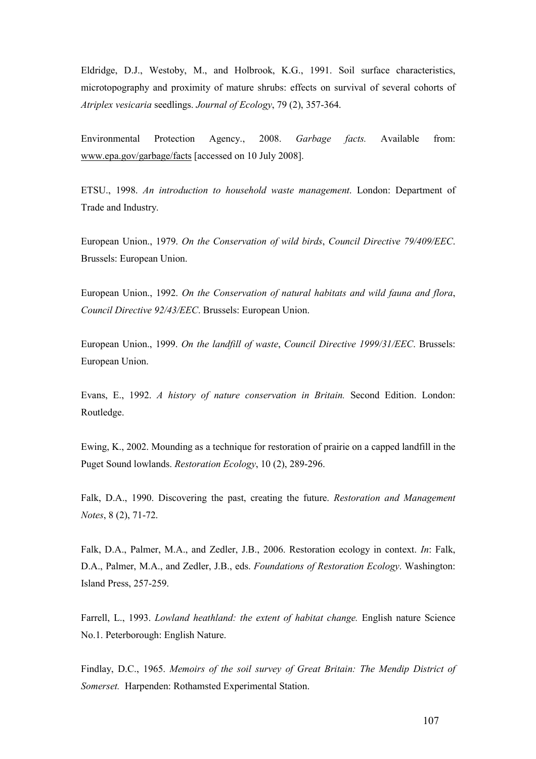Eldridge, D.J., Westoby, M., and Holbrook, K.G., 1991. Soil surface characteristics, microtopography and proximity of mature shrubs: effects on survival of several cohorts of *Atriplex vesicaria* seedlings. *Journal of Ecology*, 79 (2), 357-364.

Environmental Protection Agency., 2008. *Garbage facts.* Available from: www.epa.gov/garbage/facts [accessed on 10 July 2008].

ETSU., 1998. *An introduction to household waste management*. London: Department of Trade and Industry.

European Union., 1979. *On the Conservation of wild birds*, *Council Directive 79/409/EEC*. Brussels: European Union.

European Union., 1992. *On the Conservation of natural habitats and wild fauna and flora*, *Council Directive 92/43/EEC*. Brussels: European Union.

European Union., 1999. *On the landfill of waste*, *Council Directive 1999/31/EEC*. Brussels: European Union.

Evans, E., 1992. *A history of nature conservation in Britain.* Second Edition. London: Routledge.

Ewing, K., 2002. Mounding as a technique for restoration of prairie on a capped landfill in the Puget Sound lowlands. *Restoration Ecology*, 10 (2), 289-296.

Falk, D.A., 1990. Discovering the past, creating the future. *Restoration and Management Notes*, 8 (2), 71-72.

Falk, D.A., Palmer, M.A., and Zedler, J.B., 2006. Restoration ecology in context. *In*: Falk, D.A., Palmer, M.A., and Zedler, J.B., eds. *Foundations of Restoration Ecology*. Washington: Island Press, 257-259.

Farrell, L., 1993. *Lowland heathland: the extent of habitat change.* English nature Science No.1. Peterborough: English Nature.

Findlay, D.C., 1965. *Memoirs of the soil survey of Great Britain: The Mendip District of Somerset.* Harpenden: Rothamsted Experimental Station.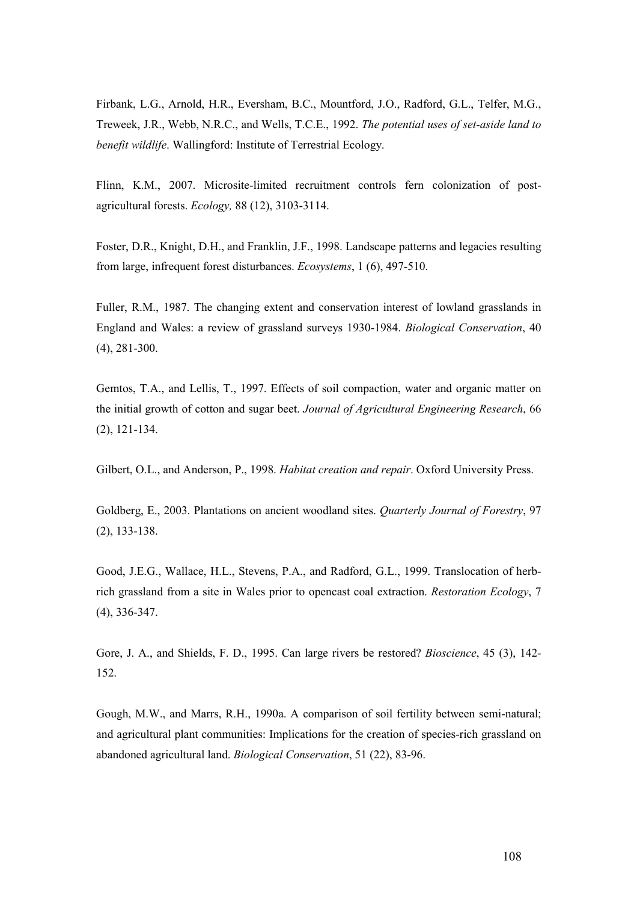Firbank, L.G., Arnold, H.R., Eversham, B.C., Mountford, J.O., Radford, G.L., Telfer, M.G., Treweek, J.R., Webb, N.R.C., and Wells, T.C.E., 1992. *The potential uses of set-aside land to benefit wildlife*. Wallingford: Institute of Terrestrial Ecology.

Flinn, K.M., 2007. Microsite-limited recruitment controls fern colonization of post-agricultural forests. *Ecology,* 88 (12), 3103-3114.

Foster, D.R., Knight, D.H., and Franklin, J.F., 1998. Landscape patterns and legacies resulting from large, infrequent forest disturbances. *Ecosystems*, 1 (6), 497-510.

Fuller, R.M., 1987. The changing extent and conservation interest of lowland grasslands in England and Wales: a review of grassland surveys 1930-1984. *Biological Conservation*, 40 (4), 281-300.

Gemtos, T.A., and Lellis, T., 1997. Effects of soil compaction, water and organic matter on the initial growth of cotton and sugar beet. *Journal of Agricultural Engineering Research*, 66 (2), 121-134.

Gilbert, O.L., and Anderson, P., 1998. *Habitat creation and repair*. Oxford University Press.

Goldberg, E., 2003. Plantations on ancient woodland sites. *Quarterly Journal of Forestry*, 97 (2), 133-138.

Good, J.E.G., Wallace, H.L., Stevens, P.A., and Radford, G.L., 1999. Translocation of herb-rich grassland from a site in Wales prior to opencast coal extraction. *Restoration Ecology*, 7 (4), 336-347.

Gore, J. A., and Shields, F. D., 1995. Can large rivers be restored? *Bioscience*, 45 (3), 142-152.

Gough, M.W., and Marrs, R.H., 1990a. A comparison of soil fertility between semi-natural; and agricultural plant communities: Implications for the creation of species-rich grassland on abandoned agricultural land. *Biological Conservation*, 51 (22), 83-96.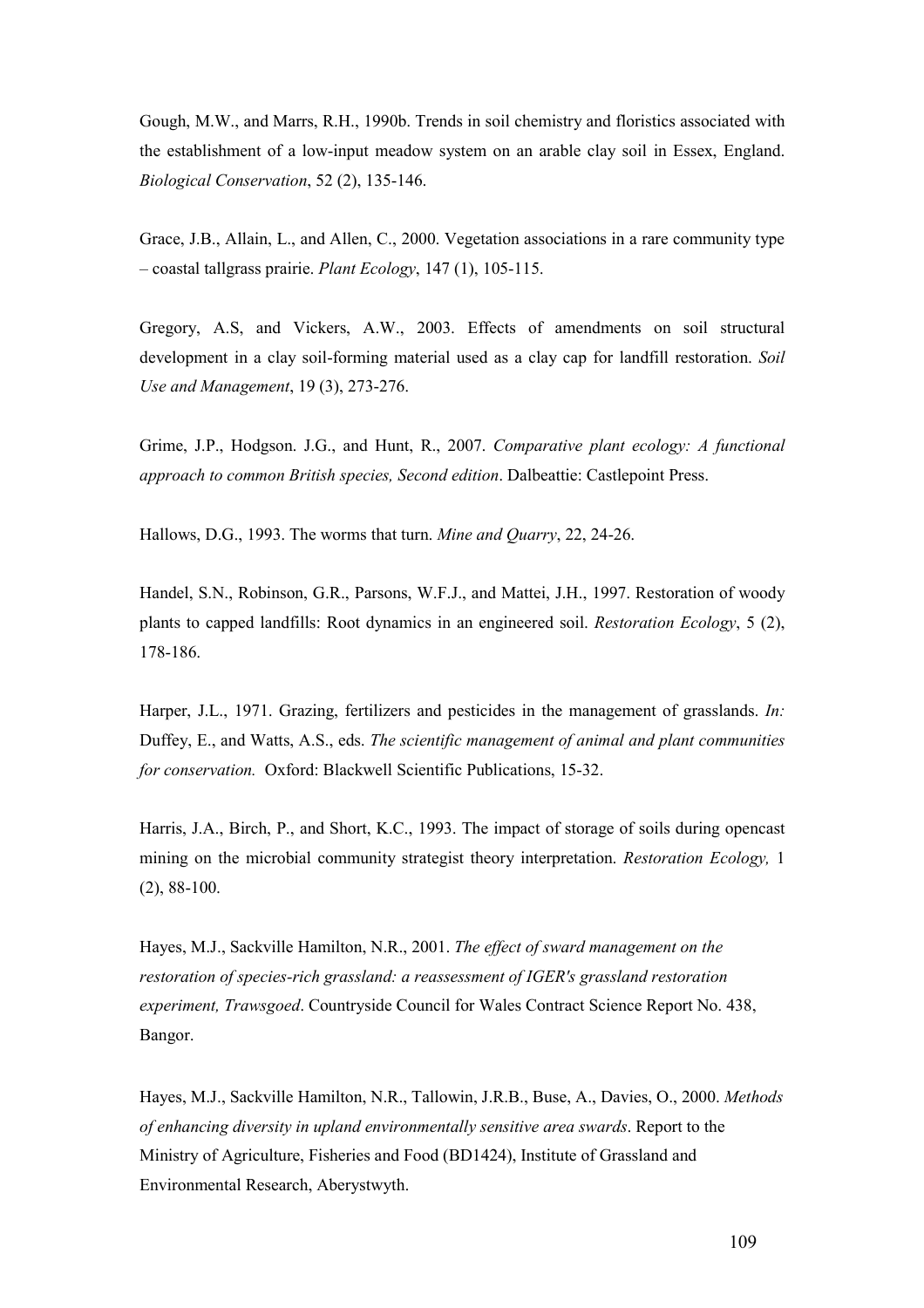Gough, M.W., and Marrs, R.H., 1990b. Trends in soil chemistry and floristics associated with the establishment of a low-input meadow system on an arable clay soil in Essex, England. *Biological Conservation*, 52 (2), 135-146.

Grace, J.B., Allain, L., and Allen, C., 2000. Vegetation associations in a rare community type – coastal tallgrass prairie. *Plant Ecology*, 147 (1), 105-115.

Gregory, A.S, and Vickers, A.W., 2003. Effects of amendments on soil structural development in a clay soil-forming material used as a clay cap for landfill restoration. *Soil Use and Management*, 19 (3), 273-276.

Grime, J.P., Hodgson. J.G., and Hunt, R., 2007. *Comparative plant ecology: A functional approach to common British species, Second edition*. Dalbeattie: Castlepoint Press.

Hallows, D.G., 1993. The worms that turn. *Mine and Quarry*, 22, 24-26.

Handel, S.N., Robinson, G.R., Parsons, W.F.J., and Mattei, J.H., 1997. Restoration of woody plants to capped landfills: Root dynamics in an engineered soil. *Restoration Ecology*, 5 (2), 178-186.

Harper, J.L., 1971. Grazing, fertilizers and pesticides in the management of grasslands. *In:* Duffey, E., and Watts, A.S., eds. *The scientific management of animal and plant communities for conservation.* Oxford: Blackwell Scientific Publications, 15-32.

Harris, J.A., Birch, P., and Short, K.C., 1993. The impact of storage of soils during opencast mining on the microbial community strategist theory interpretation. *Restoration Ecology,* 1 (2), 88-100.

Hayes, M.J., Sackville Hamilton, N.R., 2001. *The effect of sward management on the restoration of species-rich grassland: a reassessment of IGER's grassland restoration experiment, Trawsgoed*. Countryside Council for Wales Contract Science Report No. 438, Bangor.

Hayes, M.J., Sackville Hamilton, N.R., Tallowin, J.R.B., Buse, A., Davies, O., 2000. *Methods of enhancing diversity in upland environmentally sensitive area swards*. Report to the Ministry of Agriculture, Fisheries and Food (BD1424), Institute of Grassland and Environmental Research, Aberystwyth.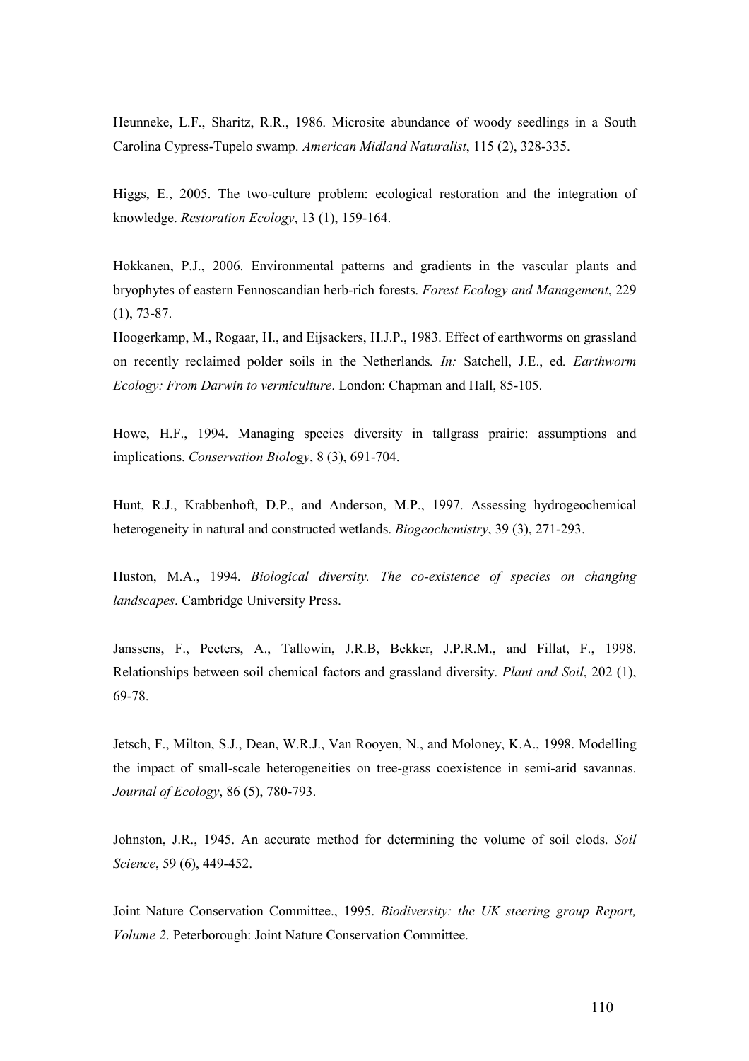Heunneke, L.F., Sharitz, R.R., 1986. Microsite abundance of woody seedlings in a South Carolina Cypress-Tupelo swamp. *American Midland Naturalist*, 115 (2), 328-335.

Higgs, E., 2005. The two-culture problem: ecological restoration and the integration of knowledge. *Restoration Ecology*, 13 (1), 159-164.

Hokkanen, P.J., 2006. Environmental patterns and gradients in the vascular plants and bryophytes of eastern Fennoscandian herb-rich forests. *Forest Ecology and Management*, 229 (1), 73-87.

Hoogerkamp, M., Rogaar, H., and Eijsackers, H.J.P., 1983. Effect of earthworms on grassland on recently reclaimed polder soils in the Netherlands*. In:* Satchell, J.E., ed*. Earthworm Ecology: From Darwin to vermiculture*. London: Chapman and Hall, 85-105.

Howe, H.F., 1994. Managing species diversity in tallgrass prairie: assumptions and implications. *Conservation Biology*, 8 (3), 691-704.

Hunt, R.J., Krabbenhoft, D.P., and Anderson, M.P., 1997. Assessing hydrogeochemical heterogeneity in natural and constructed wetlands. *Biogeochemistry*, 39 (3), 271-293.

Huston, M.A., 1994. *Biological diversity. The co-existence of species on changing landscapes*. Cambridge University Press.

Janssens, F., Peeters, A., Tallowin, J.R.B, Bekker, J.P.R.M., and Fillat, F., 1998. Relationships between soil chemical factors and grassland diversity. *Plant and Soil*, 202 (1), 69-78.

Jetsch, F., Milton, S.J., Dean, W.R.J., Van Rooyen, N., and Moloney, K.A., 1998. Modelling the impact of small-scale heterogeneities on tree-grass coexistence in semi-arid savannas. *Journal of Ecology*, 86 (5), 780-793.

Johnston, J.R., 1945. An accurate method for determining the volume of soil clods. *Soil Science*, 59 (6), 449-452.

Joint Nature Conservation Committee., 1995. *Biodiversity: the UK steering group Report, Volume 2*. Peterborough: Joint Nature Conservation Committee.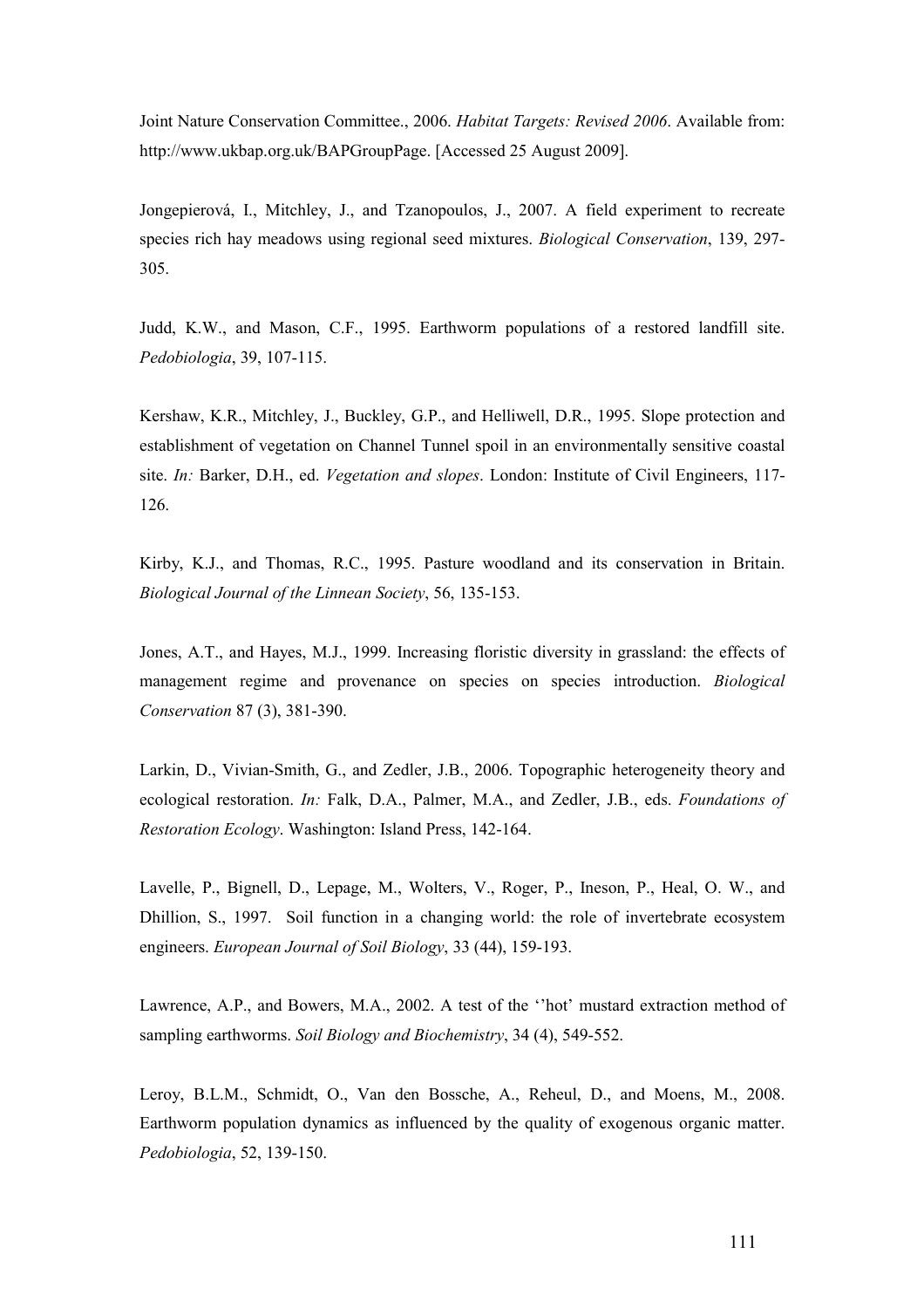Joint Nature Conservation Committee., 2006. *Habitat Targets: Revised 2006*. Available from: http://www.ukbap.org.uk/BAPGroupPage. [Accessed 25 August 2009].

Jongepierová, I., Mitchley, J., and Tzanopoulos, J., 2007. A field experiment to recreate species rich hay meadows using regional seed mixtures. *Biological Conservation*, 139, 297-305.

Judd, K.W., and Mason, C.F., 1995. Earthworm populations of a restored landfill site. *Pedobiologia*, 39, 107-115.

Kershaw, K.R., Mitchley, J., Buckley, G.P., and Helliwell, D.R., 1995. Slope protection and establishment of vegetation on Channel Tunnel spoil in an environmentally sensitive coastal site. *In:* Barker, D.H., ed. *Vegetation and slopes*. London: Institute of Civil Engineers, 117-126.

Kirby, K.J., and Thomas, R.C., 1995. Pasture woodland and its conservation in Britain. *Biological Journal of the Linnean Society*, 56, 135-153.

Jones, A.T., and Hayes, M.J., 1999. Increasing floristic diversity in grassland: the effects of management regime and provenance on species on species introduction. *Biological Conservation* 87 (3), 381-390.

Larkin, D., Vivian-Smith, G., and Zedler, J.B., 2006. Topographic heterogeneity theory and ecological restoration. *In:* Falk, D.A., Palmer, M.A., and Zedler, J.B., eds. *Foundations of Restoration Ecology*. Washington: Island Press, 142-164.

Lavelle, P., Bignell, D., Lepage, M., Wolters, V., Roger, P., Ineson, P., Heal, O. W., and Dhillion, S., 1997. Soil function in a changing world: the role of invertebrate ecosystem engineers. *European Journal of Soil Biology*, 33 (44), 159-193.

Lawrence, A.P., and Bowers, M.A., 2002. A test of the ''hot' mustard extraction method of sampling earthworms. *Soil Biology and Biochemistry*, 34 (4), 549-552.

Leroy, B.L.M., Schmidt, O., Van den Bossche, A., Reheul, D., and Moens, M., 2008. Earthworm population dynamics as influenced by the quality of exogenous organic matter. *Pedobiologia*, 52, 139-150.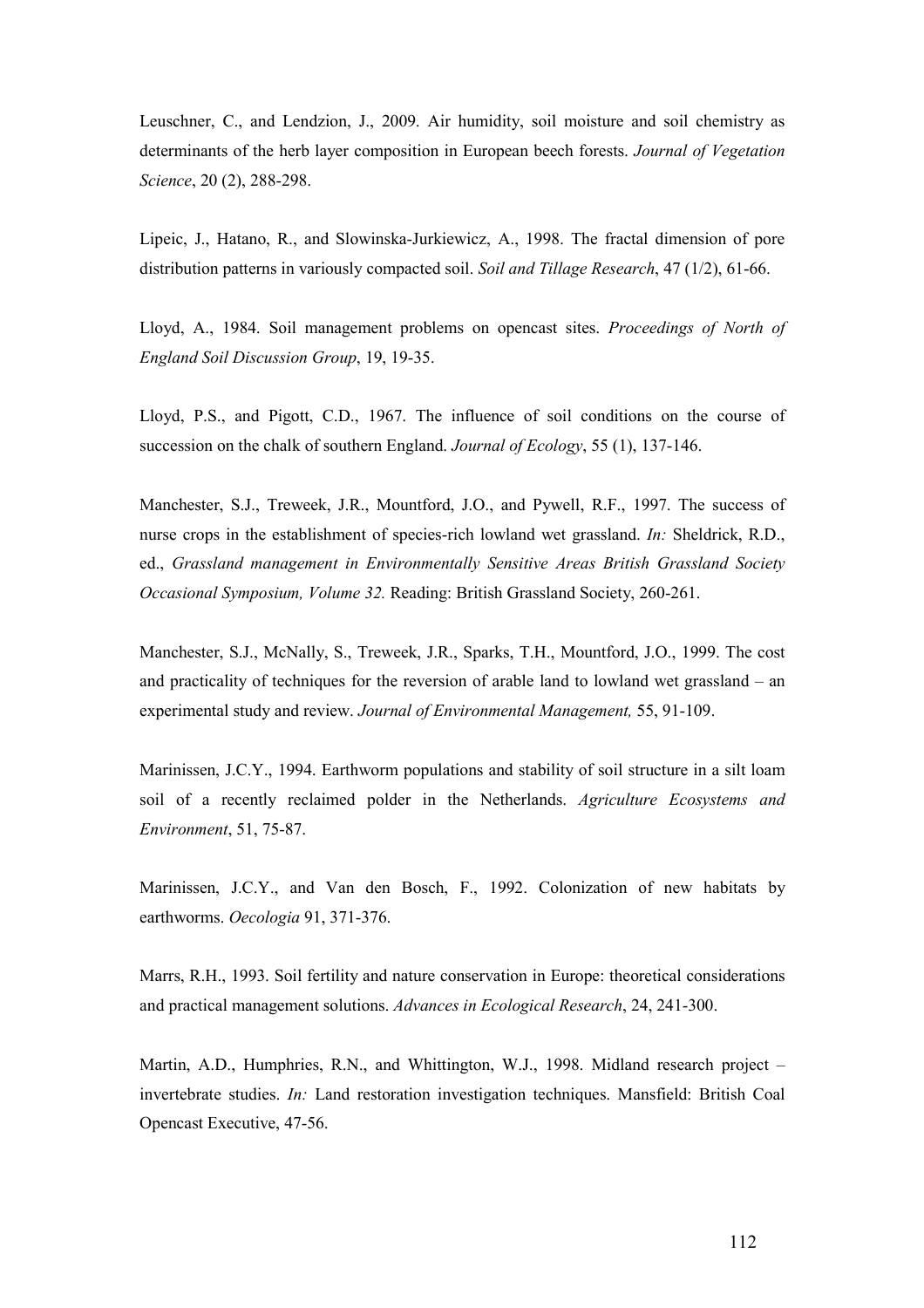Leuschner, C., and Lendzion, J., 2009. Air humidity, soil moisture and soil chemistry as determinants of the herb layer composition in European beech forests. *Journal of Vegetation Science*, 20 (2), 288-298.

Lipeic, J., Hatano, R., and Slowinska-Jurkiewicz, A., 1998. The fractal dimension of pore distribution patterns in variously compacted soil. *Soil and Tillage Research*, 47 (1/2), 61-66.

Lloyd, A., 1984. Soil management problems on opencast sites. *Proceedings of North of England Soil Discussion Group*, 19, 19-35.

Lloyd, P.S., and Pigott, C.D., 1967. The influence of soil conditions on the course of succession on the chalk of southern England. *Journal of Ecology*, 55 (1), 137-146.

Manchester, S.J., Treweek, J.R., Mountford, J.O., and Pywell, R.F., 1997. The success of nurse crops in the establishment of species-rich lowland wet grassland. *In:* Sheldrick, R.D., ed., *Grassland management in Environmentally Sensitive Areas British Grassland Society Occasional Symposium, Volume 32.* Reading: British Grassland Society, 260-261.

Manchester, S.J., McNally, S., Treweek, J.R., Sparks, T.H., Mountford, J.O., 1999. The cost and practicality of techniques for the reversion of arable land to lowland wet grassland – an experimental study and review. *Journal of Environmental Management,* 55, 91-109.

Marinissen, J.C.Y., 1994. Earthworm populations and stability of soil structure in a silt loam soil of a recently reclaimed polder in the Netherlands. *Agriculture Ecosystems and Environment*, 51, 75-87.

Marinissen, J.C.Y., and Van den Bosch, F., 1992. Colonization of new habitats by earthworms. *Oecologia* 91, 371-376.

Marrs, R.H., 1993. Soil fertility and nature conservation in Europe: theoretical considerations and practical management solutions. *Advances in Ecological Research*, 24, 241-300.

Martin, A.D., Humphries, R.N., and Whittington, W.J., 1998. Midland research project – invertebrate studies. *In:* Land restoration investigation techniques. Mansfield: British Coal Opencast Executive, 47-56.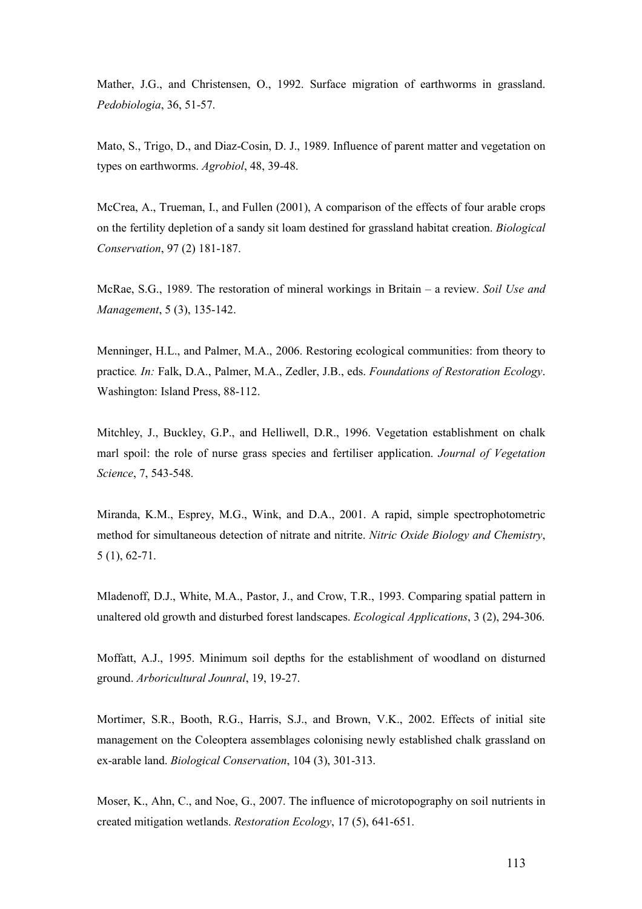Mather, J.G., and Christensen, O., 1992. Surface migration of earthworms in grassland. *Pedobiologia*, 36, 51-57.

Mato, S., Trigo, D., and Diaz-Cosin, D. J., 1989. Influence of parent matter and vegetation on types on earthworms. *Agrobiol*, 48, 39-48.

McCrea, A., Trueman, I., and Fullen (2001), A comparison of the effects of four arable crops on the fertility depletion of a sandy sit loam destined for grassland habitat creation. *Biological Conservation*, 97 (2) 181-187.

McRae, S.G., 1989. The restoration of mineral workings in Britain – a review. *Soil Use and Management*, 5 (3), 135-142.

Menninger, H.L., and Palmer, M.A., 2006. Restoring ecological communities: from theory to practice*. In:* Falk, D.A., Palmer, M.A., Zedler, J.B., eds. *Foundations of Restoration Ecology*. Washington: Island Press, 88-112.

Mitchley, J., Buckley, G.P., and Helliwell, D.R., 1996. Vegetation establishment on chalk marl spoil: the role of nurse grass species and fertiliser application. *Journal of Vegetation Science*, 7, 543-548.

Miranda, K.M., Esprey, M.G., Wink, and D.A., 2001. A rapid, simple spectrophotometric method for simultaneous detection of nitrate and nitrite. *Nitric Oxide Biology and Chemistry*, 5 (1), 62-71.

Mladenoff, D.J., White, M.A., Pastor, J., and Crow, T.R., 1993. Comparing spatial pattern in unaltered old growth and disturbed forest landscapes. *Ecological Applications*, 3 (2), 294-306.

Moffatt, A.J., 1995. Minimum soil depths for the establishment of woodland on disturned ground. *Arboricultural Jounral*, 19, 19-27.

Mortimer, S.R., Booth, R.G., Harris, S.J., and Brown, V.K., 2002. Effects of initial site management on the Coleoptera assemblages colonising newly established chalk grassland on ex-arable land. *Biological Conservation*, 104 (3), 301-313.

Moser, K., Ahn, C., and Noe, G., 2007. The influence of microtopography on soil nutrients in created mitigation wetlands. *Restoration Ecology*, 17 (5), 641-651.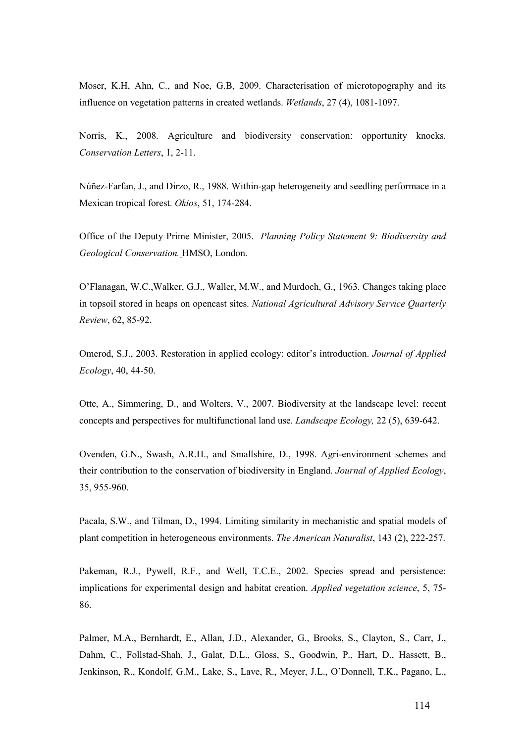Moser, K.H, Ahn, C., and Noe, G.B, 2009. Characterisation of microtopography and its influence on vegetation patterns in created wetlands. *Wetlands*, 27 (4), 1081-1097.

Norris, K., 2008. Agriculture and biodiversity conservation: opportunity knocks. *Conservation Letters*, 1, 2-11.

Núñez-Farfan, J., and Dirzo, R., 1988. Within-gap heterogeneity and seedling performace in a Mexican tropical forest. *Okios*, 51, 174-284.

Office of the Deputy Prime Minister, 2005. *Planning Policy Statement 9: Biodiversity and Geological Conservation.* HMSO, London.

O'Flanagan, W.C.,Walker, G.J., Waller, M.W., and Murdoch, G., 1963. Changes taking place in topsoil stored in heaps on opencast sites. *National Agricultural Advisory Service Quarterly Review*, 62, 85-92.

Omerod, S.J., 2003. Restoration in applied ecology: editor's introduction. *Journal of Applied Ecology*, 40, 44-50.

Otte, A., Simmering, D., and Wolters, V., 2007. Biodiversity at the landscape level: recent concepts and perspectives for multifunctional land use. *Landscape Ecology,* 22 (5), 639-642.

Ovenden, G.N., Swash, A.R.H., and Smallshire, D., 1998. Agri-environment schemes and their contribution to the conservation of biodiversity in England. *Journal of Applied Ecology*, 35, 955-960.

Pacala, S.W., and Tilman, D., 1994. Limiting similarity in mechanistic and spatial models of plant competition in heterogeneous environments. *The American Naturalist*, 143 (2), 222-257.

Pakeman, R.J., Pywell, R.F., and Well, T.C.E., 2002. Species spread and persistence: implications for experimental design and habitat creation. *Applied vegetation science*, 5, 75-86.

Palmer, M.A., Bernhardt, E., Allan, J.D., Alexander, G., Brooks, S., Clayton, S., Carr, J., Dahm, C., Follstad-Shah, J., Galat, D.L., Gloss, S., Goodwin, P., Hart, D., Hassett, B., Jenkinson, R., Kondolf, G.M., Lake, S., Lave, R., Meyer, J.L., O'Donnell, T.K., Pagano, L.,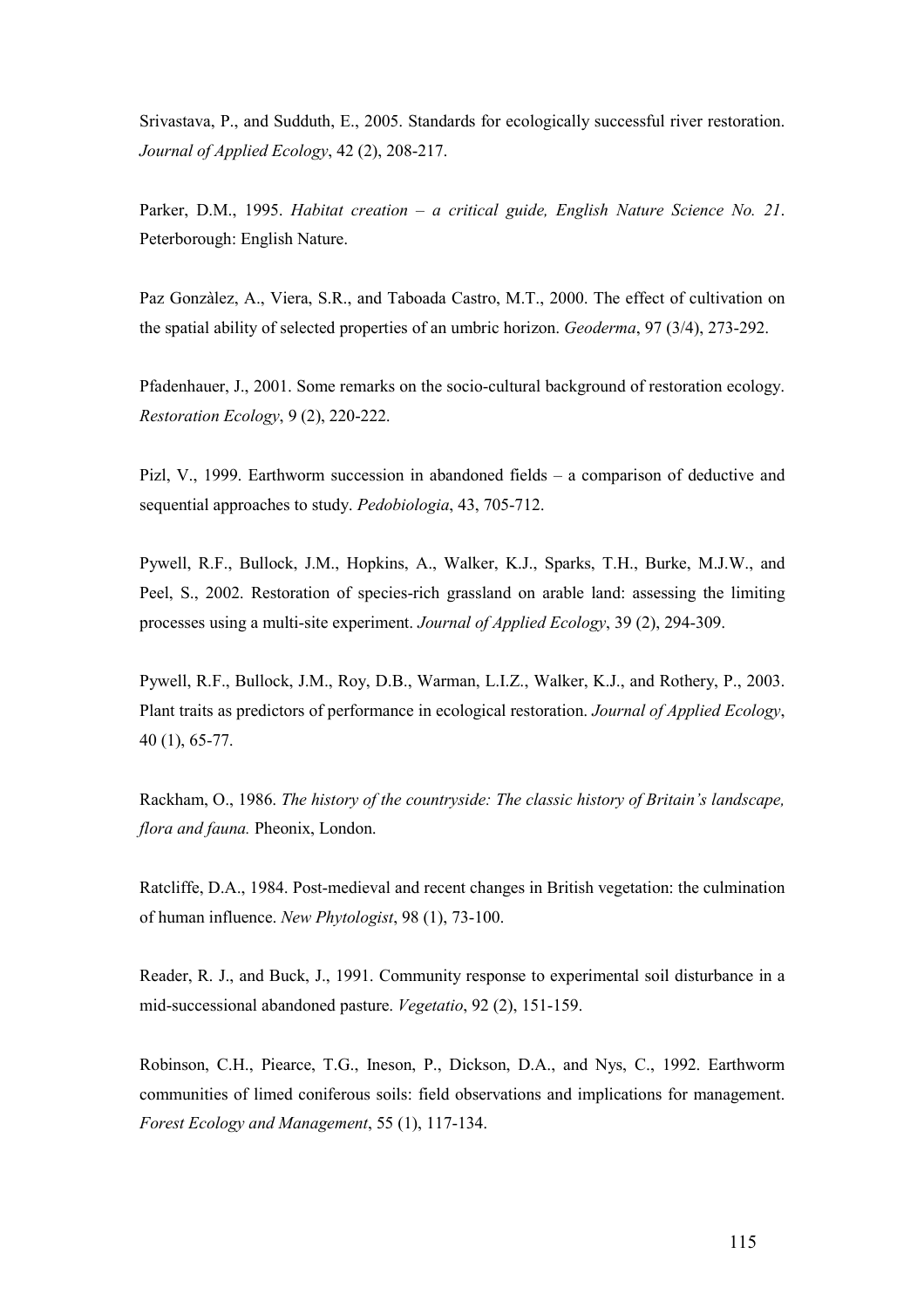Srivastava, P., and Sudduth, E., 2005. Standards for ecologically successful river restoration. *Journal of Applied Ecology*, 42 (2), 208-217.

Parker, D.M., 1995. *Habitat creation – a critical guide, English Nature Science No. 21*. Peterborough: English Nature.

Paz Gonzàlez, A., Viera, S.R., and Taboada Castro, M.T., 2000. The effect of cultivation on the spatial ability of selected properties of an umbric horizon. *Geoderma*, 97 (3/4), 273-292.

Pfadenhauer, J., 2001. Some remarks on the socio-cultural background of restoration ecology. *Restoration Ecology*, 9 (2), 220-222.

Pizl, V., 1999. Earthworm succession in abandoned fields – a comparison of deductive and sequential approaches to study. *Pedobiologia*, 43, 705-712.

Pywell, R.F., Bullock, J.M., Hopkins, A., Walker, K.J., Sparks, T.H., Burke, M.J.W., and Peel, S., 2002. Restoration of species-rich grassland on arable land: assessing the limiting processes using a multi-site experiment. *Journal of Applied Ecology*, 39 (2), 294-309.

Pywell, R.F., Bullock, J.M., Roy, D.B., Warman, L.I.Z., Walker, K.J., and Rothery, P., 2003. Plant traits as predictors of performance in ecological restoration. *Journal of Applied Ecology*, 40 (1), 65-77.

Rackham, O., 1986. *The history of the countryside: The classic history of Britain's landscape, flora and fauna.* Pheonix, London.

Ratcliffe, D.A., 1984. Post-medieval and recent changes in British vegetation: the culmination of human influence. *New Phytologist*, 98 (1), 73-100.

Reader, R. J., and Buck, J., 1991. Community response to experimental soil disturbance in a mid-successional abandoned pasture. *Vegetatio*, 92 (2), 151-159.

Robinson, C.H., Piearce, T.G., Ineson, P., Dickson, D.A., and Nys, C., 1992. Earthworm communities of limed coniferous soils: field observations and implications for management. *Forest Ecology and Management*, 55 (1), 117-134.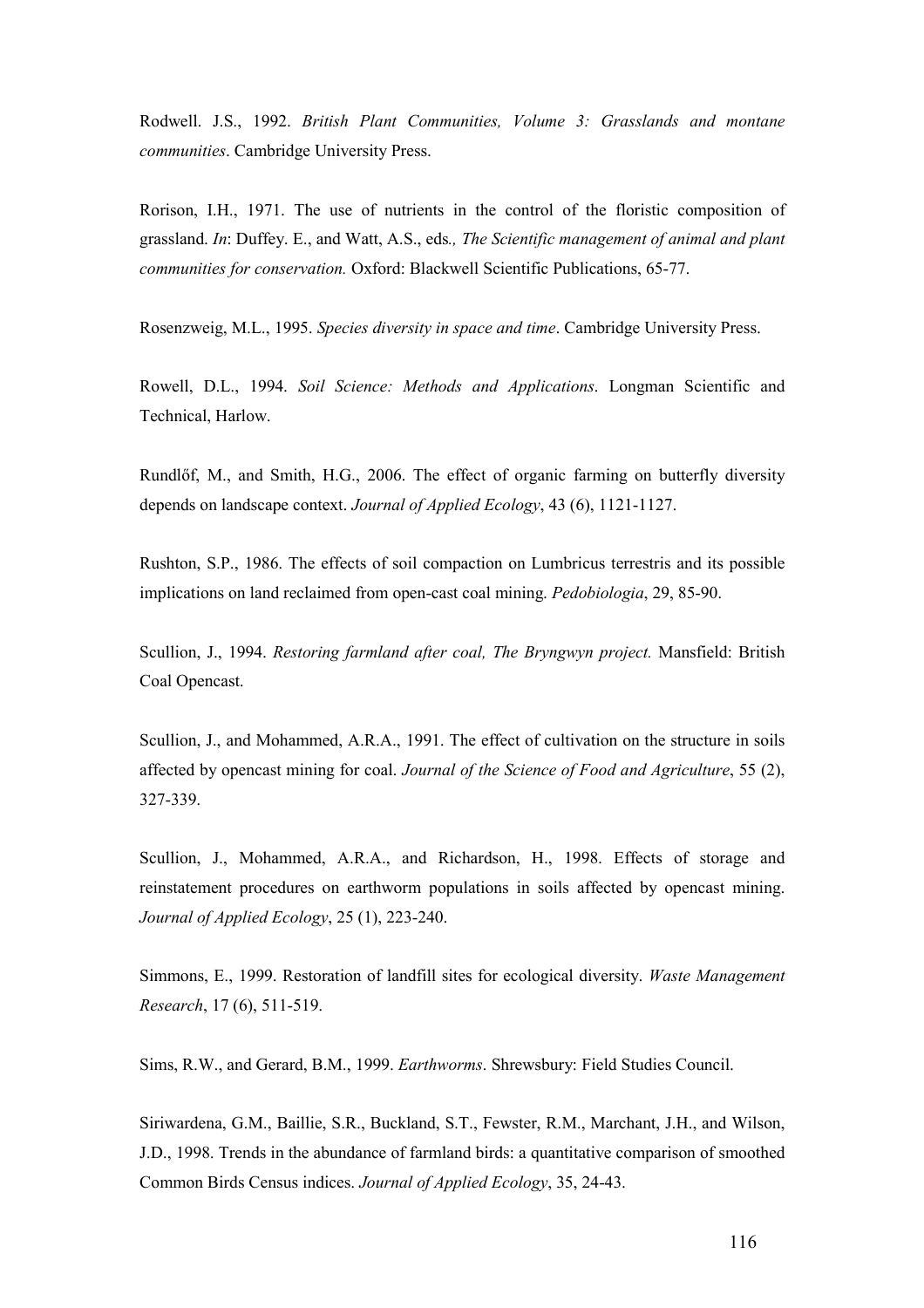Rodwell. J.S., 1992. *British Plant Communities, Volume 3: Grasslands and montane communities*. Cambridge University Press.

Rorison, I.H., 1971. The use of nutrients in the control of the floristic composition of grassland. *In*: Duffey. E., and Watt, A.S., eds*., The Scientific management of animal and plant communities for conservation.* Oxford: Blackwell Scientific Publications, 65-77.

Rosenzweig, M.L., 1995. *Species diversity in space and time*. Cambridge University Press.

Rowell, D.L., 1994. *Soil Science: Methods and Applications*. Longman Scientific and Technical, Harlow.

Rundlőf, M., and Smith, H.G., 2006. The effect of organic farming on butterfly diversity depends on landscape context. *Journal of Applied Ecology*, 43 (6), 1121-1127.

Rushton, S.P., 1986. The effects of soil compaction on Lumbricus terrestris and its possible implications on land reclaimed from open-cast coal mining. *Pedobiologia*, 29, 85-90.

Scullion, J., 1994. *Restoring farmland after coal, The Bryngwyn project.* Mansfield: British Coal Opencast.

Scullion, J., and Mohammed, A.R.A., 1991. The effect of cultivation on the structure in soils affected by opencast mining for coal. *Journal of the Science of Food and Agriculture*, 55 (2), 327-339.

Scullion, J., Mohammed, A.R.A., and Richardson, H., 1998. Effects of storage and reinstatement procedures on earthworm populations in soils affected by opencast mining. *Journal of Applied Ecology*, 25 (1), 223-240.

Simmons, E., 1999. Restoration of landfill sites for ecological diversity. *Waste Management Research*, 17 (6), 511-519.

Sims, R.W., and Gerard, B.M., 1999. *Earthworms*. Shrewsbury: Field Studies Council.

Siriwardena, G.M., Baillie, S.R., Buckland, S.T., Fewster, R.M., Marchant, J.H., and Wilson, J.D., 1998. Trends in the abundance of farmland birds: a quantitative comparison of smoothed Common Birds Census indices. *Journal of Applied Ecology*, 35, 24-43.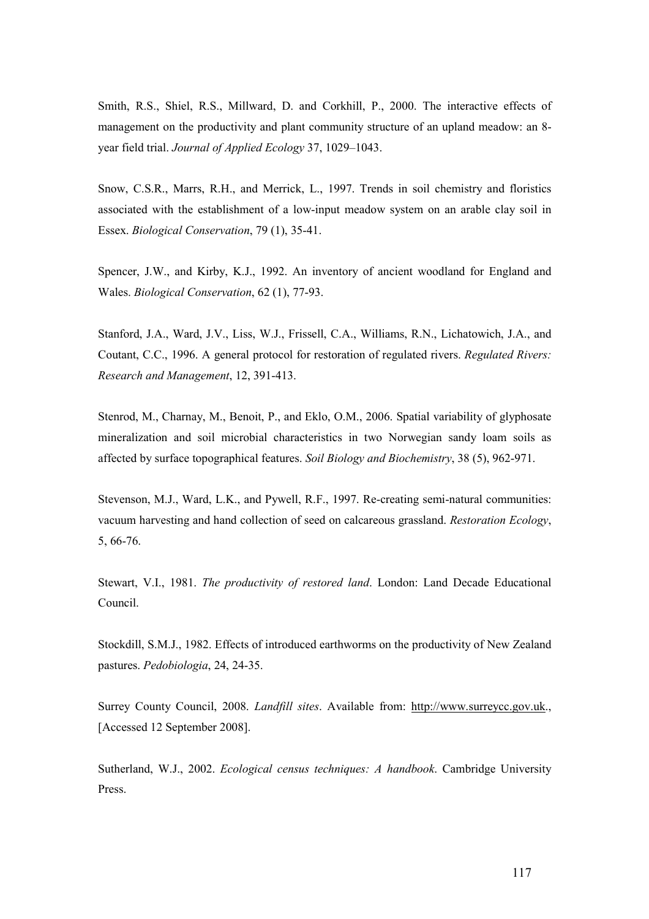Smith, R.S., Shiel, R.S., Millward, D. and Corkhill, P., 2000. The interactive effects of management on the productivity and plant community structure of an upland meadow: an 8-year field trial. *Journal of Applied Ecology* 37, 1029–1043.

Snow, C.S.R., Marrs, R.H., and Merrick, L., 1997. Trends in soil chemistry and floristics associated with the establishment of a low-input meadow system on an arable clay soil in Essex. *Biological Conservation*, 79 (1), 35-41.

Spencer, J.W., and Kirby, K.J., 1992. An inventory of ancient woodland for England and Wales. *Biological Conservation*, 62 (1), 77-93.

Stanford, J.A., Ward, J.V., Liss, W.J., Frissell, C.A., Williams, R.N., Lichatowich, J.A., and Coutant, C.C., 1996. A general protocol for restoration of regulated rivers. *Regulated Rivers: Research and Management*, 12, 391-413.

Stenrod, M., Charnay, M., Benoit, P., and Eklo, O.M., 2006. Spatial variability of glyphosate mineralization and soil microbial characteristics in two Norwegian sandy loam soils as affected by surface topographical features. *Soil Biology and Biochemistry*, 38 (5), 962-971.

Stevenson, M.J., Ward, L.K., and Pywell, R.F., 1997. Re-creating semi-natural communities: vacuum harvesting and hand collection of seed on calcareous grassland. *Restoration Ecology*, 5, 66-76.

Stewart, V.I., 1981. *The productivity of restored land*. London: Land Decade Educational Council.

Stockdill, S.M.J., 1982. Effects of introduced earthworms on the productivity of New Zealand pastures. *Pedobiologia*, 24, 24-35.

Surrey County Council, 2008. *Landfill sites*. Available from: http://www.surreycc.gov.uk., [Accessed 12 September 2008].

Sutherland, W.J., 2002. *Ecological census techniques: A handbook*. Cambridge University Press.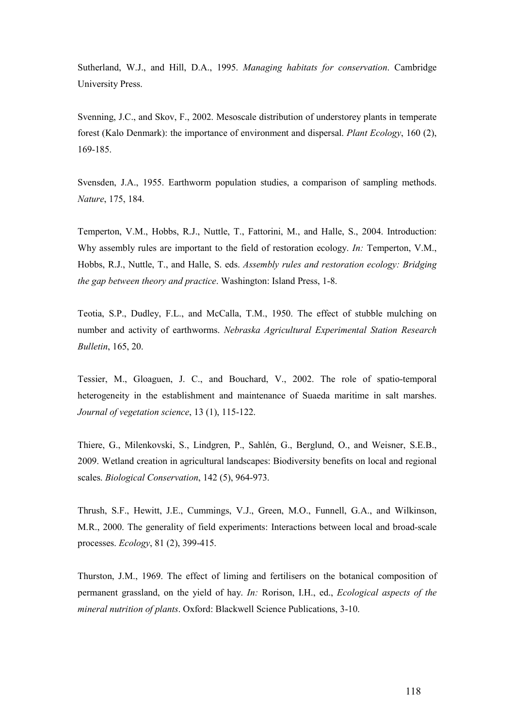Sutherland, W.J., and Hill, D.A., 1995. *Managing habitats for conservation*. Cambridge University Press.

Svenning, J.C., and Skov, F., 2002. Mesoscale distribution of understorey plants in temperate forest (Kalo Denmark): the importance of environment and dispersal. *Plant Ecology*, 160 (2), 169-185.

Svensden, J.A., 1955. Earthworm population studies, a comparison of sampling methods. *Nature*, 175, 184.

Temperton, V.M., Hobbs, R.J., Nuttle, T., Fattorini, M., and Halle, S., 2004. Introduction: Why assembly rules are important to the field of restoration ecology. *In:* Temperton, V.M., Hobbs, R.J., Nuttle, T., and Halle, S. eds. *Assembly rules and restoration ecology: Bridging the gap between theory and practice*. Washington: Island Press, 1-8.

Teotia, S.P., Dudley, F.L., and McCalla, T.M., 1950. The effect of stubble mulching on number and activity of earthworms. *Nebraska Agricultural Experimental Station Research Bulletin*, 165, 20.

Tessier, M., Gloaguen, J. C., and Bouchard, V., 2002. The role of spatio-temporal heterogeneity in the establishment and maintenance of Suaeda maritime in salt marshes. *Journal of vegetation science*, 13 (1), 115-122.

Thiere, G., Milenkovski, S., Lindgren, P., Sahlén, G., Berglund, O., and Weisner, S.E.B., 2009. Wetland creation in agricultural landscapes: Biodiversity benefits on local and regional scales. *Biological Conservation*, 142 (5), 964-973.

Thrush, S.F., Hewitt, J.E., Cummings, V.J., Green, M.O., Funnell, G.A., and Wilkinson, M.R., 2000. The generality of field experiments: Interactions between local and broad-scale processes. *Ecology*, 81 (2), 399-415.

Thurston, J.M., 1969. The effect of liming and fertilisers on the botanical composition of permanent grassland, on the yield of hay. *In:* Rorison, I.H., ed., *Ecological aspects of the mineral nutrition of plants*. Oxford: Blackwell Science Publications, 3-10.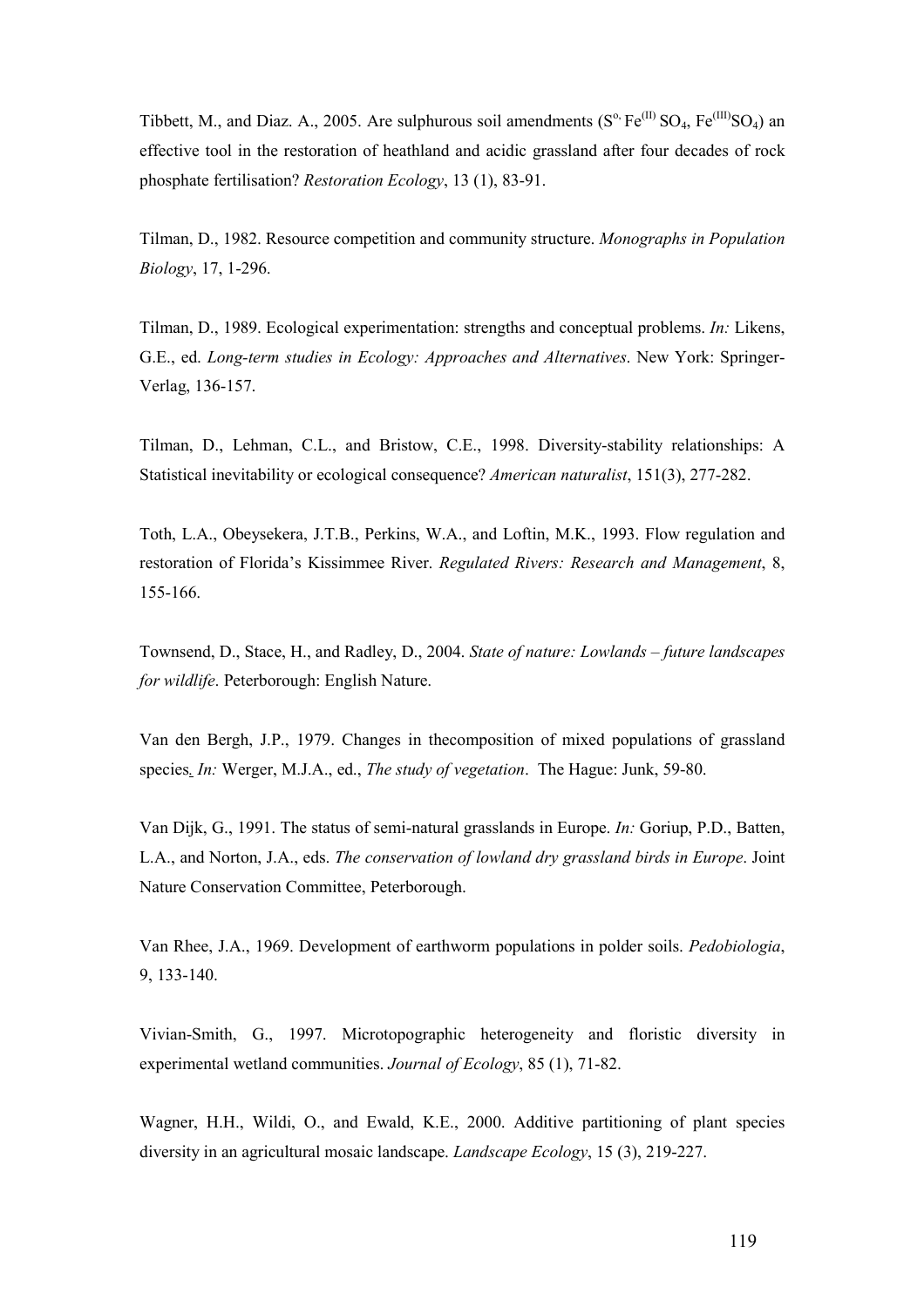Tibbett, M., and Diaz. A., 2005. Are sulphurous soil amendments ($S^{o}$, $Fe^{(II)}SO_4$, $Fe^{(III)}SO_4$) an effective tool in the restoration of heathland and acidic grassland after four decades of rock phosphate fertilisation? *Restoration Ecology*, 13 (1), 83-91.

Tilman, D., 1982. Resource competition and community structure. *Monographs in Population Biology*, 17, 1-296.

Tilman, D., 1989. Ecological experimentation: strengths and conceptual problems. *In:* Likens, G.E., ed. *Long-term studies in Ecology: Approaches and Alternatives*. New York: Springer-Verlag, 136-157.

Tilman, D., Lehman, C.L., and Bristow, C.E., 1998. Diversity-stability relationships: A Statistical inevitability or ecological consequence? *American naturalist*, 151(3), 277-282.

Toth, L.A., Obeysekera, J.T.B., Perkins, W.A., and Loftin, M.K., 1993. Flow regulation and restoration of Florida's Kissimmee River. *Regulated Rivers: Research and Management*, 8, 155-166.

Townsend, D., Stace, H., and Radley, D., 2004. *State of nature: Lowlands – future landscapes for wildlife*. Peterborough: English Nature.

Van den Bergh, J.P., 1979. Changes in thecomposition of mixed populations of grassland species. *In:* Werger, M.J.A., ed., *The study of vegetation*. The Hague: Junk, 59-80.

Van Dijk, G., 1991. The status of semi-natural grasslands in Europe. *In:* Goriup, P.D., Batten, L.A., and Norton, J.A., eds. *The conservation of lowland dry grassland birds in Europe*. Joint Nature Conservation Committee, Peterborough.

Van Rhee, J.A., 1969. Development of earthworm populations in polder soils. *Pedobiologia*, 9, 133-140.

Vivian-Smith, G., 1997. Microtopographic heterogeneity and floristic diversity in experimental wetland communities. *Journal of Ecology*, 85 (1), 71-82.

Wagner, H.H., Wildi, O., and Ewald, K.E., 2000. Additive partitioning of plant species diversity in an agricultural mosaic landscape. *Landscape Ecology*, 15 (3), 219-227.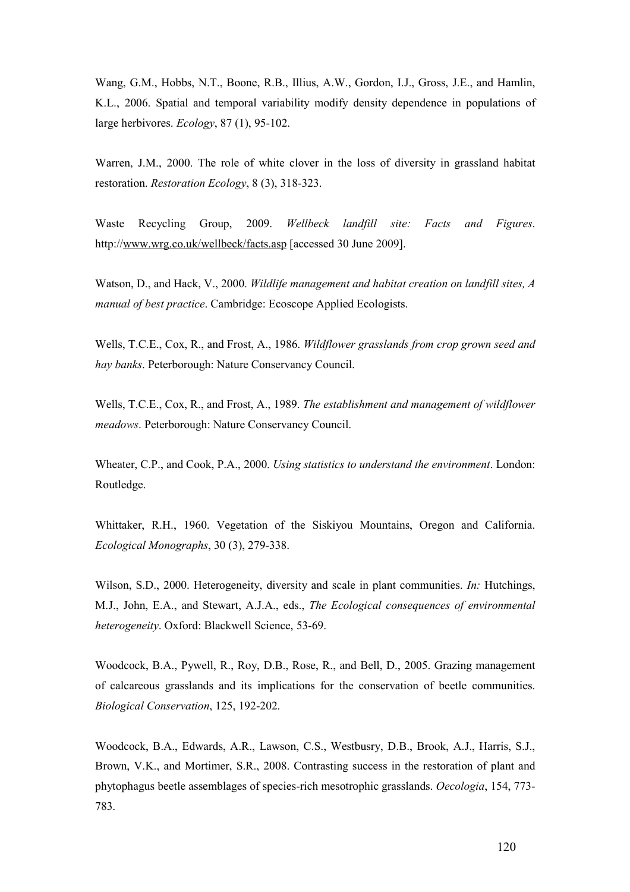Wang, G.M., Hobbs, N.T., Boone, R.B., Illius, A.W., Gordon, I.J., Gross, J.E., and Hamlin, K.L., 2006. Spatial and temporal variability modify density dependence in populations of large herbivores. *Ecology*, 87 (1), 95-102.

Warren, J.M., 2000. The role of white clover in the loss of diversity in grassland habitat restoration. *Restoration Ecology*, 8 (3), 318-323.

Waste Recycling Group, 2009. *Wellbeck landfill site: Facts and Figures*. http://www.wrg.co.uk/wellbeck/facts.asp [accessed 30 June 2009].

Watson, D., and Hack, V., 2000. *Wildlife management and habitat creation on landfill sites, A manual of best practice*. Cambridge: Ecoscope Applied Ecologists.

Wells, T.C.E., Cox, R., and Frost, A., 1986. *Wildflower grasslands from crop grown seed and hay banks*. Peterborough: Nature Conservancy Council.

Wells, T.C.E., Cox, R., and Frost, A., 1989. *The establishment and management of wildflower meadows*. Peterborough: Nature Conservancy Council.

Wheater, C.P., and Cook, P.A., 2000. *Using statistics to understand the environment*. London: Routledge.

Whittaker, R.H., 1960. Vegetation of the Siskiyou Mountains, Oregon and California. *Ecological Monographs*, 30 (3), 279-338.

Wilson, S.D., 2000. Heterogeneity, diversity and scale in plant communities. *In:* Hutchings, M.J., John, E.A., and Stewart, A.J.A., eds., *The Ecological consequences of environmental heterogeneity*. Oxford: Blackwell Science, 53-69.

Woodcock, B.A., Pywell, R., Roy, D.B., Rose, R., and Bell, D., 2005. Grazing management of calcareous grasslands and its implications for the conservation of beetle communities. *Biological Conservation*, 125, 192-202.

Woodcock, B.A., Edwards, A.R., Lawson, C.S., Westbusry, D.B., Brook, A.J., Harris, S.J., Brown, V.K., and Mortimer, S.R., 2008. Contrasting success in the restoration of plant and phytophagus beetle assemblages of species-rich mesotrophic grasslands. *Oecologia*, 154, 773-783.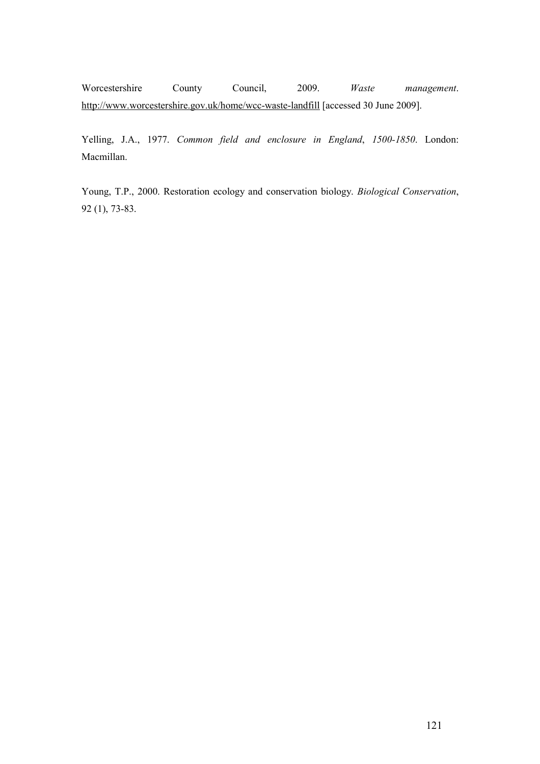Worcestershire County Council, 2009. *Waste management*. http://www.worcestershire.gov.uk/home/wcc-waste-landfill [accessed 30 June 2009].

Yelling, J.A., 1977. *Common field and enclosure in England*, *1500-1850*. London: Macmillan.

Young, T.P., 2000. Restoration ecology and conservation biology. *Biological Conservation*, 92 (1), 73-83.